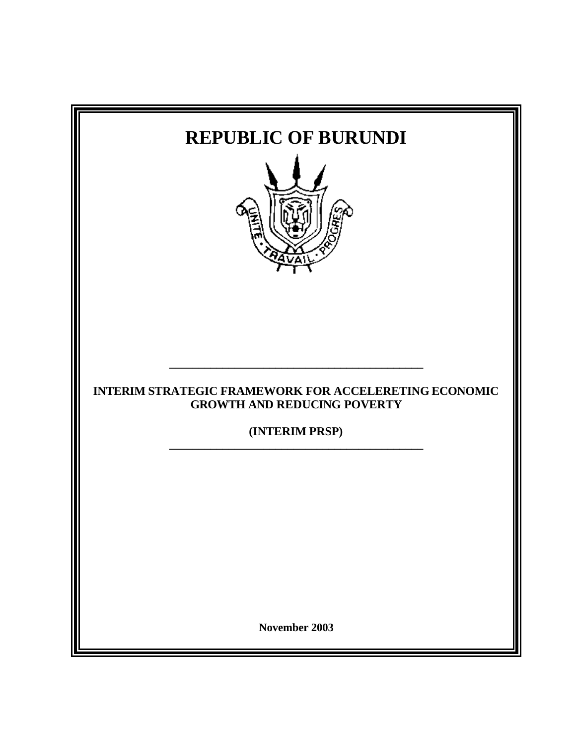# REPUBLIC OF BURUNDI

**INTERIM STRATEGIC FRAMEWORK FOR ACCELERETING ECONOMIC GROWTH AND REDUCING POVERTY**

**(INTERIM PRSP)**

**November 2003**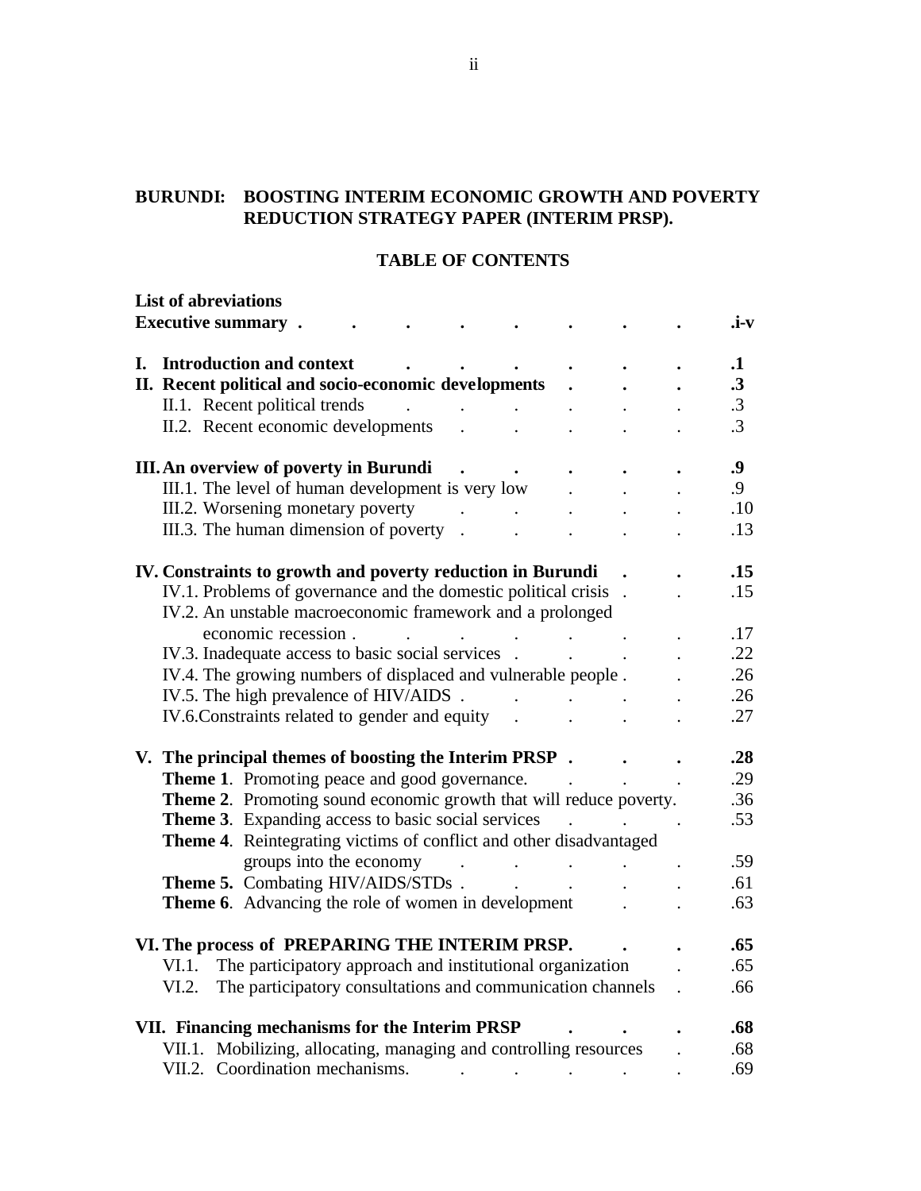**BURUNDI: BOOSTING INTERIM ECONOMIC GROWTH AND POVERTY REDUCTION STRATEGY PAPER (INTERIM PRSP).**

## TABLE OF CONTENTS

| | |
|---|---|
| **List of abreviations** | |
| **Executive summary** | **.i-v** |
| **I. Introduction and context** | **.1** |
| **II. Recent political and socio-economic developments** | **.3** |
| II.1. Recent political trends | .3 |
| II.2. Recent economic developments | .3 |
| **III. An overview of poverty in Burundi** | **.9** |
| III.1. The level of human development is very low | .9 |
| III.2. Worsening monetary poverty | .10 |
| III.3. The human dimension of poverty | .13 |
| **IV. Constraints to growth and poverty reduction in Burundi** | **.15** |
| IV.1. Problems of governance and the domestic political crisis | .15 |
| IV.2. An unstable macroeconomic framework and a prolonged economic recession | .17 |
| IV.3. Inadequate access to basic social services | .22 |
| IV.4. The growing numbers of displaced and vulnerable people | .26 |
| IV.5. The high prevalence of HIV/AIDS | .26 |
| IV.6. Constraints related to gender and equity | .27 |
| **V. The principal themes of boosting the Interim PRSP** | **.28** |
| **Theme 1**. Promoting peace and good governance. | .29 |
| **Theme 2**. Promoting sound economic growth that will reduce poverty. | .36 |
| **Theme 3**. Expanding access to basic social services | .53 |
| **Theme 4**. Reintegrating victims of conflict and other disadvantaged groups into the economy | .59 |
| **Theme 5.** Combating HIV/AIDS/STDs | .61 |
| **Theme 6**. Advancing the role of women in development | .63 |
| **VI. The process of PREPARING THE INTERIM PRSP.** | **.65** |
| VI.1. The participatory approach and institutional organization | .65 |
| VI.2. The participatory consultations and communication channels | .66 |
| **VII. Financing mechanisms for the Interim PRSP** | **.68** |
| VII.1. Mobilizing, allocating, managing and controlling resources | .68 |
| VII.2. Coordination mechanisms. | .69 |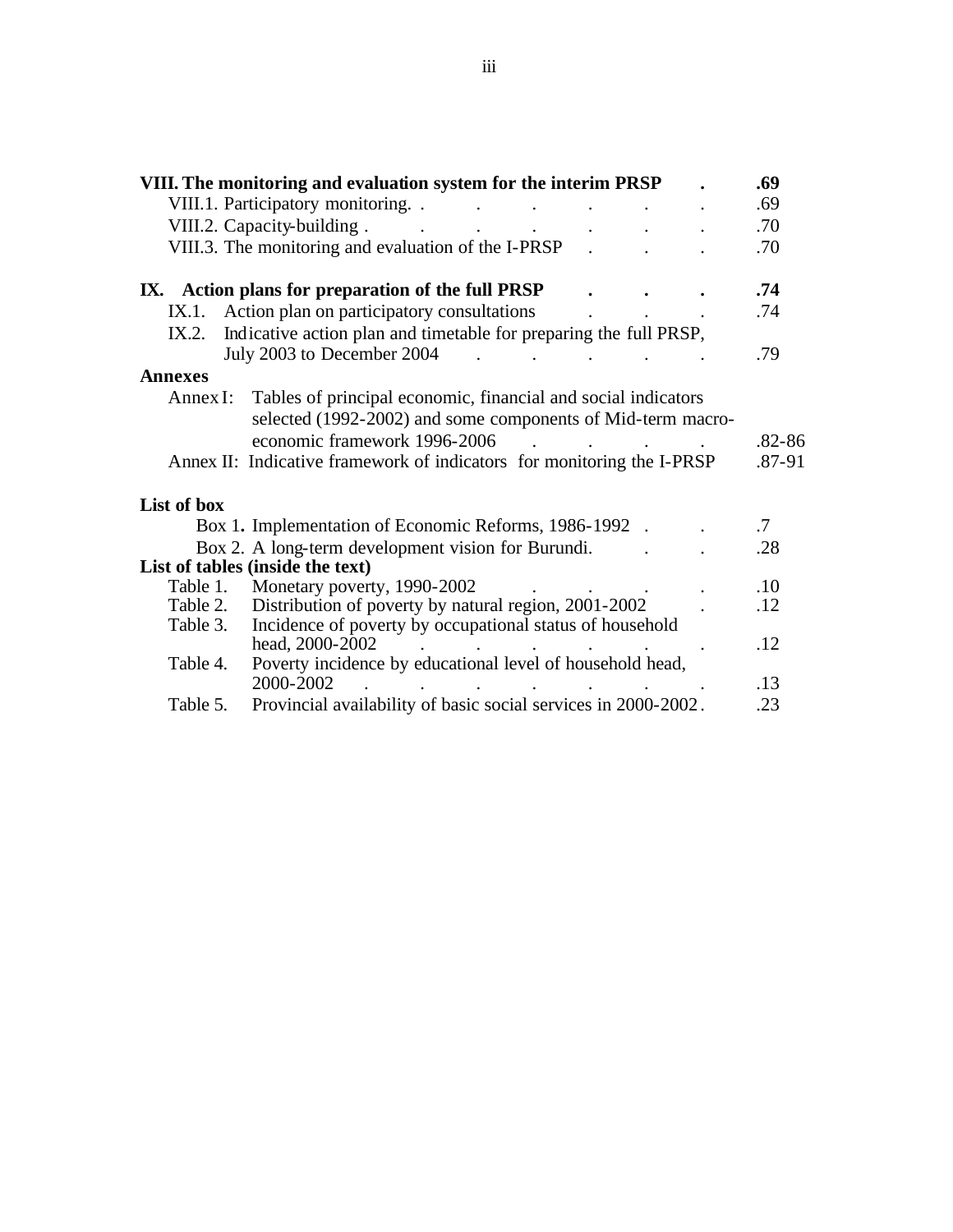**VIII. The monitoring and evaluation system for the interim PRSP . . . .69**

- VIII.1. Participatory monitoring. . . . . . . . .69
- VIII.2. Capacity-building . . . . . . . . .70
- VIII.3. The monitoring and evaluation of the I-PRSP . . . .70

**IX. Action plans for preparation of the full PRSP . . . .74**

- IX.1. Action plan on participatory consultations . . . .74
- IX.2. Indicative action plan and timetable for preparing the full PRSP, July 2003 to December 2004 . . . . . .79

**Annexes**

- Annex I: Tables of principal economic, financial and social indicators selected (1992-2002) and some components of Mid-term macro-economic framework 1996-2006 . . . . .82-86
- Annex II: Indicative framework of indicators for monitoring the I-PRSP .87-91

**List of box**

- Box 1**.** Implementation of Economic Reforms, 1986-1992 . . .7
- Box 2. A long-term development vision for Burundi. . . .28

**List of tables (inside the text)**

- Table 1. Monetary poverty, 1990-2002 . . . . . .10
- Table 2. Distribution of poverty by natural region, 2001-2002 . .12
- Table 3. Incidence of poverty by occupational status of household head, 2000-2002 . . . . . . .12
- Table 4. Poverty incidence by educational level of household head, 2000-2002 . . . . . . . .13
- Table 5. Provincial availability of basic social services in 2000-2002 . .23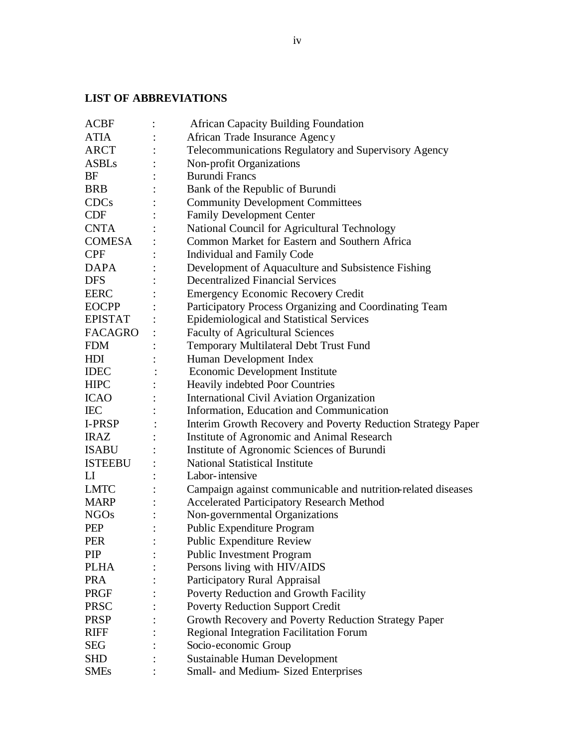## LIST OF ABBREVIATIONS

| | | |
|---|---|---|
| ACBF | : | African Capacity Building Foundation |
| ATIA | : | African Trade Insurance Agency |
| ARCT | : | Telecommunications Regulatory and Supervisory Agency |
| ASBLs | : | Non-profit Organizations |
| BF | : | Burundi Francs |
| BRB | : | Bank of the Republic of Burundi |
| CDCs | : | Community Development Committees |
| CDF | : | Family Development Center |
| CNTA | : | National Council for Agricultural Technology |
| COMESA | : | Common Market for Eastern and Southern Africa |
| CPF | : | Individual and Family Code |
| DAPA | : | Development of Aquaculture and Subsistence Fishing |
| DFS | : | Decentralized Financial Services |
| EERC | : | Emergency Economic Recovery Credit |
| EOCPP | : | Participatory Process Organizing and Coordinating Team |
| EPISTAT | : | Epidemiological and Statistical Services |
| FACAGRO | : | Faculty of Agricultural Sciences |
| FDM | : | Temporary Multilateral Debt Trust Fund |
| HDI | : | Human Development Index |
| IDEC | : | Economic Development Institute |
| HIPC | : | Heavily indebted Poor Countries |
| ICAO | : | International Civil Aviation Organization |
| IEC | : | Information, Education and Communication |
| I-PRSP | : | Interim Growth Recovery and Poverty Reduction Strategy Paper |
| IRAZ | : | Institute of Agronomic and Animal Research |
| ISABU | : | Institute of Agronomic Sciences of Burundi |
| ISTEEBU | : | National Statistical Institute |
| LI | : | Labor-intensive |
| LMTC | : | Campaign against communicable and nutrition-related diseases |
| MARP | : | Accelerated Participatory Research Method |
| NGOs | : | Non-governmental Organizations |
| PEP | : | Public Expenditure Program |
| PER | : | Public Expenditure Review |
| PIP | : | Public Investment Program |
| PLHA | : | Persons living with HIV/AIDS |
| PRA | : | Participatory Rural Appraisal |
| PRGF | : | Poverty Reduction and Growth Facility |
| PRSC | : | Poverty Reduction Support Credit |
| PRSP | : | Growth Recovery and Poverty Reduction Strategy Paper |
| RIFF | : | Regional Integration Facilitation Forum |
| SEG | : | Socio-economic Group |
| SHD | : | Sustainable Human Development |
| SMEs | : | Small- and Medium- Sized Enterprises |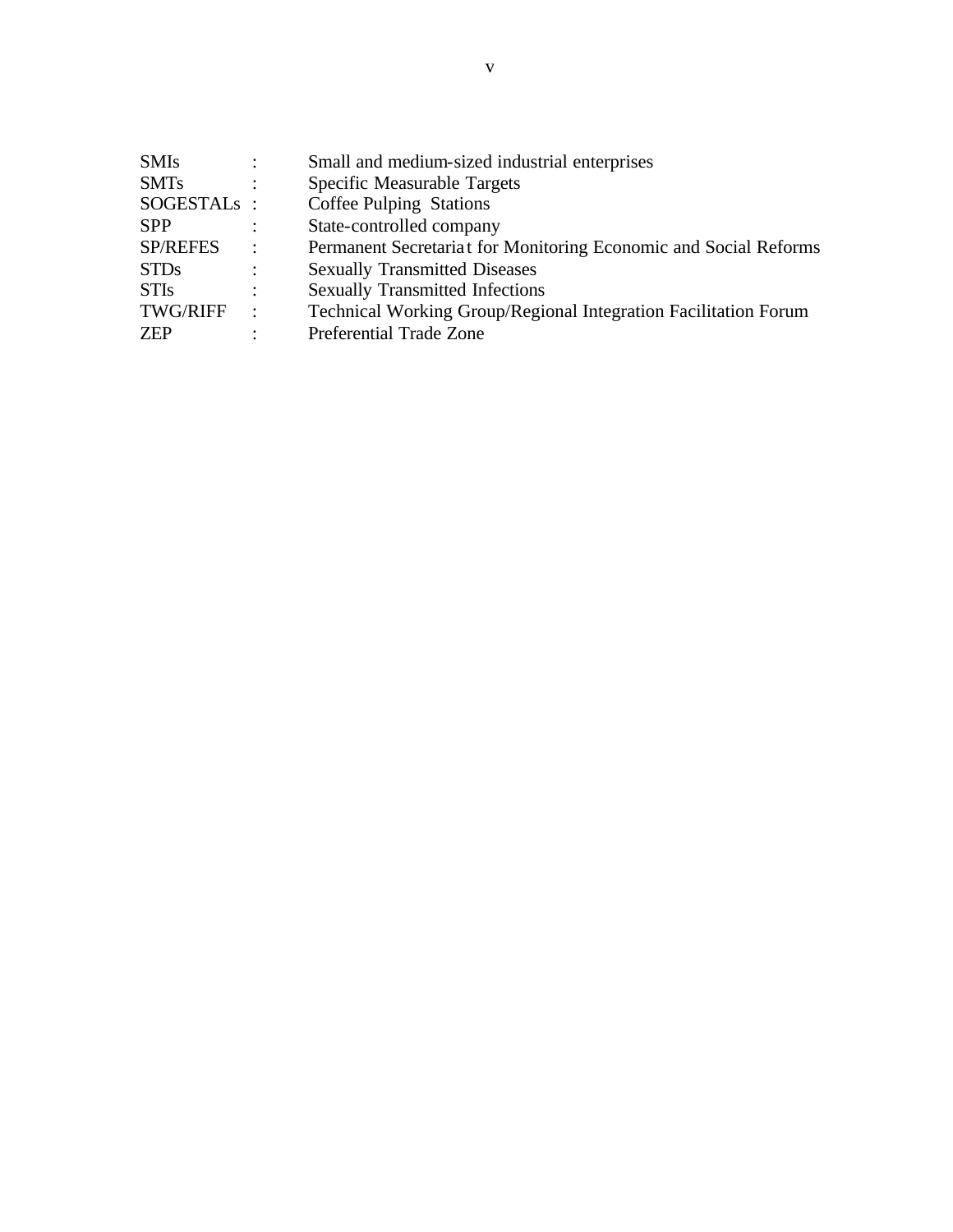| | | |
|---|---|---|
| SMIs | : | Small and medium-sized industrial enterprises |
| SMTs | : | Specific Measurable Targets |
| SOGESTALs | : | Coffee Pulping Stations |
| SPP | : | State-controlled company |
| SP/REFES | : | Permanent Secretariat for Monitoring Economic and Social Reforms |
| STDs | : | Sexually Transmitted Diseases |
| STIs | : | Sexually Transmitted Infections |
| TWG/RIFF | : | Technical Working Group/Regional Integration Facilitation Forum |
| ZEP | : | Preferential Trade Zone |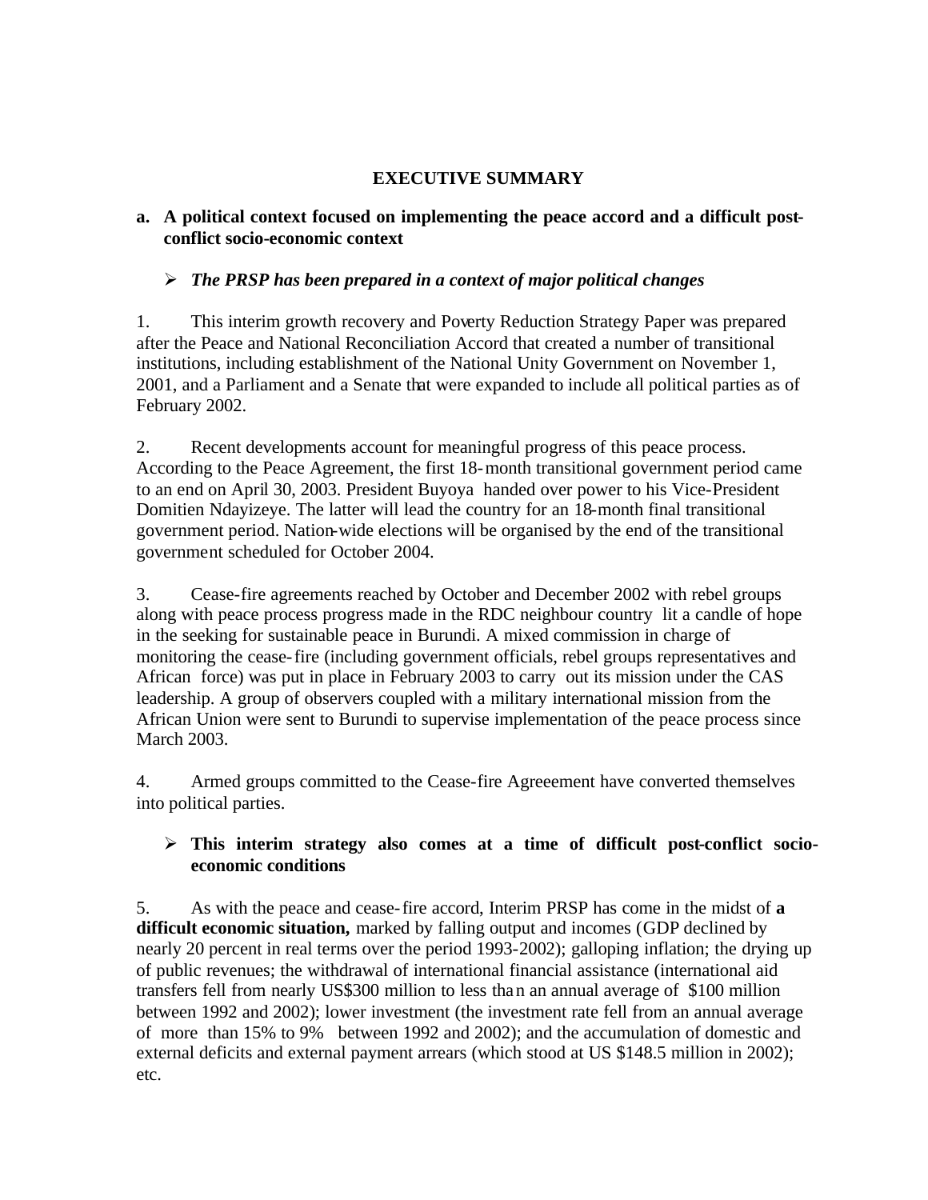# EXECUTIVE SUMMARY

## a. A political context focused on implementing the peace accord and a difficult post-conflict socio-economic context

- ***The PRSP has been prepared in a context of major political changes***

1. This interim growth recovery and Poverty Reduction Strategy Paper was prepared after the Peace and National Reconciliation Accord that created a number of transitional institutions, including establishment of the National Unity Government on November 1, 2001, and a Parliament and a Senate that were expanded to include all political parties as of February 2002.

2. Recent developments account for meaningful progress of this peace process. According to the Peace Agreement, the first 18-month transitional government period came to an end on April 30, 2003. President Buyoya handed over power to his Vice-President Domitien Ndayizeye. The latter will lead the country for an 18-month final transitional government period. Nation-wide elections will be organised by the end of the transitional government scheduled for October 2004.

3. Cease-fire agreements reached by October and December 2002 with rebel groups along with peace process progress made in the RDC neighbour country lit a candle of hope in the seeking for sustainable peace in Burundi. A mixed commission in charge of monitoring the cease-fire (including government officials, rebel groups representatives and African force) was put in place in February 2003 to carry out its mission under the CAS leadership. A group of observers coupled with a military international mission from the African Union were sent to Burundi to supervise implementation of the peace process since March 2003.

4. Armed groups committed to the Cease-fire Agreeement have converted themselves into political parties.

- **This interim strategy also comes at a time of difficult post-conflict socio-economic conditions**

5. As with the peace and cease-fire accord, Interim PRSP has come in the midst of **a difficult economic situation,** marked by falling output and incomes (GDP declined by nearly 20 percent in real terms over the period 1993-2002); galloping inflation; the drying up of public revenues; the withdrawal of international financial assistance (international aid transfers fell from nearly US$300 million to less than an annual average of $100 million between 1992 and 2002); lower investment (the investment rate fell from an annual average of more than 15% to 9% between 1992 and 2002); and the accumulation of domestic and external deficits and external payment arrears (which stood at US $148.5 million in 2002); etc.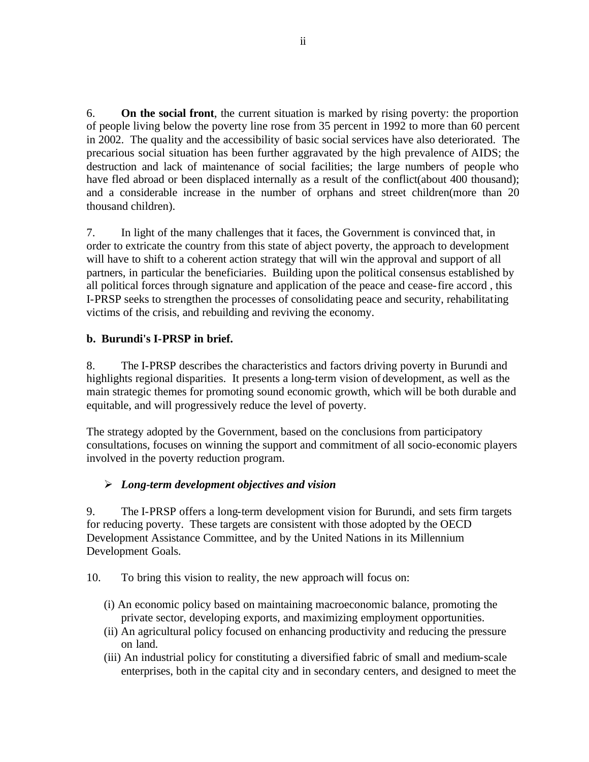6. **On the social front**, the current situation is marked by rising poverty: the proportion of people living below the poverty line rose from 35 percent in 1992 to more than 60 percent in 2002. The quality and the accessibility of basic social services have also deteriorated. The precarious social situation has been further aggravated by the high prevalence of AIDS; the destruction and lack of maintenance of social facilities; the large numbers of people who have fled abroad or been displaced internally as a result of the conflict(about 400 thousand); and a considerable increase in the number of orphans and street children(more than 20 thousand children).

7. In light of the many challenges that it faces, the Government is convinced that, in order to extricate the country from this state of abject poverty, the approach to development will have to shift to a coherent action strategy that will win the approval and support of all partners, in particular the beneficiaries. Building upon the political consensus established by all political forces through signature and application of the peace and cease-fire accord , this I-PRSP seeks to strengthen the processes of consolidating peace and security, rehabilitating victims of the crisis, and rebuilding and reviving the economy.

**b. Burundi's I-PRSP in brief.**

8. The I-PRSP describes the characteristics and factors driving poverty in Burundi and highlights regional disparities. It presents a long-term vision of development, as well as the main strategic themes for promoting sound economic growth, which will be both durable and equitable, and will progressively reduce the level of poverty.

The strategy adopted by the Government, based on the conclusions from participatory consultations, focuses on winning the support and commitment of all socio-economic players involved in the poverty reduction program.

- ***Long-term development objectives and vision***

9. The I-PRSP offers a long-term development vision for Burundi, and sets firm targets for reducing poverty. These targets are consistent with those adopted by the OECD Development Assistance Committee, and by the United Nations in its Millennium Development Goals.

10. To bring this vision to reality, the new approach will focus on:

(i) An economic policy based on maintaining macroeconomic balance, promoting the private sector, developing exports, and maximizing employment opportunities.
(ii) An agricultural policy focused on enhancing productivity and reducing the pressure on land.
(iii) An industrial policy for constituting a diversified fabric of small and medium-scale enterprises, both in the capital city and in secondary centers, and designed to meet the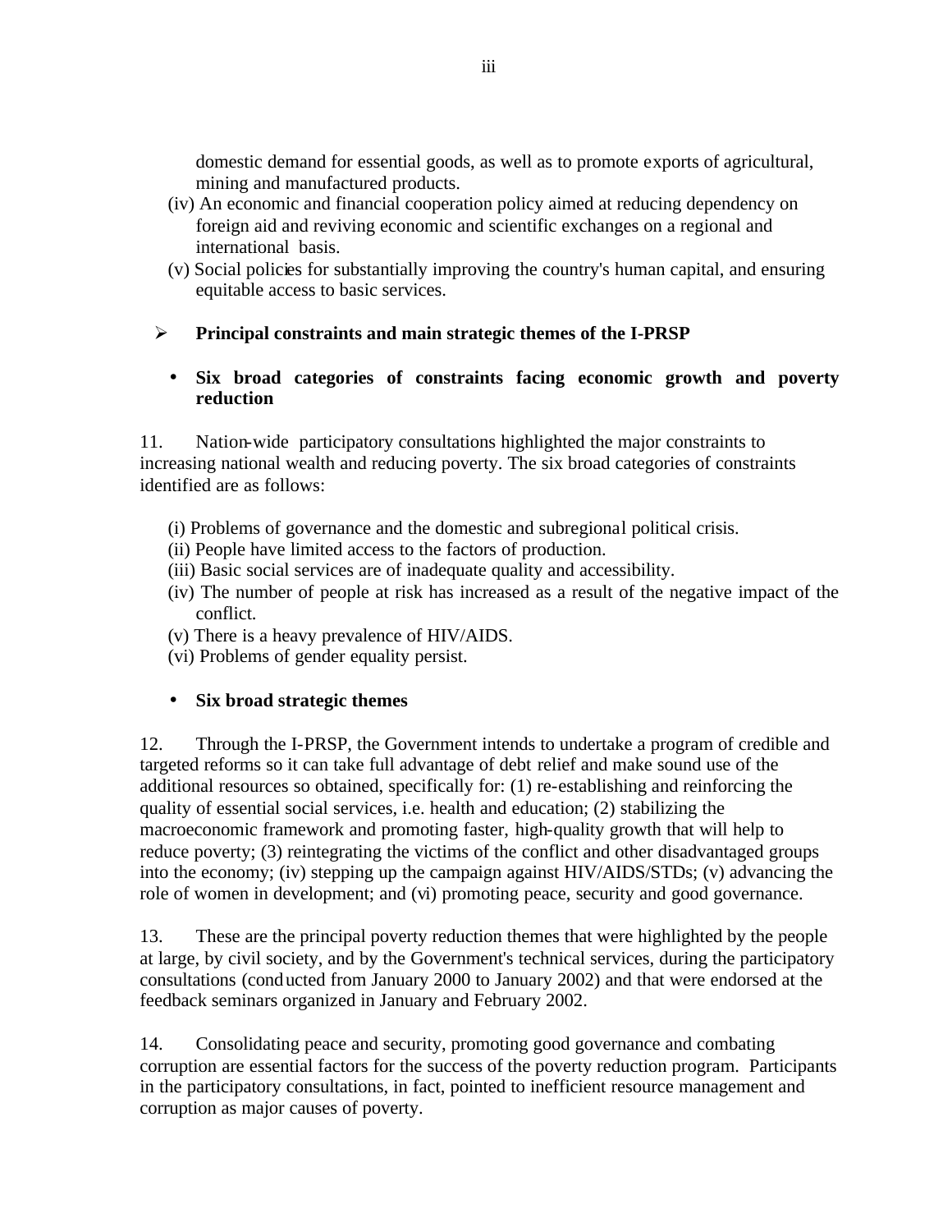domestic demand for essential goods, as well as to promote exports of agricultural, mining and manufactured products.

(iv) An economic and financial cooperation policy aimed at reducing dependency on foreign aid and reviving economic and scientific exchanges on a regional and international basis.

(v) Social policies for substantially improving the country's human capital, and ensuring equitable access to basic services.

- **Principal constraints and main strategic themes of the I-PRSP**

  - **Six broad categories of constraints facing economic growth and poverty reduction**

11. Nation-wide participatory consultations highlighted the major constraints to increasing national wealth and reducing poverty. The six broad categories of constraints identified are as follows:

(i) Problems of governance and the domestic and subregional political crisis.
(ii) People have limited access to the factors of production.
(iii) Basic social services are of inadequate quality and accessibility.
(iv) The number of people at risk has increased as a result of the negative impact of the conflict.
(v) There is a heavy prevalence of HIV/AIDS.
(vi) Problems of gender equality persist.

- **Six broad strategic themes**

12. Through the I-PRSP, the Government intends to undertake a program of credible and targeted reforms so it can take full advantage of debt relief and make sound use of the additional resources so obtained, specifically for: (1) re-establishing and reinforcing the quality of essential social services, i.e. health and education; (2) stabilizing the macroeconomic framework and promoting faster, high-quality growth that will help to reduce poverty; (3) reintegrating the victims of the conflict and other disadvantaged groups into the economy; (iv) stepping up the campaign against HIV/AIDS/STDs; (v) advancing the role of women in development; and (vi) promoting peace, security and good governance.

13. These are the principal poverty reduction themes that were highlighted by the people at large, by civil society, and by the Government's technical services, during the participatory consultations (conducted from January 2000 to January 2002) and that were endorsed at the feedback seminars organized in January and February 2002.

14. Consolidating peace and security, promoting good governance and combating corruption are essential factors for the success of the poverty reduction program. Participants in the participatory consultations, in fact, pointed to inefficient resource management and corruption as major causes of poverty.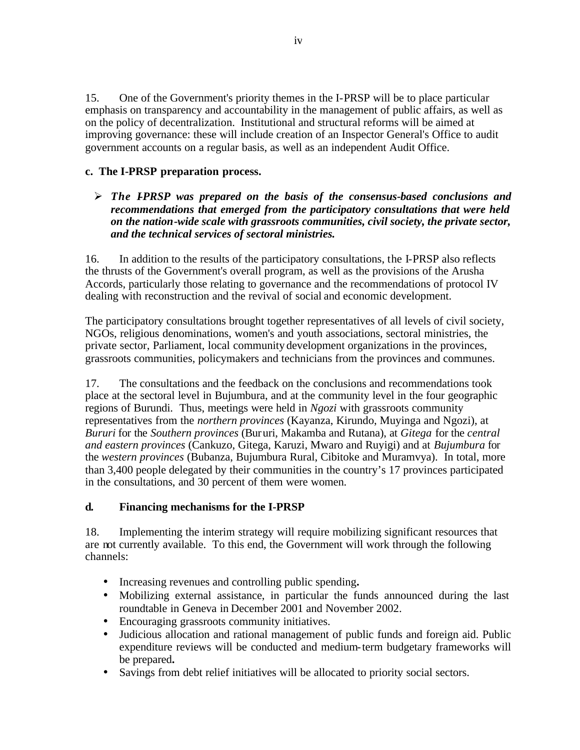15. One of the Government's priority themes in the I-PRSP will be to place particular emphasis on transparency and accountability in the management of public affairs, as well as on the policy of decentralization. Institutional and structural reforms will be aimed at improving governance: these will include creation of an Inspector General's Office to audit government accounts on a regular basis, as well as an independent Audit Office.

### c. The I-PRSP preparation process.

- ***The I-PRSP was prepared on the basis of the consensus-based conclusions and recommendations that emerged from the participatory consultations that were held on the nation-wide scale with grassroots communities, civil society, the private sector, and the technical services of sectoral ministries.***

16. In addition to the results of the participatory consultations, the I-PRSP also reflects the thrusts of the Government's overall program, as well as the provisions of the Arusha Accords, particularly those relating to governance and the recommendations of protocol IV dealing with reconstruction and the revival of social and economic development.

The participatory consultations brought together representatives of all levels of civil society, NGOs, religious denominations, women's and youth associations, sectoral ministries, the private sector, Parliament, local community development organizations in the provinces, grassroots communities, policymakers and technicians from the provinces and communes.

17. The consultations and the feedback on the conclusions and recommendations took place at the sectoral level in Bujumbura, and at the community level in the four geographic regions of Burundi. Thus, meetings were held in *Ngozi* with grassroots community representatives from the *northern provinces* (Kayanza, Kirundo, Muyinga and Ngozi), at *Bururi* for the *Southern provinces* (Bururi, Makamba and Rutana), at *Gitega* for the *central and eastern provinces* (Cankuzo, Gitega, Karuzi, Mwaro and Ruyigi) and at *Bujumbura* for the *western provinces* (Bubanza, Bujumbura Rural, Cibitoke and Muramvya). In total, more than 3,400 people delegated by their communities in the country's 17 provinces participated in the consultations, and 30 percent of them were women.

### d. Financing mechanisms for the I-PRSP

18. Implementing the interim strategy will require mobilizing significant resources that are not currently available. To this end, the Government will work through the following channels:

- Increasing revenues and controlling public spending**.**
- Mobilizing external assistance, in particular the funds announced during the last roundtable in Geneva in December 2001 and November 2002.
- Encouraging grassroots community initiatives.
- Judicious allocation and rational management of public funds and foreign aid. Public expenditure reviews will be conducted and medium-term budgetary frameworks will be prepared**.**
- Savings from debt relief initiatives will be allocated to priority social sectors.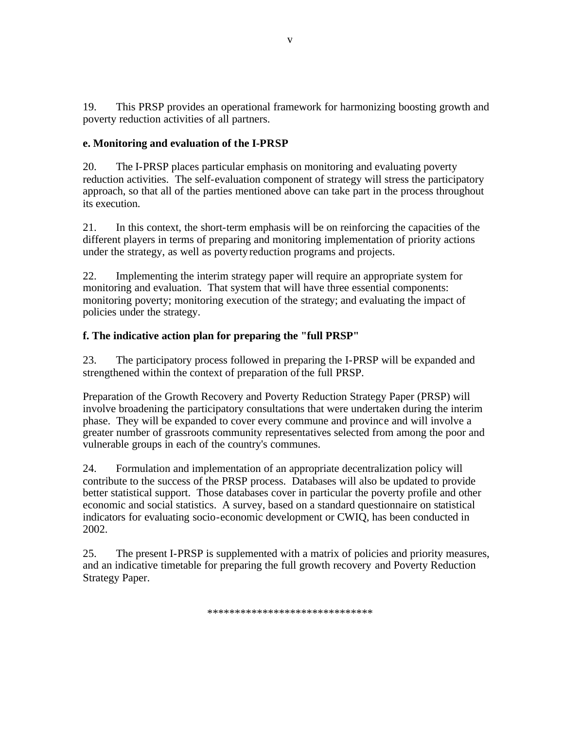19. This PRSP provides an operational framework for harmonizing boosting growth and poverty reduction activities of all partners.

**e. Monitoring and evaluation of the I-PRSP**

20. The I-PRSP places particular emphasis on monitoring and evaluating poverty reduction activities. The self-evaluation component of strategy will stress the participatory approach, so that all of the parties mentioned above can take part in the process throughout its execution.

21. In this context, the short-term emphasis will be on reinforcing the capacities of the different players in terms of preparing and monitoring implementation of priority actions under the strategy, as well as poverty reduction programs and projects.

22. Implementing the interim strategy paper will require an appropriate system for monitoring and evaluation. That system that will have three essential components: monitoring poverty; monitoring execution of the strategy; and evaluating the impact of policies under the strategy.

**f. The indicative action plan for preparing the "full PRSP"**

23. The participatory process followed in preparing the I-PRSP will be expanded and strengthened within the context of preparation of the full PRSP.

Preparation of the Growth Recovery and Poverty Reduction Strategy Paper (PRSP) will involve broadening the participatory consultations that were undertaken during the interim phase. They will be expanded to cover every commune and province and will involve a greater number of grassroots community representatives selected from among the poor and vulnerable groups in each of the country's communes.

24. Formulation and implementation of an appropriate decentralization policy will contribute to the success of the PRSP process. Databases will also be updated to provide better statistical support. Those databases cover in particular the poverty profile and other economic and social statistics. A survey, based on a standard questionnaire on statistical indicators for evaluating socio-economic development or CWIQ, has been conducted in 2002.

25. The present I-PRSP is supplemented with a matrix of policies and priority measures, and an indicative timetable for preparing the full growth recovery and Poverty Reduction Strategy Paper.

*****************************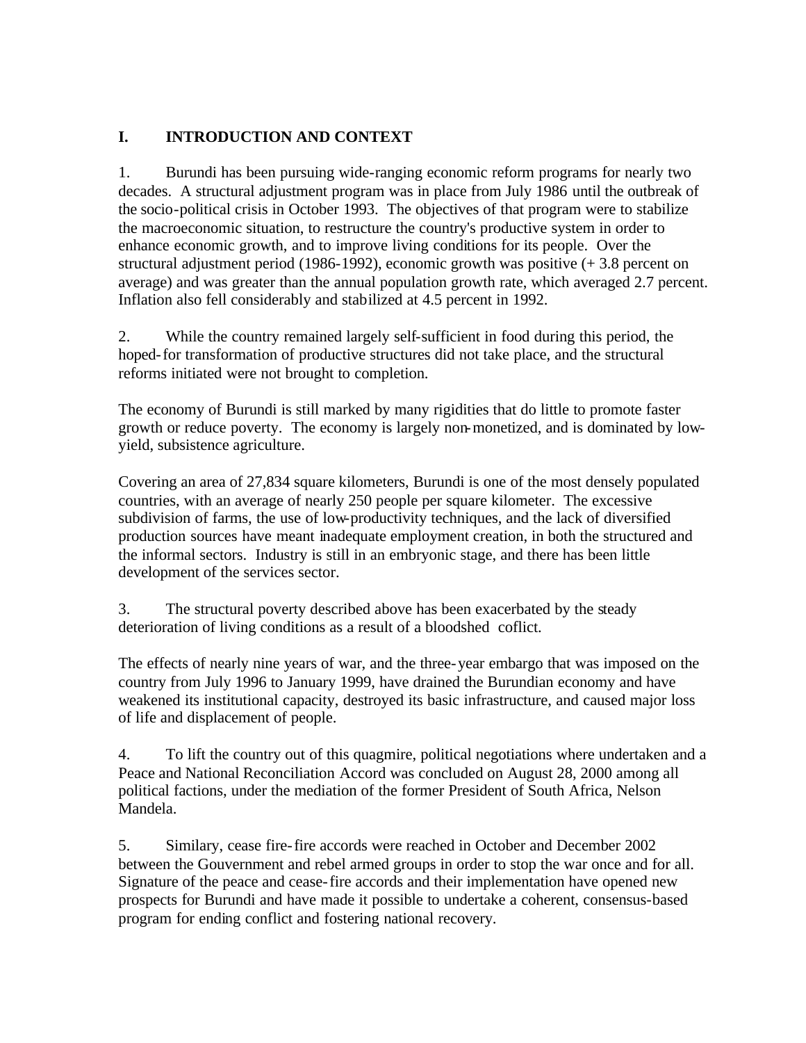## I. INTRODUCTION AND CONTEXT

1. Burundi has been pursuing wide-ranging economic reform programs for nearly two decades. A structural adjustment program was in place from July 1986 until the outbreak of the socio-political crisis in October 1993. The objectives of that program were to stabilize the macroeconomic situation, to restructure the country's productive system in order to enhance economic growth, and to improve living conditions for its people. Over the structural adjustment period (1986-1992), economic growth was positive (+ 3.8 percent on average) and was greater than the annual population growth rate, which averaged 2.7 percent. Inflation also fell considerably and stabilized at 4.5 percent in 1992.

2. While the country remained largely self-sufficient in food during this period, the hoped-for transformation of productive structures did not take place, and the structural reforms initiated were not brought to completion.

The economy of Burundi is still marked by many rigidities that do little to promote faster growth or reduce poverty. The economy is largely non-monetized, and is dominated by low-yield, subsistence agriculture.

Covering an area of 27,834 square kilometers, Burundi is one of the most densely populated countries, with an average of nearly 250 people per square kilometer. The excessive subdivision of farms, the use of low-productivity techniques, and the lack of diversified production sources have meant inadequate employment creation, in both the structured and the informal sectors. Industry is still in an embryonic stage, and there has been little development of the services sector.

3. The structural poverty described above has been exacerbated by the steady deterioration of living conditions as a result of a bloodshed coflict.

The effects of nearly nine years of war, and the three-year embargo that was imposed on the country from July 1996 to January 1999, have drained the Burundian economy and have weakened its institutional capacity, destroyed its basic infrastructure, and caused major loss of life and displacement of people.

4. To lift the country out of this quagmire, political negotiations where undertaken and a Peace and National Reconciliation Accord was concluded on August 28, 2000 among all political factions, under the mediation of the former President of South Africa, Nelson Mandela.

5. Similary, cease fire-fire accords were reached in October and December 2002 between the Gouvernment and rebel armed groups in order to stop the war once and for all. Signature of the peace and cease-fire accords and their implementation have opened new prospects for Burundi and have made it possible to undertake a coherent, consensus-based program for ending conflict and fostering national recovery.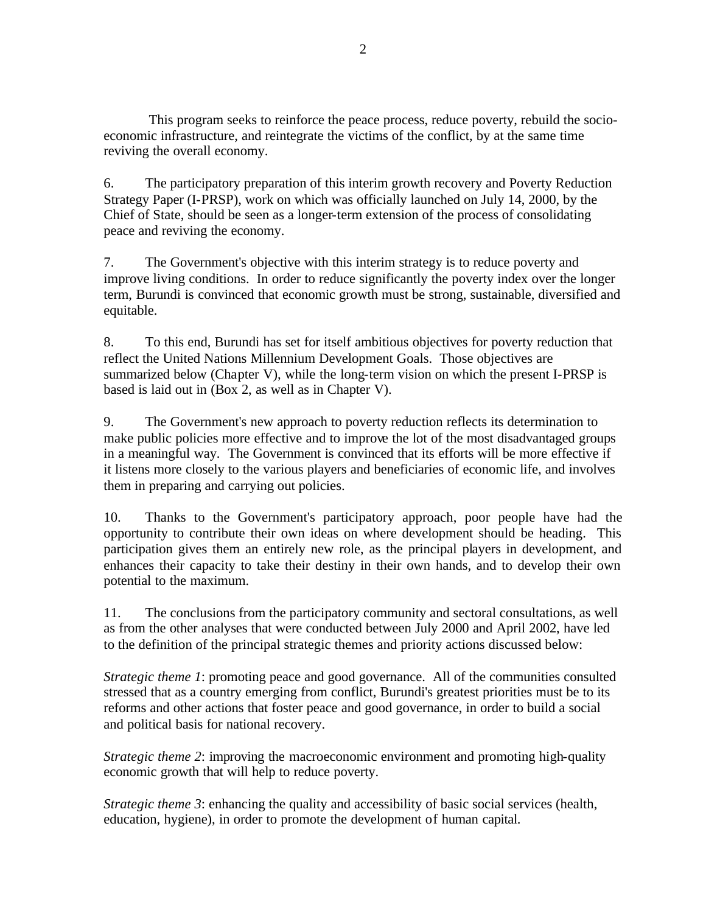This program seeks to reinforce the peace process, reduce poverty, rebuild the socio-economic infrastructure, and reintegrate the victims of the conflict, by at the same time reviving the overall economy.

6. The participatory preparation of this interim growth recovery and Poverty Reduction Strategy Paper (I-PRSP), work on which was officially launched on July 14, 2000, by the Chief of State, should be seen as a longer-term extension of the process of consolidating peace and reviving the economy.

7. The Government's objective with this interim strategy is to reduce poverty and improve living conditions. In order to reduce significantly the poverty index over the longer term, Burundi is convinced that economic growth must be strong, sustainable, diversified and equitable.

8. To this end, Burundi has set for itself ambitious objectives for poverty reduction that reflect the United Nations Millennium Development Goals. Those objectives are summarized below (Chapter V), while the long-term vision on which the present I-PRSP is based is laid out in (Box 2, as well as in Chapter V).

9. The Government's new approach to poverty reduction reflects its determination to make public policies more effective and to improve the lot of the most disadvantaged groups in a meaningful way. The Government is convinced that its efforts will be more effective if it listens more closely to the various players and beneficiaries of economic life, and involves them in preparing and carrying out policies.

10. Thanks to the Government's participatory approach, poor people have had the opportunity to contribute their own ideas on where development should be heading. This participation gives them an entirely new role, as the principal players in development, and enhances their capacity to take their destiny in their own hands, and to develop their own potential to the maximum.

11. The conclusions from the participatory community and sectoral consultations, as well as from the other analyses that were conducted between July 2000 and April 2002, have led to the definition of the principal strategic themes and priority actions discussed below:

*Strategic theme 1*: promoting peace and good governance. All of the communities consulted stressed that as a country emerging from conflict, Burundi's greatest priorities must be to its reforms and other actions that foster peace and good governance, in order to build a social and political basis for national recovery.

*Strategic theme 2*: improving the macroeconomic environment and promoting high-quality economic growth that will help to reduce poverty.

*Strategic theme 3*: enhancing the quality and accessibility of basic social services (health, education, hygiene), in order to promote the development of human capital.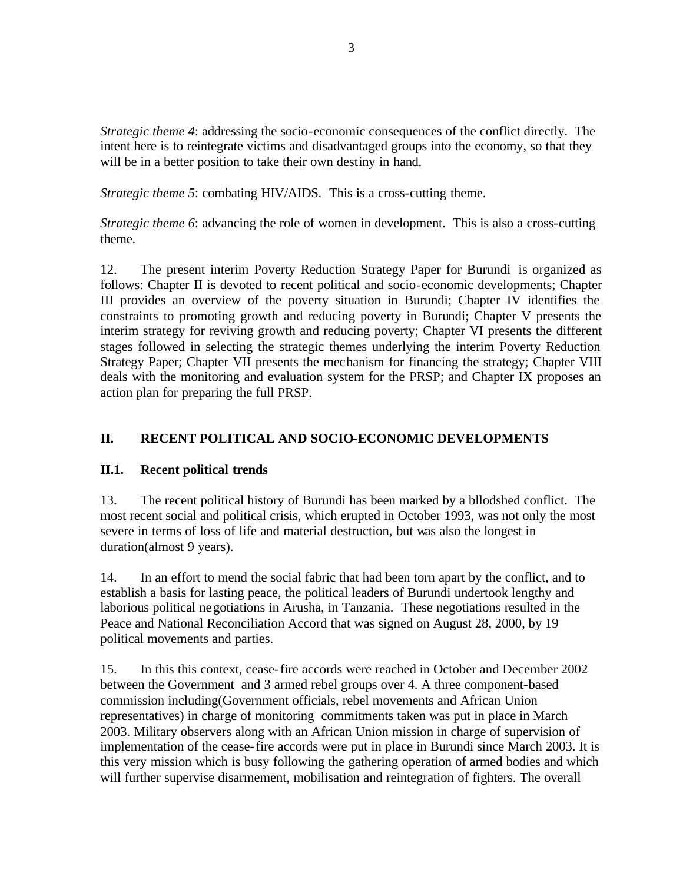*Strategic theme 4*: addressing the socio-economic consequences of the conflict directly. The intent here is to reintegrate victims and disadvantaged groups into the economy, so that they will be in a better position to take their own destiny in hand.

*Strategic theme 5*: combating HIV/AIDS. This is a cross-cutting theme.

*Strategic theme 6*: advancing the role of women in development. This is also a cross-cutting theme.

12. The present interim Poverty Reduction Strategy Paper for Burundi is organized as follows: Chapter II is devoted to recent political and socio-economic developments; Chapter III provides an overview of the poverty situation in Burundi; Chapter IV identifies the constraints to promoting growth and reducing poverty in Burundi; Chapter V presents the interim strategy for reviving growth and reducing poverty; Chapter VI presents the different stages followed in selecting the strategic themes underlying the interim Poverty Reduction Strategy Paper; Chapter VII presents the mechanism for financing the strategy; Chapter VIII deals with the monitoring and evaluation system for the PRSP; and Chapter IX proposes an action plan for preparing the full PRSP.

## II. RECENT POLITICAL AND SOCIO-ECONOMIC DEVELOPMENTS

### II.1. Recent political trends

13. The recent political history of Burundi has been marked by a bllodshed conflict. The most recent social and political crisis, which erupted in October 1993, was not only the most severe in terms of loss of life and material destruction, but was also the longest in duration(almost 9 years).

14. In an effort to mend the social fabric that had been torn apart by the conflict, and to establish a basis for lasting peace, the political leaders of Burundi undertook lengthy and laborious political negotiations in Arusha, in Tanzania. These negotiations resulted in the Peace and National Reconciliation Accord that was signed on August 28, 2000, by 19 political movements and parties.

15. In this this context, cease-fire accords were reached in October and December 2002 between the Government and 3 armed rebel groups over 4. A three component-based commission including(Government officials, rebel movements and African Union representatives) in charge of monitoring commitments taken was put in place in March 2003. Military observers along with an African Union mission in charge of supervision of implementation of the cease-fire accords were put in place in Burundi since March 2003. It is this very mission which is busy following the gathering operation of armed bodies and which will further supervise disarmement, mobilisation and reintegration of fighters. The overall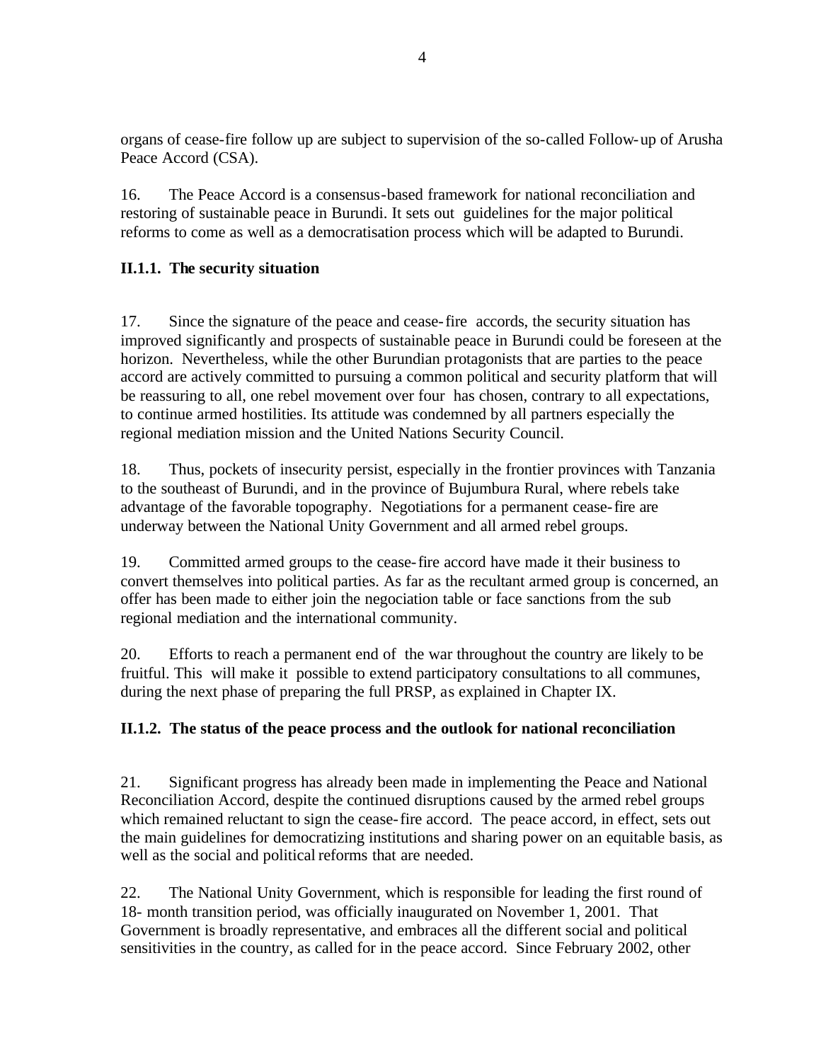organs of cease-fire follow up are subject to supervision of the so-called Follow-up of Arusha Peace Accord (CSA).

16. The Peace Accord is a consensus-based framework for national reconciliation and restoring of sustainable peace in Burundi. It sets out guidelines for the major political reforms to come as well as a democratisation process which will be adapted to Burundi.

### II.1.1. The security situation

17. Since the signature of the peace and cease-fire accords, the security situation has improved significantly and prospects of sustainable peace in Burundi could be foreseen at the horizon. Nevertheless, while the other Burundian protagonists that are parties to the peace accord are actively committed to pursuing a common political and security platform that will be reassuring to all, one rebel movement over four has chosen, contrary to all expectations, to continue armed hostilities. Its attitude was condemned by all partners especially the regional mediation mission and the United Nations Security Council.

18. Thus, pockets of insecurity persist, especially in the frontier provinces with Tanzania to the southeast of Burundi, and in the province of Bujumbura Rural, where rebels take advantage of the favorable topography. Negotiations for a permanent cease-fire are underway between the National Unity Government and all armed rebel groups.

19. Committed armed groups to the cease-fire accord have made it their business to convert themselves into political parties. As far as the recultant armed group is concerned, an offer has been made to either join the negociation table or face sanctions from the sub regional mediation and the international community.

20. Efforts to reach a permanent end of the war throughout the country are likely to be fruitful. This will make it possible to extend participatory consultations to all communes, during the next phase of preparing the full PRSP, as explained in Chapter IX.

### II.1.2. The status of the peace process and the outlook for national reconciliation

21. Significant progress has already been made in implementing the Peace and National Reconciliation Accord, despite the continued disruptions caused by the armed rebel groups which remained reluctant to sign the cease-fire accord. The peace accord, in effect, sets out the main guidelines for democratizing institutions and sharing power on an equitable basis, as well as the social and political reforms that are needed.

22. The National Unity Government, which is responsible for leading the first round of 18- month transition period, was officially inaugurated on November 1, 2001. That Government is broadly representative, and embraces all the different social and political sensitivities in the country, as called for in the peace accord. Since February 2002, other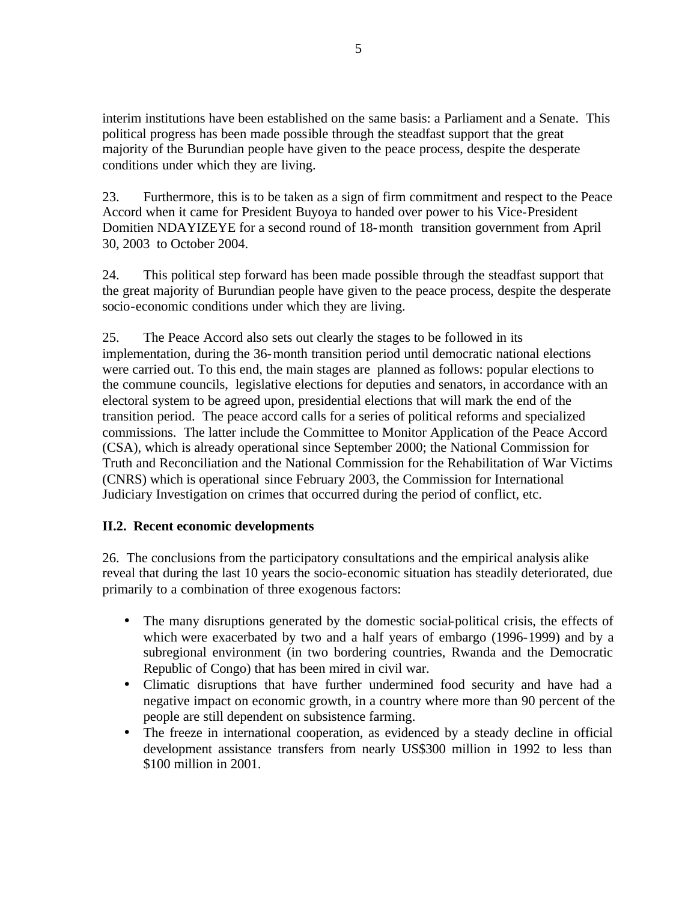interim institutions have been established on the same basis: a Parliament and a Senate. This political progress has been made possible through the steadfast support that the great majority of the Burundian people have given to the peace process, despite the desperate conditions under which they are living.

23. Furthermore, this is to be taken as a sign of firm commitment and respect to the Peace Accord when it came for President Buyoya to handed over power to his Vice-President Domitien NDAYIZEYE for a second round of 18-month transition government from April 30, 2003 to October 2004.

24. This political step forward has been made possible through the steadfast support that the great majority of Burundian people have given to the peace process, despite the desperate socio-economic conditions under which they are living.

25. The Peace Accord also sets out clearly the stages to be followed in its implementation, during the 36-month transition period until democratic national elections were carried out. To this end, the main stages are planned as follows: popular elections to the commune councils, legislative elections for deputies and senators, in accordance with an electoral system to be agreed upon, presidential elections that will mark the end of the transition period. The peace accord calls for a series of political reforms and specialized commissions. The latter include the Committee to Monitor Application of the Peace Accord (CSA), which is already operational since September 2000; the National Commission for Truth and Reconciliation and the National Commission for the Rehabilitation of War Victims (CNRS) which is operational since February 2003, the Commission for International Judiciary Investigation on crimes that occurred during the period of conflict, etc.

### II.2. Recent economic developments

26. The conclusions from the participatory consultations and the empirical analysis alike reveal that during the last 10 years the socio-economic situation has steadily deteriorated, due primarily to a combination of three exogenous factors:

- The many disruptions generated by the domestic social-political crisis, the effects of which were exacerbated by two and a half years of embargo (1996-1999) and by a subregional environment (in two bordering countries, Rwanda and the Democratic Republic of Congo) that has been mired in civil war.
- Climatic disruptions that have further undermined food security and have had a negative impact on economic growth, in a country where more than 90 percent of the people are still dependent on subsistence farming.
- The freeze in international cooperation, as evidenced by a steady decline in official development assistance transfers from nearly US$300 million in 1992 to less than $100 million in 2001.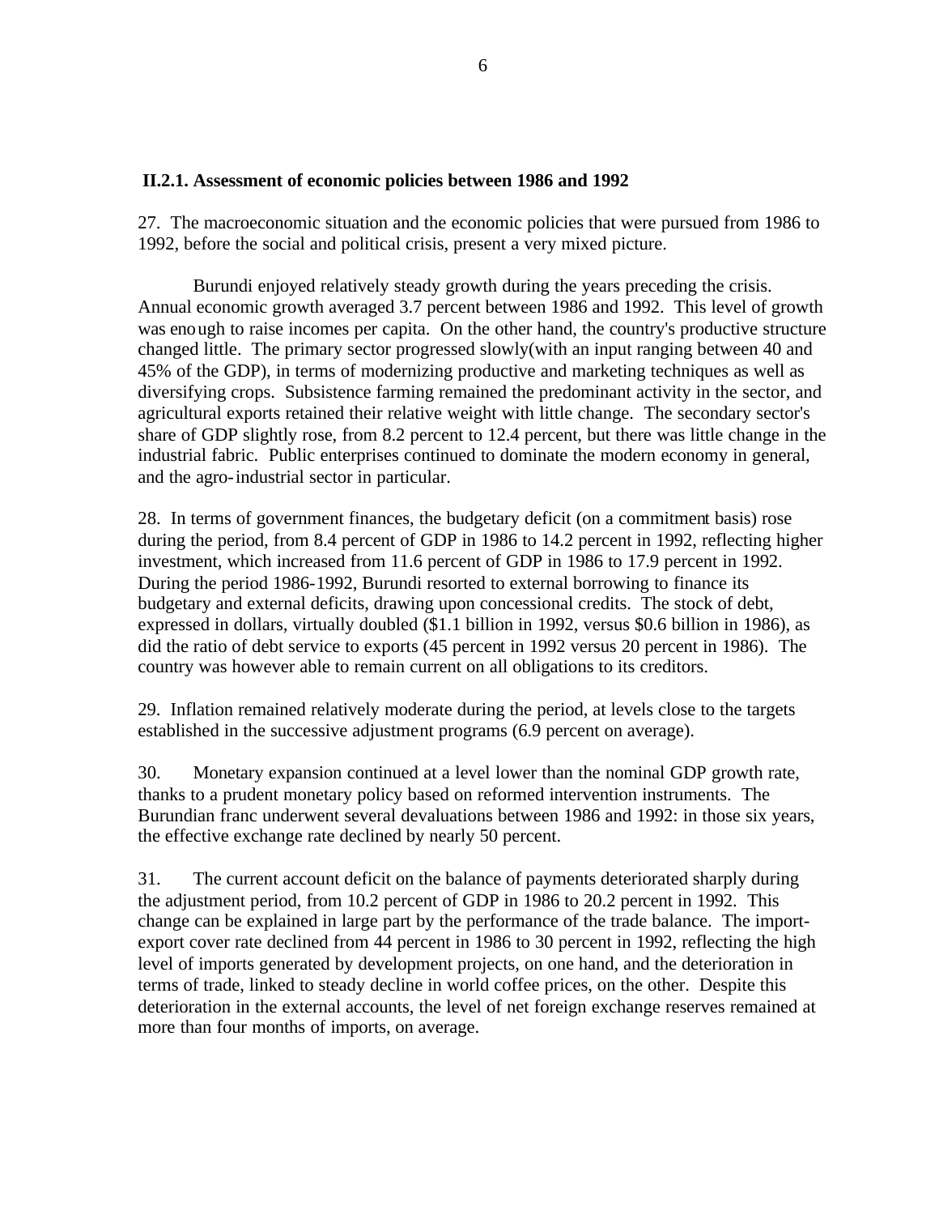### II.2.1. Assessment of economic policies between 1986 and 1992

27. The macroeconomic situation and the economic policies that were pursued from 1986 to 1992, before the social and political crisis, present a very mixed picture.

Burundi enjoyed relatively steady growth during the years preceding the crisis. Annual economic growth averaged 3.7 percent between 1986 and 1992. This level of growth was enough to raise incomes per capita. On the other hand, the country's productive structure changed little. The primary sector progressed slowly(with an input ranging between 40 and 45% of the GDP), in terms of modernizing productive and marketing techniques as well as diversifying crops. Subsistence farming remained the predominant activity in the sector, and agricultural exports retained their relative weight with little change. The secondary sector's share of GDP slightly rose, from 8.2 percent to 12.4 percent, but there was little change in the industrial fabric. Public enterprises continued to dominate the modern economy in general, and the agro-industrial sector in particular.

28. In terms of government finances, the budgetary deficit (on a commitment basis) rose during the period, from 8.4 percent of GDP in 1986 to 14.2 percent in 1992, reflecting higher investment, which increased from 11.6 percent of GDP in 1986 to 17.9 percent in 1992. During the period 1986-1992, Burundi resorted to external borrowing to finance its budgetary and external deficits, drawing upon concessional credits. The stock of debt, expressed in dollars, virtually doubled ($1.1 billion in 1992, versus $0.6 billion in 1986), as did the ratio of debt service to exports (45 percent in 1992 versus 20 percent in 1986). The country was however able to remain current on all obligations to its creditors.

29. Inflation remained relatively moderate during the period, at levels close to the targets established in the successive adjustment programs (6.9 percent on average).

30. Monetary expansion continued at a level lower than the nominal GDP growth rate, thanks to a prudent monetary policy based on reformed intervention instruments. The Burundian franc underwent several devaluations between 1986 and 1992: in those six years, the effective exchange rate declined by nearly 50 percent.

31. The current account deficit on the balance of payments deteriorated sharply during the adjustment period, from 10.2 percent of GDP in 1986 to 20.2 percent in 1992. This change can be explained in large part by the performance of the trade balance. The import-export cover rate declined from 44 percent in 1986 to 30 percent in 1992, reflecting the high level of imports generated by development projects, on one hand, and the deterioration in terms of trade, linked to steady decline in world coffee prices, on the other. Despite this deterioration in the external accounts, the level of net foreign exchange reserves remained at more than four months of imports, on average.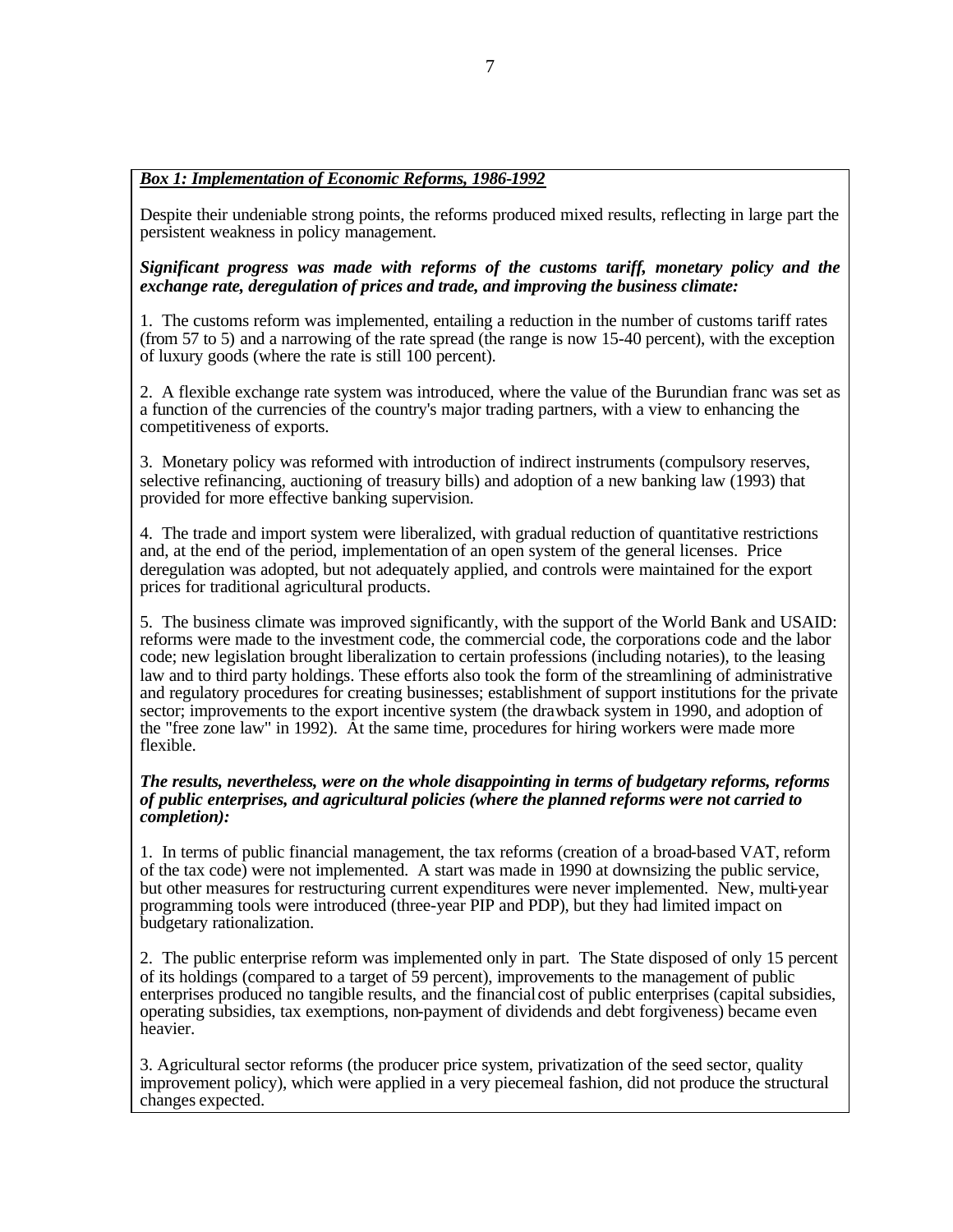***Box 1: Implementation of Economic Reforms, 1986-1992***

Despite their undeniable strong points, the reforms produced mixed results, reflecting in large part the persistent weakness in policy management.

***Significant progress was made with reforms of the customs tariff, monetary policy and the exchange rate, deregulation of prices and trade, and improving the business climate:***

1. The customs reform was implemented, entailing a reduction in the number of customs tariff rates (from 57 to 5) and a narrowing of the rate spread (the range is now 15-40 percent), with the exception of luxury goods (where the rate is still 100 percent).

2. A flexible exchange rate system was introduced, where the value of the Burundian franc was set as a function of the currencies of the country's major trading partners, with a view to enhancing the competitiveness of exports.

3. Monetary policy was reformed with introduction of indirect instruments (compulsory reserves, selective refinancing, auctioning of treasury bills) and adoption of a new banking law (1993) that provided for more effective banking supervision.

4. The trade and import system were liberalized, with gradual reduction of quantitative restrictions and, at the end of the period, implementation of an open system of the general licenses. Price deregulation was adopted, but not adequately applied, and controls were maintained for the export prices for traditional agricultural products.

5. The business climate was improved significantly, with the support of the World Bank and USAID: reforms were made to the investment code, the commercial code, the corporations code and the labor code; new legislation brought liberalization to certain professions (including notaries), to the leasing law and to third party holdings. These efforts also took the form of the streamlining of administrative and regulatory procedures for creating businesses; establishment of support institutions for the private sector; improvements to the export incentive system (the drawback system in 1990, and adoption of the "free zone law" in 1992). At the same time, procedures for hiring workers were made more flexible.

***The results, nevertheless, were on the whole disappointing in terms of budgetary reforms, reforms of public enterprises, and agricultural policies (where the planned reforms were not carried to completion):***

1. In terms of public financial management, the tax reforms (creation of a broad-based VAT, reform of the tax code) were not implemented. A start was made in 1990 at downsizing the public service, but other measures for restructuring current expenditures were never implemented. New, multi-year programming tools were introduced (three-year PIP and PDP), but they had limited impact on budgetary rationalization.

2. The public enterprise reform was implemented only in part. The State disposed of only 15 percent of its holdings (compared to a target of 59 percent), improvements to the management of public enterprises produced no tangible results, and the financial cost of public enterprises (capital subsidies, operating subsidies, tax exemptions, non-payment of dividends and debt forgiveness) became even heavier.

3. Agricultural sector reforms (the producer price system, privatization of the seed sector, quality improvement policy), which were applied in a very piecemeal fashion, did not produce the structural changes expected.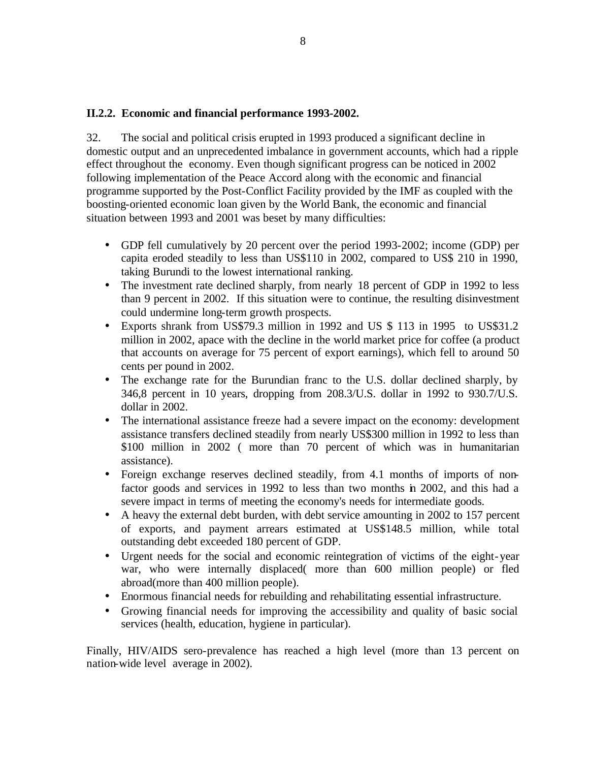### II.2.2. Economic and financial performance 1993-2002.

32. The social and political crisis erupted in 1993 produced a significant decline in domestic output and an unprecedented imbalance in government accounts, which had a ripple effect throughout the economy. Even though significant progress can be noticed in 2002 following implementation of the Peace Accord along with the economic and financial programme supported by the Post-Conflict Facility provided by the IMF as coupled with the boosting-oriented economic loan given by the World Bank, the economic and financial situation between 1993 and 2001 was beset by many difficulties:

- GDP fell cumulatively by 20 percent over the period 1993-2002; income (GDP) per capita eroded steadily to less than US$110 in 2002, compared to US$ 210 in 1990, taking Burundi to the lowest international ranking.
- The investment rate declined sharply, from nearly 18 percent of GDP in 1992 to less than 9 percent in 2002. If this situation were to continue, the resulting disinvestment could undermine long-term growth prospects.
- Exports shrank from US$79.3 million in 1992 and US $ 113 in 1995 to US$31.2 million in 2002, apace with the decline in the world market price for coffee (a product that accounts on average for 75 percent of export earnings), which fell to around 50 cents per pound in 2002.
- The exchange rate for the Burundian franc to the U.S. dollar declined sharply, by 346,8 percent in 10 years, dropping from 208.3/U.S. dollar in 1992 to 930.7/U.S. dollar in 2002.
- The international assistance freeze had a severe impact on the economy: development assistance transfers declined steadily from nearly US$300 million in 1992 to less than $100 million in 2002 ( more than 70 percent of which was in humanitarian assistance).
- Foreign exchange reserves declined steadily, from 4.1 months of imports of non-factor goods and services in 1992 to less than two months in 2002, and this had a severe impact in terms of meeting the economy's needs for intermediate goods.
- A heavy the external debt burden, with debt service amounting in 2002 to 157 percent of exports, and payment arrears estimated at US$148.5 million, while total outstanding debt exceeded 180 percent of GDP.
- Urgent needs for the social and economic reintegration of victims of the eight-year war, who were internally displaced( more than 600 million people) or fled abroad(more than 400 million people).
- Enormous financial needs for rebuilding and rehabilitating essential infrastructure.
- Growing financial needs for improving the accessibility and quality of basic social services (health, education, hygiene in particular).

Finally, HIV/AIDS sero-prevalence has reached a high level (more than 13 percent on nation-wide level average in 2002).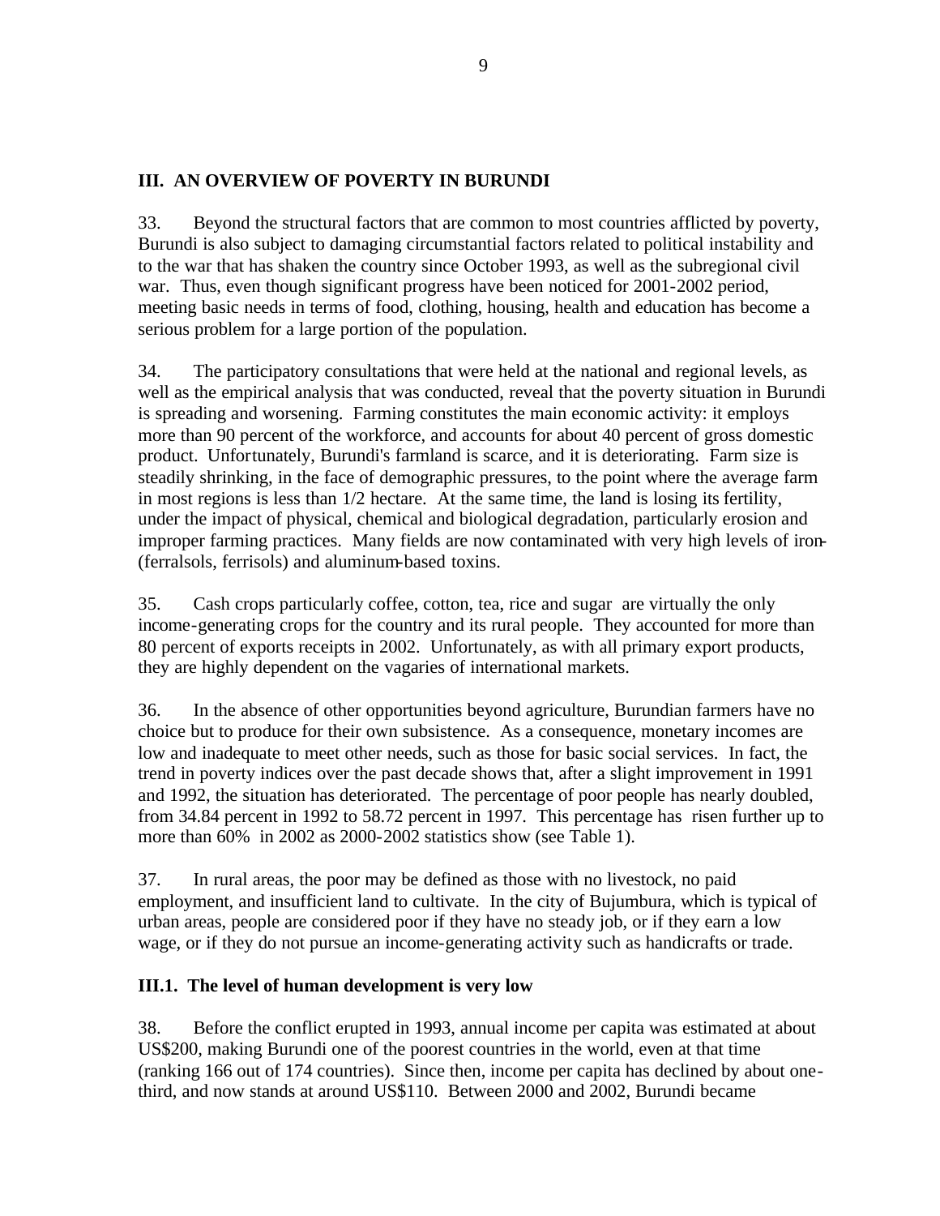## III. AN OVERVIEW OF POVERTY IN BURUNDI

33. Beyond the structural factors that are common to most countries afflicted by poverty, Burundi is also subject to damaging circumstantial factors related to political instability and to the war that has shaken the country since October 1993, as well as the subregional civil war. Thus, even though significant progress have been noticed for 2001-2002 period, meeting basic needs in terms of food, clothing, housing, health and education has become a serious problem for a large portion of the population.

34. The participatory consultations that were held at the national and regional levels, as well as the empirical analysis that was conducted, reveal that the poverty situation in Burundi is spreading and worsening. Farming constitutes the main economic activity: it employs more than 90 percent of the workforce, and accounts for about 40 percent of gross domestic product. Unfortunately, Burundi's farmland is scarce, and it is deteriorating. Farm size is steadily shrinking, in the face of demographic pressures, to the point where the average farm in most regions is less than 1/2 hectare. At the same time, the land is losing its fertility, under the impact of physical, chemical and biological degradation, particularly erosion and improper farming practices. Many fields are now contaminated with very high levels of iron- (ferralsols, ferrisols) and aluminum-based toxins.

35. Cash crops particularly coffee, cotton, tea, rice and sugar are virtually the only income-generating crops for the country and its rural people. They accounted for more than 80 percent of exports receipts in 2002. Unfortunately, as with all primary export products, they are highly dependent on the vagaries of international markets.

36. In the absence of other opportunities beyond agriculture, Burundian farmers have no choice but to produce for their own subsistence. As a consequence, monetary incomes are low and inadequate to meet other needs, such as those for basic social services. In fact, the trend in poverty indices over the past decade shows that, after a slight improvement in 1991 and 1992, the situation has deteriorated. The percentage of poor people has nearly doubled, from 34.84 percent in 1992 to 58.72 percent in 1997. This percentage has risen further up to more than 60% in 2002 as 2000-2002 statistics show (see Table 1).

37. In rural areas, the poor may be defined as those with no livestock, no paid employment, and insufficient land to cultivate. In the city of Bujumbura, which is typical of urban areas, people are considered poor if they have no steady job, or if they earn a low wage, or if they do not pursue an income-generating activity such as handicrafts or trade.

### III.1. The level of human development is very low

38. Before the conflict erupted in 1993, annual income per capita was estimated at about US$200, making Burundi one of the poorest countries in the world, even at that time (ranking 166 out of 174 countries). Since then, income per capita has declined by about one-third, and now stands at around US$110. Between 2000 and 2002, Burundi became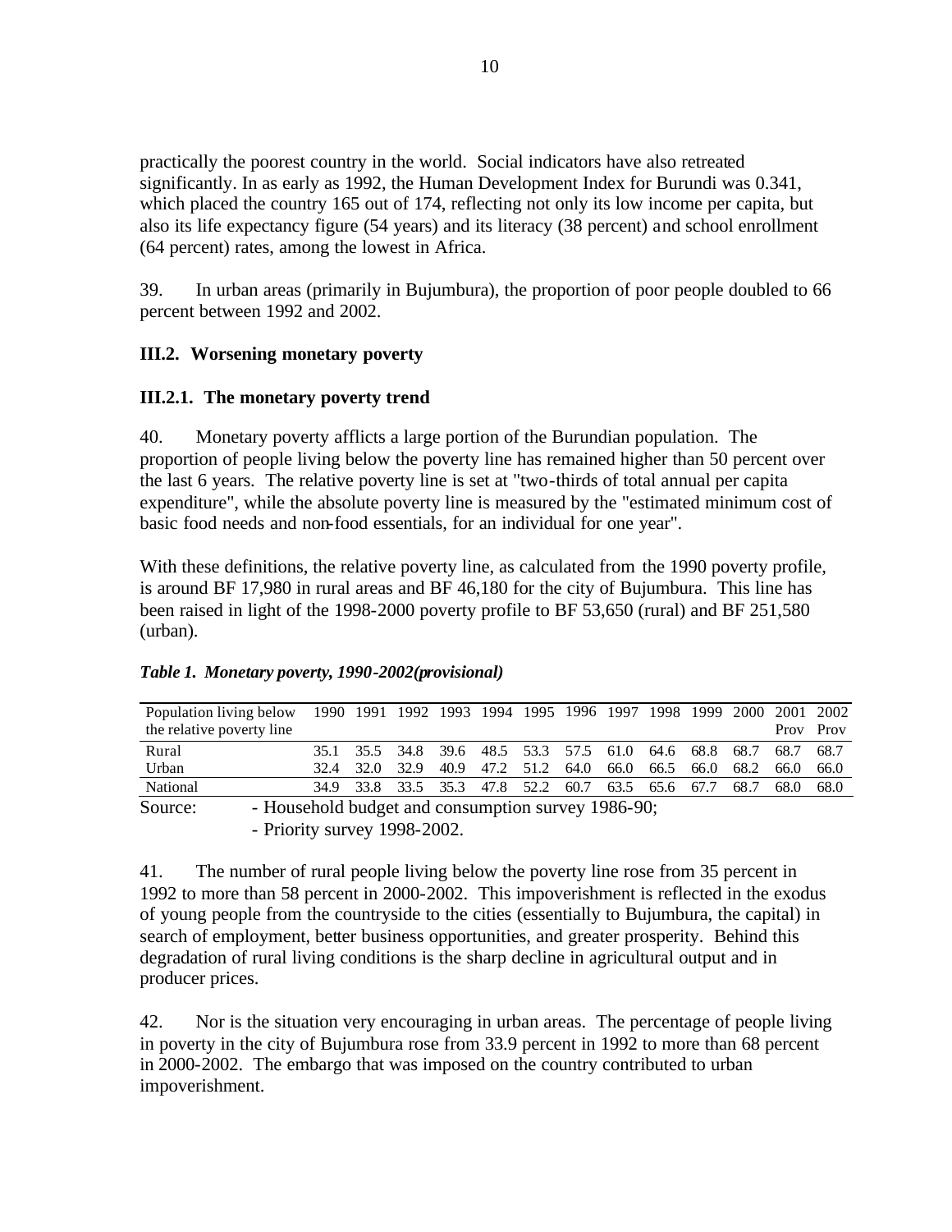practically the poorest country in the world. Social indicators have also retreated significantly. In as early as 1992, the Human Development Index for Burundi was 0.341, which placed the country 165 out of 174, reflecting not only its low income per capita, but also its life expectancy figure (54 years) and its literacy (38 percent) and school enrollment (64 percent) rates, among the lowest in Africa.

39. In urban areas (primarily in Bujumbura), the proportion of poor people doubled to 66 percent between 1992 and 2002.

### III.2. Worsening monetary poverty

### III.2.1. The monetary poverty trend

40. Monetary poverty afflicts a large portion of the Burundian population. The proportion of people living below the poverty line has remained higher than 50 percent over the last 6 years. The relative poverty line is set at "two-thirds of total annual per capita expenditure", while the absolute poverty line is measured by the "estimated minimum cost of basic food needs and non-food essentials, for an individual for one year".

With these definitions, the relative poverty line, as calculated from the 1990 poverty profile, is around BF 17,980 in rural areas and BF 46,180 for the city of Bujumbura. This line has been raised in light of the 1998-2000 poverty profile to BF 53,650 (rural) and BF 251,580 (urban).

***Table 1. Monetary poverty, 1990-2002(provisional)***

| Population living below the relative poverty line | 1990 | 1991 | 1992 | 1993 | 1994 | 1995 | 1996 | 1997 | 1998 | 1999 | 2000 | 2001 Prov | 2002 Prov |
|---|---|---|---|---|---|---|---|---|---|---|---|---|---|
| Rural | 35.1 | 35.5 | 34.8 | 39.6 | 48.5 | 53.3 | 57.5 | 61.0 | 64.6 | 68.8 | 68.7 | 68.7 | 68.7 |
| Urban | 32.4 | 32.0 | 32.9 | 40.9 | 47.2 | 51.2 | 64.0 | 66.0 | 66.5 | 66.0 | 68.2 | 66.0 | 66.0 |
| National | 34.9 | 33.8 | 33.5 | 35.3 | 47.8 | 52.2 | 60.7 | 63.5 | 65.6 | 67.7 | 68.7 | 68.0 | 68.0 |

Source: - Household budget and consumption survey 1986-90;
- Priority survey 1998-2002.

41. The number of rural people living below the poverty line rose from 35 percent in 1992 to more than 58 percent in 2000-2002. This impoverishment is reflected in the exodus of young people from the countryside to the cities (essentially to Bujumbura, the capital) in search of employment, better business opportunities, and greater prosperity. Behind this degradation of rural living conditions is the sharp decline in agricultural output and in producer prices.

42. Nor is the situation very encouraging in urban areas. The percentage of people living in poverty in the city of Bujumbura rose from 33.9 percent in 1992 to more than 68 percent in 2000-2002. The embargo that was imposed on the country contributed to urban impoverishment.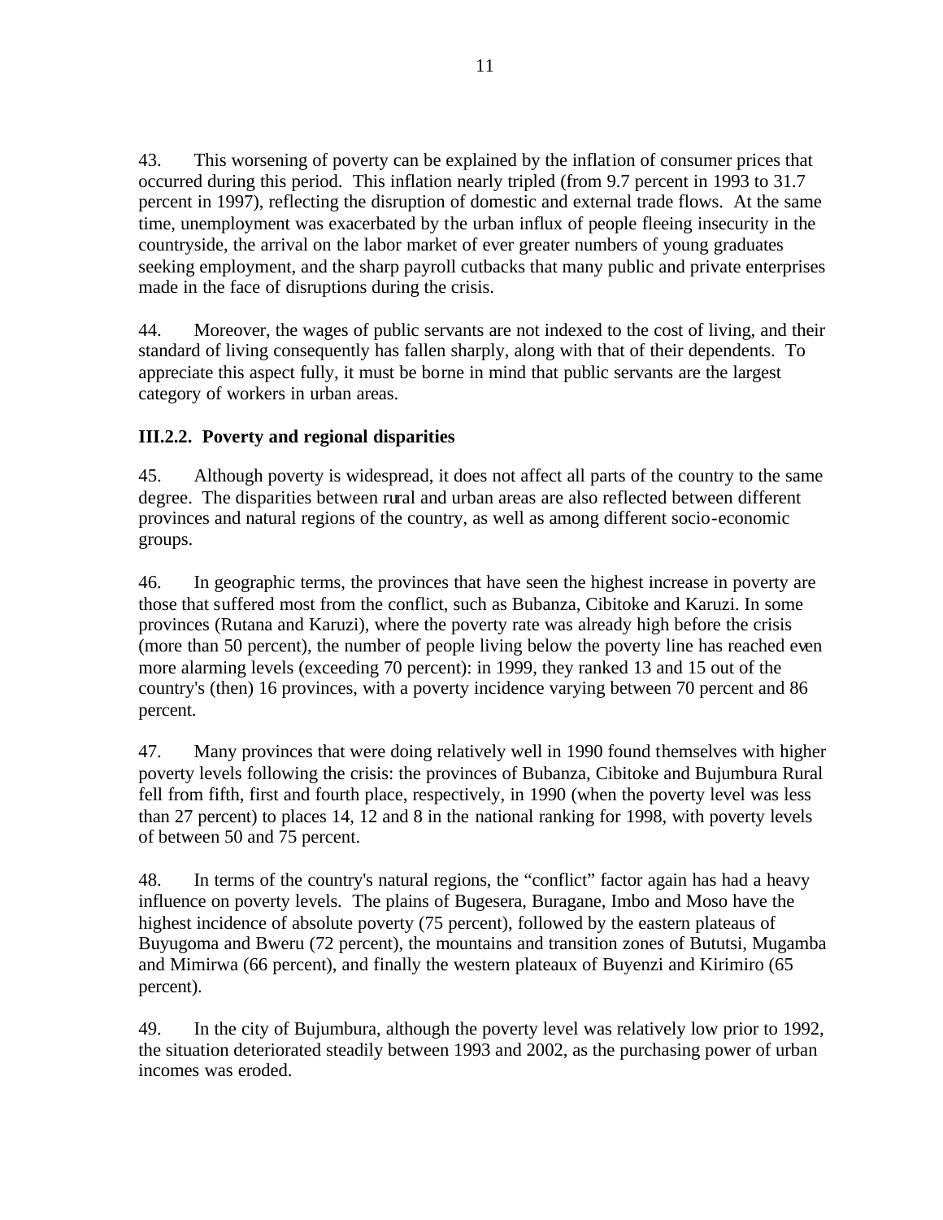43. This worsening of poverty can be explained by the inflation of consumer prices that occurred during this period. This inflation nearly tripled (from 9.7 percent in 1993 to 31.7 percent in 1997), reflecting the disruption of domestic and external trade flows. At the same time, unemployment was exacerbated by the urban influx of people fleeing insecurity in the countryside, the arrival on the labor market of ever greater numbers of young graduates seeking employment, and the sharp payroll cutbacks that many public and private enterprises made in the face of disruptions during the crisis.

44. Moreover, the wages of public servants are not indexed to the cost of living, and their standard of living consequently has fallen sharply, along with that of their dependents. To appreciate this aspect fully, it must be borne in mind that public servants are the largest category of workers in urban areas.

### III.2.2. Poverty and regional disparities

45. Although poverty is widespread, it does not affect all parts of the country to the same degree. The disparities between rural and urban areas are also reflected between different provinces and natural regions of the country, as well as among different socio-economic groups.

46. In geographic terms, the provinces that have seen the highest increase in poverty are those that suffered most from the conflict, such as Bubanza, Cibitoke and Karuzi. In some provinces (Rutana and Karuzi), where the poverty rate was already high before the crisis (more than 50 percent), the number of people living below the poverty line has reached even more alarming levels (exceeding 70 percent): in 1999, they ranked 13 and 15 out of the country's (then) 16 provinces, with a poverty incidence varying between 70 percent and 86 percent.

47. Many provinces that were doing relatively well in 1990 found themselves with higher poverty levels following the crisis: the provinces of Bubanza, Cibitoke and Bujumbura Rural fell from fifth, first and fourth place, respectively, in 1990 (when the poverty level was less than 27 percent) to places 14, 12 and 8 in the national ranking for 1998, with poverty levels of between 50 and 75 percent.

48. In terms of the country's natural regions, the "conflict" factor again has had a heavy influence on poverty levels. The plains of Bugesera, Buragane, Imbo and Moso have the highest incidence of absolute poverty (75 percent), followed by the eastern plateaus of Buyugoma and Bweru (72 percent), the mountains and transition zones of Bututsi, Mugamba and Mimirwa (66 percent), and finally the western plateaux of Buyenzi and Kirimiro (65 percent).

49. In the city of Bujumbura, although the poverty level was relatively low prior to 1992, the situation deteriorated steadily between 1993 and 2002, as the purchasing power of urban incomes was eroded.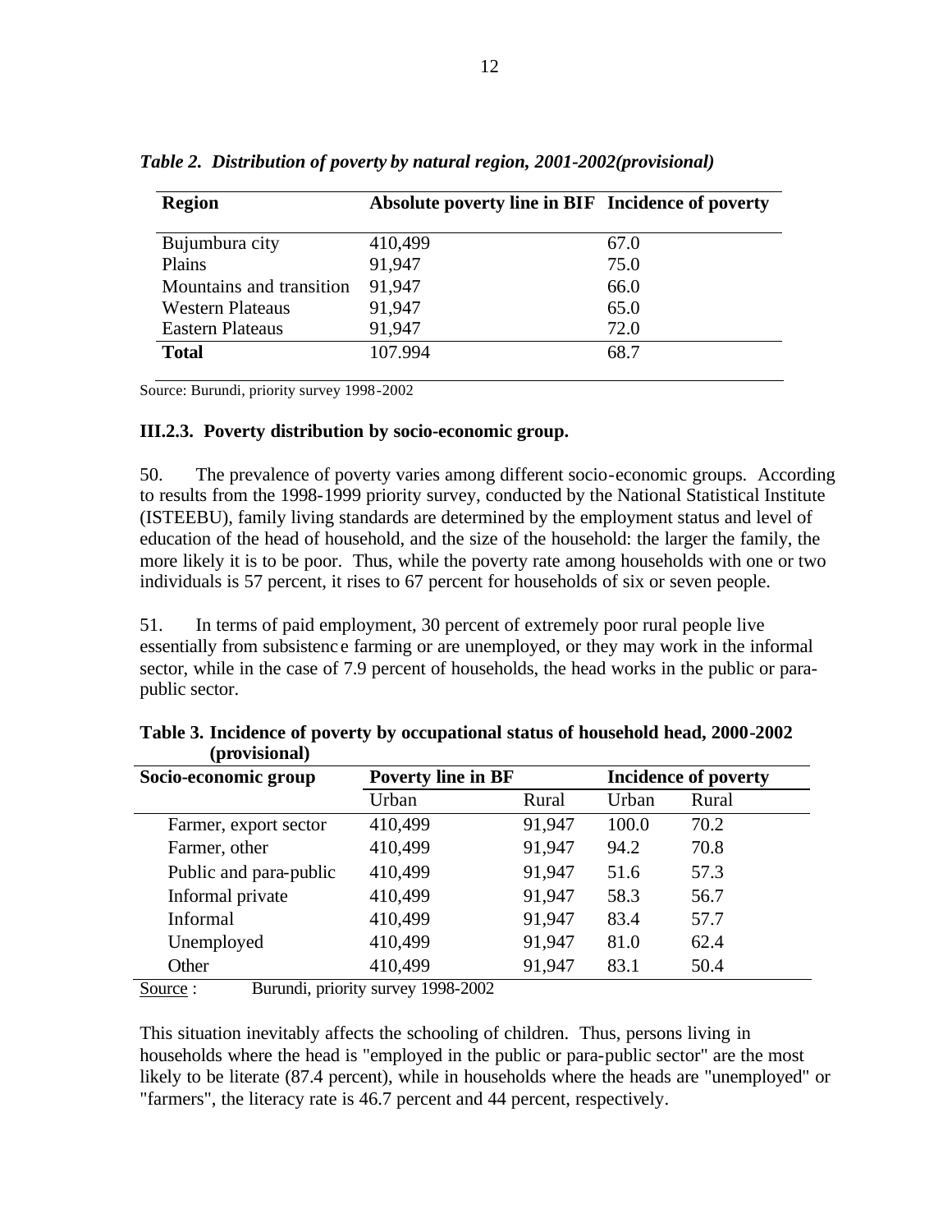*Table 2. Distribution of poverty by natural region, 2001-2002(provisional)*

| Region | Absolute poverty line in BIF | Incidence of poverty |
|---|---|---|
| Bujumbura city | 410,499 | 67.0 |
| Plains | 91,947 | 75.0 |
| Mountains and transition | 91,947 | 66.0 |
| Western Plateaus | 91,947 | 65.0 |
| Eastern Plateaus | 91,947 | 72.0 |
| **Total** | 107.994 | 68.7 |

Source: Burundi, priority survey 1998-2002

### III.2.3. Poverty distribution by socio-economic group.

50. The prevalence of poverty varies among different socio-economic groups. According to results from the 1998-1999 priority survey, conducted by the National Statistical Institute (ISTEEBU), family living standards are determined by the employment status and level of education of the head of household, and the size of the household: the larger the family, the more likely it is to be poor. Thus, while the poverty rate among households with one or two individuals is 57 percent, it rises to 67 percent for households of six or seven people.

51. In terms of paid employment, 30 percent of extremely poor rural people live essentially from subsistence farming or are unemployed, or they may work in the informal sector, while in the case of 7.9 percent of households, the head works in the public or para-public sector.

**Table 3. Incidence of poverty by occupational status of household head, 2000-2002 (provisional)**

| Socio-economic group | Poverty line in BF | | Incidence of poverty | |
|---|---|---|---|---|
| | Urban | Rural | Urban | Rural |
| Farmer, export sector | 410,499 | 91,947 | 100.0 | 70.2 |
| Farmer, other | 410,499 | 91,947 | 94.2 | 70.8 |
| Public and para-public | 410,499 | 91,947 | 51.6 | 57.3 |
| Informal private | 410,499 | 91,947 | 58.3 | 56.7 |
| Informal | 410,499 | 91,947 | 83.4 | 57.7 |
| Unemployed | 410,499 | 91,947 | 81.0 | 62.4 |
| Other | 410,499 | 91,947 | 83.1 | 50.4 |

Source : Burundi, priority survey 1998-2002

This situation inevitably affects the schooling of children. Thus, persons living in households where the head is "employed in the public or para-public sector" are the most likely to be literate (87.4 percent), while in households where the heads are "unemployed" or "farmers", the literacy rate is 46.7 percent and 44 percent, respectively.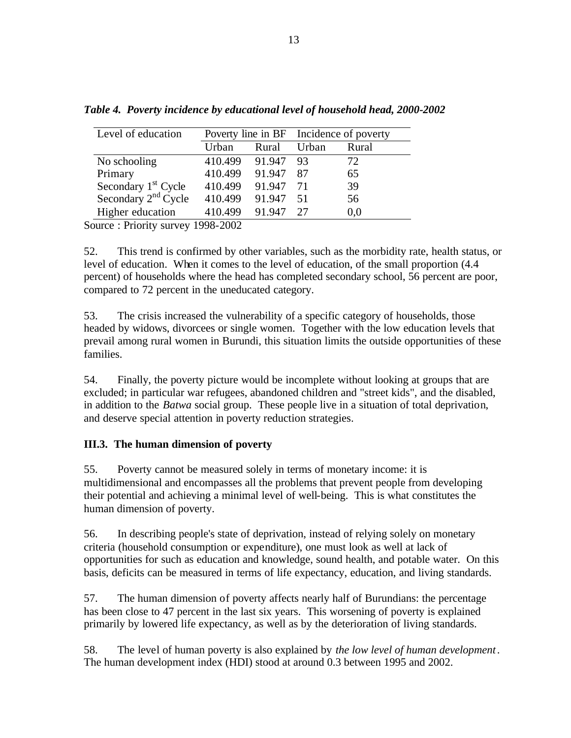*Table 4. Poverty incidence by educational level of household head, 2000-2002*

| Level of education | Poverty line in BF | | Incidence of poverty | |
|---|---|---|---|---|
| | Urban | Rural | Urban | Rural |
| No schooling | 410.499 | 91.947 | 93 | 72 |
| Primary | 410.499 | 91.947 | 87 | 65 |
| Secondary 1st Cycle | 410.499 | 91.947 | 71 | 39 |
| Secondary 2nd Cycle | 410.499 | 91.947 | 51 | 56 |
| Higher education | 410.499 | 91.947 | 27 | 0,0 |

Source : Priority survey 1998-2002

52. This trend is confirmed by other variables, such as the morbidity rate, health status, or level of education. When it comes to the level of education, of the small proportion (4.4 percent) of households where the head has completed secondary school, 56 percent are poor, compared to 72 percent in the uneducated category.

53. The crisis increased the vulnerability of a specific category of households, those headed by widows, divorcees or single women. Together with the low education levels that prevail among rural women in Burundi, this situation limits the outside opportunities of these families.

54. Finally, the poverty picture would be incomplete without looking at groups that are excluded; in particular war refugees, abandoned children and "street kids", and the disabled, in addition to the *Batwa* social group. These people live in a situation of total deprivation, and deserve special attention in poverty reduction strategies.

### III.3. The human dimension of poverty

55. Poverty cannot be measured solely in terms of monetary income: it is multidimensional and encompasses all the problems that prevent people from developing their potential and achieving a minimal level of well-being. This is what constitutes the human dimension of poverty.

56. In describing people's state of deprivation, instead of relying solely on monetary criteria (household consumption or expenditure), one must look as well at lack of opportunities for such as education and knowledge, sound health, and potable water. On this basis, deficits can be measured in terms of life expectancy, education, and living standards.

57. The human dimension of poverty affects nearly half of Burundians: the percentage has been close to 47 percent in the last six years. This worsening of poverty is explained primarily by lowered life expectancy, as well as by the deterioration of living standards.

58. The level of human poverty is also explained by *the low level of human development*. The human development index (HDI) stood at around 0.3 between 1995 and 2002.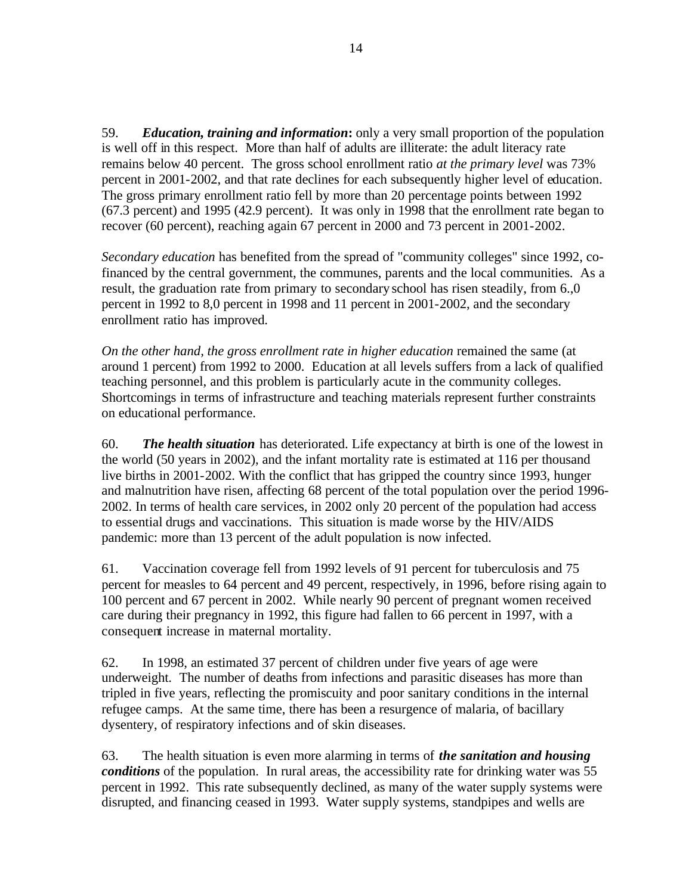59. ***Education, training and information*:** only a very small proportion of the population is well off in this respect. More than half of adults are illiterate: the adult literacy rate remains below 40 percent. The gross school enrollment ratio *at the primary level* was 73% percent in 2001-2002, and that rate declines for each subsequently higher level of education. The gross primary enrollment ratio fell by more than 20 percentage points between 1992 (67.3 percent) and 1995 (42.9 percent). It was only in 1998 that the enrollment rate began to recover (60 percent), reaching again 67 percent in 2000 and 73 percent in 2001-2002.

*Secondary education* has benefited from the spread of "community colleges" since 1992, co-financed by the central government, the communes, parents and the local communities. As a result, the graduation rate from primary to secondary school has risen steadily, from 6.,0 percent in 1992 to 8,0 percent in 1998 and 11 percent in 2001-2002, and the secondary enrollment ratio has improved.

*On the other hand, the gross enrollment rate in higher education* remained the same (at around 1 percent) from 1992 to 2000. Education at all levels suffers from a lack of qualified teaching personnel, and this problem is particularly acute in the community colleges. Shortcomings in terms of infrastructure and teaching materials represent further constraints on educational performance.

60. ***The health situation*** has deteriorated. Life expectancy at birth is one of the lowest in the world (50 years in 2002), and the infant mortality rate is estimated at 116 per thousand live births in 2001-2002. With the conflict that has gripped the country since 1993, hunger and malnutrition have risen, affecting 68 percent of the total population over the period 1996-2002. In terms of health care services, in 2002 only 20 percent of the population had access to essential drugs and vaccinations. This situation is made worse by the HIV/AIDS pandemic: more than 13 percent of the adult population is now infected.

61. Vaccination coverage fell from 1992 levels of 91 percent for tuberculosis and 75 percent for measles to 64 percent and 49 percent, respectively, in 1996, before rising again to 100 percent and 67 percent in 2002. While nearly 90 percent of pregnant women received care during their pregnancy in 1992, this figure had fallen to 66 percent in 1997, with a consequent increase in maternal mortality.

62. In 1998, an estimated 37 percent of children under five years of age were underweight. The number of deaths from infections and parasitic diseases has more than tripled in five years, reflecting the promiscuity and poor sanitary conditions in the internal refugee camps. At the same time, there has been a resurgence of malaria, of bacillary dysentery, of respiratory infections and of skin diseases.

63. The health situation is even more alarming in terms of ***the sanitation and housing conditions*** of the population. In rural areas, the accessibility rate for drinking water was 55 percent in 1992. This rate subsequently declined, as many of the water supply systems were disrupted, and financing ceased in 1993. Water supply systems, standpipes and wells are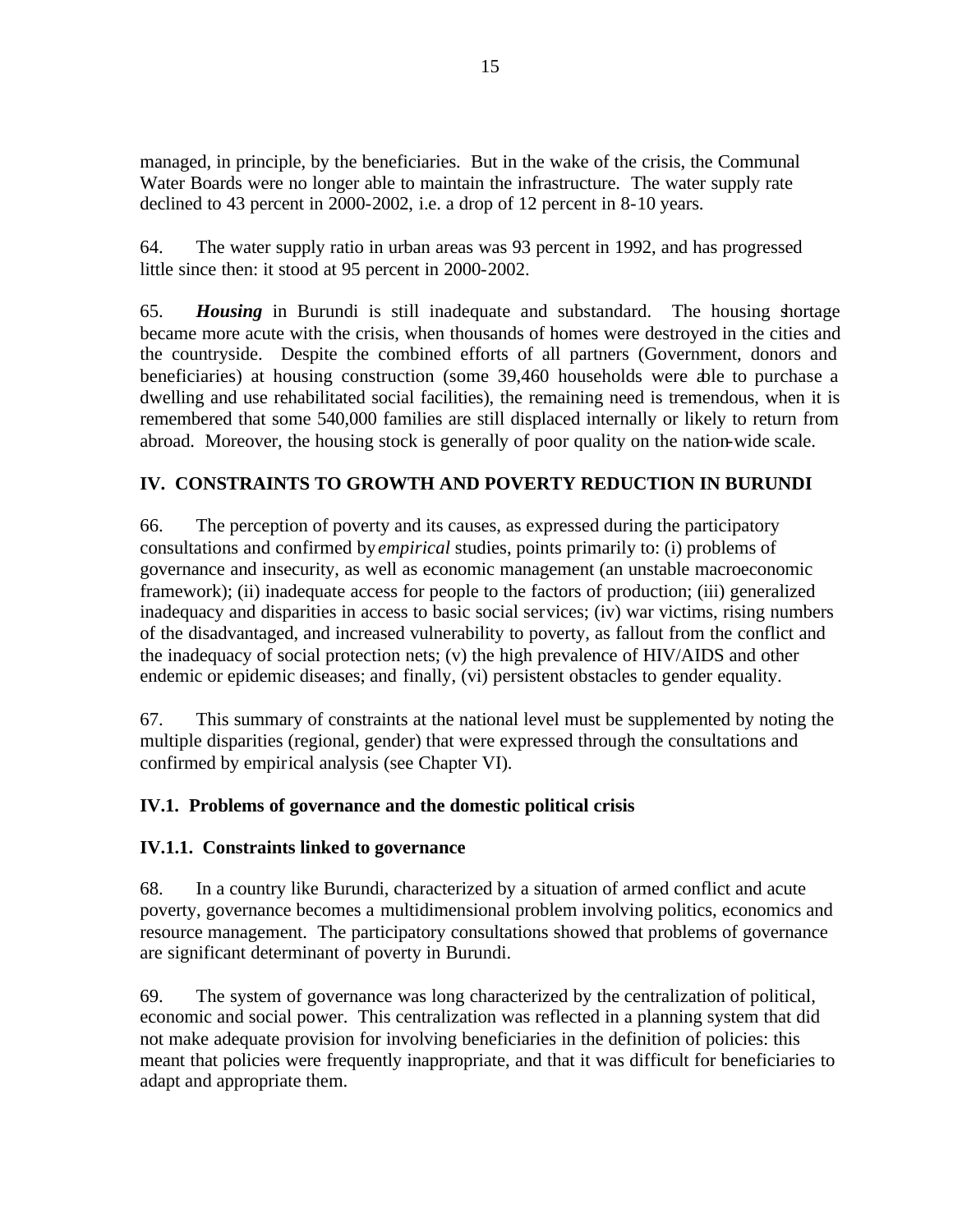managed, in principle, by the beneficiaries. But in the wake of the crisis, the Communal Water Boards were no longer able to maintain the infrastructure. The water supply rate declined to 43 percent in 2000-2002, i.e. a drop of 12 percent in 8-10 years.

64. The water supply ratio in urban areas was 93 percent in 1992, and has progressed little since then: it stood at 95 percent in 2000-2002.

65. ***Housing*** in Burundi is still inadequate and substandard. The housing shortage became more acute with the crisis, when thousands of homes were destroyed in the cities and the countryside. Despite the combined efforts of all partners (Government, donors and beneficiaries) at housing construction (some 39,460 households were able to purchase a dwelling and use rehabilitated social facilities), the remaining need is tremendous, when it is remembered that some 540,000 families are still displaced internally or likely to return from abroad. Moreover, the housing stock is generally of poor quality on the nation-wide scale.

## IV. CONSTRAINTS TO GROWTH AND POVERTY REDUCTION IN BURUNDI

66. The perception of poverty and its causes, as expressed during the participatory consultations and confirmed by *empirical* studies, points primarily to: (i) problems of governance and insecurity, as well as economic management (an unstable macroeconomic framework); (ii) inadequate access for people to the factors of production; (iii) generalized inadequacy and disparities in access to basic social services; (iv) war victims, rising numbers of the disadvantaged, and increased vulnerability to poverty, as fallout from the conflict and the inadequacy of social protection nets; (v) the high prevalence of HIV/AIDS and other endemic or epidemic diseases; and finally, (vi) persistent obstacles to gender equality.

67. This summary of constraints at the national level must be supplemented by noting the multiple disparities (regional, gender) that were expressed through the consultations and confirmed by empirical analysis (see Chapter VI).

### IV.1. Problems of governance and the domestic political crisis

#### IV.1.1. Constraints linked to governance

68. In a country like Burundi, characterized by a situation of armed conflict and acute poverty, governance becomes a multidimensional problem involving politics, economics and resource management. The participatory consultations showed that problems of governance are significant determinant of poverty in Burundi.

69. The system of governance was long characterized by the centralization of political, economic and social power. This centralization was reflected in a planning system that did not make adequate provision for involving beneficiaries in the definition of policies: this meant that policies were frequently inappropriate, and that it was difficult for beneficiaries to adapt and appropriate them.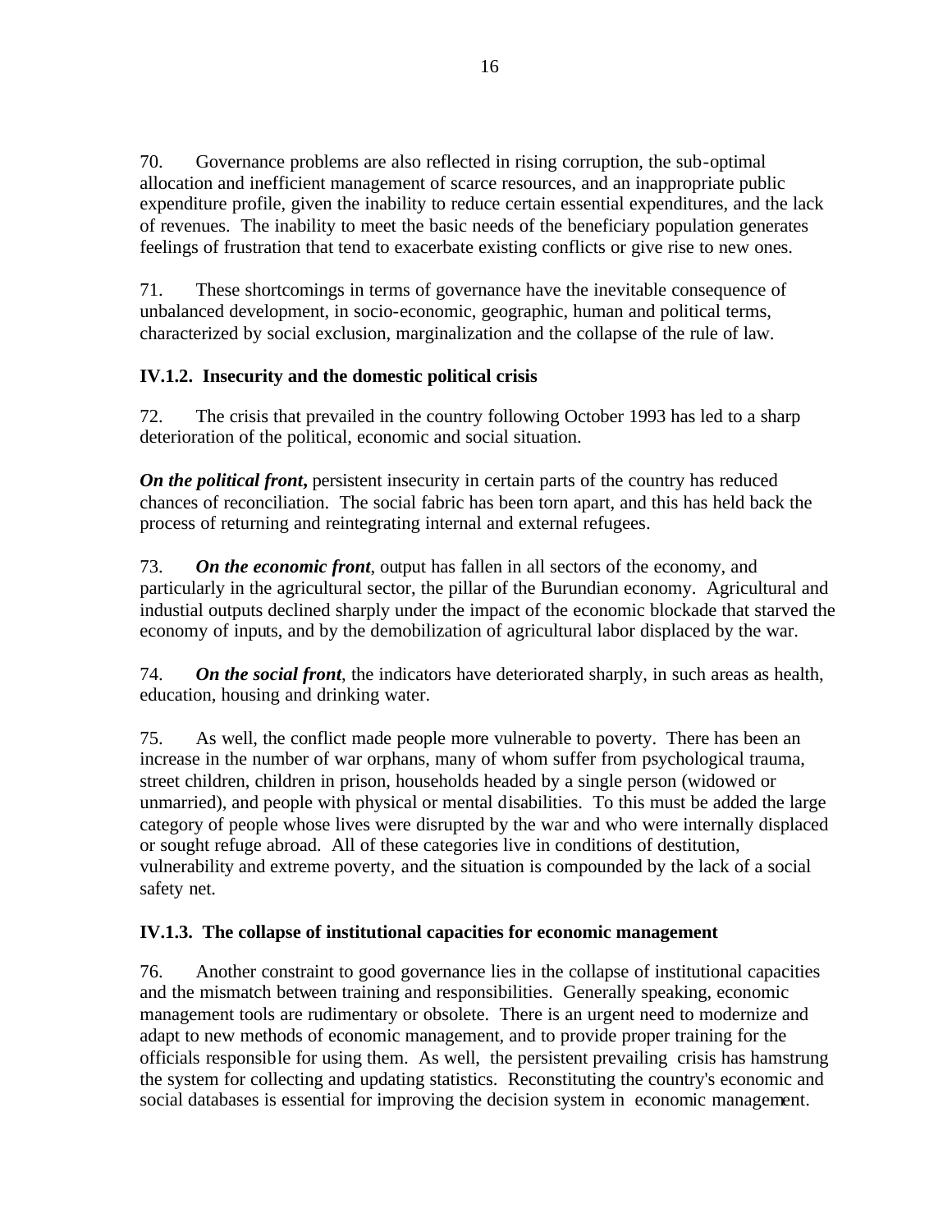70. Governance problems are also reflected in rising corruption, the sub-optimal allocation and inefficient management of scarce resources, and an inappropriate public expenditure profile, given the inability to reduce certain essential expenditures, and the lack of revenues. The inability to meet the basic needs of the beneficiary population generates feelings of frustration that tend to exacerbate existing conflicts or give rise to new ones.

71. These shortcomings in terms of governance have the inevitable consequence of unbalanced development, in socio-economic, geographic, human and political terms, characterized by social exclusion, marginalization and the collapse of the rule of law.

### IV.1.2. Insecurity and the domestic political crisis

72. The crisis that prevailed in the country following October 1993 has led to a sharp deterioration of the political, economic and social situation.

***On the political front,*** persistent insecurity in certain parts of the country has reduced chances of reconciliation. The social fabric has been torn apart, and this has held back the process of returning and reintegrating internal and external refugees.

73. ***On the economic front***, output has fallen in all sectors of the economy, and particularly in the agricultural sector, the pillar of the Burundian economy. Agricultural and industial outputs declined sharply under the impact of the economic blockade that starved the economy of inputs, and by the demobilization of agricultural labor displaced by the war.

74. ***On the social front***, the indicators have deteriorated sharply, in such areas as health, education, housing and drinking water.

75. As well, the conflict made people more vulnerable to poverty. There has been an increase in the number of war orphans, many of whom suffer from psychological trauma, street children, children in prison, households headed by a single person (widowed or unmarried), and people with physical or mental disabilities. To this must be added the large category of people whose lives were disrupted by the war and who were internally displaced or sought refuge abroad. All of these categories live in conditions of destitution, vulnerability and extreme poverty, and the situation is compounded by the lack of a social safety net.

### IV.1.3. The collapse of institutional capacities for economic management

76. Another constraint to good governance lies in the collapse of institutional capacities and the mismatch between training and responsibilities. Generally speaking, economic management tools are rudimentary or obsolete. There is an urgent need to modernize and adapt to new methods of economic management, and to provide proper training for the officials responsible for using them. As well, the persistent prevailing crisis has hamstrung the system for collecting and updating statistics. Reconstituting the country's economic and social databases is essential for improving the decision system in economic management.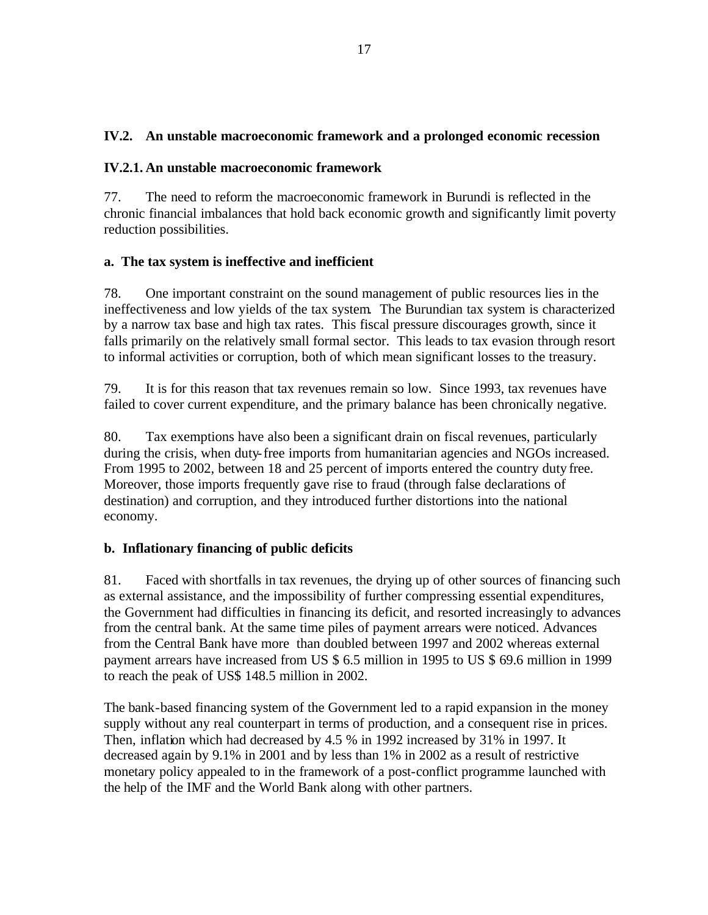## IV.2. An unstable macroeconomic framework and a prolonged economic recession

### IV.2.1. An unstable macroeconomic framework

77. The need to reform the macroeconomic framework in Burundi is reflected in the chronic financial imbalances that hold back economic growth and significantly limit poverty reduction possibilities.

#### a. The tax system is ineffective and inefficient

78. One important constraint on the sound management of public resources lies in the ineffectiveness and low yields of the tax system. The Burundian tax system is characterized by a narrow tax base and high tax rates. This fiscal pressure discourages growth, since it falls primarily on the relatively small formal sector. This leads to tax evasion through resort to informal activities or corruption, both of which mean significant losses to the treasury.

79. It is for this reason that tax revenues remain so low. Since 1993, tax revenues have failed to cover current expenditure, and the primary balance has been chronically negative.

80. Tax exemptions have also been a significant drain on fiscal revenues, particularly during the crisis, when duty-free imports from humanitarian agencies and NGOs increased. From 1995 to 2002, between 18 and 25 percent of imports entered the country duty free. Moreover, those imports frequently gave rise to fraud (through false declarations of destination) and corruption, and they introduced further distortions into the national economy.

#### b. Inflationary financing of public deficits

81. Faced with shortfalls in tax revenues, the drying up of other sources of financing such as external assistance, and the impossibility of further compressing essential expenditures, the Government had difficulties in financing its deficit, and resorted increasingly to advances from the central bank. At the same time piles of payment arrears were noticed. Advances from the Central Bank have more than doubled between 1997 and 2002 whereas external payment arrears have increased from US $ 6.5 million in 1995 to US $ 69.6 million in 1999 to reach the peak of US$ 148.5 million in 2002.

The bank-based financing system of the Government led to a rapid expansion in the money supply without any real counterpart in terms of production, and a consequent rise in prices. Then, inflation which had decreased by 4.5 % in 1992 increased by 31% in 1997. It decreased again by 9.1% in 2001 and by less than 1% in 2002 as a result of restrictive monetary policy appealed to in the framework of a post-conflict programme launched with the help of the IMF and the World Bank along with other partners.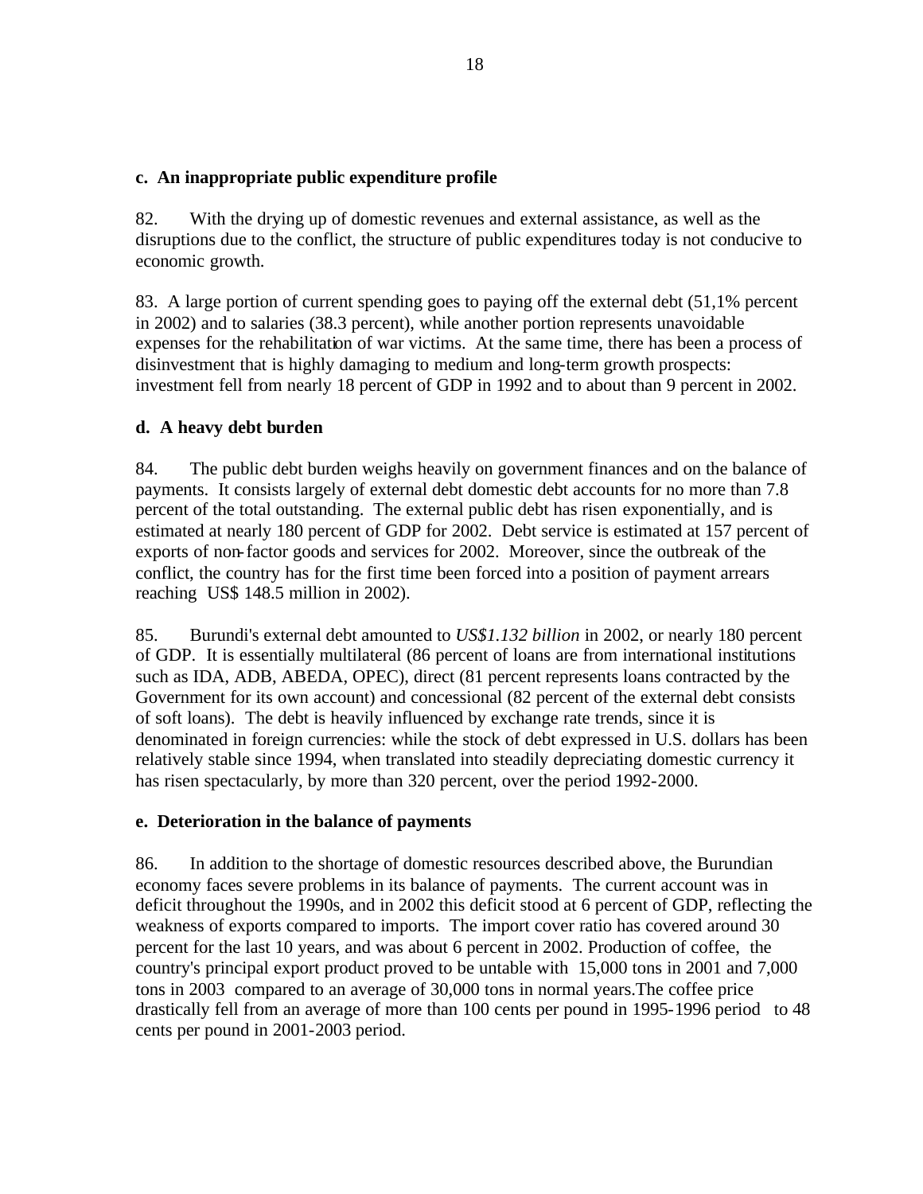**c. An inappropriate public expenditure profile**

82. With the drying up of domestic revenues and external assistance, as well as the disruptions due to the conflict, the structure of public expenditures today is not conducive to economic growth.

83. A large portion of current spending goes to paying off the external debt (51,1% percent in 2002) and to salaries (38.3 percent), while another portion represents unavoidable expenses for the rehabilitation of war victims. At the same time, there has been a process of disinvestment that is highly damaging to medium and long-term growth prospects: investment fell from nearly 18 percent of GDP in 1992 and to about than 9 percent in 2002.

**d. A heavy debt burden**

84. The public debt burden weighs heavily on government finances and on the balance of payments. It consists largely of external debt domestic debt accounts for no more than 7.8 percent of the total outstanding. The external public debt has risen exponentially, and is estimated at nearly 180 percent of GDP for 2002. Debt service is estimated at 157 percent of exports of non-factor goods and services for 2002. Moreover, since the outbreak of the conflict, the country has for the first time been forced into a position of payment arrears reaching US$ 148.5 million in 2002).

85. Burundi's external debt amounted to *US$1.132 billion* in 2002, or nearly 180 percent of GDP. It is essentially multilateral (86 percent of loans are from international institutions such as IDA, ADB, ABEDA, OPEC), direct (81 percent represents loans contracted by the Government for its own account) and concessional (82 percent of the external debt consists of soft loans). The debt is heavily influenced by exchange rate trends, since it is denominated in foreign currencies: while the stock of debt expressed in U.S. dollars has been relatively stable since 1994, when translated into steadily depreciating domestic currency it has risen spectacularly, by more than 320 percent, over the period 1992-2000.

**e. Deterioration in the balance of payments**

86. In addition to the shortage of domestic resources described above, the Burundian economy faces severe problems in its balance of payments. The current account was in deficit throughout the 1990s, and in 2002 this deficit stood at 6 percent of GDP, reflecting the weakness of exports compared to imports. The import cover ratio has covered around 30 percent for the last 10 years, and was about 6 percent in 2002. Production of coffee, the country's principal export product proved to be untable with 15,000 tons in 2001 and 7,000 tons in 2003 compared to an average of 30,000 tons in normal years.The coffee price drastically fell from an average of more than 100 cents per pound in 1995-1996 period to 48 cents per pound in 2001-2003 period.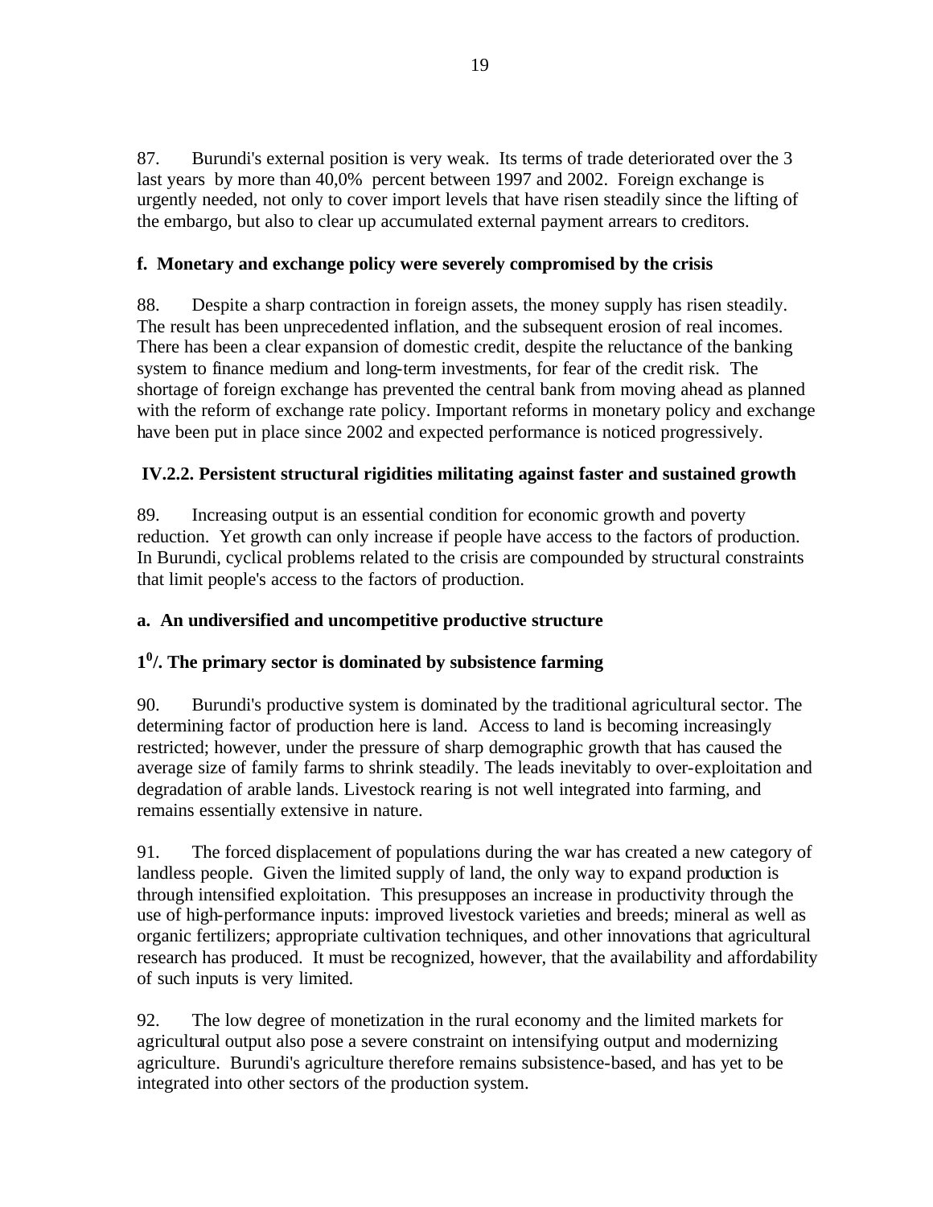87. Burundi's external position is very weak. Its terms of trade deteriorated over the 3 last years by more than 40,0% percent between 1997 and 2002. Foreign exchange is urgently needed, not only to cover import levels that have risen steadily since the lifting of the embargo, but also to clear up accumulated external payment arrears to creditors.

**f. Monetary and exchange policy were severely compromised by the crisis**

88. Despite a sharp contraction in foreign assets, the money supply has risen steadily. The result has been unprecedented inflation, and the subsequent erosion of real incomes. There has been a clear expansion of domestic credit, despite the reluctance of the banking system to finance medium and long-term investments, for fear of the credit risk. The shortage of foreign exchange has prevented the central bank from moving ahead as planned with the reform of exchange rate policy. Important reforms in monetary policy and exchange have been put in place since 2002 and expected performance is noticed progressively.

**IV.2.2. Persistent structural rigidities militating against faster and sustained growth**

89. Increasing output is an essential condition for economic growth and poverty reduction. Yet growth can only increase if people have access to the factors of production. In Burundi, cyclical problems related to the crisis are compounded by structural constraints that limit people's access to the factors of production.

**a. An undiversified and uncompetitive productive structure**

**1°/. The primary sector is dominated by subsistence farming**

90. Burundi's productive system is dominated by the traditional agricultural sector. The determining factor of production here is land. Access to land is becoming increasingly restricted; however, under the pressure of sharp demographic growth that has caused the average size of family farms to shrink steadily. The leads inevitably to over-exploitation and degradation of arable lands. Livestock rearing is not well integrated into farming, and remains essentially extensive in nature.

91. The forced displacement of populations during the war has created a new category of landless people. Given the limited supply of land, the only way to expand production is through intensified exploitation. This presupposes an increase in productivity through the use of high-performance inputs: improved livestock varieties and breeds; mineral as well as organic fertilizers; appropriate cultivation techniques, and other innovations that agricultural research has produced. It must be recognized, however, that the availability and affordability of such inputs is very limited.

92. The low degree of monetization in the rural economy and the limited markets for agricultural output also pose a severe constraint on intensifying output and modernizing agriculture. Burundi's agriculture therefore remains subsistence-based, and has yet to be integrated into other sectors of the production system.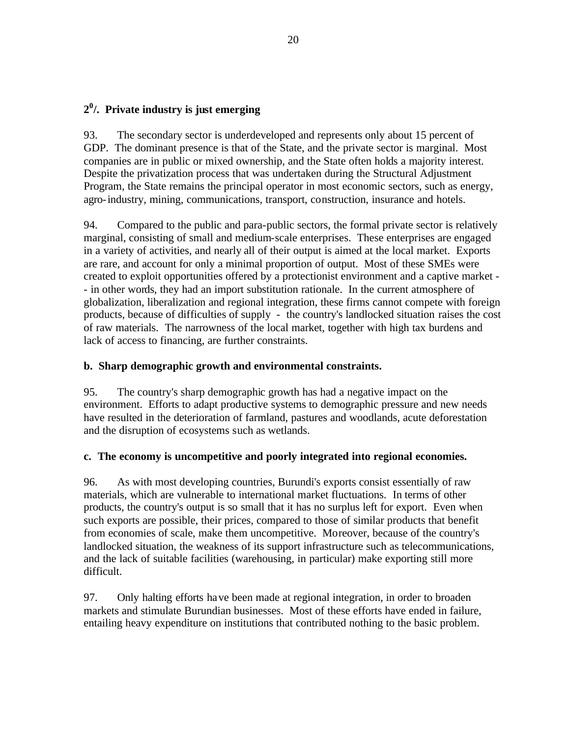### 2°/. Private industry is just emerging

93. The secondary sector is underdeveloped and represents only about 15 percent of GDP. The dominant presence is that of the State, and the private sector is marginal. Most companies are in public or mixed ownership, and the State often holds a majority interest. Despite the privatization process that was undertaken during the Structural Adjustment Program, the State remains the principal operator in most economic sectors, such as energy, agro-industry, mining, communications, transport, construction, insurance and hotels.

94. Compared to the public and para-public sectors, the formal private sector is relatively marginal, consisting of small and medium-scale enterprises. These enterprises are engaged in a variety of activities, and nearly all of their output is aimed at the local market. Exports are rare, and account for only a minimal proportion of output. Most of these SMEs were created to exploit opportunities offered by a protectionist environment and a captive market -- in other words, they had an import substitution rationale. In the current atmosphere of globalization, liberalization and regional integration, these firms cannot compete with foreign products, because of difficulties of supply - the country's landlocked situation raises the cost of raw materials. The narrowness of the local market, together with high tax burdens and lack of access to financing, are further constraints.

### b. Sharp demographic growth and environmental constraints.

95. The country's sharp demographic growth has had a negative impact on the environment. Efforts to adapt productive systems to demographic pressure and new needs have resulted in the deterioration of farmland, pastures and woodlands, acute deforestation and the disruption of ecosystems such as wetlands.

### c. The economy is uncompetitive and poorly integrated into regional economies.

96. As with most developing countries, Burundi's exports consist essentially of raw materials, which are vulnerable to international market fluctuations. In terms of other products, the country's output is so small that it has no surplus left for export. Even when such exports are possible, their prices, compared to those of similar products that benefit from economies of scale, make them uncompetitive. Moreover, because of the country's landlocked situation, the weakness of its support infrastructure such as telecommunications, and the lack of suitable facilities (warehousing, in particular) make exporting still more difficult.

97. Only halting efforts have been made at regional integration, in order to broaden markets and stimulate Burundian businesses. Most of these efforts have ended in failure, entailing heavy expenditure on institutions that contributed nothing to the basic problem.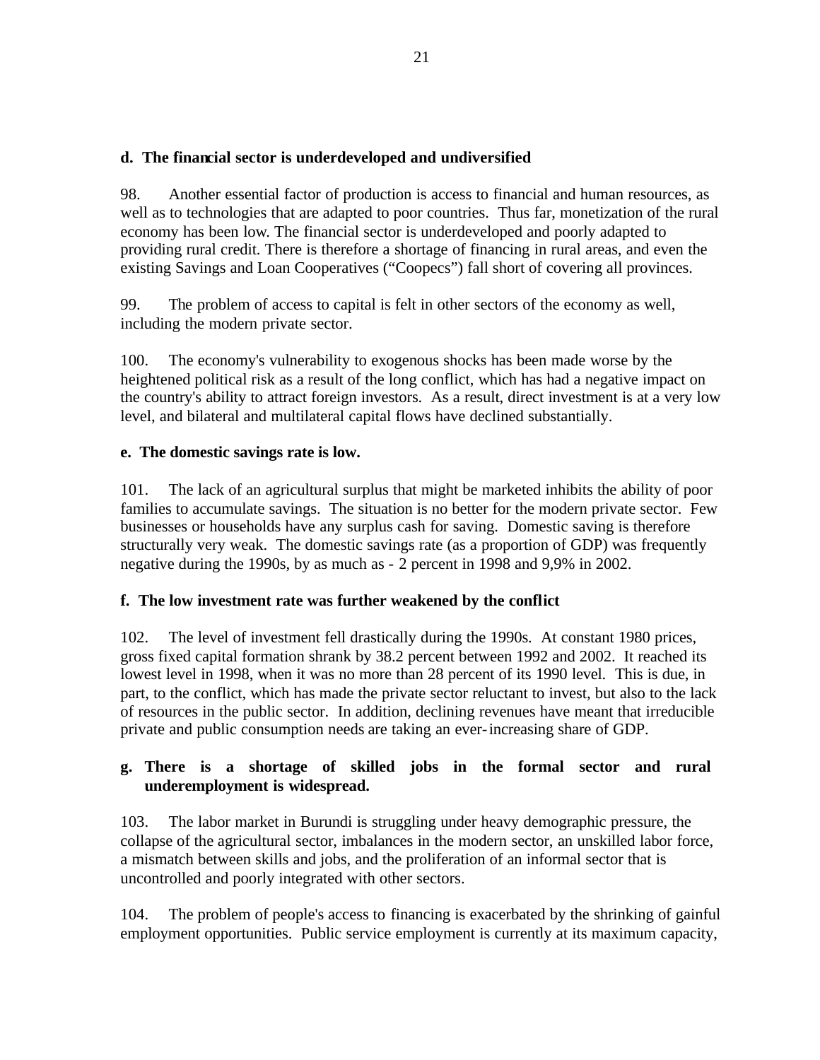**d. The financial sector is underdeveloped and undiversified**

98. Another essential factor of production is access to financial and human resources, as well as to technologies that are adapted to poor countries. Thus far, monetization of the rural economy has been low. The financial sector is underdeveloped and poorly adapted to providing rural credit. There is therefore a shortage of financing in rural areas, and even the existing Savings and Loan Cooperatives ("Coopecs") fall short of covering all provinces.

99. The problem of access to capital is felt in other sectors of the economy as well, including the modern private sector.

100. The economy's vulnerability to exogenous shocks has been made worse by the heightened political risk as a result of the long conflict, which has had a negative impact on the country's ability to attract foreign investors. As a result, direct investment is at a very low level, and bilateral and multilateral capital flows have declined substantially.

**e. The domestic savings rate is low.**

101. The lack of an agricultural surplus that might be marketed inhibits the ability of poor families to accumulate savings. The situation is no better for the modern private sector. Few businesses or households have any surplus cash for saving. Domestic saving is therefore structurally very weak. The domestic savings rate (as a proportion of GDP) was frequently negative during the 1990s, by as much as - 2 percent in 1998 and 9,9% in 2002.

**f. The low investment rate was further weakened by the conflict**

102. The level of investment fell drastically during the 1990s. At constant 1980 prices, gross fixed capital formation shrank by 38.2 percent between 1992 and 2002. It reached its lowest level in 1998, when it was no more than 28 percent of its 1990 level. This is due, in part, to the conflict, which has made the private sector reluctant to invest, but also to the lack of resources in the public sector. In addition, declining revenues have meant that irreducible private and public consumption needs are taking an ever-increasing share of GDP.

**g. There is a shortage of skilled jobs in the formal sector and rural underemployment is widespread.**

103. The labor market in Burundi is struggling under heavy demographic pressure, the collapse of the agricultural sector, imbalances in the modern sector, an unskilled labor force, a mismatch between skills and jobs, and the proliferation of an informal sector that is uncontrolled and poorly integrated with other sectors.

104. The problem of people's access to financing is exacerbated by the shrinking of gainful employment opportunities. Public service employment is currently at its maximum capacity,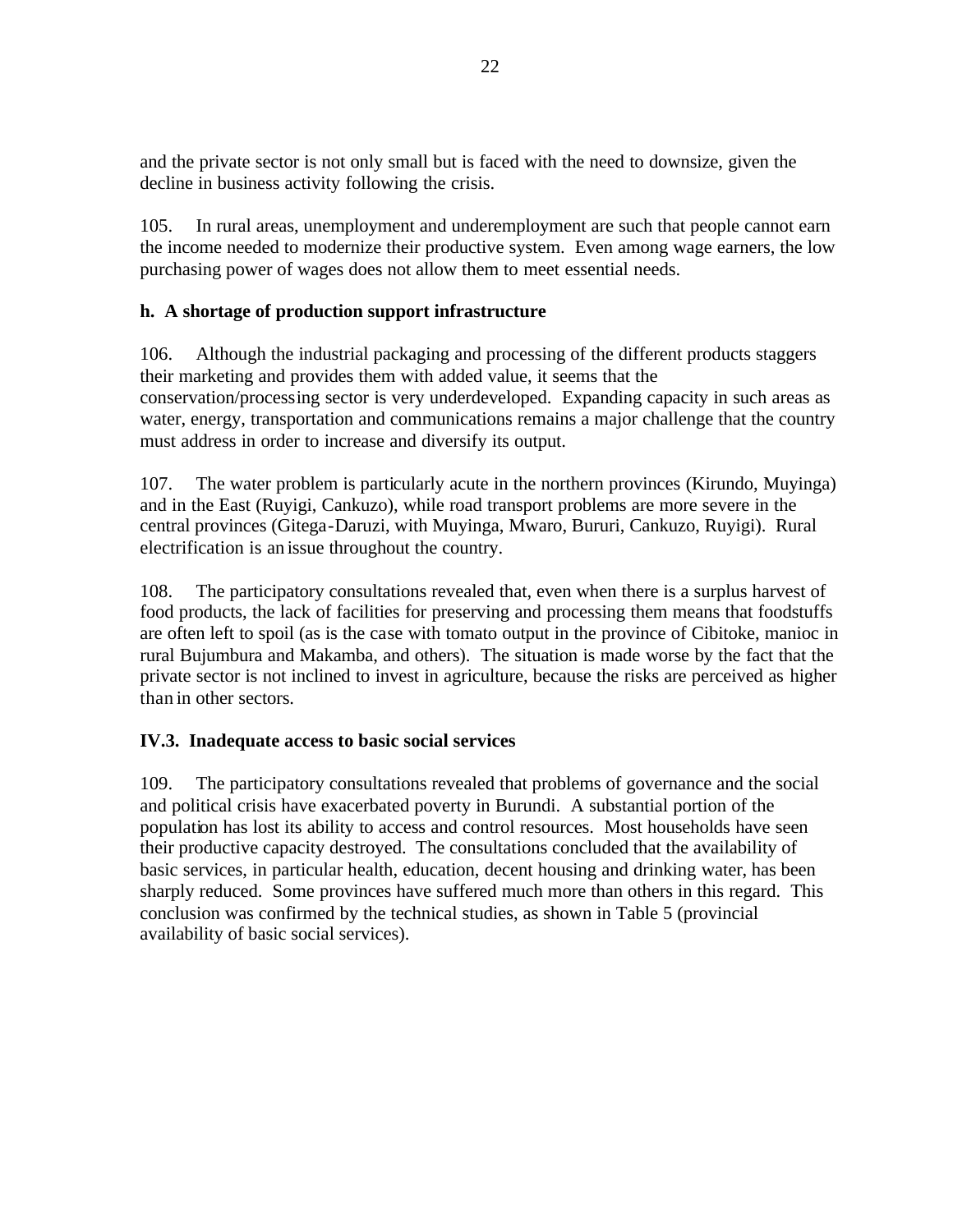and the private sector is not only small but is faced with the need to downsize, given the decline in business activity following the crisis.

105. In rural areas, unemployment and underemployment are such that people cannot earn the income needed to modernize their productive system. Even among wage earners, the low purchasing power of wages does not allow them to meet essential needs.

### h. A shortage of production support infrastructure

106. Although the industrial packaging and processing of the different products staggers their marketing and provides them with added value, it seems that the conservation/processing sector is very underdeveloped. Expanding capacity in such areas as water, energy, transportation and communications remains a major challenge that the country must address in order to increase and diversify its output.

107. The water problem is particularly acute in the northern provinces (Kirundo, Muyinga) and in the East (Ruyigi, Cankuzo), while road transport problems are more severe in the central provinces (Gitega-Daruzi, with Muyinga, Mwaro, Bururi, Cankuzo, Ruyigi). Rural electrification is an issue throughout the country.

108. The participatory consultations revealed that, even when there is a surplus harvest of food products, the lack of facilities for preserving and processing them means that foodstuffs are often left to spoil (as is the case with tomato output in the province of Cibitoke, manioc in rural Bujumbura and Makamba, and others). The situation is made worse by the fact that the private sector is not inclined to invest in agriculture, because the risks are perceived as higher than in other sectors.

## IV.3. Inadequate access to basic social services

109. The participatory consultations revealed that problems of governance and the social and political crisis have exacerbated poverty in Burundi. A substantial portion of the population has lost its ability to access and control resources. Most households have seen their productive capacity destroyed. The consultations concluded that the availability of basic services, in particular health, education, decent housing and drinking water, has been sharply reduced. Some provinces have suffered much more than others in this regard. This conclusion was confirmed by the technical studies, as shown in Table 5 (provincial availability of basic social services).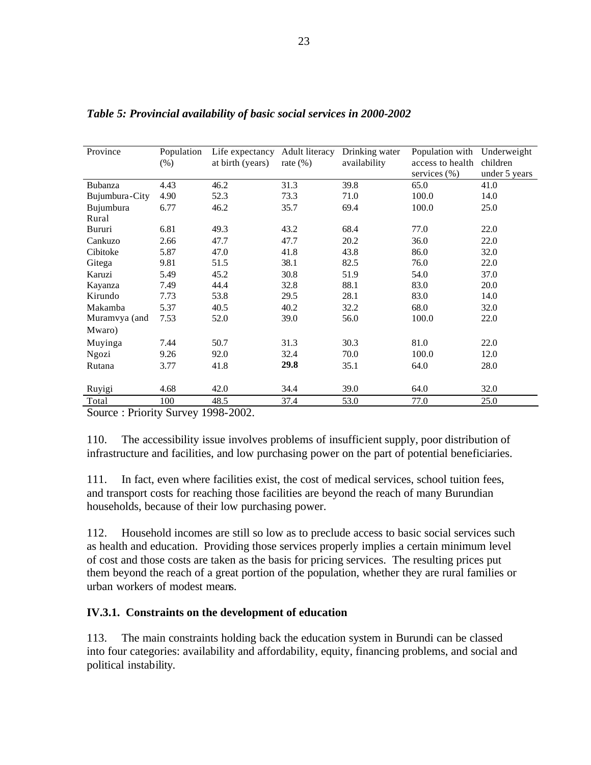*Table 5: Provincial availability of basic social services in 2000-2002*

| Province | Population (%) | Life expectancy at birth (years) | Adult literacy rate (%) | Drinking water availability | Population with access to health services (%) | Underweight children under 5 years |
|---|---|---|---|---|---|---|
| Bubanza | 4.43 | 46.2 | 31.3 | 39.8 | 65.0 | 41.0 |
| Bujumbura-City | 4.90 | 52.3 | 73.3 | 71.0 | 100.0 | 14.0 |
| Bujumbura Rural | 6.77 | 46.2 | 35.7 | 69.4 | 100.0 | 25.0 |
| Bururi | 6.81 | 49.3 | 43.2 | 68.4 | 77.0 | 22.0 |
| Cankuzo | 2.66 | 47.7 | 47.7 | 20.2 | 36.0 | 22.0 |
| Cibitoke | 5.87 | 47.0 | 41.8 | 43.8 | 86.0 | 32.0 |
| Gitega | 9.81 | 51.5 | 38.1 | 82.5 | 76.0 | 22.0 |
| Karuzi | 5.49 | 45.2 | 30.8 | 51.9 | 54.0 | 37.0 |
| Kayanza | 7.49 | 44.4 | 32.8 | 88.1 | 83.0 | 20.0 |
| Kirundo | 7.73 | 53.8 | 29.5 | 28.1 | 83.0 | 14.0 |
| Makamba | 5.37 | 40.5 | 40.2 | 32.2 | 68.0 | 32.0 |
| Muramvya (and Mwaro) | 7.53 | 52.0 | 39.0 | 56.0 | 100.0 | 22.0 |
| Muyinga | 7.44 | 50.7 | 31.3 | 30.3 | 81.0 | 22.0 |
| Ngozi | 9.26 | 92.0 | 32.4 | 70.0 | 100.0 | 12.0 |
| Rutana | 3.77 | 41.8 | **29.8** | 35.1 | 64.0 | 28.0 |
| Ruyigi | 4.68 | 42.0 | 34.4 | 39.0 | 64.0 | 32.0 |
| Total | 100 | 48.5 | 37.4 | 53.0 | 77.0 | 25.0 |

Source : Priority Survey 1998-2002.

110. The accessibility issue involves problems of insufficient supply, poor distribution of infrastructure and facilities, and low purchasing power on the part of potential beneficiaries.

111. In fact, even where facilities exist, the cost of medical services, school tuition fees, and transport costs for reaching those facilities are beyond the reach of many Burundian households, because of their low purchasing power.

112. Household incomes are still so low as to preclude access to basic social services such as health and education. Providing those services properly implies a certain minimum level of cost and those costs are taken as the basis for pricing services. The resulting prices put them beyond the reach of a great portion of the population, whether they are rural families or urban workers of modest means.

### IV.3.1. Constraints on the development of education

113. The main constraints holding back the education system in Burundi can be classed into four categories: availability and affordability, equity, financing problems, and social and political instability.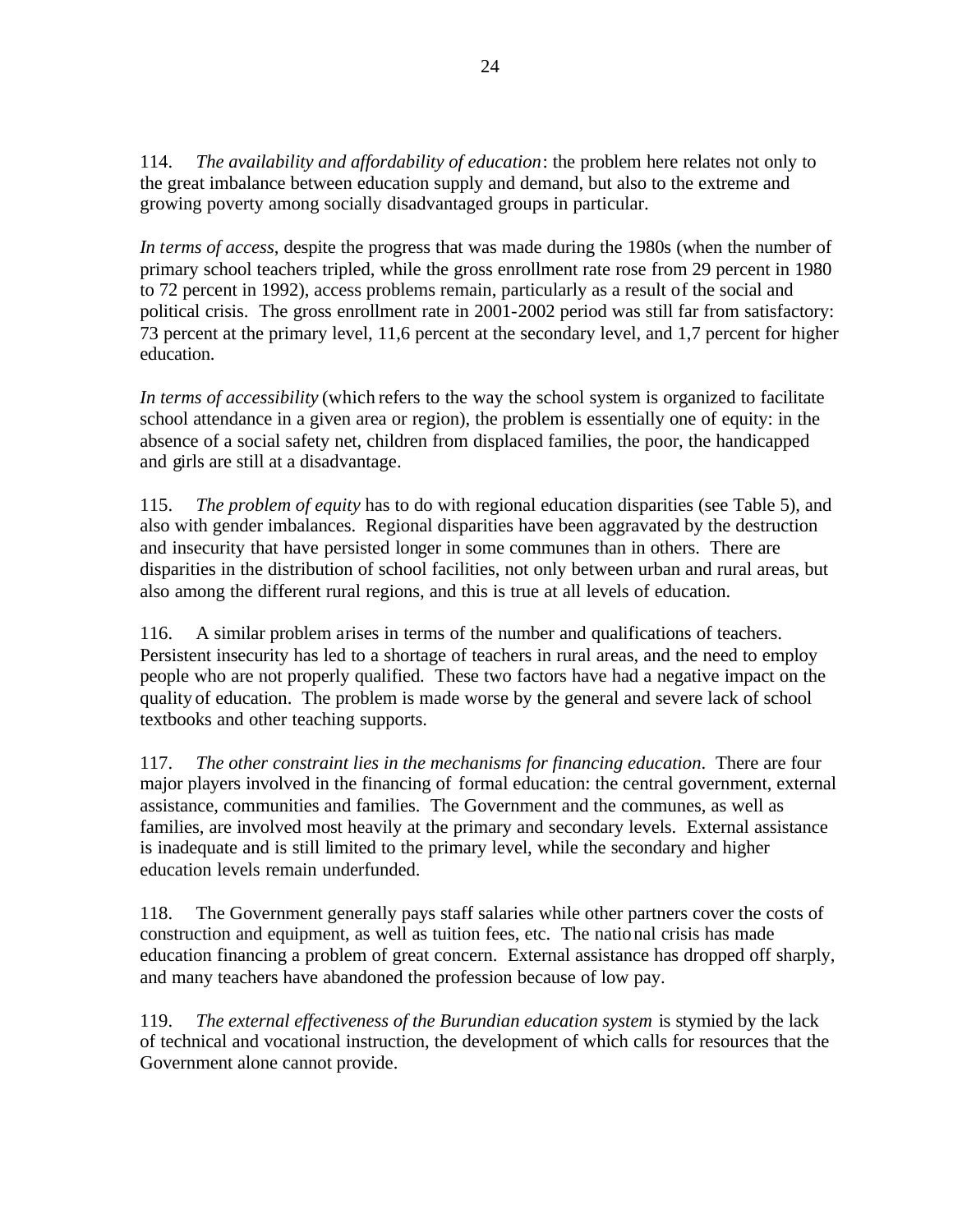114. *The availability and affordability of education*: the problem here relates not only to the great imbalance between education supply and demand, but also to the extreme and growing poverty among socially disadvantaged groups in particular.

*In terms of access*, despite the progress that was made during the 1980s (when the number of primary school teachers tripled, while the gross enrollment rate rose from 29 percent in 1980 to 72 percent in 1992), access problems remain, particularly as a result of the social and political crisis. The gross enrollment rate in 2001-2002 period was still far from satisfactory: 73 percent at the primary level, 11,6 percent at the secondary level, and 1,7 percent for higher education.

*In terms of accessibility* (which refers to the way the school system is organized to facilitate school attendance in a given area or region), the problem is essentially one of equity: in the absence of a social safety net, children from displaced families, the poor, the handicapped and girls are still at a disadvantage.

115. *The problem of equity* has to do with regional education disparities (see Table 5), and also with gender imbalances. Regional disparities have been aggravated by the destruction and insecurity that have persisted longer in some communes than in others. There are disparities in the distribution of school facilities, not only between urban and rural areas, but also among the different rural regions, and this is true at all levels of education.

116. A similar problem arises in terms of the number and qualifications of teachers. Persistent insecurity has led to a shortage of teachers in rural areas, and the need to employ people who are not properly qualified. These two factors have had a negative impact on the quality of education. The problem is made worse by the general and severe lack of school textbooks and other teaching supports.

117. *The other constraint lies in the mechanisms for financing education*. There are four major players involved in the financing of formal education: the central government, external assistance, communities and families. The Government and the communes, as well as families, are involved most heavily at the primary and secondary levels. External assistance is inadequate and is still limited to the primary level, while the secondary and higher education levels remain underfunded.

118. The Government generally pays staff salaries while other partners cover the costs of construction and equipment, as well as tuition fees, etc. The national crisis has made education financing a problem of great concern. External assistance has dropped off sharply, and many teachers have abandoned the profession because of low pay.

119. *The external effectiveness of the Burundian education system* is stymied by the lack of technical and vocational instruction, the development of which calls for resources that the Government alone cannot provide.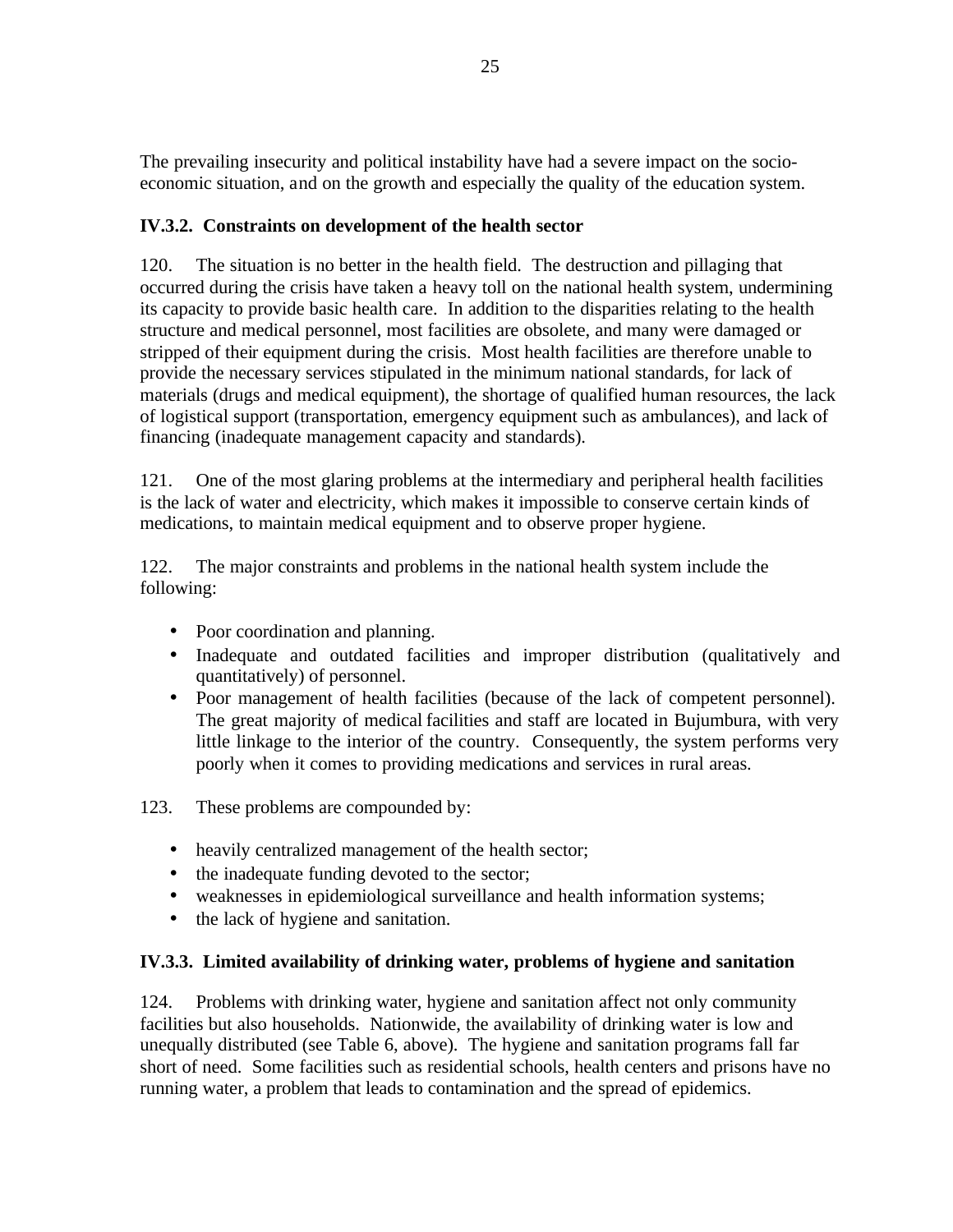The prevailing insecurity and political instability have had a severe impact on the socio-economic situation, and on the growth and especially the quality of the education system.

### IV.3.2. Constraints on development of the health sector

120. The situation is no better in the health field. The destruction and pillaging that occurred during the crisis have taken a heavy toll on the national health system, undermining its capacity to provide basic health care. In addition to the disparities relating to the health structure and medical personnel, most facilities are obsolete, and many were damaged or stripped of their equipment during the crisis. Most health facilities are therefore unable to provide the necessary services stipulated in the minimum national standards, for lack of materials (drugs and medical equipment), the shortage of qualified human resources, the lack of logistical support (transportation, emergency equipment such as ambulances), and lack of financing (inadequate management capacity and standards).

121. One of the most glaring problems at the intermediary and peripheral health facilities is the lack of water and electricity, which makes it impossible to conserve certain kinds of medications, to maintain medical equipment and to observe proper hygiene.

122. The major constraints and problems in the national health system include the following:

- Poor coordination and planning.
- Inadequate and outdated facilities and improper distribution (qualitatively and quantitatively) of personnel.
- Poor management of health facilities (because of the lack of competent personnel). The great majority of medical facilities and staff are located in Bujumbura, with very little linkage to the interior of the country. Consequently, the system performs very poorly when it comes to providing medications and services in rural areas.

123. These problems are compounded by:

- heavily centralized management of the health sector;
- the inadequate funding devoted to the sector;
- weaknesses in epidemiological surveillance and health information systems;
- the lack of hygiene and sanitation.

### IV.3.3. Limited availability of drinking water, problems of hygiene and sanitation

124. Problems with drinking water, hygiene and sanitation affect not only community facilities but also households. Nationwide, the availability of drinking water is low and unequally distributed (see Table 6, above). The hygiene and sanitation programs fall far short of need. Some facilities such as residential schools, health centers and prisons have no running water, a problem that leads to contamination and the spread of epidemics.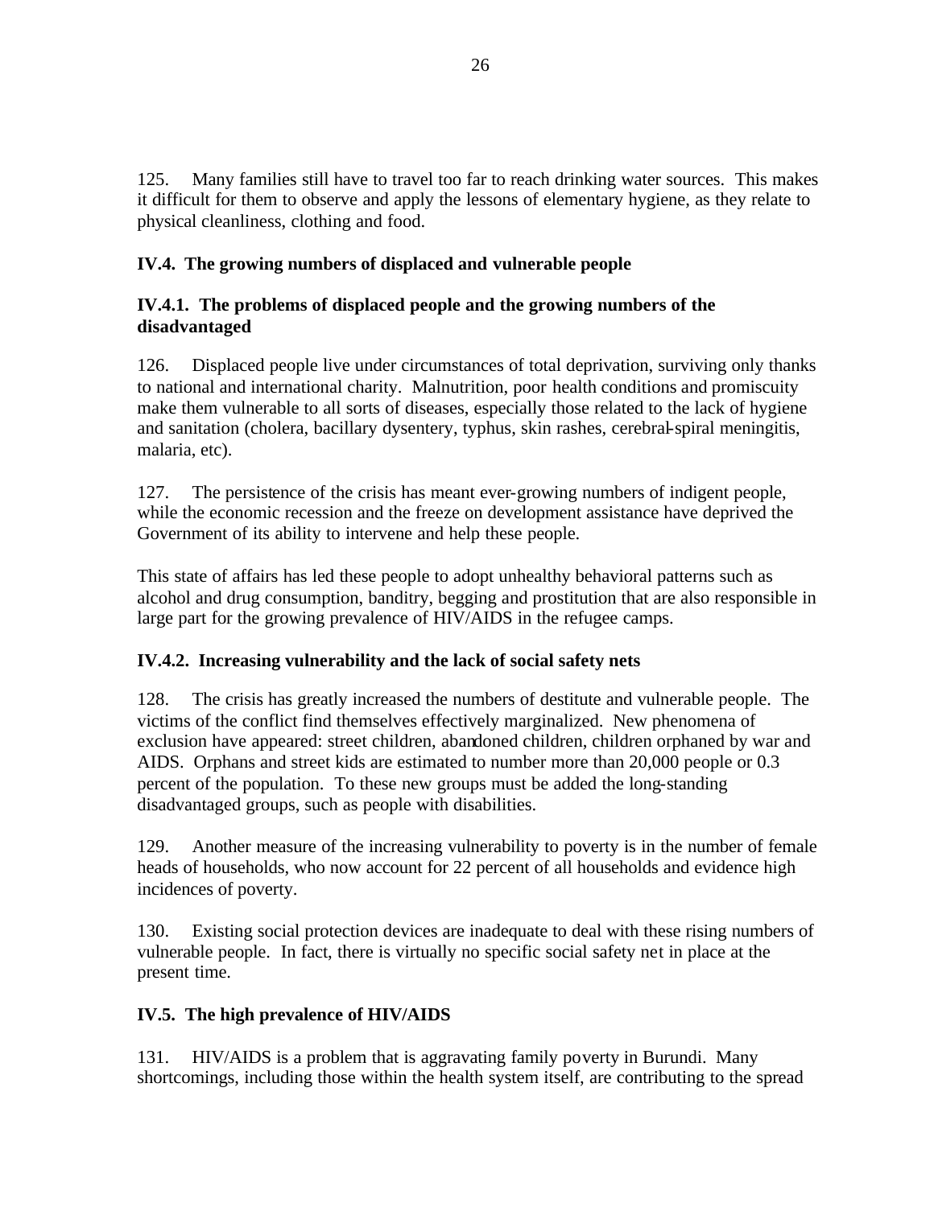125. Many families still have to travel too far to reach drinking water sources. This makes it difficult for them to observe and apply the lessons of elementary hygiene, as they relate to physical cleanliness, clothing and food.

### IV.4. The growing numbers of displaced and vulnerable people

#### IV.4.1. The problems of displaced people and the growing numbers of the disadvantaged

126. Displaced people live under circumstances of total deprivation, surviving only thanks to national and international charity. Malnutrition, poor health conditions and promiscuity make them vulnerable to all sorts of diseases, especially those related to the lack of hygiene and sanitation (cholera, bacillary dysentery, typhus, skin rashes, cerebral-spiral meningitis, malaria, etc).

127. The persistence of the crisis has meant ever-growing numbers of indigent people, while the economic recession and the freeze on development assistance have deprived the Government of its ability to intervene and help these people.

This state of affairs has led these people to adopt unhealthy behavioral patterns such as alcohol and drug consumption, banditry, begging and prostitution that are also responsible in large part for the growing prevalence of HIV/AIDS in the refugee camps.

#### IV.4.2. Increasing vulnerability and the lack of social safety nets

128. The crisis has greatly increased the numbers of destitute and vulnerable people. The victims of the conflict find themselves effectively marginalized. New phenomena of exclusion have appeared: street children, abandoned children, children orphaned by war and AIDS. Orphans and street kids are estimated to number more than 20,000 people or 0.3 percent of the population. To these new groups must be added the long-standing disadvantaged groups, such as people with disabilities.

129. Another measure of the increasing vulnerability to poverty is in the number of female heads of households, who now account for 22 percent of all households and evidence high incidences of poverty.

130. Existing social protection devices are inadequate to deal with these rising numbers of vulnerable people. In fact, there is virtually no specific social safety net in place at the present time.

### IV.5. The high prevalence of HIV/AIDS

131. HIV/AIDS is a problem that is aggravating family poverty in Burundi. Many shortcomings, including those within the health system itself, are contributing to the spread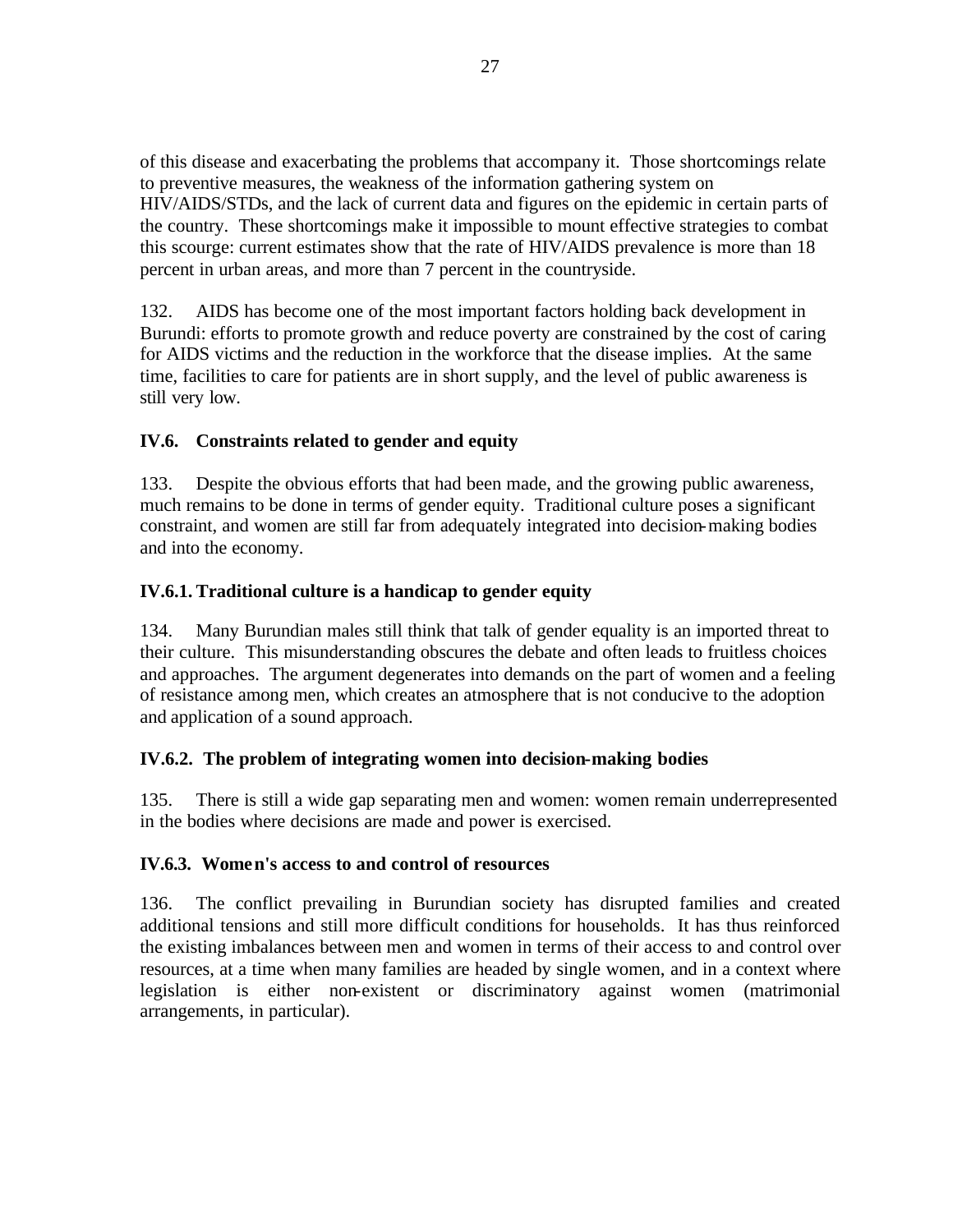of this disease and exacerbating the problems that accompany it. Those shortcomings relate to preventive measures, the weakness of the information gathering system on HIV/AIDS/STDs, and the lack of current data and figures on the epidemic in certain parts of the country. These shortcomings make it impossible to mount effective strategies to combat this scourge: current estimates show that the rate of HIV/AIDS prevalence is more than 18 percent in urban areas, and more than 7 percent in the countryside.

132. AIDS has become one of the most important factors holding back development in Burundi: efforts to promote growth and reduce poverty are constrained by the cost of caring for AIDS victims and the reduction in the workforce that the disease implies. At the same time, facilities to care for patients are in short supply, and the level of public awareness is still very low.

### IV.6. Constraints related to gender and equity

133. Despite the obvious efforts that had been made, and the growing public awareness, much remains to be done in terms of gender equity. Traditional culture poses a significant constraint, and women are still far from adequately integrated into decision-making bodies and into the economy.

#### IV.6.1. Traditional culture is a handicap to gender equity

134. Many Burundian males still think that talk of gender equality is an imported threat to their culture. This misunderstanding obscures the debate and often leads to fruitless choices and approaches. The argument degenerates into demands on the part of women and a feeling of resistance among men, which creates an atmosphere that is not conducive to the adoption and application of a sound approach.

#### IV.6.2. The problem of integrating women into decision-making bodies

135. There is still a wide gap separating men and women: women remain underrepresented in the bodies where decisions are made and power is exercised.

#### IV.6.3. Women's access to and control of resources

136. The conflict prevailing in Burundian society has disrupted families and created additional tensions and still more difficult conditions for households. It has thus reinforced the existing imbalances between men and women in terms of their access to and control over resources, at a time when many families are headed by single women, and in a context where legislation is either non-existent or discriminatory against women (matrimonial arrangements, in particular).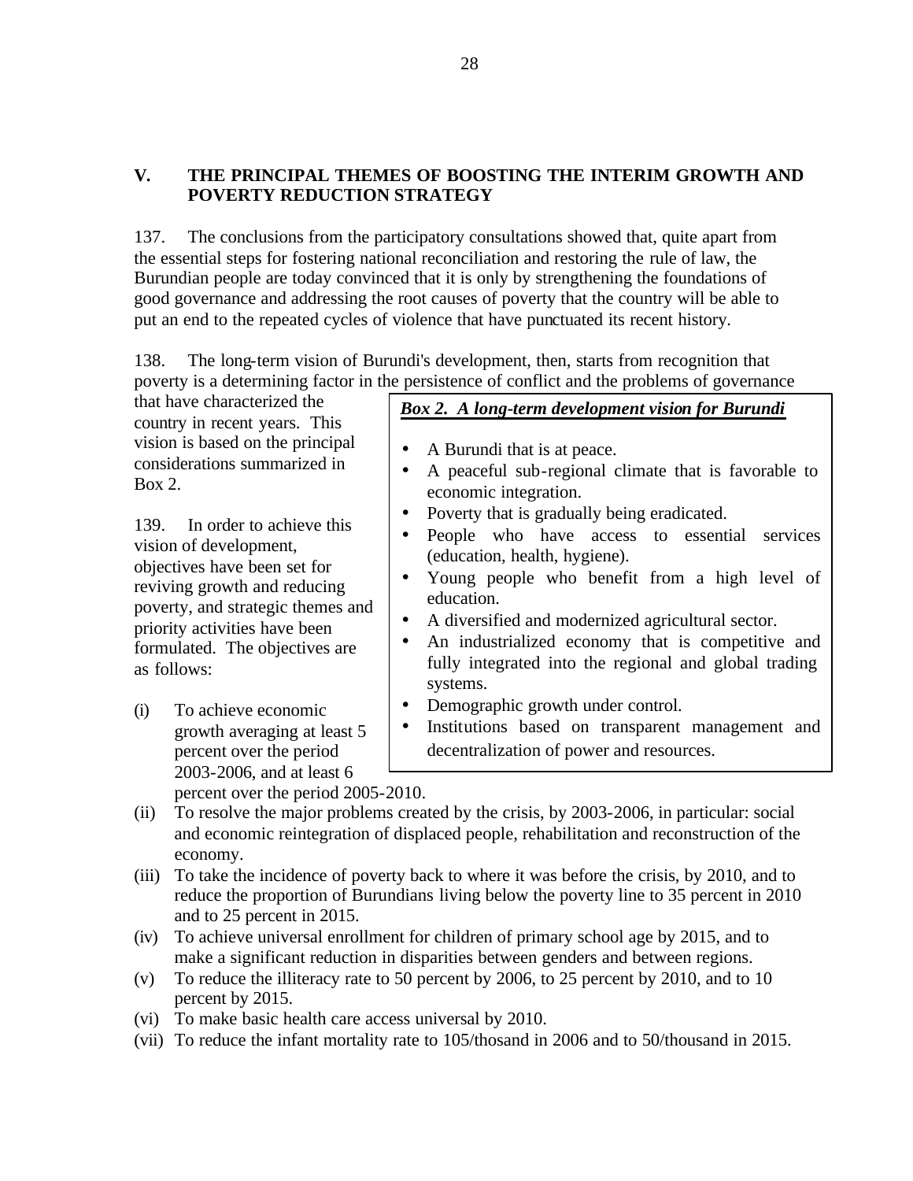## V. THE PRINCIPAL THEMES OF BOOSTING THE INTERIM GROWTH AND POVERTY REDUCTION STRATEGY

137. The conclusions from the participatory consultations showed that, quite apart from the essential steps for fostering national reconciliation and restoring the rule of law, the Burundian people are today convinced that it is only by strengthening the foundations of good governance and addressing the root causes of poverty that the country will be able to put an end to the repeated cycles of violence that have punctuated its recent history.

138. The long-term vision of Burundi's development, then, starts from recognition that poverty is a determining factor in the persistence of conflict and the problems of governance that have characterized the country in recent years. This vision is based on the principal considerations summarized in Box 2.

> ***Box 2. A long-term development vision for Burundi***
>
> - A Burundi that is at peace.
> - A peaceful sub-regional climate that is favorable to economic integration.
> - Poverty that is gradually being eradicated.
> - People who have access to essential services (education, health, hygiene).
> - Young people who benefit from a high level of education.
> - A diversified and modernized agricultural sector.
> - An industrialized economy that is competitive and fully integrated into the regional and global trading systems.
> - Demographic growth under control.
> - Institutions based on transparent management and decentralization of power and resources.

139. In order to achieve this vision of development, objectives have been set for reviving growth and reducing poverty, and strategic themes and priority activities have been formulated. The objectives are as follows:

(i) To achieve economic growth averaging at least 5 percent over the period 2003-2006, and at least 6 percent over the period 2005-2010.

(ii) To resolve the major problems created by the crisis, by 2003-2006, in particular: social and economic reintegration of displaced people, rehabilitation and reconstruction of the economy.

(iii) To take the incidence of poverty back to where it was before the crisis, by 2010, and to reduce the proportion of Burundians living below the poverty line to 35 percent in 2010 and to 25 percent in 2015.

(iv) To achieve universal enrollment for children of primary school age by 2015, and to make a significant reduction in disparities between genders and between regions.

(v) To reduce the illiteracy rate to 50 percent by 2006, to 25 percent by 2010, and to 10 percent by 2015.

(vi) To make basic health care access universal by 2010.

(vii) To reduce the infant mortality rate to 105/thosand in 2006 and to 50/thousand in 2015.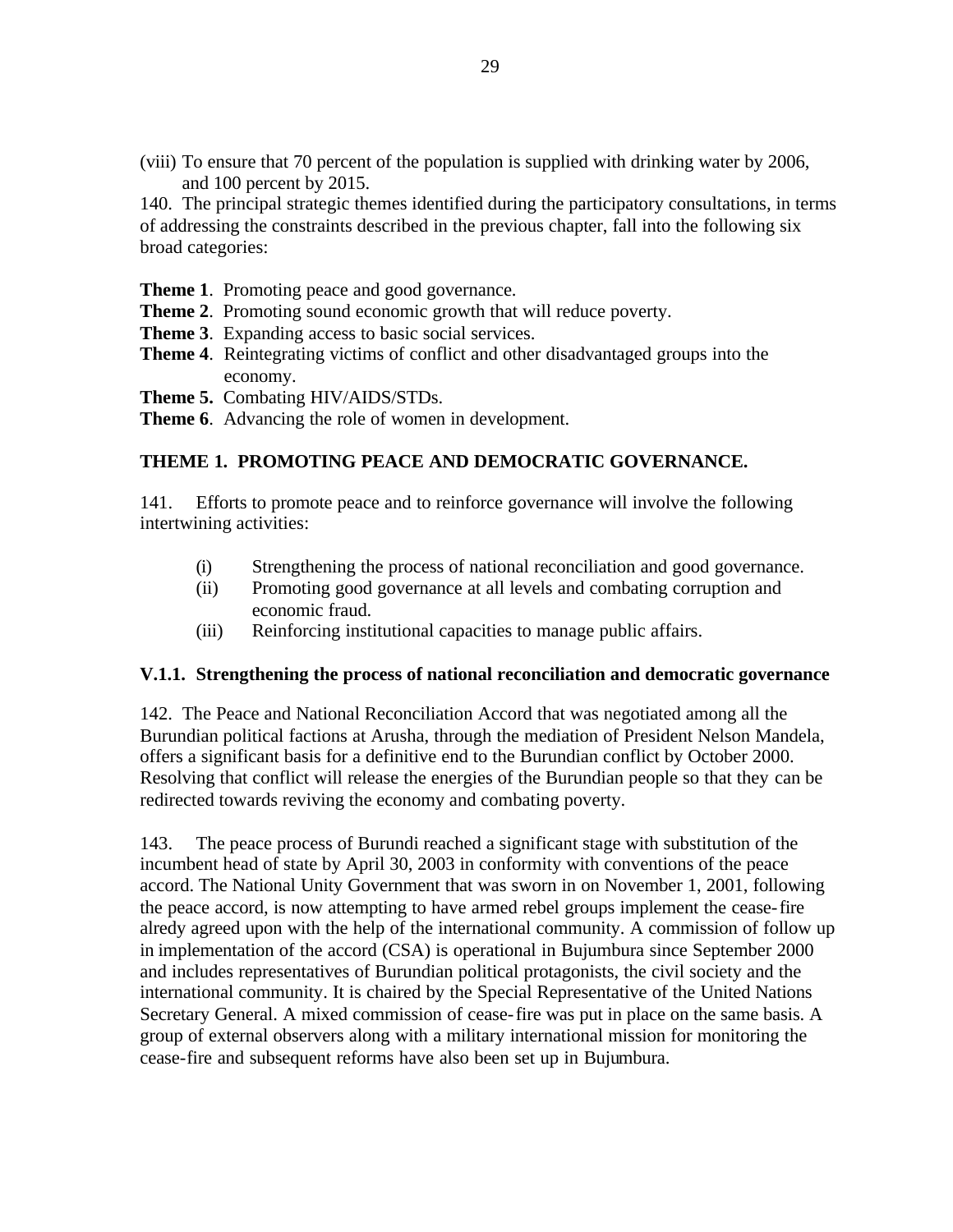(viii) To ensure that 70 percent of the population is supplied with drinking water by 2006, and 100 percent by 2015.

140. The principal strategic themes identified during the participatory consultations, in terms of addressing the constraints described in the previous chapter, fall into the following six broad categories:

**Theme 1**. Promoting peace and good governance.
**Theme 2**. Promoting sound economic growth that will reduce poverty.
**Theme 3**. Expanding access to basic social services.
**Theme 4**. Reintegrating victims of conflict and other disadvantaged groups into the economy.
**Theme 5.** Combating HIV/AIDS/STDs.
**Theme 6**. Advancing the role of women in development.

## THEME 1. PROMOTING PEACE AND DEMOCRATIC GOVERNANCE.

141. Efforts to promote peace and to reinforce governance will involve the following intertwining activities:

(i) Strengthening the process of national reconciliation and good governance.
(ii) Promoting good governance at all levels and combating corruption and economic fraud.
(iii) Reinforcing institutional capacities to manage public affairs.

### V.1.1. Strengthening the process of national reconciliation and democratic governance

142. The Peace and National Reconciliation Accord that was negotiated among all the Burundian political factions at Arusha, through the mediation of President Nelson Mandela, offers a significant basis for a definitive end to the Burundian conflict by October 2000. Resolving that conflict will release the energies of the Burundian people so that they can be redirected towards reviving the economy and combating poverty.

143. The peace process of Burundi reached a significant stage with substitution of the incumbent head of state by April 30, 2003 in conformity with conventions of the peace accord. The National Unity Government that was sworn in on November 1, 2001, following the peace accord, is now attempting to have armed rebel groups implement the cease-fire alredy agreed upon with the help of the international community. A commission of follow up in implementation of the accord (CSA) is operational in Bujumbura since September 2000 and includes representatives of Burundian political protagonists, the civil society and the international community. It is chaired by the Special Representative of the United Nations Secretary General. A mixed commission of cease-fire was put in place on the same basis. A group of external observers along with a military international mission for monitoring the cease-fire and subsequent reforms have also been set up in Bujumbura.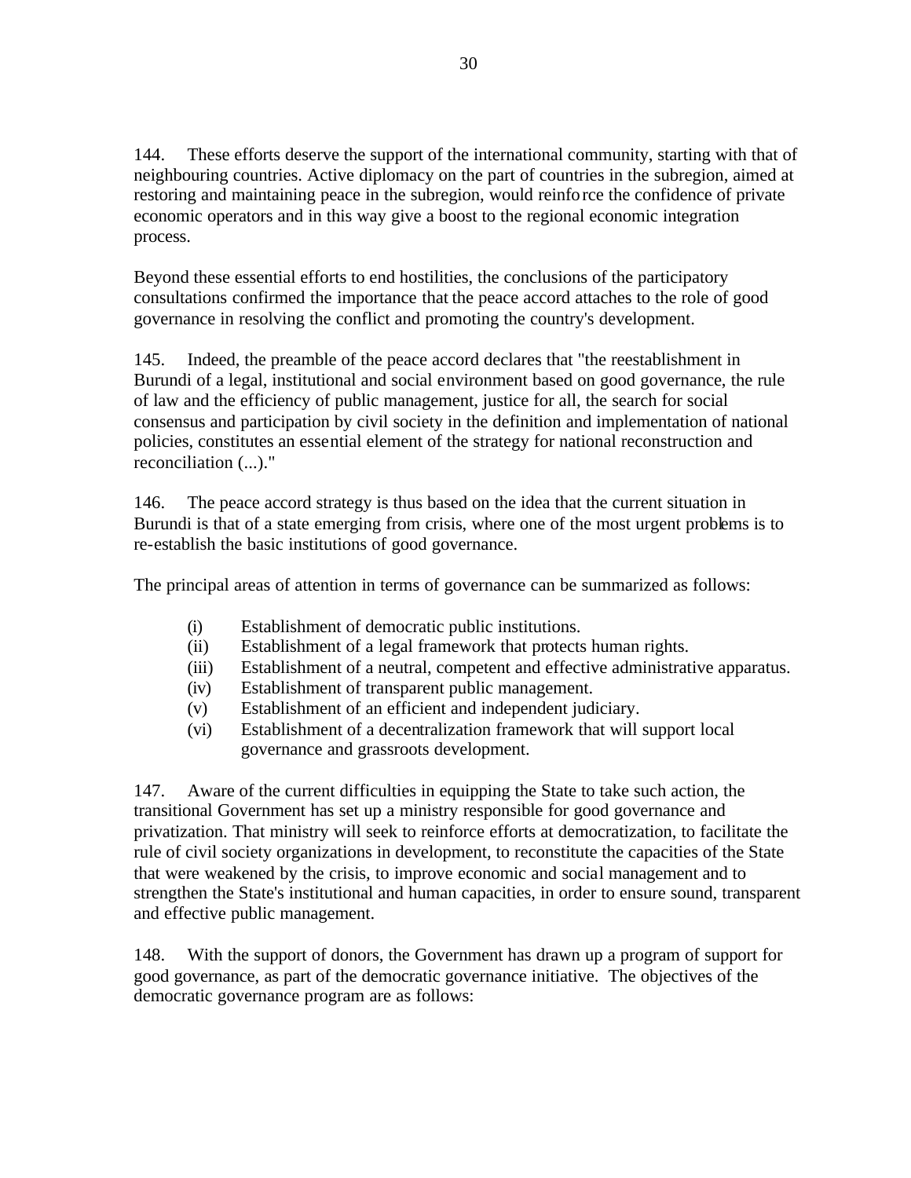144. These efforts deserve the support of the international community, starting with that of neighbouring countries. Active diplomacy on the part of countries in the subregion, aimed at restoring and maintaining peace in the subregion, would reinforce the confidence of private economic operators and in this way give a boost to the regional economic integration process.

Beyond these essential efforts to end hostilities, the conclusions of the participatory consultations confirmed the importance that the peace accord attaches to the role of good governance in resolving the conflict and promoting the country's development.

145. Indeed, the preamble of the peace accord declares that "the reestablishment in Burundi of a legal, institutional and social environment based on good governance, the rule of law and the efficiency of public management, justice for all, the search for social consensus and participation by civil society in the definition and implementation of national policies, constitutes an essential element of the strategy for national reconstruction and reconciliation (...)."

146. The peace accord strategy is thus based on the idea that the current situation in Burundi is that of a state emerging from crisis, where one of the most urgent problems is to re-establish the basic institutions of good governance.

The principal areas of attention in terms of governance can be summarized as follows:

- (i) Establishment of democratic public institutions.
- (ii) Establishment of a legal framework that protects human rights.
- (iii) Establishment of a neutral, competent and effective administrative apparatus.
- (iv) Establishment of transparent public management.
- (v) Establishment of an efficient and independent judiciary.
- (vi) Establishment of a decentralization framework that will support local governance and grassroots development.

147. Aware of the current difficulties in equipping the State to take such action, the transitional Government has set up a ministry responsible for good governance and privatization. That ministry will seek to reinforce efforts at democratization, to facilitate the rule of civil society organizations in development, to reconstitute the capacities of the State that were weakened by the crisis, to improve economic and social management and to strengthen the State's institutional and human capacities, in order to ensure sound, transparent and effective public management.

148. With the support of donors, the Government has drawn up a program of support for good governance, as part of the democratic governance initiative. The objectives of the democratic governance program are as follows: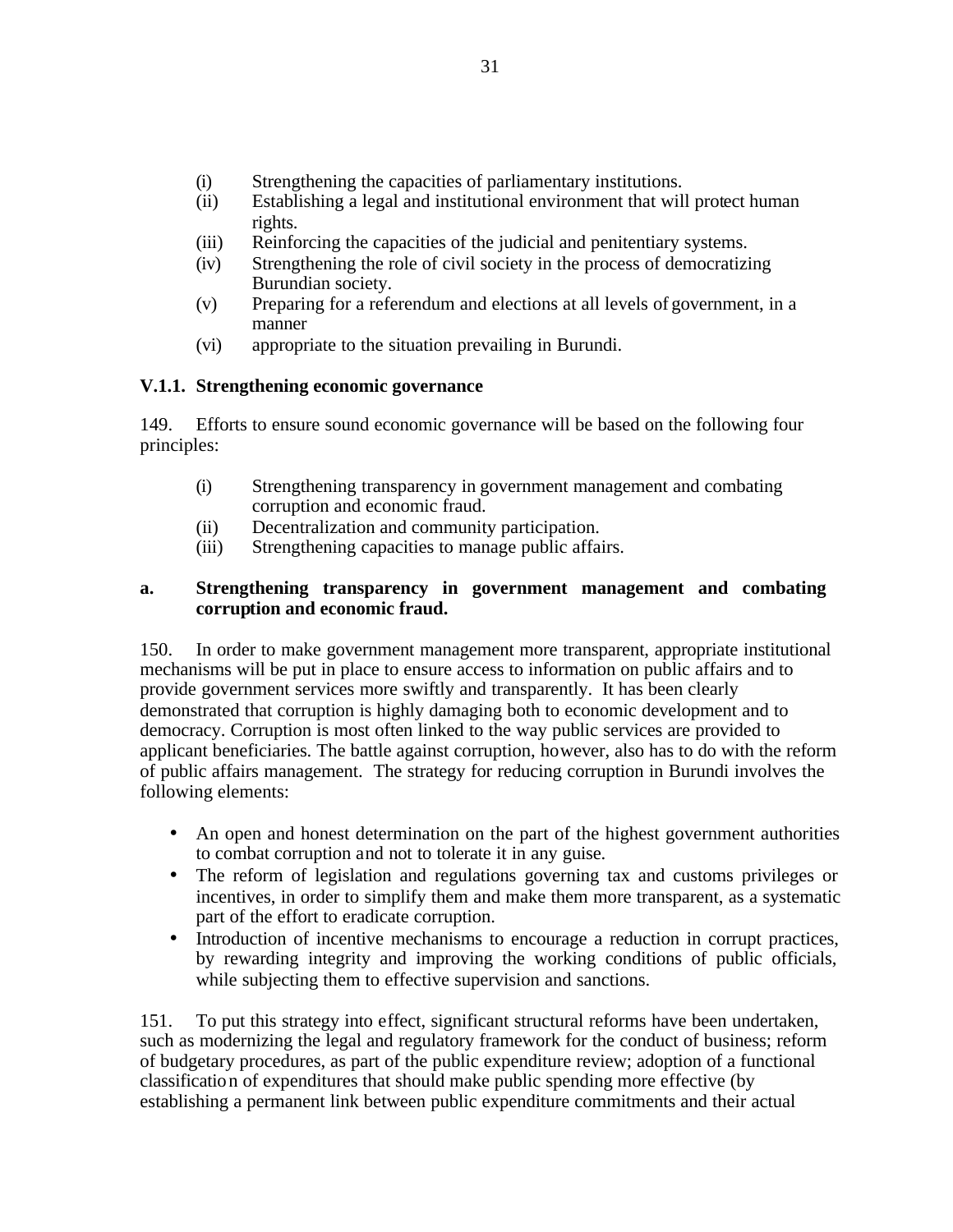(i) Strengthening the capacities of parliamentary institutions.
(ii) Establishing a legal and institutional environment that will protect human rights.
(iii) Reinforcing the capacities of the judicial and penitentiary systems.
(iv) Strengthening the role of civil society in the process of democratizing Burundian society.
(v) Preparing for a referendum and elections at all levels of government, in a manner
(vi) appropriate to the situation prevailing in Burundi.

### V.1.1. Strengthening economic governance

149. Efforts to ensure sound economic governance will be based on the following four principles:

(i) Strengthening transparency in government management and combating corruption and economic fraud.
(ii) Decentralization and community participation.
(iii) Strengthening capacities to manage public affairs.

#### a. Strengthening transparency in government management and combating corruption and economic fraud.

150. In order to make government management more transparent, appropriate institutional mechanisms will be put in place to ensure access to information on public affairs and to provide government services more swiftly and transparently. It has been clearly demonstrated that corruption is highly damaging both to economic development and to democracy. Corruption is most often linked to the way public services are provided to applicant beneficiaries. The battle against corruption, however, also has to do with the reform of public affairs management. The strategy for reducing corruption in Burundi involves the following elements:

- An open and honest determination on the part of the highest government authorities to combat corruption and not to tolerate it in any guise.
- The reform of legislation and regulations governing tax and customs privileges or incentives, in order to simplify them and make them more transparent, as a systematic part of the effort to eradicate corruption.
- Introduction of incentive mechanisms to encourage a reduction in corrupt practices, by rewarding integrity and improving the working conditions of public officials, while subjecting them to effective supervision and sanctions.

151. To put this strategy into effect, significant structural reforms have been undertaken, such as modernizing the legal and regulatory framework for the conduct of business; reform of budgetary procedures, as part of the public expenditure review; adoption of a functional classification of expenditures that should make public spending more effective (by establishing a permanent link between public expenditure commitments and their actual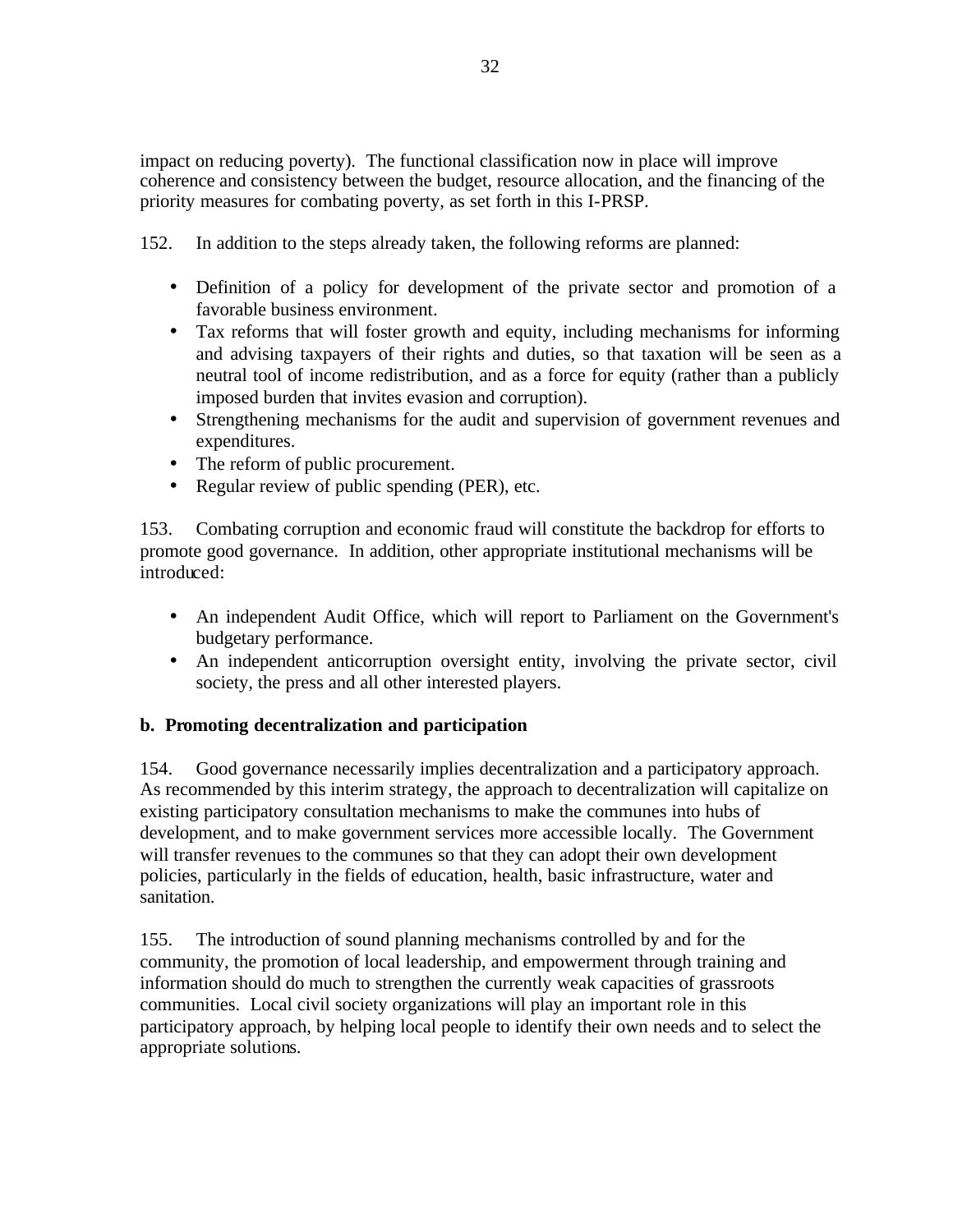impact on reducing poverty). The functional classification now in place will improve coherence and consistency between the budget, resource allocation, and the financing of the priority measures for combating poverty, as set forth in this I-PRSP.

152. In addition to the steps already taken, the following reforms are planned:

- Definition of a policy for development of the private sector and promotion of a favorable business environment.
- Tax reforms that will foster growth and equity, including mechanisms for informing and advising taxpayers of their rights and duties, so that taxation will be seen as a neutral tool of income redistribution, and as a force for equity (rather than a publicly imposed burden that invites evasion and corruption).
- Strengthening mechanisms for the audit and supervision of government revenues and expenditures.
- The reform of public procurement.
- Regular review of public spending (PER), etc.

153. Combating corruption and economic fraud will constitute the backdrop for efforts to promote good governance. In addition, other appropriate institutional mechanisms will be introduced:

- An independent Audit Office, which will report to Parliament on the Government's budgetary performance.
- An independent anticorruption oversight entity, involving the private sector, civil society, the press and all other interested players.

**b. Promoting decentralization and participation**

154. Good governance necessarily implies decentralization and a participatory approach. As recommended by this interim strategy, the approach to decentralization will capitalize on existing participatory consultation mechanisms to make the communes into hubs of development, and to make government services more accessible locally. The Government will transfer revenues to the communes so that they can adopt their own development policies, particularly in the fields of education, health, basic infrastructure, water and sanitation.

155. The introduction of sound planning mechanisms controlled by and for the community, the promotion of local leadership, and empowerment through training and information should do much to strengthen the currently weak capacities of grassroots communities. Local civil society organizations will play an important role in this participatory approach, by helping local people to identify their own needs and to select the appropriate solutions.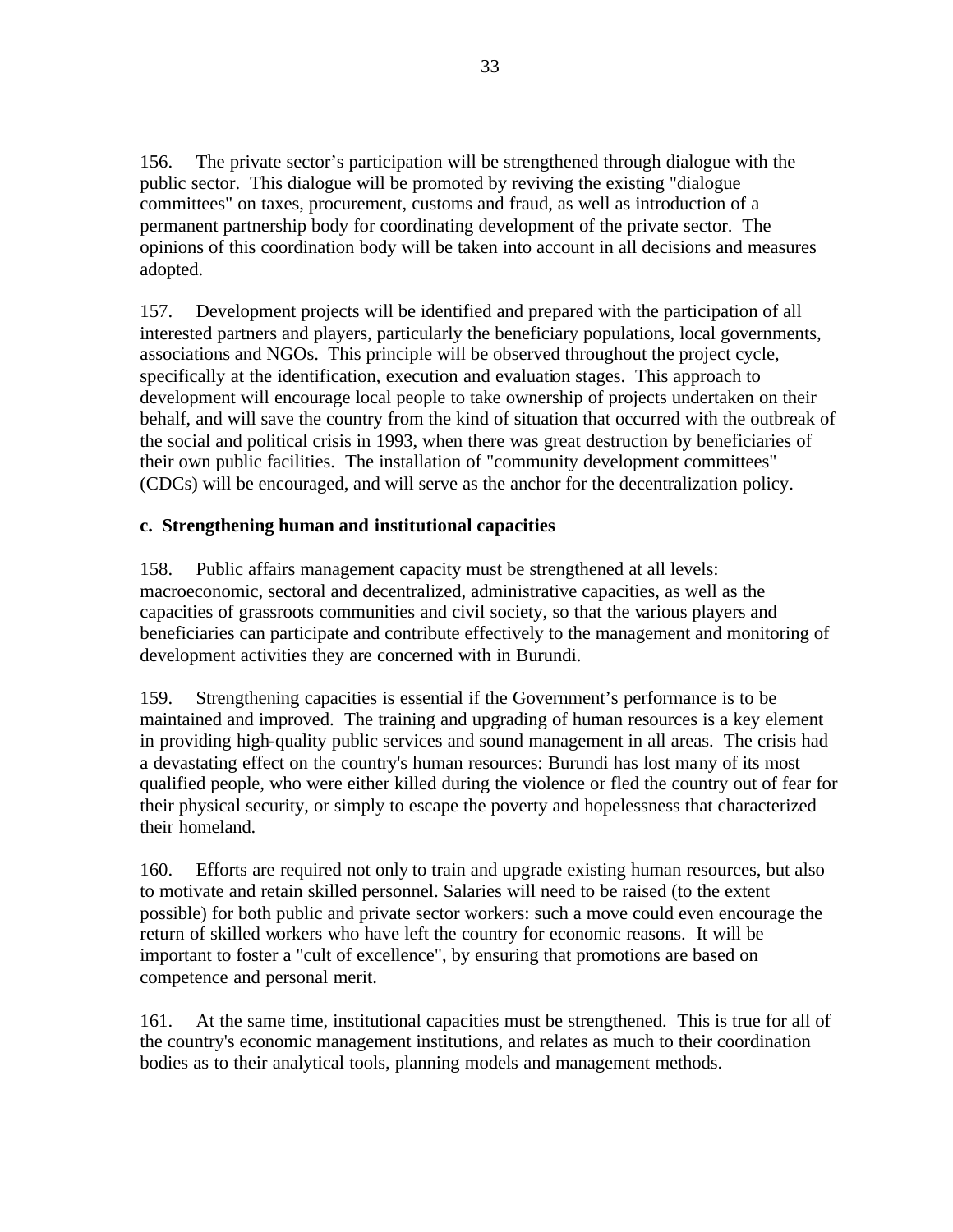156. The private sector's participation will be strengthened through dialogue with the public sector. This dialogue will be promoted by reviving the existing "dialogue committees" on taxes, procurement, customs and fraud, as well as introduction of a permanent partnership body for coordinating development of the private sector. The opinions of this coordination body will be taken into account in all decisions and measures adopted.

157. Development projects will be identified and prepared with the participation of all interested partners and players, particularly the beneficiary populations, local governments, associations and NGOs. This principle will be observed throughout the project cycle, specifically at the identification, execution and evaluation stages. This approach to development will encourage local people to take ownership of projects undertaken on their behalf, and will save the country from the kind of situation that occurred with the outbreak of the social and political crisis in 1993, when there was great destruction by beneficiaries of their own public facilities. The installation of "community development committees" (CDCs) will be encouraged, and will serve as the anchor for the decentralization policy.

**c. Strengthening human and institutional capacities**

158. Public affairs management capacity must be strengthened at all levels: macroeconomic, sectoral and decentralized, administrative capacities, as well as the capacities of grassroots communities and civil society, so that the various players and beneficiaries can participate and contribute effectively to the management and monitoring of development activities they are concerned with in Burundi.

159. Strengthening capacities is essential if the Government's performance is to be maintained and improved. The training and upgrading of human resources is a key element in providing high-quality public services and sound management in all areas. The crisis had a devastating effect on the country's human resources: Burundi has lost many of its most qualified people, who were either killed during the violence or fled the country out of fear for their physical security, or simply to escape the poverty and hopelessness that characterized their homeland.

160. Efforts are required not only to train and upgrade existing human resources, but also to motivate and retain skilled personnel. Salaries will need to be raised (to the extent possible) for both public and private sector workers: such a move could even encourage the return of skilled workers who have left the country for economic reasons. It will be important to foster a "cult of excellence", by ensuring that promotions are based on competence and personal merit.

161. At the same time, institutional capacities must be strengthened. This is true for all of the country's economic management institutions, and relates as much to their coordination bodies as to their analytical tools, planning models and management methods.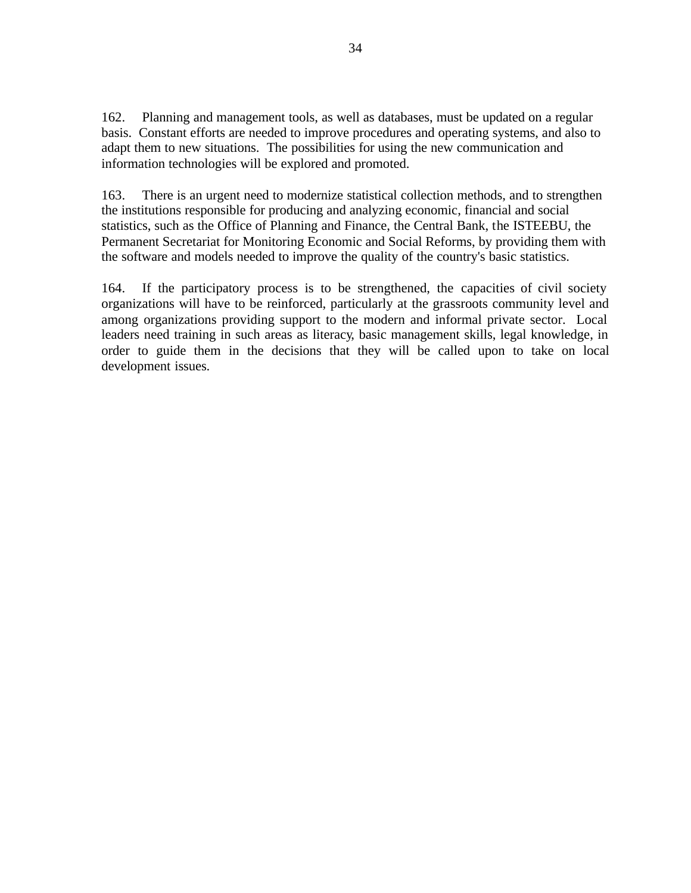162. Planning and management tools, as well as databases, must be updated on a regular basis. Constant efforts are needed to improve procedures and operating systems, and also to adapt them to new situations. The possibilities for using the new communication and information technologies will be explored and promoted.

163. There is an urgent need to modernize statistical collection methods, and to strengthen the institutions responsible for producing and analyzing economic, financial and social statistics, such as the Office of Planning and Finance, the Central Bank, the ISTEEBU, the Permanent Secretariat for Monitoring Economic and Social Reforms, by providing them with the software and models needed to improve the quality of the country's basic statistics.

164. If the participatory process is to be strengthened, the capacities of civil society organizations will have to be reinforced, particularly at the grassroots community level and among organizations providing support to the modern and informal private sector. Local leaders need training in such areas as literacy, basic management skills, legal knowledge, in order to guide them in the decisions that they will be called upon to take on local development issues.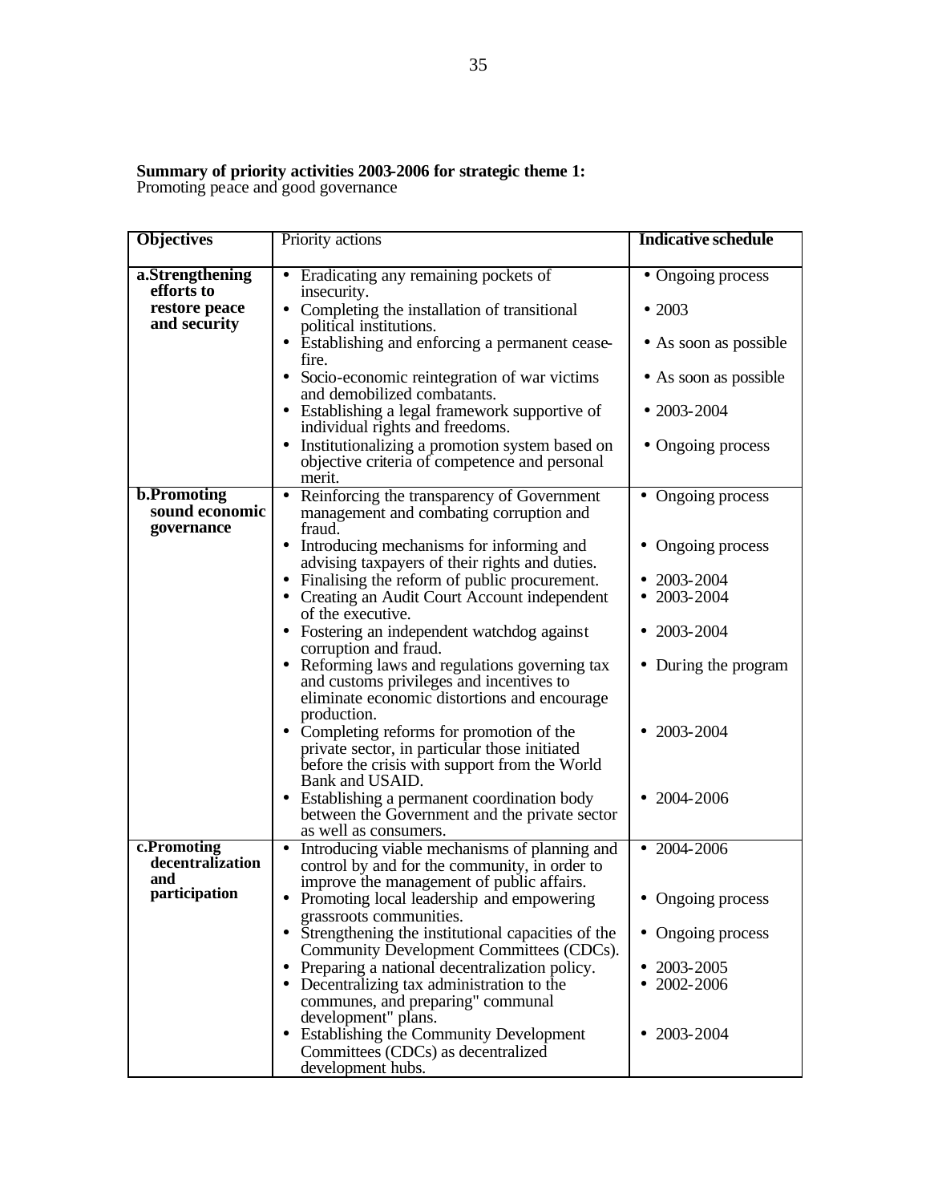**Summary of priority activities 2003-2006 for strategic theme 1:**
Promoting peace and good governance

| **Objectives** | Priority actions | **Indicative schedule** |
|---|---|---|
| **a.Strengthening efforts to restore peace and security** | • Eradicating any remaining pockets of insecurity.<br>• Completing the installation of transitional political institutions.<br>• Establishing and enforcing a permanent cease-fire.<br>• Socio-economic reintegration of war victims and demobilized combatants.<br>• Establishing a legal framework supportive of individual rights and freedoms.<br>• Institutionalizing a promotion system based on objective criteria of competence and personal merit. | • Ongoing process<br>• 2003<br>• As soon as possible<br>• As soon as possible<br>• 2003-2004<br>• Ongoing process |
| **b.Promoting sound economic governance** | • Reinforcing the transparency of Government management and combating corruption and fraud.<br>• Introducing mechanisms for informing and advising taxpayers of their rights and duties.<br>• Finalising the reform of public procurement.<br>• Creating an Audit Court Account independent of the executive.<br>• Fostering an independent watchdog against corruption and fraud.<br>• Reforming laws and regulations governing tax and customs privileges and incentives to eliminate economic distortions and encourage production.<br>• Completing reforms for promotion of the private sector, in particular those initiated before the crisis with support from the World Bank and USAID.<br>• Establishing a permanent coordination body between the Government and the private sector as well as consumers. | • Ongoing process<br>• Ongoing process<br>• 2003-2004<br>• 2003-2004<br>• 2003-2004<br>• During the program<br>• 2003-2004<br>• 2004-2006 |
| **c.Promoting decentralization and participation** | • Introducing viable mechanisms of planning and control by and for the community, in order to improve the management of public affairs.<br>• Promoting local leadership and empowering grassroots communities.<br>• Strengthening the institutional capacities of the Community Development Committees (CDCs).<br>• Preparing a national decentralization policy.<br>• Decentralizing tax administration to the communes, and preparing" communal development" plans.<br>• Establishing the Community Development Committees (CDCs) as decentralized development hubs. | • 2004-2006<br>• Ongoing process<br>• Ongoing process<br>• 2003-2005<br>• 2002-2006<br>• 2003-2004 |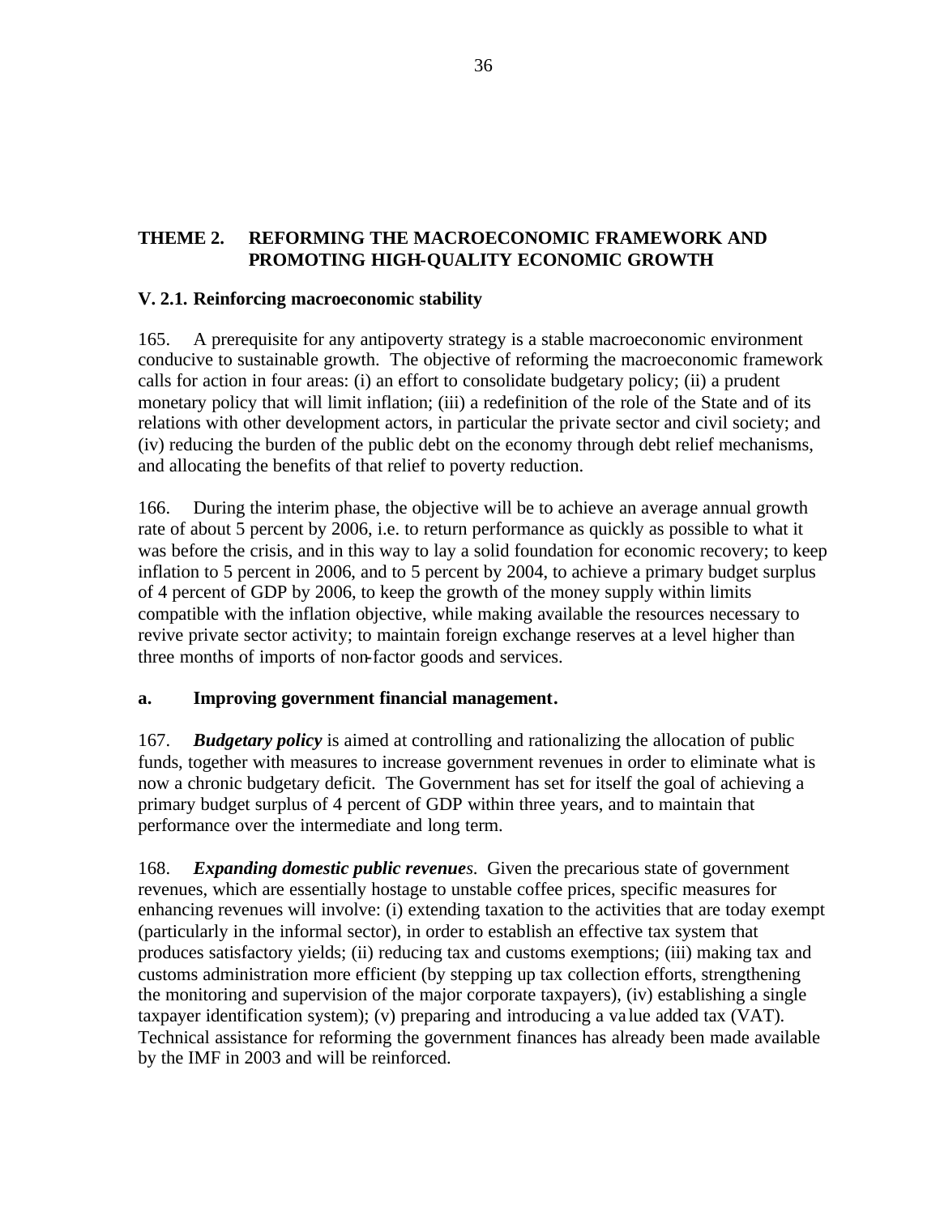## THEME 2. REFORMING THE MACROECONOMIC FRAMEWORK AND PROMOTING HIGH-QUALITY ECONOMIC GROWTH

### V. 2.1. Reinforcing macroeconomic stability

165. A prerequisite for any antipoverty strategy is a stable macroeconomic environment conducive to sustainable growth. The objective of reforming the macroeconomic framework calls for action in four areas: (i) an effort to consolidate budgetary policy; (ii) a prudent monetary policy that will limit inflation; (iii) a redefinition of the role of the State and of its relations with other development actors, in particular the private sector and civil society; and (iv) reducing the burden of the public debt on the economy through debt relief mechanisms, and allocating the benefits of that relief to poverty reduction.

166. During the interim phase, the objective will be to achieve an average annual growth rate of about 5 percent by 2006, i.e. to return performance as quickly as possible to what it was before the crisis, and in this way to lay a solid foundation for economic recovery; to keep inflation to 5 percent in 2006, and to 5 percent by 2004, to achieve a primary budget surplus of 4 percent of GDP by 2006, to keep the growth of the money supply within limits compatible with the inflation objective, while making available the resources necessary to revive private sector activity; to maintain foreign exchange reserves at a level higher than three months of imports of non-factor goods and services.

#### a. Improving government financial management.

167. ***Budgetary policy*** is aimed at controlling and rationalizing the allocation of public funds, together with measures to increase government revenues in order to eliminate what is now a chronic budgetary deficit. The Government has set for itself the goal of achieving a primary budget surplus of 4 percent of GDP within three years, and to maintain that performance over the intermediate and long term.

168. ***Expanding domestic public revenues***. Given the precarious state of government revenues, which are essentially hostage to unstable coffee prices, specific measures for enhancing revenues will involve: (i) extending taxation to the activities that are today exempt (particularly in the informal sector), in order to establish an effective tax system that produces satisfactory yields; (ii) reducing tax and customs exemptions; (iii) making tax and customs administration more efficient (by stepping up tax collection efforts, strengthening the monitoring and supervision of the major corporate taxpayers), (iv) establishing a single taxpayer identification system); (v) preparing and introducing a value added tax (VAT). Technical assistance for reforming the government finances has already been made available by the IMF in 2003 and will be reinforced.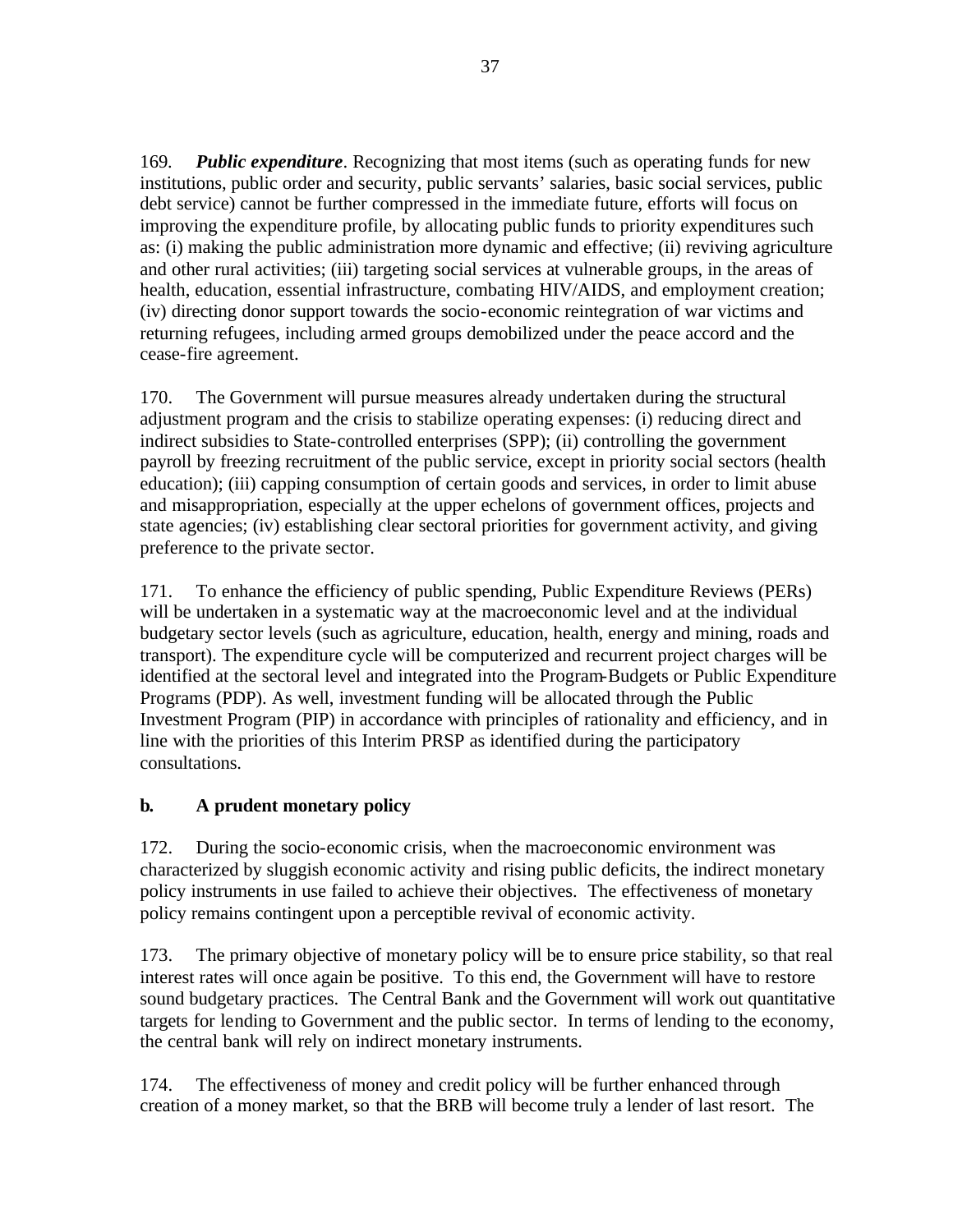169. ***Public expenditure***. Recognizing that most items (such as operating funds for new institutions, public order and security, public servants' salaries, basic social services, public debt service) cannot be further compressed in the immediate future, efforts will focus on improving the expenditure profile, by allocating public funds to priority expenditures such as: (i) making the public administration more dynamic and effective; (ii) reviving agriculture and other rural activities; (iii) targeting social services at vulnerable groups, in the areas of health, education, essential infrastructure, combating HIV/AIDS, and employment creation; (iv) directing donor support towards the socio-economic reintegration of war victims and returning refugees, including armed groups demobilized under the peace accord and the cease-fire agreement.

170. The Government will pursue measures already undertaken during the structural adjustment program and the crisis to stabilize operating expenses: (i) reducing direct and indirect subsidies to State-controlled enterprises (SPP); (ii) controlling the government payroll by freezing recruitment of the public service, except in priority social sectors (health education); (iii) capping consumption of certain goods and services, in order to limit abuse and misappropriation, especially at the upper echelons of government offices, projects and state agencies; (iv) establishing clear sectoral priorities for government activity, and giving preference to the private sector.

171. To enhance the efficiency of public spending, Public Expenditure Reviews (PERs) will be undertaken in a systematic way at the macroeconomic level and at the individual budgetary sector levels (such as agriculture, education, health, energy and mining, roads and transport). The expenditure cycle will be computerized and recurrent project charges will be identified at the sectoral level and integrated into the Program-Budgets or Public Expenditure Programs (PDP). As well, investment funding will be allocated through the Public Investment Program (PIP) in accordance with principles of rationality and efficiency, and in line with the priorities of this Interim PRSP as identified during the participatory consultations.

### b. A prudent monetary policy

172. During the socio-economic crisis, when the macroeconomic environment was characterized by sluggish economic activity and rising public deficits, the indirect monetary policy instruments in use failed to achieve their objectives. The effectiveness of monetary policy remains contingent upon a perceptible revival of economic activity.

173. The primary objective of monetary policy will be to ensure price stability, so that real interest rates will once again be positive. To this end, the Government will have to restore sound budgetary practices. The Central Bank and the Government will work out quantitative targets for lending to Government and the public sector. In terms of lending to the economy, the central bank will rely on indirect monetary instruments.

174. The effectiveness of money and credit policy will be further enhanced through creation of a money market, so that the BRB will become truly a lender of last resort. The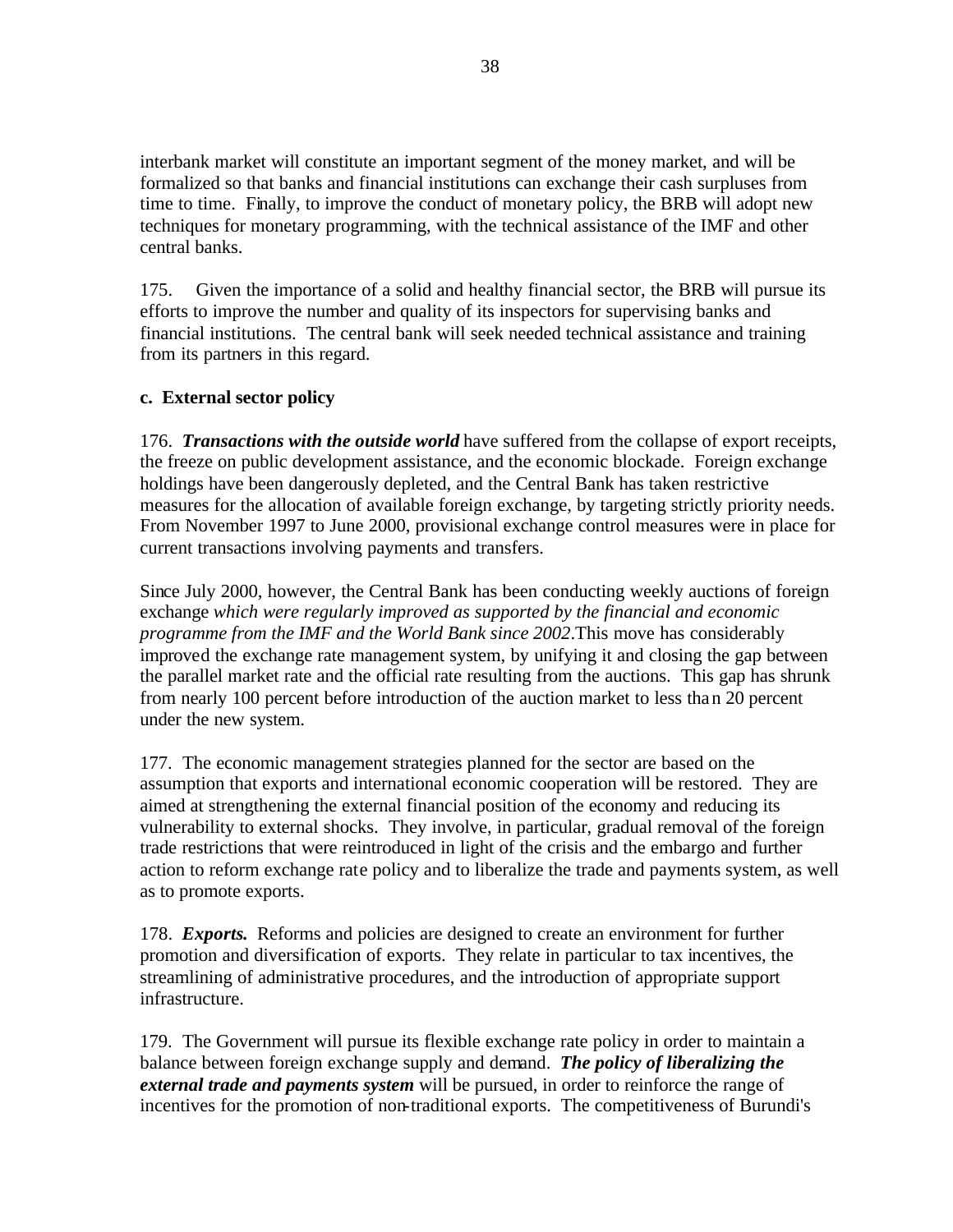interbank market will constitute an important segment of the money market, and will be formalized so that banks and financial institutions can exchange their cash surpluses from time to time. Finally, to improve the conduct of monetary policy, the BRB will adopt new techniques for monetary programming, with the technical assistance of the IMF and other central banks.

175. Given the importance of a solid and healthy financial sector, the BRB will pursue its efforts to improve the number and quality of its inspectors for supervising banks and financial institutions. The central bank will seek needed technical assistance and training from its partners in this regard.

**c. External sector policy**

176. ***Transactions with the outside world*** have suffered from the collapse of export receipts, the freeze on public development assistance, and the economic blockade. Foreign exchange holdings have been dangerously depleted, and the Central Bank has taken restrictive measures for the allocation of available foreign exchange, by targeting strictly priority needs. From November 1997 to June 2000, provisional exchange control measures were in place for current transactions involving payments and transfers.

Since July 2000, however, the Central Bank has been conducting weekly auctions of foreign exchange *which were regularly improved as supported by the financial and economic programme from the IMF and the World Bank since 2002*.This move has considerably improved the exchange rate management system, by unifying it and closing the gap between the parallel market rate and the official rate resulting from the auctions. This gap has shrunk from nearly 100 percent before introduction of the auction market to less than 20 percent under the new system.

177. The economic management strategies planned for the sector are based on the assumption that exports and international economic cooperation will be restored. They are aimed at strengthening the external financial position of the economy and reducing its vulnerability to external shocks. They involve, in particular, gradual removal of the foreign trade restrictions that were reintroduced in light of the crisis and the embargo and further action to reform exchange rate policy and to liberalize the trade and payments system, as well as to promote exports.

178. ***Exports.*** Reforms and policies are designed to create an environment for further promotion and diversification of exports. They relate in particular to tax incentives, the streamlining of administrative procedures, and the introduction of appropriate support infrastructure.

179. The Government will pursue its flexible exchange rate policy in order to maintain a balance between foreign exchange supply and demand. ***The policy of liberalizing the external trade and payments system*** will be pursued, in order to reinforce the range of incentives for the promotion of non-traditional exports. The competitiveness of Burundi's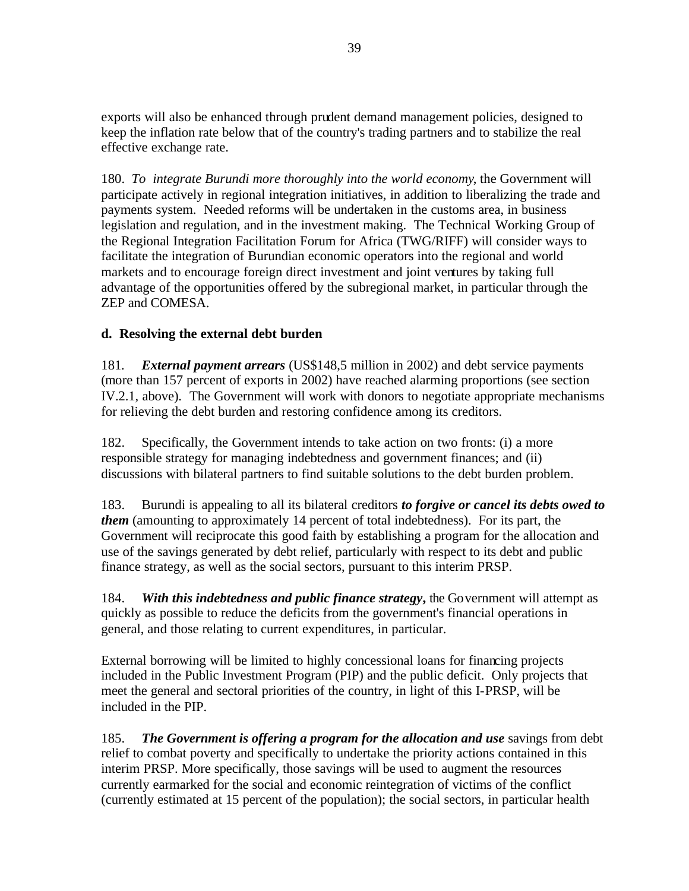exports will also be enhanced through prudent demand management policies, designed to keep the inflation rate below that of the country's trading partners and to stabilize the real effective exchange rate.

180. *To integrate Burundi more thoroughly into the world economy*, the Government will participate actively in regional integration initiatives, in addition to liberalizing the trade and payments system. Needed reforms will be undertaken in the customs area, in business legislation and regulation, and in the investment making. The Technical Working Group of the Regional Integration Facilitation Forum for Africa (TWG/RIFF) will consider ways to facilitate the integration of Burundian economic operators into the regional and world markets and to encourage foreign direct investment and joint ventures by taking full advantage of the opportunities offered by the subregional market, in particular through the ZEP and COMESA.

**d. Resolving the external debt burden**

181. ***External payment arrears*** (US$148,5 million in 2002) and debt service payments (more than 157 percent of exports in 2002) have reached alarming proportions (see section IV.2.1, above). The Government will work with donors to negotiate appropriate mechanisms for relieving the debt burden and restoring confidence among its creditors.

182. Specifically, the Government intends to take action on two fronts: (i) a more responsible strategy for managing indebtedness and government finances; and (ii) discussions with bilateral partners to find suitable solutions to the debt burden problem.

183. Burundi is appealing to all its bilateral creditors ***to forgive or cancel its debts owed to them*** (amounting to approximately 14 percent of total indebtedness). For its part, the Government will reciprocate this good faith by establishing a program for the allocation and use of the savings generated by debt relief, particularly with respect to its debt and public finance strategy, as well as the social sectors, pursuant to this interim PRSP.

184. ***With this indebtedness and public finance strategy*****,** the Government will attempt as quickly as possible to reduce the deficits from the government's financial operations in general, and those relating to current expenditures, in particular.

External borrowing will be limited to highly concessional loans for financing projects included in the Public Investment Program (PIP) and the public deficit. Only projects that meet the general and sectoral priorities of the country, in light of this I-PRSP, will be included in the PIP.

185. ***The Government is offering a program for the allocation and use*** savings from debt relief to combat poverty and specifically to undertake the priority actions contained in this interim PRSP. More specifically, those savings will be used to augment the resources currently earmarked for the social and economic reintegration of victims of the conflict (currently estimated at 15 percent of the population); the social sectors, in particular health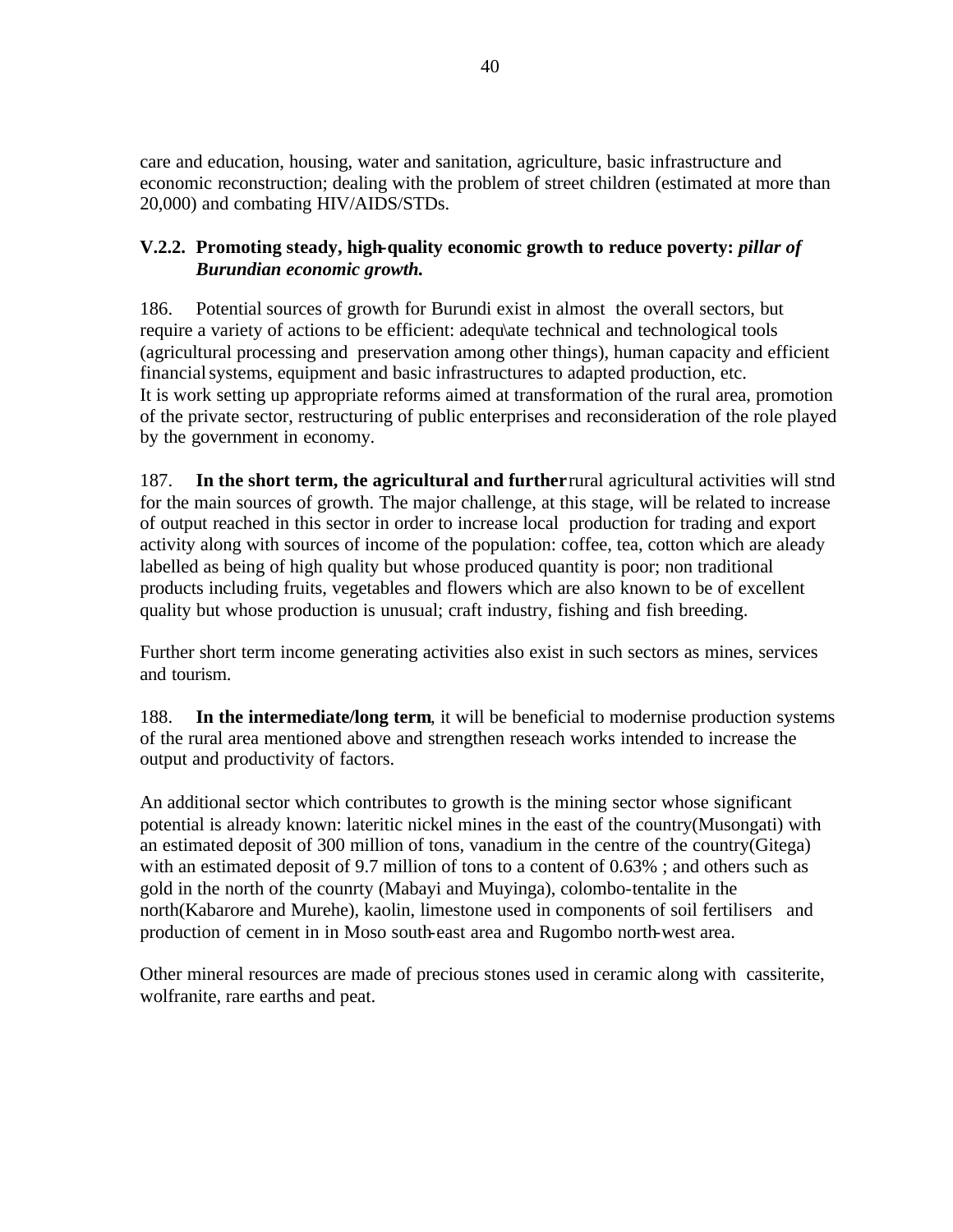care and education, housing, water and sanitation, agriculture, basic infrastructure and economic reconstruction; dealing with the problem of street children (estimated at more than 20,000) and combating HIV/AIDS/STDs.

### V.2.2. Promoting steady, high-quality economic growth to reduce poverty: *pillar of Burundian economic growth.*

186. Potential sources of growth for Burundi exist in almost the overall sectors, but require a variety of actions to be efficient: adequ\ate technical and technological tools (agricultural processing and preservation among other things), human capacity and efficient financial systems, equipment and basic infrastructures to adapted production, etc. It is work setting up appropriate reforms aimed at transformation of the rural area, promotion of the private sector, restructuring of public enterprises and reconsideration of the role played by the government in economy.

187. **In the short term, the agricultural and further** rural agricultural activities will stnd for the main sources of growth. The major challenge, at this stage, will be related to increase of output reached in this sector in order to increase local production for trading and export activity along with sources of income of the population: coffee, tea, cotton which are aleady labelled as being of high quality but whose produced quantity is poor; non traditional products including fruits, vegetables and flowers which are also known to be of excellent quality but whose production is unusual; craft industry, fishing and fish breeding.

Further short term income generating activities also exist in such sectors as mines, services and tourism.

188. **In the intermediate/long term**, it will be beneficial to modernise production systems of the rural area mentioned above and strengthen reseach works intended to increase the output and productivity of factors.

An additional sector which contributes to growth is the mining sector whose significant potential is already known: lateritic nickel mines in the east of the country(Musongati) with an estimated deposit of 300 million of tons, vanadium in the centre of the country(Gitega) with an estimated deposit of 9.7 million of tons to a content of 0.63% ; and others such as gold in the north of the counrty (Mabayi and Muyinga), colombo-tentalite in the north(Kabarore and Murehe), kaolin, limestone used in components of soil fertilisers and production of cement in in Moso south-east area and Rugombo north-west area.

Other mineral resources are made of precious stones used in ceramic along with cassiterite, wolfranite, rare earths and peat.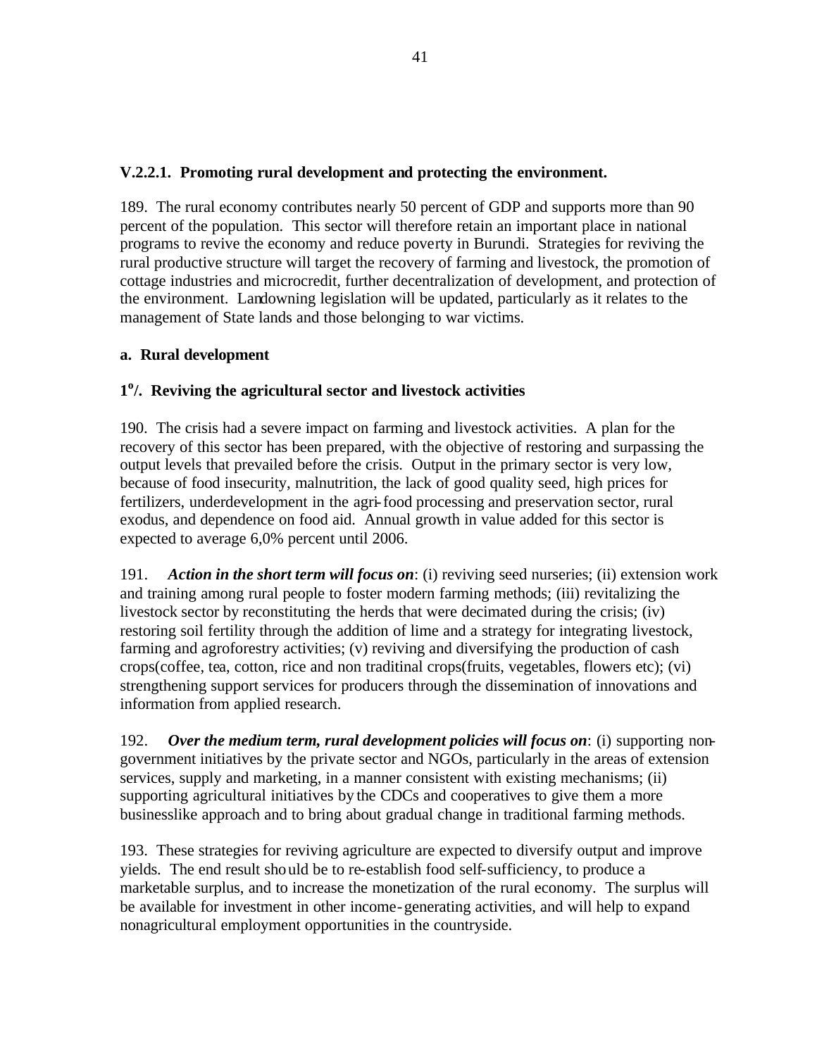### V.2.2.1. Promoting rural development and protecting the environment.

189. The rural economy contributes nearly 50 percent of GDP and supports more than 90 percent of the population. This sector will therefore retain an important place in national programs to revive the economy and reduce poverty in Burundi. Strategies for reviving the rural productive structure will target the recovery of farming and livestock, the promotion of cottage industries and microcredit, further decentralization of development, and protection of the environment. Landowning legislation will be updated, particularly as it relates to the management of State lands and those belonging to war victims.

#### a. Rural development

#### 1°/. Reviving the agricultural sector and livestock activities

190. The crisis had a severe impact on farming and livestock activities. A plan for the recovery of this sector has been prepared, with the objective of restoring and surpassing the output levels that prevailed before the crisis. Output in the primary sector is very low, because of food insecurity, malnutrition, the lack of good quality seed, high prices for fertilizers, underdevelopment in the agri-food processing and preservation sector, rural exodus, and dependence on food aid. Annual growth in value added for this sector is expected to average 6,0% percent until 2006.

191. ***Action in the short term will focus on***: (i) reviving seed nurseries; (ii) extension work and training among rural people to foster modern farming methods; (iii) revitalizing the livestock sector by reconstituting the herds that were decimated during the crisis; (iv) restoring soil fertility through the addition of lime and a strategy for integrating livestock, farming and agroforestry activities; (v) reviving and diversifying the production of cash crops(coffee, tea, cotton, rice and non traditinal crops(fruits, vegetables, flowers etc); (vi) strengthening support services for producers through the dissemination of innovations and information from applied research.

192. ***Over the medium term, rural development policies will focus on***: (i) supporting non-government initiatives by the private sector and NGOs, particularly in the areas of extension services, supply and marketing, in a manner consistent with existing mechanisms; (ii) supporting agricultural initiatives by the CDCs and cooperatives to give them a more businesslike approach and to bring about gradual change in traditional farming methods.

193. These strategies for reviving agriculture are expected to diversify output and improve yields. The end result should be to re-establish food self-sufficiency, to produce a marketable surplus, and to increase the monetization of the rural economy. The surplus will be available for investment in other income-generating activities, and will help to expand nonagricultural employment opportunities in the countryside.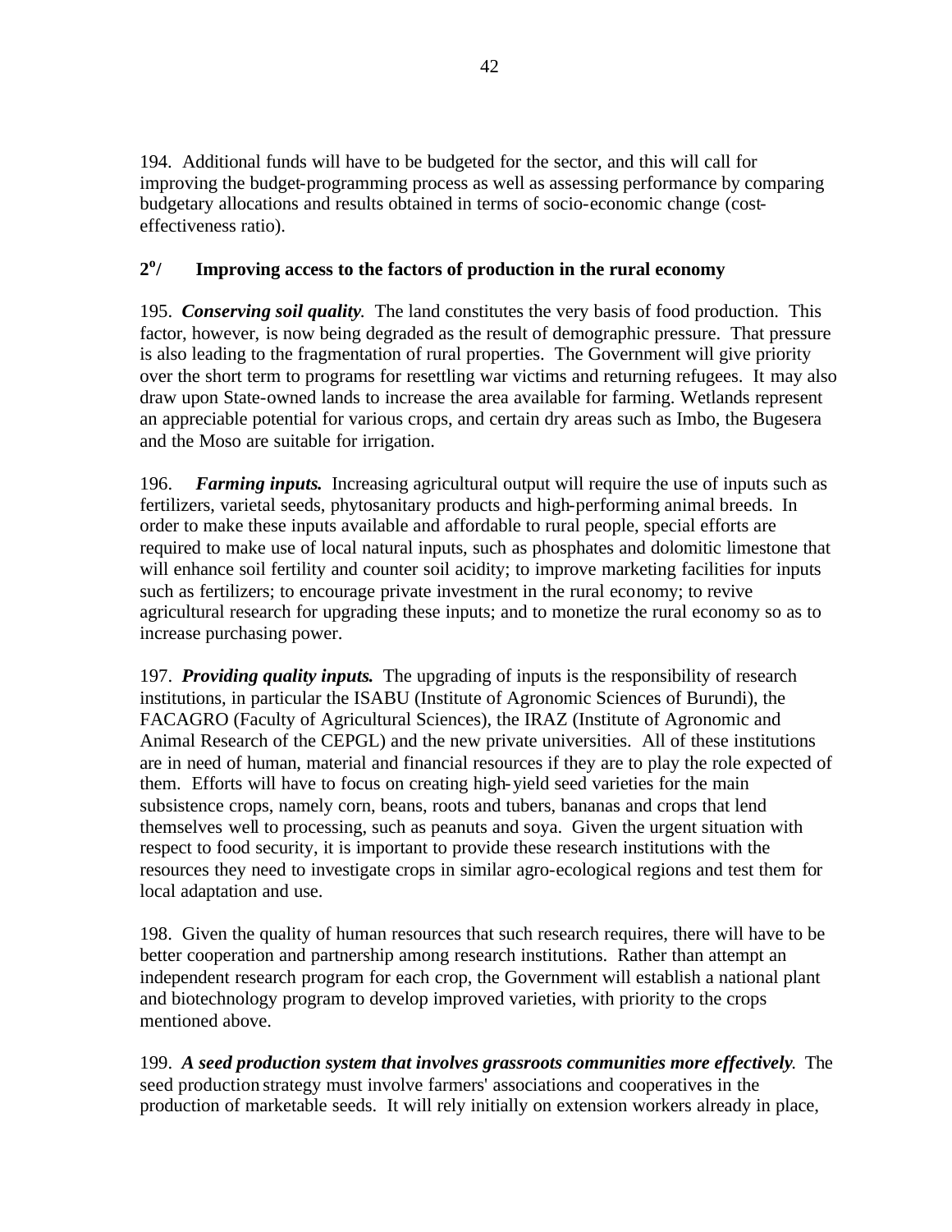194. Additional funds will have to be budgeted for the sector, and this will call for improving the budget-programming process as well as assessing performance by comparing budgetary allocations and results obtained in terms of socio-economic change (cost-effectiveness ratio).

### 2°/ Improving access to the factors of production in the rural economy

195. ***Conserving soil quality.*** The land constitutes the very basis of food production. This factor, however, is now being degraded as the result of demographic pressure. That pressure is also leading to the fragmentation of rural properties. The Government will give priority over the short term to programs for resettling war victims and returning refugees. It may also draw upon State-owned lands to increase the area available for farming. Wetlands represent an appreciable potential for various crops, and certain dry areas such as Imbo, the Bugesera and the Moso are suitable for irrigation.

196. ***Farming inputs.*** Increasing agricultural output will require the use of inputs such as fertilizers, varietal seeds, phytosanitary products and high-performing animal breeds. In order to make these inputs available and affordable to rural people, special efforts are required to make use of local natural inputs, such as phosphates and dolomitic limestone that will enhance soil fertility and counter soil acidity; to improve marketing facilities for inputs such as fertilizers; to encourage private investment in the rural economy; to revive agricultural research for upgrading these inputs; and to monetize the rural economy so as to increase purchasing power.

197. ***Providing quality inputs.*** The upgrading of inputs is the responsibility of research institutions, in particular the ISABU (Institute of Agronomic Sciences of Burundi), the FACAGRO (Faculty of Agricultural Sciences), the IRAZ (Institute of Agronomic and Animal Research of the CEPGL) and the new private universities. All of these institutions are in need of human, material and financial resources if they are to play the role expected of them. Efforts will have to focus on creating high-yield seed varieties for the main subsistence crops, namely corn, beans, roots and tubers, bananas and crops that lend themselves well to processing, such as peanuts and soya. Given the urgent situation with respect to food security, it is important to provide these research institutions with the resources they need to investigate crops in similar agro-ecological regions and test them for local adaptation and use.

198. Given the quality of human resources that such research requires, there will have to be better cooperation and partnership among research institutions. Rather than attempt an independent research program for each crop, the Government will establish a national plant and biotechnology program to develop improved varieties, with priority to the crops mentioned above.

199. ***A seed production system that involves grassroots communities more effectively.*** The seed production strategy must involve farmers' associations and cooperatives in the production of marketable seeds. It will rely initially on extension workers already in place,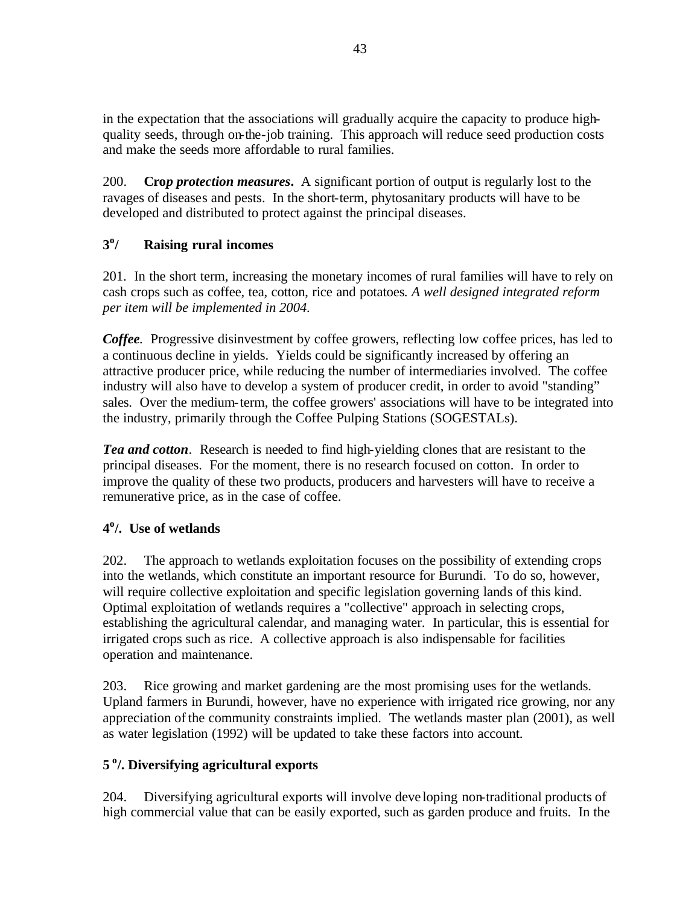in the expectation that the associations will gradually acquire the capacity to produce high-quality seeds, through on-the-job training. This approach will reduce seed production costs and make the seeds more affordable to rural families.

200. **Cro*p protection measures*.** A significant portion of output is regularly lost to the ravages of diseases and pests. In the short-term, phytosanitary products will have to be developed and distributed to protect against the principal diseases.

### 3°/ Raising rural incomes

201. In the short term, increasing the monetary incomes of rural families will have to rely on cash crops such as coffee, tea, cotton, rice and potatoes. *A well designed integrated reform per item will be implemented in 2004.*

***Coffee***. Progressive disinvestment by coffee growers, reflecting low coffee prices, has led to a continuous decline in yields. Yields could be significantly increased by offering an attractive producer price, while reducing the number of intermediaries involved. The coffee industry will also have to develop a system of producer credit, in order to avoid "standing" sales. Over the medium-term, the coffee growers' associations will have to be integrated into the industry, primarily through the Coffee Pulping Stations (SOGESTALs).

***Tea and cotton***. Research is needed to find high-yielding clones that are resistant to the principal diseases. For the moment, there is no research focused on cotton. In order to improve the quality of these two products, producers and harvesters will have to receive a remunerative price, as in the case of coffee.

### 4°/. Use of wetlands

202. The approach to wetlands exploitation focuses on the possibility of extending crops into the wetlands, which constitute an important resource for Burundi. To do so, however, will require collective exploitation and specific legislation governing lands of this kind. Optimal exploitation of wetlands requires a "collective" approach in selecting crops, establishing the agricultural calendar, and managing water. In particular, this is essential for irrigated crops such as rice. A collective approach is also indispensable for facilities operation and maintenance.

203. Rice growing and market gardening are the most promising uses for the wetlands. Upland farmers in Burundi, however, have no experience with irrigated rice growing, nor any appreciation of the community constraints implied. The wetlands master plan (2001), as well as water legislation (1992) will be updated to take these factors into account.

### 5°/. Diversifying agricultural exports

204. Diversifying agricultural exports will involve developing non-traditional products of high commercial value that can be easily exported, such as garden produce and fruits. In the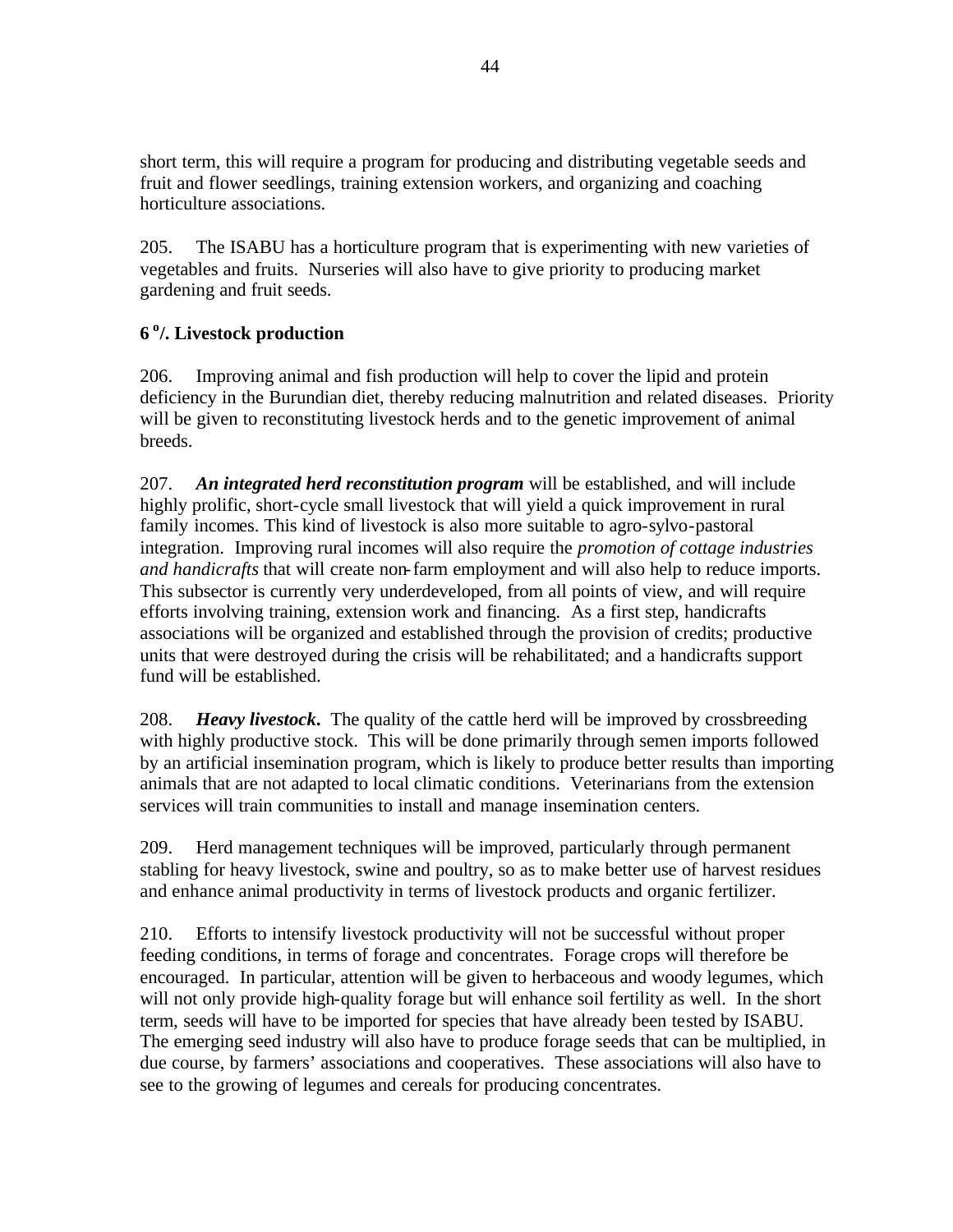short term, this will require a program for producing and distributing vegetable seeds and fruit and flower seedlings, training extension workers, and organizing and coaching horticulture associations.

205. The ISABU has a horticulture program that is experimenting with new varieties of vegetables and fruits. Nurseries will also have to give priority to producing market gardening and fruit seeds.

### 6 °/. Livestock production

206. Improving animal and fish production will help to cover the lipid and protein deficiency in the Burundian diet, thereby reducing malnutrition and related diseases. Priority will be given to reconstituting livestock herds and to the genetic improvement of animal breeds.

207. ***An integrated herd reconstitution program*** will be established, and will include highly prolific, short-cycle small livestock that will yield a quick improvement in rural family incomes. This kind of livestock is also more suitable to agro-sylvo-pastoral integration. Improving rural incomes will also require the *promotion of cottage industries and handicrafts* that will create non-farm employment and will also help to reduce imports. This subsector is currently very underdeveloped, from all points of view, and will require efforts involving training, extension work and financing. As a first step, handicrafts associations will be organized and established through the provision of credits; productive units that were destroyed during the crisis will be rehabilitated; and a handicrafts support fund will be established.

208. ***Heavy livestock.*** The quality of the cattle herd will be improved by crossbreeding with highly productive stock. This will be done primarily through semen imports followed by an artificial insemination program, which is likely to produce better results than importing animals that are not adapted to local climatic conditions. Veterinarians from the extension services will train communities to install and manage insemination centers.

209. Herd management techniques will be improved, particularly through permanent stabling for heavy livestock, swine and poultry, so as to make better use of harvest residues and enhance animal productivity in terms of livestock products and organic fertilizer.

210. Efforts to intensify livestock productivity will not be successful without proper feeding conditions, in terms of forage and concentrates. Forage crops will therefore be encouraged. In particular, attention will be given to herbaceous and woody legumes, which will not only provide high-quality forage but will enhance soil fertility as well. In the short term, seeds will have to be imported for species that have already been tested by ISABU. The emerging seed industry will also have to produce forage seeds that can be multiplied, in due course, by farmers' associations and cooperatives. These associations will also have to see to the growing of legumes and cereals for producing concentrates.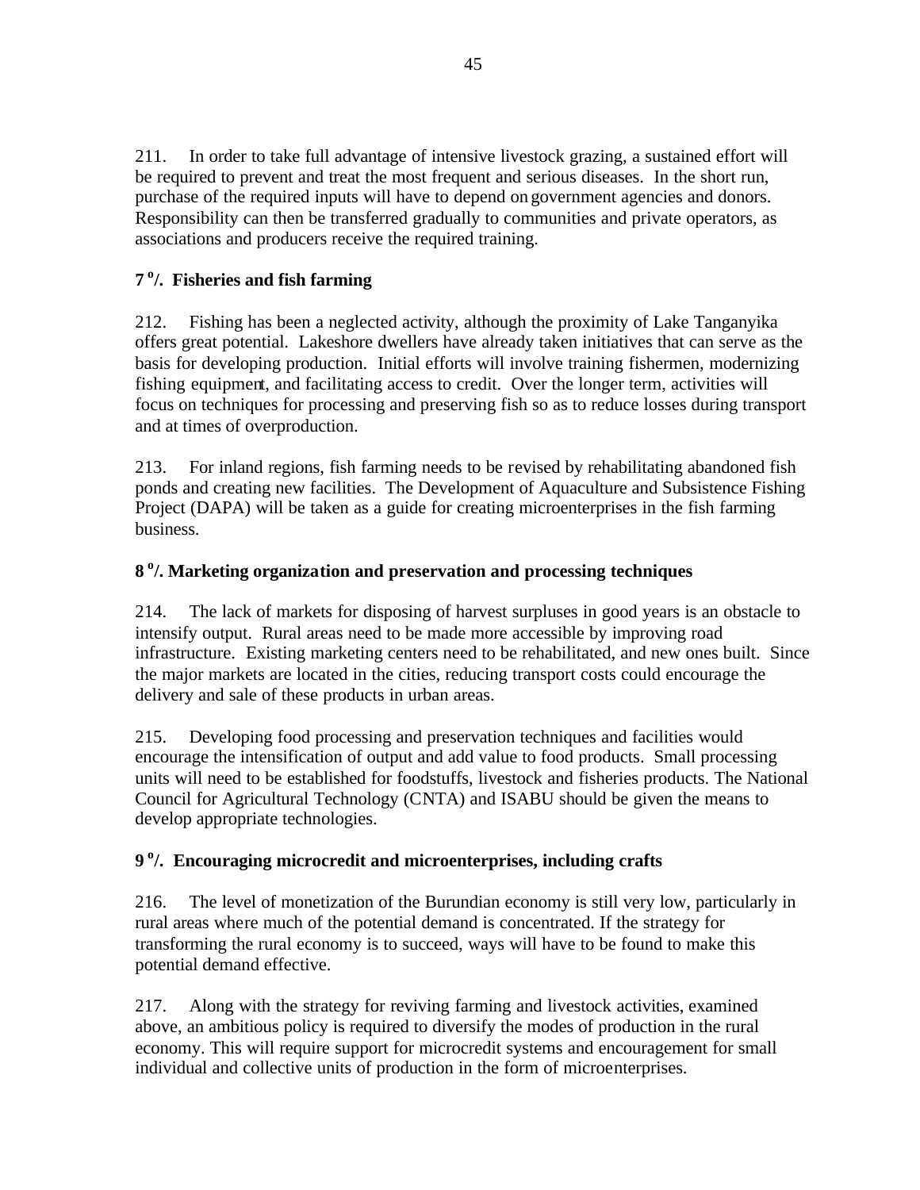211. In order to take full advantage of intensive livestock grazing, a sustained effort will be required to prevent and treat the most frequent and serious diseases. In the short run, purchase of the required inputs will have to depend on government agencies and donors. Responsibility can then be transferred gradually to communities and private operators, as associations and producers receive the required training.

**7 °/. Fisheries and fish farming**

212. Fishing has been a neglected activity, although the proximity of Lake Tanganyika offers great potential. Lakeshore dwellers have already taken initiatives that can serve as the basis for developing production. Initial efforts will involve training fishermen, modernizing fishing equipment, and facilitating access to credit. Over the longer term, activities will focus on techniques for processing and preserving fish so as to reduce losses during transport and at times of overproduction.

213. For inland regions, fish farming needs to be revised by rehabilitating abandoned fish ponds and creating new facilities. The Development of Aquaculture and Subsistence Fishing Project (DAPA) will be taken as a guide for creating microenterprises in the fish farming business.

**8 °/. Marketing organization and preservation and processing techniques**

214. The lack of markets for disposing of harvest surpluses in good years is an obstacle to intensify output. Rural areas need to be made more accessible by improving road infrastructure. Existing marketing centers need to be rehabilitated, and new ones built. Since the major markets are located in the cities, reducing transport costs could encourage the delivery and sale of these products in urban areas.

215. Developing food processing and preservation techniques and facilities would encourage the intensification of output and add value to food products. Small processing units will need to be established for foodstuffs, livestock and fisheries products. The National Council for Agricultural Technology (CNTA) and ISABU should be given the means to develop appropriate technologies.

**9 °/. Encouraging microcredit and microenterprises, including crafts**

216. The level of monetization of the Burundian economy is still very low, particularly in rural areas where much of the potential demand is concentrated. If the strategy for transforming the rural economy is to succeed, ways will have to be found to make this potential demand effective.

217. Along with the strategy for reviving farming and livestock activities, examined above, an ambitious policy is required to diversify the modes of production in the rural economy. This will require support for microcredit systems and encouragement for small individual and collective units of production in the form of microenterprises.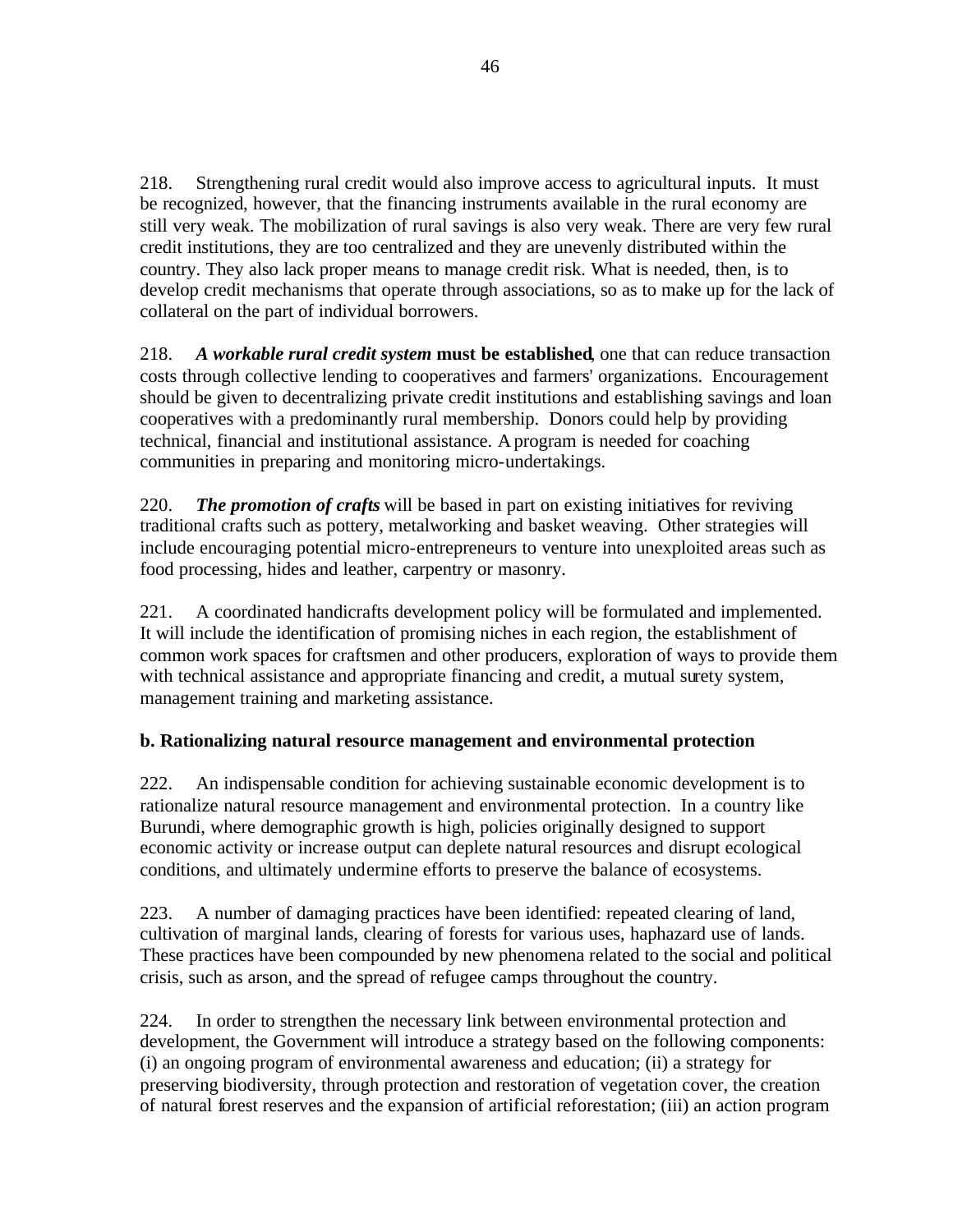218. Strengthening rural credit would also improve access to agricultural inputs. It must be recognized, however, that the financing instruments available in the rural economy are still very weak. The mobilization of rural savings is also very weak. There are very few rural credit institutions, they are too centralized and they are unevenly distributed within the country. They also lack proper means to manage credit risk. What is needed, then, is to develop credit mechanisms that operate through associations, so as to make up for the lack of collateral on the part of individual borrowers.

218. ***A workable rural credit system*** **must be established**, one that can reduce transaction costs through collective lending to cooperatives and farmers' organizations. Encouragement should be given to decentralizing private credit institutions and establishing savings and loan cooperatives with a predominantly rural membership. Donors could help by providing technical, financial and institutional assistance. A program is needed for coaching communities in preparing and monitoring micro-undertakings.

220. ***The promotion of crafts*** will be based in part on existing initiatives for reviving traditional crafts such as pottery, metalworking and basket weaving. Other strategies will include encouraging potential micro-entrepreneurs to venture into unexploited areas such as food processing, hides and leather, carpentry or masonry.

221. A coordinated handicrafts development policy will be formulated and implemented. It will include the identification of promising niches in each region, the establishment of common work spaces for craftsmen and other producers, exploration of ways to provide them with technical assistance and appropriate financing and credit, a mutual surety system, management training and marketing assistance.

**b. Rationalizing natural resource management and environmental protection**

222. An indispensable condition for achieving sustainable economic development is to rationalize natural resource management and environmental protection. In a country like Burundi, where demographic growth is high, policies originally designed to support economic activity or increase output can deplete natural resources and disrupt ecological conditions, and ultimately undermine efforts to preserve the balance of ecosystems.

223. A number of damaging practices have been identified: repeated clearing of land, cultivation of marginal lands, clearing of forests for various uses, haphazard use of lands. These practices have been compounded by new phenomena related to the social and political crisis, such as arson, and the spread of refugee camps throughout the country.

224. In order to strengthen the necessary link between environmental protection and development, the Government will introduce a strategy based on the following components: (i) an ongoing program of environmental awareness and education; (ii) a strategy for preserving biodiversity, through protection and restoration of vegetation cover, the creation of natural forest reserves and the expansion of artificial reforestation; (iii) an action program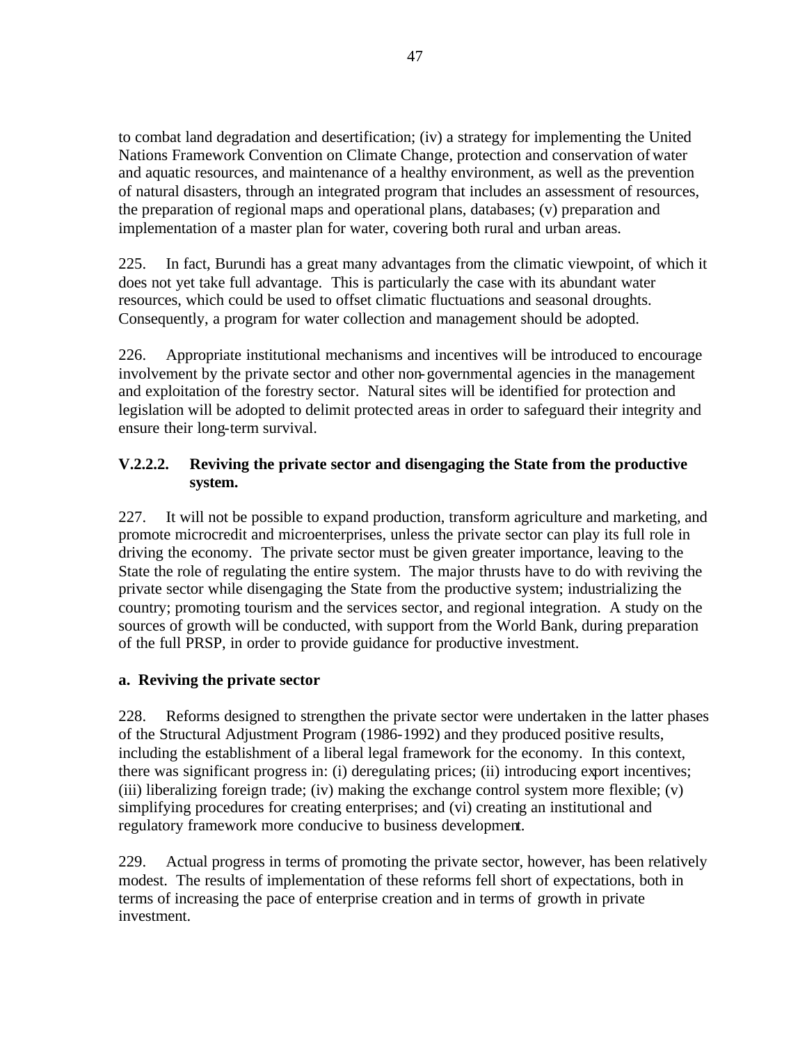to combat land degradation and desertification; (iv) a strategy for implementing the United Nations Framework Convention on Climate Change, protection and conservation of water and aquatic resources, and maintenance of a healthy environment, as well as the prevention of natural disasters, through an integrated program that includes an assessment of resources, the preparation of regional maps and operational plans, databases; (v) preparation and implementation of a master plan for water, covering both rural and urban areas.

225. In fact, Burundi has a great many advantages from the climatic viewpoint, of which it does not yet take full advantage. This is particularly the case with its abundant water resources, which could be used to offset climatic fluctuations and seasonal droughts. Consequently, a program for water collection and management should be adopted.

226. Appropriate institutional mechanisms and incentives will be introduced to encourage involvement by the private sector and other non-governmental agencies in the management and exploitation of the forestry sector. Natural sites will be identified for protection and legislation will be adopted to delimit protected areas in order to safeguard their integrity and ensure their long-term survival.

### V.2.2.2. Reviving the private sector and disengaging the State from the productive system.

227. It will not be possible to expand production, transform agriculture and marketing, and promote microcredit and microenterprises, unless the private sector can play its full role in driving the economy. The private sector must be given greater importance, leaving to the State the role of regulating the entire system. The major thrusts have to do with reviving the private sector while disengaging the State from the productive system; industrializing the country; promoting tourism and the services sector, and regional integration. A study on the sources of growth will be conducted, with support from the World Bank, during preparation of the full PRSP, in order to provide guidance for productive investment.

#### a. Reviving the private sector

228. Reforms designed to strengthen the private sector were undertaken in the latter phases of the Structural Adjustment Program (1986-1992) and they produced positive results, including the establishment of a liberal legal framework for the economy. In this context, there was significant progress in: (i) deregulating prices; (ii) introducing export incentives; (iii) liberalizing foreign trade; (iv) making the exchange control system more flexible; (v) simplifying procedures for creating enterprises; and (vi) creating an institutional and regulatory framework more conducive to business development.

229. Actual progress in terms of promoting the private sector, however, has been relatively modest. The results of implementation of these reforms fell short of expectations, both in terms of increasing the pace of enterprise creation and in terms of growth in private investment.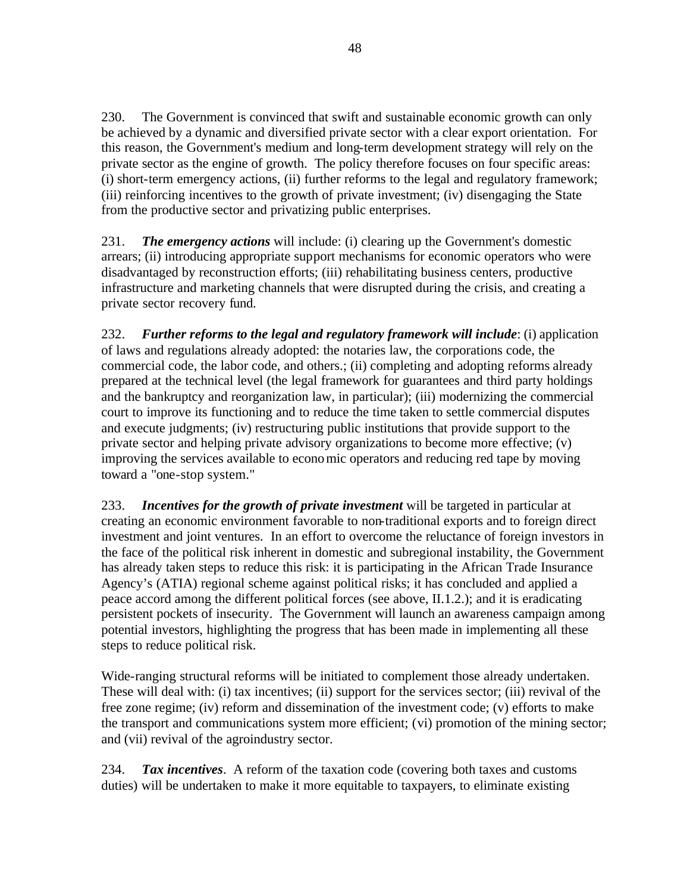230. The Government is convinced that swift and sustainable economic growth can only be achieved by a dynamic and diversified private sector with a clear export orientation. For this reason, the Government's medium and long-term development strategy will rely on the private sector as the engine of growth. The policy therefore focuses on four specific areas: (i) short-term emergency actions, (ii) further reforms to the legal and regulatory framework; (iii) reinforcing incentives to the growth of private investment; (iv) disengaging the State from the productive sector and privatizing public enterprises.

231. ***The emergency actions*** will include: (i) clearing up the Government's domestic arrears; (ii) introducing appropriate support mechanisms for economic operators who were disadvantaged by reconstruction efforts; (iii) rehabilitating business centers, productive infrastructure and marketing channels that were disrupted during the crisis, and creating a private sector recovery fund.

232. ***Further reforms to the legal and regulatory framework will include***: (i) application of laws and regulations already adopted: the notaries law, the corporations code, the commercial code, the labor code, and others.; (ii) completing and adopting reforms already prepared at the technical level (the legal framework for guarantees and third party holdings and the bankruptcy and reorganization law, in particular); (iii) modernizing the commercial court to improve its functioning and to reduce the time taken to settle commercial disputes and execute judgments; (iv) restructuring public institutions that provide support to the private sector and helping private advisory organizations to become more effective; (v) improving the services available to economic operators and reducing red tape by moving toward a "one-stop system."

233. ***Incentives for the growth of private investment*** will be targeted in particular at creating an economic environment favorable to non-traditional exports and to foreign direct investment and joint ventures. In an effort to overcome the reluctance of foreign investors in the face of the political risk inherent in domestic and subregional instability, the Government has already taken steps to reduce this risk: it is participating in the African Trade Insurance Agency's (ATIA) regional scheme against political risks; it has concluded and applied a peace accord among the different political forces (see above, II.1.2.); and it is eradicating persistent pockets of insecurity. The Government will launch an awareness campaign among potential investors, highlighting the progress that has been made in implementing all these steps to reduce political risk.

Wide-ranging structural reforms will be initiated to complement those already undertaken. These will deal with: (i) tax incentives; (ii) support for the services sector; (iii) revival of the free zone regime; (iv) reform and dissemination of the investment code; (v) efforts to make the transport and communications system more efficient; (vi) promotion of the mining sector; and (vii) revival of the agroindustry sector.

234. ***Tax incentives***. A reform of the taxation code (covering both taxes and customs duties) will be undertaken to make it more equitable to taxpayers, to eliminate existing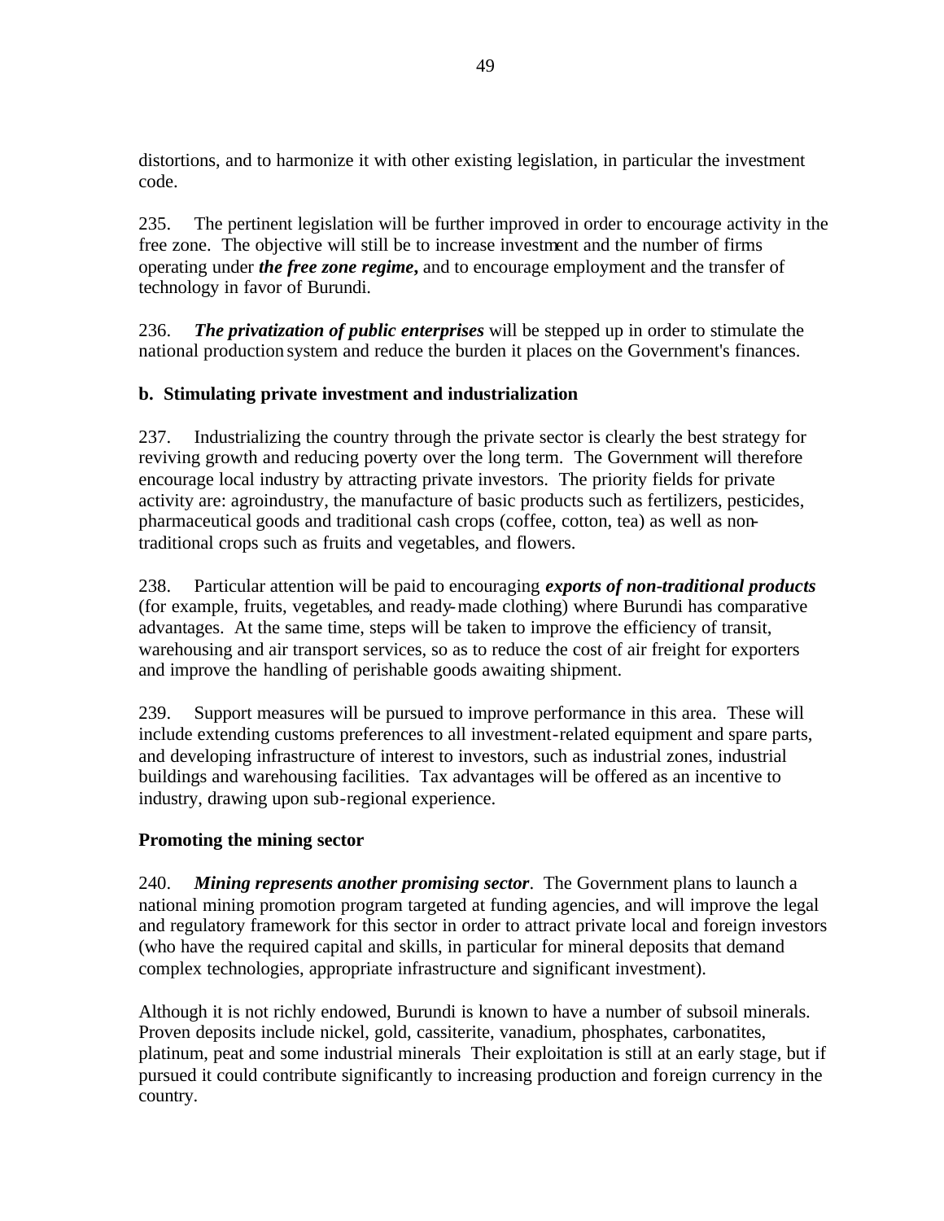distortions, and to harmonize it with other existing legislation, in particular the investment code.

235. The pertinent legislation will be further improved in order to encourage activity in the free zone. The objective will still be to increase investment and the number of firms operating under ***the free zone regime***, and to encourage employment and the transfer of technology in favor of Burundi.

236. ***The privatization of public enterprises*** will be stepped up in order to stimulate the national production system and reduce the burden it places on the Government's finances.

**b. Stimulating private investment and industrialization**

237. Industrializing the country through the private sector is clearly the best strategy for reviving growth and reducing poverty over the long term. The Government will therefore encourage local industry by attracting private investors. The priority fields for private activity are: agroindustry, the manufacture of basic products such as fertilizers, pesticides, pharmaceutical goods and traditional cash crops (coffee, cotton, tea) as well as non-traditional crops such as fruits and vegetables, and flowers.

238. Particular attention will be paid to encouraging ***exports of non-traditional products*** (for example, fruits, vegetables, and ready-made clothing) where Burundi has comparative advantages. At the same time, steps will be taken to improve the efficiency of transit, warehousing and air transport services, so as to reduce the cost of air freight for exporters and improve the handling of perishable goods awaiting shipment.

239. Support measures will be pursued to improve performance in this area. These will include extending customs preferences to all investment-related equipment and spare parts, and developing infrastructure of interest to investors, such as industrial zones, industrial buildings and warehousing facilities. Tax advantages will be offered as an incentive to industry, drawing upon sub-regional experience.

**Promoting the mining sector**

240. ***Mining represents another promising sector***. The Government plans to launch a national mining promotion program targeted at funding agencies, and will improve the legal and regulatory framework for this sector in order to attract private local and foreign investors (who have the required capital and skills, in particular for mineral deposits that demand complex technologies, appropriate infrastructure and significant investment).

Although it is not richly endowed, Burundi is known to have a number of subsoil minerals. Proven deposits include nickel, gold, cassiterite, vanadium, phosphates, carbonatites, platinum, peat and some industrial minerals Their exploitation is still at an early stage, but if pursued it could contribute significantly to increasing production and foreign currency in the country.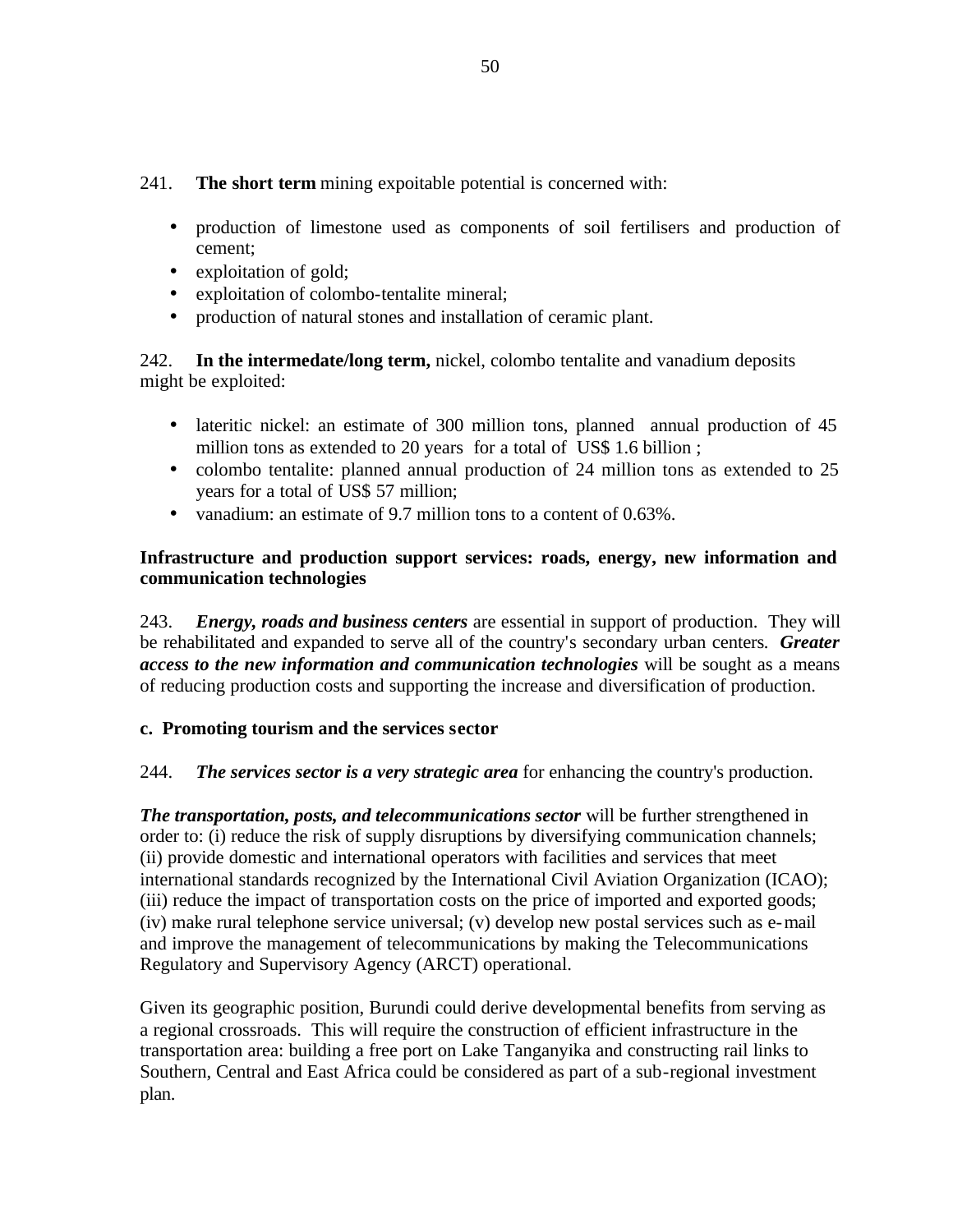241. **The short term** mining expoitable potential is concerned with:

- production of limestone used as components of soil fertilisers and production of cement;
- exploitation of gold;
- exploitation of colombo-tentalite mineral;
- production of natural stones and installation of ceramic plant.

242. **In the intermedate/long term,** nickel, colombo tentalite and vanadium deposits might be exploited:

- lateritic nickel: an estimate of 300 million tons, planned annual production of 45 million tons as extended to 20 years for a total of US$ 1.6 billion ;
- colombo tentalite: planned annual production of 24 million tons as extended to 25 years for a total of US$ 57 million;
- vanadium: an estimate of 9.7 million tons to a content of 0.63%.

**Infrastructure and production support services: roads, energy, new information and communication technologies**

243. ***Energy, roads and business centers*** are essential in support of production. They will be rehabilitated and expanded to serve all of the country's secondary urban centers. ***Greater access to the new information and communication technologies*** will be sought as a means of reducing production costs and supporting the increase and diversification of production.

**c. Promoting tourism and the services sector**

244. ***The services sector is a very strategic area*** for enhancing the country's production.

***The transportation, posts, and telecommunications sector*** will be further strengthened in order to: (i) reduce the risk of supply disruptions by diversifying communication channels; (ii) provide domestic and international operators with facilities and services that meet international standards recognized by the International Civil Aviation Organization (ICAO); (iii) reduce the impact of transportation costs on the price of imported and exported goods; (iv) make rural telephone service universal; (v) develop new postal services such as e-mail and improve the management of telecommunications by making the Telecommunications Regulatory and Supervisory Agency (ARCT) operational.

Given its geographic position, Burundi could derive developmental benefits from serving as a regional crossroads. This will require the construction of efficient infrastructure in the transportation area: building a free port on Lake Tanganyika and constructing rail links to Southern, Central and East Africa could be considered as part of a sub-regional investment plan.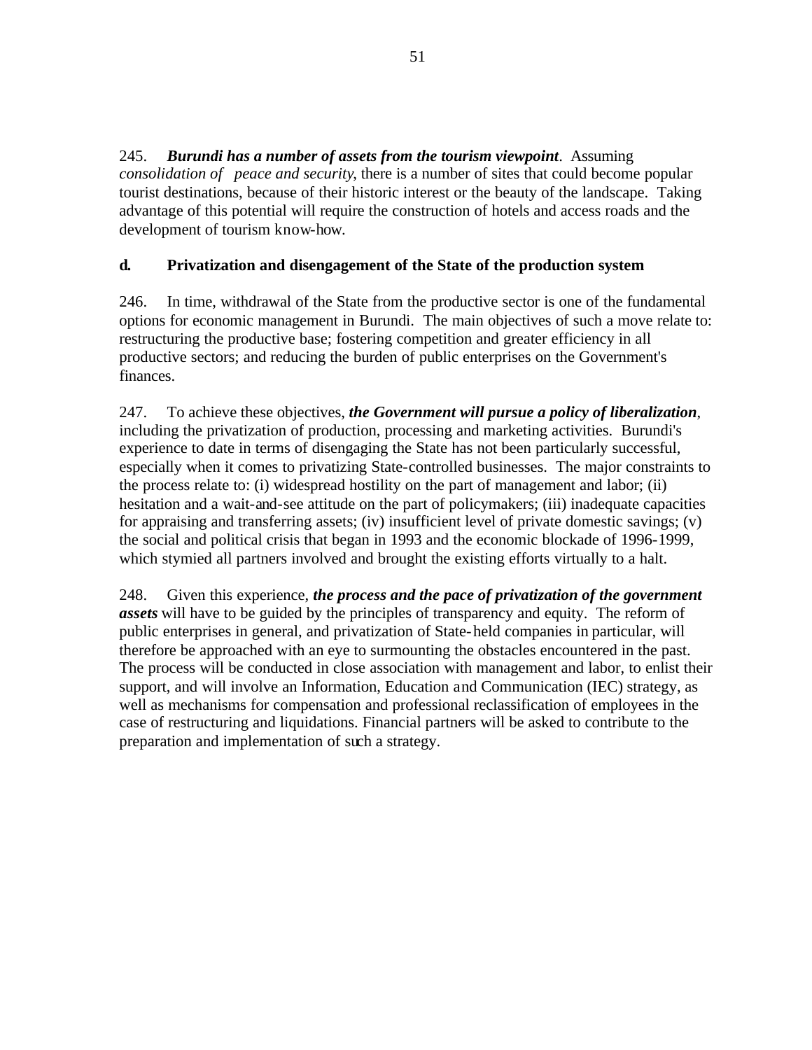245. ***Burundi has a number of assets from the tourism viewpoint***. Assuming *consolidation of peace and security*, there is a number of sites that could become popular tourist destinations, because of their historic interest or the beauty of the landscape. Taking advantage of this potential will require the construction of hotels and access roads and the development of tourism know-how.

**d. Privatization and disengagement of the State of the production system**

246. In time, withdrawal of the State from the productive sector is one of the fundamental options for economic management in Burundi. The main objectives of such a move relate to: restructuring the productive base; fostering competition and greater efficiency in all productive sectors; and reducing the burden of public enterprises on the Government's finances.

247. To achieve these objectives, ***the Government will pursue a policy of liberalization***, including the privatization of production, processing and marketing activities. Burundi's experience to date in terms of disengaging the State has not been particularly successful, especially when it comes to privatizing State-controlled businesses. The major constraints to the process relate to: (i) widespread hostility on the part of management and labor; (ii) hesitation and a wait-and-see attitude on the part of policymakers; (iii) inadequate capacities for appraising and transferring assets; (iv) insufficient level of private domestic savings; (v) the social and political crisis that began in 1993 and the economic blockade of 1996-1999, which stymied all partners involved and brought the existing efforts virtually to a halt.

248. Given this experience, ***the process and the pace of privatization of the government assets*** will have to be guided by the principles of transparency and equity. The reform of public enterprises in general, and privatization of State-held companies in particular, will therefore be approached with an eye to surmounting the obstacles encountered in the past. The process will be conducted in close association with management and labor, to enlist their support, and will involve an Information, Education and Communication (IEC) strategy, as well as mechanisms for compensation and professional reclassification of employees in the case of restructuring and liquidations. Financial partners will be asked to contribute to the preparation and implementation of such a strategy.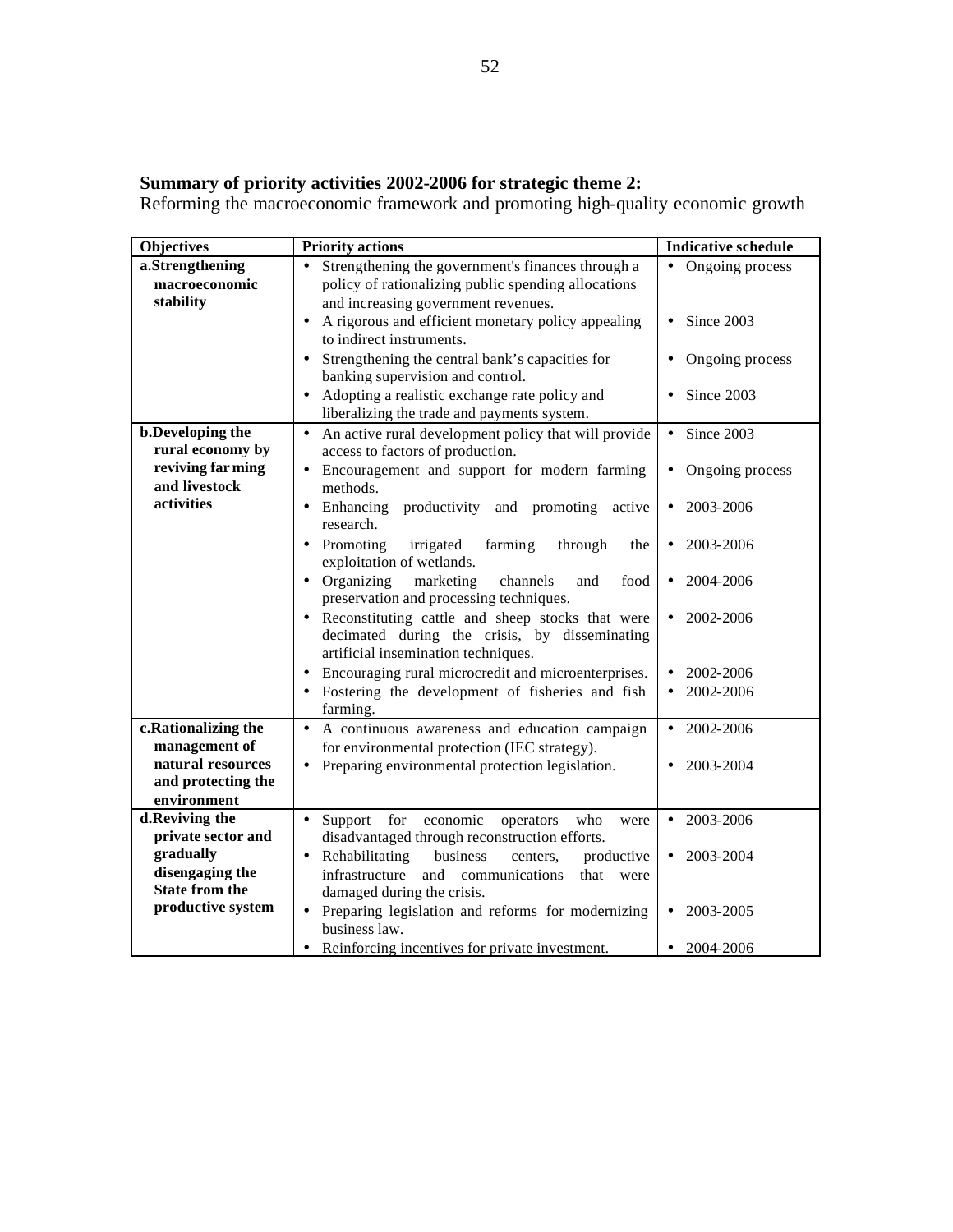**Summary of priority activities 2002-2006 for strategic theme 2:**
Reforming the macroeconomic framework and promoting high-quality economic growth

| Objectives | Priority actions | Indicative schedule |
|---|---|---|
| **a.Strengthening macroeconomic stability** | • Strengthening the government's finances through a policy of rationalizing public spending allocations and increasing government revenues.<br>• A rigorous and efficient monetary policy appealing to indirect instruments.<br>• Strengthening the central bank's capacities for banking supervision and control.<br>• Adopting a realistic exchange rate policy and liberalizing the trade and payments system. | • Ongoing process<br>• Since 2003<br>• Ongoing process<br>• Since 2003 |
| **b.Developing the rural economy by reviving farming and livestock activities** | • An active rural development policy that will provide access to factors of production.<br>• Encouragement and support for modern farming methods.<br>• Enhancing productivity and promoting active research.<br>• Promoting irrigated farming through the exploitation of wetlands.<br>• Organizing marketing channels and food preservation and processing techniques.<br>• Reconstituting cattle and sheep stocks that were decimated during the crisis, by disseminating artificial insemination techniques.<br>• Encouraging rural microcredit and microenterprises.<br>• Fostering the development of fisheries and fish farming. | • Since 2003<br>• Ongoing process<br>• 2003-2006<br>• 2003-2006<br>• 2004-2006<br>• 2002-2006<br>• 2002-2006<br>• 2002-2006 |
| **c.Rationalizing the management of natural resources and protecting the environment** | • A continuous awareness and education campaign for environmental protection (IEC strategy).<br>• Preparing environmental protection legislation. | • 2002-2006<br>• 2003-2004 |
| **d.Reviving the private sector and gradually disengaging the State from the productive system** | • Support for economic operators who were disadvantaged through reconstruction efforts.<br>• Rehabilitating business centers, productive infrastructure and communications that were damaged during the crisis.<br>• Preparing legislation and reforms for modernizing business law.<br>• Reinforcing incentives for private investment. | • 2003-2006<br>• 2003-2004<br>• 2003-2005<br>• 2004-2006 |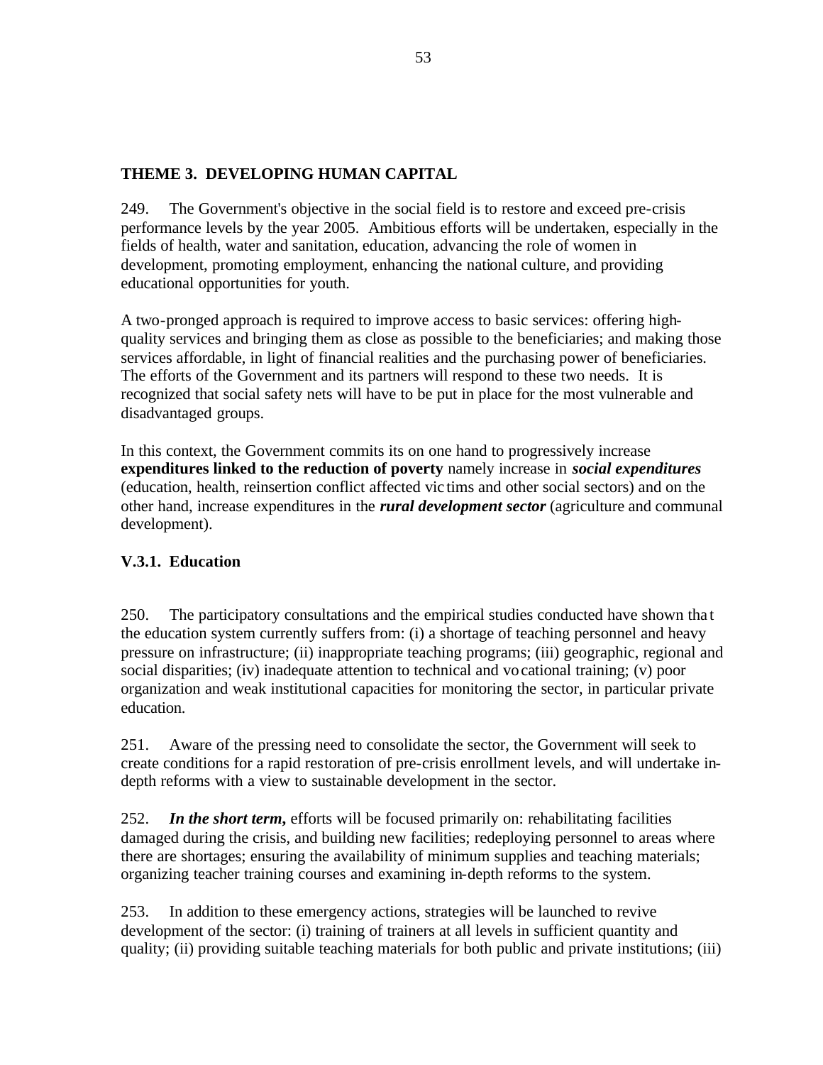## THEME 3. DEVELOPING HUMAN CAPITAL

249. The Government's objective in the social field is to restore and exceed pre-crisis performance levels by the year 2005. Ambitious efforts will be undertaken, especially in the fields of health, water and sanitation, education, advancing the role of women in development, promoting employment, enhancing the national culture, and providing educational opportunities for youth.

A two-pronged approach is required to improve access to basic services: offering high-quality services and bringing them as close as possible to the beneficiaries; and making those services affordable, in light of financial realities and the purchasing power of beneficiaries. The efforts of the Government and its partners will respond to these two needs. It is recognized that social safety nets will have to be put in place for the most vulnerable and disadvantaged groups.

In this context, the Government commits its on one hand to progressively increase **expenditures linked to the reduction of poverty** namely increase in ***social expenditures*** (education, health, reinsertion conflict affected victims and other social sectors) and on the other hand, increase expenditures in the ***rural development sector*** (agriculture and communal development).

### V.3.1. Education

250. The participatory consultations and the empirical studies conducted have shown that the education system currently suffers from: (i) a shortage of teaching personnel and heavy pressure on infrastructure; (ii) inappropriate teaching programs; (iii) geographic, regional and social disparities; (iv) inadequate attention to technical and vocational training; (v) poor organization and weak institutional capacities for monitoring the sector, in particular private education.

251. Aware of the pressing need to consolidate the sector, the Government will seek to create conditions for a rapid restoration of pre-crisis enrollment levels, and will undertake in-depth reforms with a view to sustainable development in the sector.

252. ***In the short term,*** efforts will be focused primarily on: rehabilitating facilities damaged during the crisis, and building new facilities; redeploying personnel to areas where there are shortages; ensuring the availability of minimum supplies and teaching materials; organizing teacher training courses and examining in-depth reforms to the system.

253. In addition to these emergency actions, strategies will be launched to revive development of the sector: (i) training of trainers at all levels in sufficient quantity and quality; (ii) providing suitable teaching materials for both public and private institutions; (iii)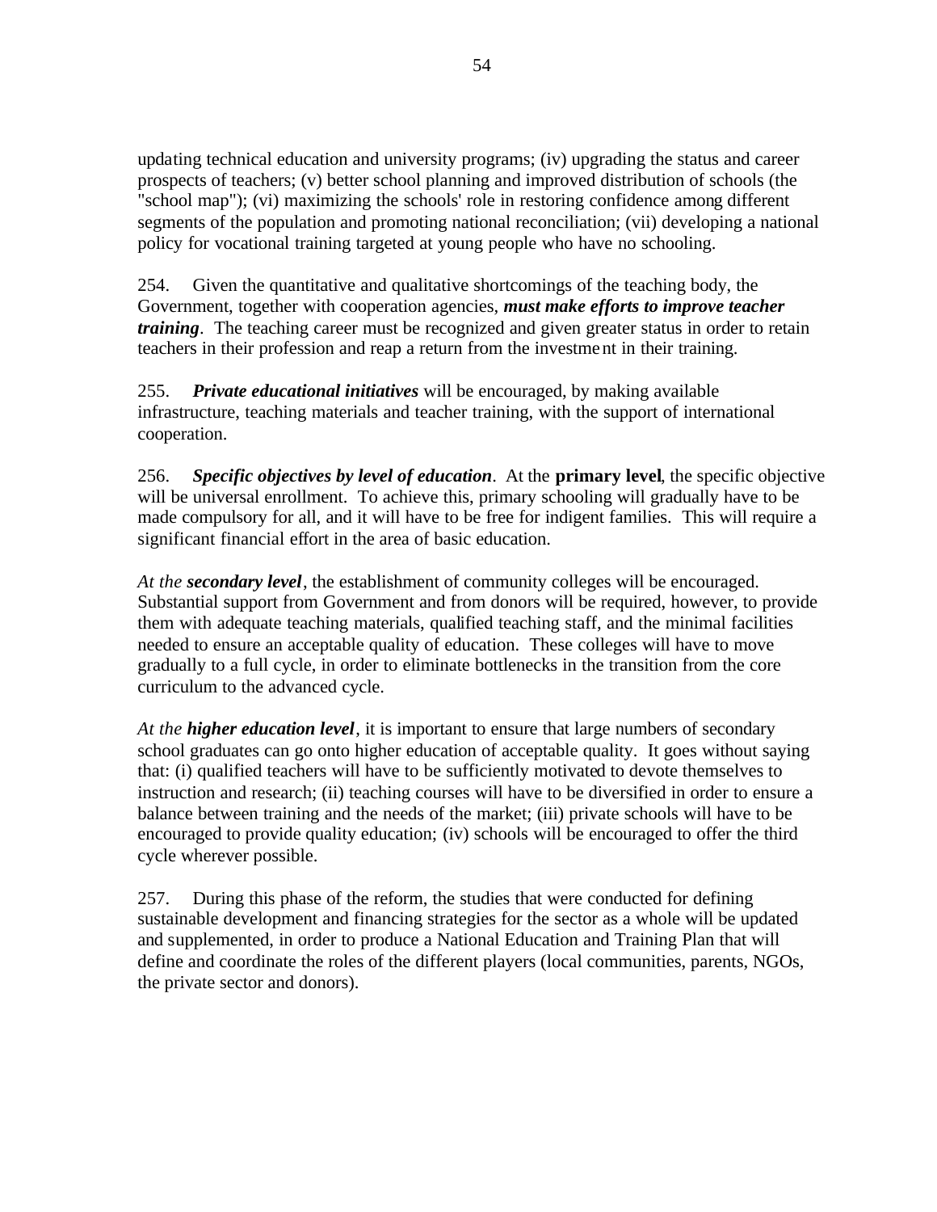updating technical education and university programs; (iv) upgrading the status and career prospects of teachers; (v) better school planning and improved distribution of schools (the "school map"); (vi) maximizing the schools' role in restoring confidence among different segments of the population and promoting national reconciliation; (vii) developing a national policy for vocational training targeted at young people who have no schooling.

254. Given the quantitative and qualitative shortcomings of the teaching body, the Government, together with cooperation agencies, ***must make efforts to improve teacher training***. The teaching career must be recognized and given greater status in order to retain teachers in their profession and reap a return from the investment in their training.

255. ***Private educational initiatives*** will be encouraged, by making available infrastructure, teaching materials and teacher training, with the support of international cooperation.

256. ***Specific objectives by level of education***. At the **primary level**, the specific objective will be universal enrollment. To achieve this, primary schooling will gradually have to be made compulsory for all, and it will have to be free for indigent families. This will require a significant financial effort in the area of basic education.

*At the **secondary level***, the establishment of community colleges will be encouraged. Substantial support from Government and from donors will be required, however, to provide them with adequate teaching materials, qualified teaching staff, and the minimal facilities needed to ensure an acceptable quality of education. These colleges will have to move gradually to a full cycle, in order to eliminate bottlenecks in the transition from the core curriculum to the advanced cycle.

*At the **higher education level***, it is important to ensure that large numbers of secondary school graduates can go onto higher education of acceptable quality. It goes without saying that: (i) qualified teachers will have to be sufficiently motivated to devote themselves to instruction and research; (ii) teaching courses will have to be diversified in order to ensure a balance between training and the needs of the market; (iii) private schools will have to be encouraged to provide quality education; (iv) schools will be encouraged to offer the third cycle wherever possible.

257. During this phase of the reform, the studies that were conducted for defining sustainable development and financing strategies for the sector as a whole will be updated and supplemented, in order to produce a National Education and Training Plan that will define and coordinate the roles of the different players (local communities, parents, NGOs, the private sector and donors).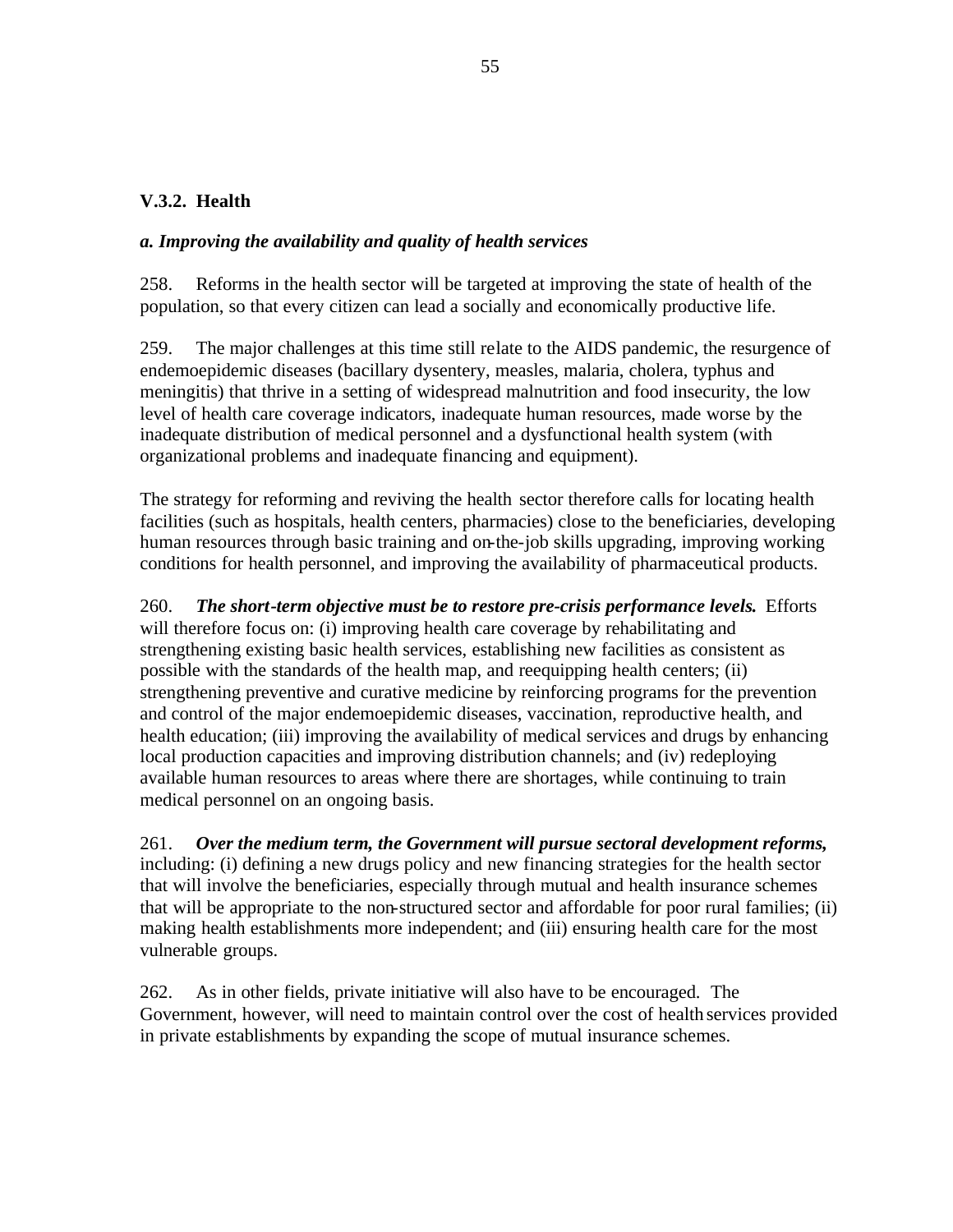### V.3.2. Health

#### *a. Improving the availability and quality of health services*

258. Reforms in the health sector will be targeted at improving the state of health of the population, so that every citizen can lead a socially and economically productive life.

259. The major challenges at this time still relate to the AIDS pandemic, the resurgence of endemoepidemic diseases (bacillary dysentery, measles, malaria, cholera, typhus and meningitis) that thrive in a setting of widespread malnutrition and food insecurity, the low level of health care coverage indicators, inadequate human resources, made worse by the inadequate distribution of medical personnel and a dysfunctional health system (with organizational problems and inadequate financing and equipment).

The strategy for reforming and reviving the health sector therefore calls for locating health facilities (such as hospitals, health centers, pharmacies) close to the beneficiaries, developing human resources through basic training and on-the-job skills upgrading, improving working conditions for health personnel, and improving the availability of pharmaceutical products.

260. ***The short-term objective must be to restore pre-crisis performance levels.*** Efforts will therefore focus on: (i) improving health care coverage by rehabilitating and strengthening existing basic health services, establishing new facilities as consistent as possible with the standards of the health map, and reequipping health centers; (ii) strengthening preventive and curative medicine by reinforcing programs for the prevention and control of the major endemoepidemic diseases, vaccination, reproductive health, and health education; (iii) improving the availability of medical services and drugs by enhancing local production capacities and improving distribution channels; and (iv) redeploying available human resources to areas where there are shortages, while continuing to train medical personnel on an ongoing basis.

261. ***Over the medium term, the Government will pursue sectoral development reforms,*** including: (i) defining a new drugs policy and new financing strategies for the health sector that will involve the beneficiaries, especially through mutual and health insurance schemes that will be appropriate to the non-structured sector and affordable for poor rural families; (ii) making health establishments more independent; and (iii) ensuring health care for the most vulnerable groups.

262. As in other fields, private initiative will also have to be encouraged. The Government, however, will need to maintain control over the cost of health services provided in private establishments by expanding the scope of mutual insurance schemes.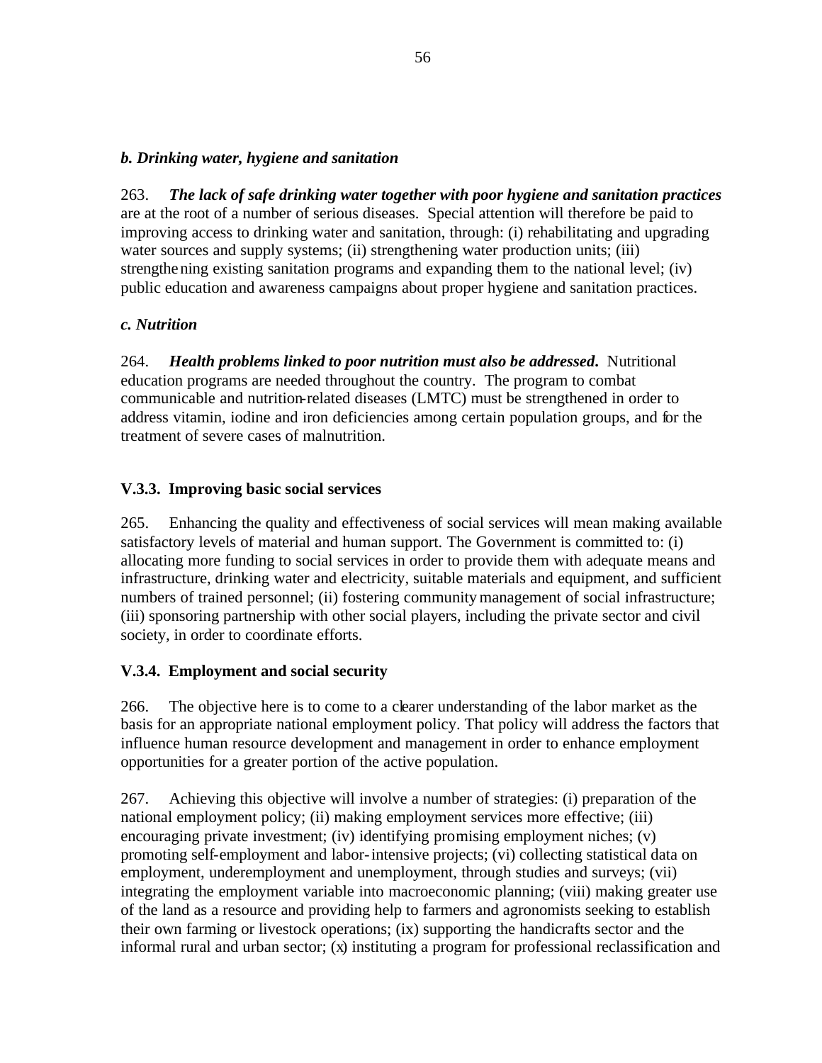### *b. Drinking water, hygiene and sanitation*

263. ***The lack of safe drinking water together with poor hygiene and sanitation practices*** are at the root of a number of serious diseases. Special attention will therefore be paid to improving access to drinking water and sanitation, through: (i) rehabilitating and upgrading water sources and supply systems; (ii) strengthening water production units; (iii) strengthening existing sanitation programs and expanding them to the national level; (iv) public education and awareness campaigns about proper hygiene and sanitation practices.

### *c. Nutrition*

264. ***Health problems linked to poor nutrition must also be addressed.*** Nutritional education programs are needed throughout the country. The program to combat communicable and nutrition-related diseases (LMTC) must be strengthened in order to address vitamin, iodine and iron deficiencies among certain population groups, and for the treatment of severe cases of malnutrition.

### V.3.3. Improving basic social services

265. Enhancing the quality and effectiveness of social services will mean making available satisfactory levels of material and human support. The Government is committed to: (i) allocating more funding to social services in order to provide them with adequate means and infrastructure, drinking water and electricity, suitable materials and equipment, and sufficient numbers of trained personnel; (ii) fostering community management of social infrastructure; (iii) sponsoring partnership with other social players, including the private sector and civil society, in order to coordinate efforts.

### V.3.4. Employment and social security

266. The objective here is to come to a clearer understanding of the labor market as the basis for an appropriate national employment policy. That policy will address the factors that influence human resource development and management in order to enhance employment opportunities for a greater portion of the active population.

267. Achieving this objective will involve a number of strategies: (i) preparation of the national employment policy; (ii) making employment services more effective; (iii) encouraging private investment; (iv) identifying promising employment niches; (v) promoting self-employment and labor-intensive projects; (vi) collecting statistical data on employment, underemployment and unemployment, through studies and surveys; (vii) integrating the employment variable into macroeconomic planning; (viii) making greater use of the land as a resource and providing help to farmers and agronomists seeking to establish their own farming or livestock operations; (ix) supporting the handicrafts sector and the informal rural and urban sector; (x) instituting a program for professional reclassification and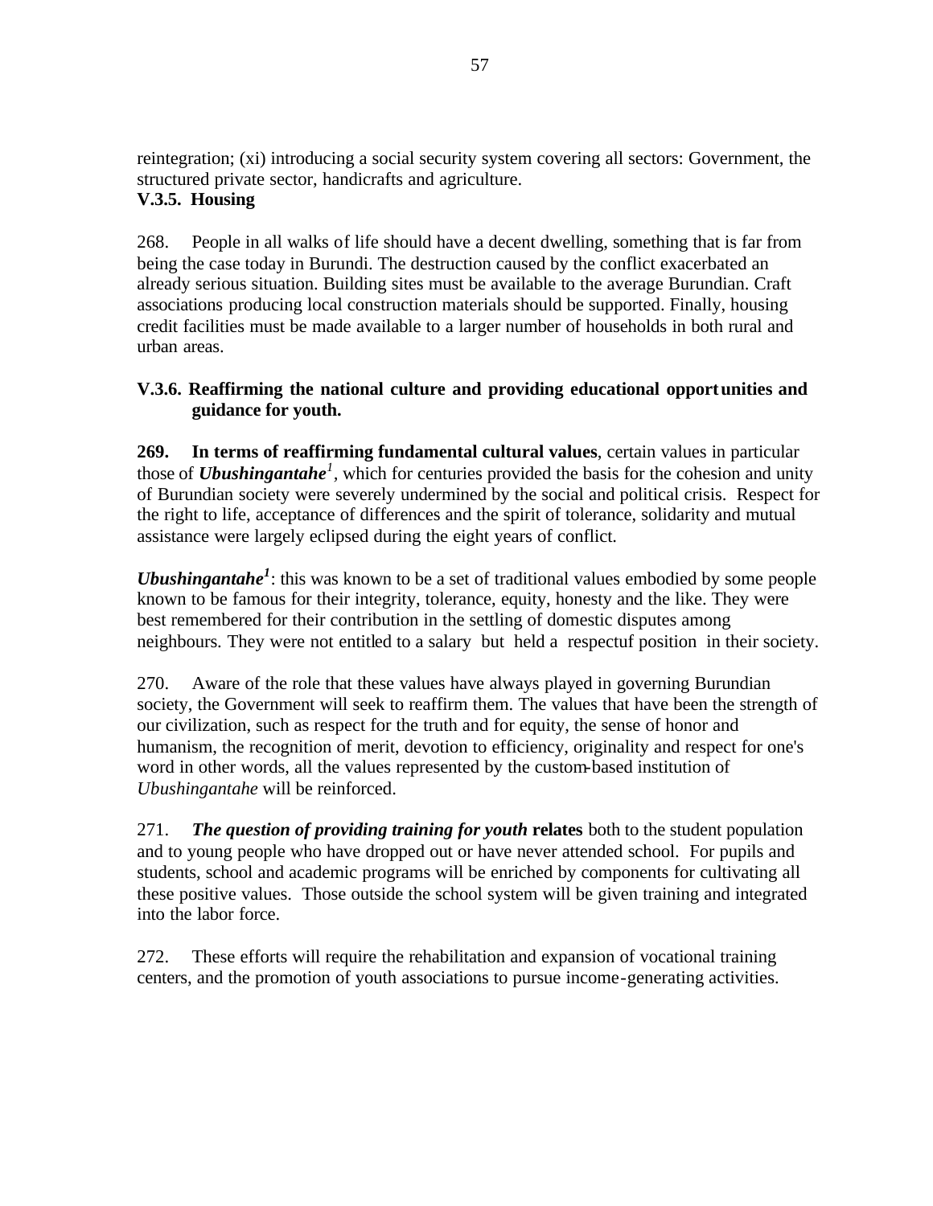reintegration; (xi) introducing a social security system covering all sectors: Government, the structured private sector, handicrafts and agriculture.

**V.3.5. Housing**

268. People in all walks of life should have a decent dwelling, something that is far from being the case today in Burundi. The destruction caused by the conflict exacerbated an already serious situation. Building sites must be available to the average Burundian. Craft associations producing local construction materials should be supported. Finally, housing credit facilities must be made available to a larger number of households in both rural and urban areas.

**V.3.6. Reaffirming the national culture and providing educational opportunities and guidance for youth.**

**269. In terms of reaffirming fundamental cultural values**, certain values in particular those of ***Ubushingantahe***[1], which for centuries provided the basis for the cohesion and unity of Burundian society were severely undermined by the social and political crisis. Respect for the right to life, acceptance of differences and the spirit of tolerance, solidarity and mutual assistance were largely eclipsed during the eight years of conflict.

***Ubushingantahe***[1]: this was known to be a set of traditional values embodied by some people known to be famous for their integrity, tolerance, equity, honesty and the like. They were best remembered for their contribution in the settling of domestic disputes among neighbours. They were not entitled to a salary but held a respectuf position in their society.

270. Aware of the role that these values have always played in governing Burundian society, the Government will seek to reaffirm them. The values that have been the strength of our civilization, such as respect for the truth and for equity, the sense of honor and humanism, the recognition of merit, devotion to efficiency, originality and respect for one's word in other words, all the values represented by the custom-based institution of *Ubushingantahe* will be reinforced.

271. ***The question of providing training for youth*** **relates** both to the student population and to young people who have dropped out or have never attended school. For pupils and students, school and academic programs will be enriched by components for cultivating all these positive values. Those outside the school system will be given training and integrated into the labor force.

272. These efforts will require the rehabilitation and expansion of vocational training centers, and the promotion of youth associations to pursue income-generating activities.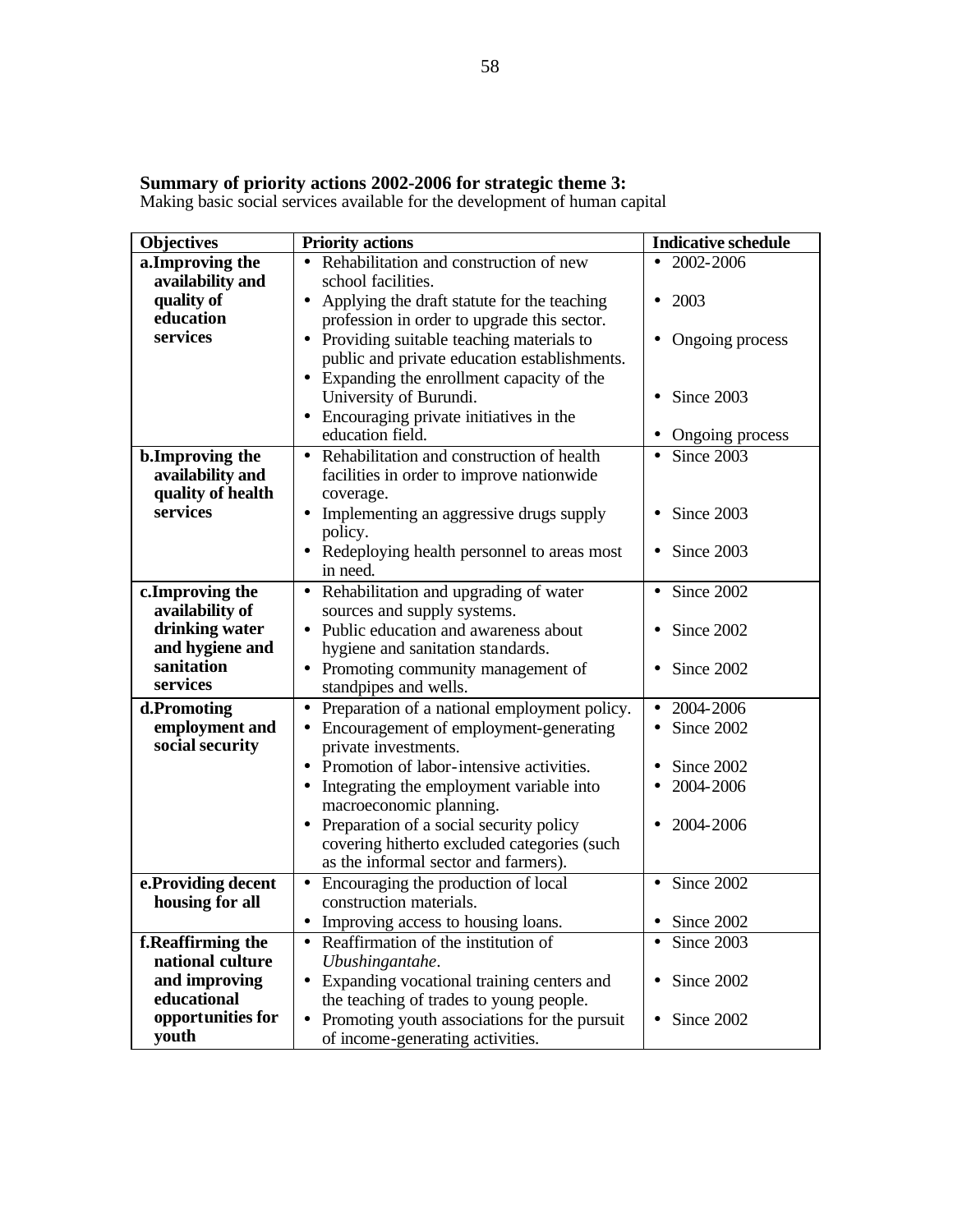**Summary of priority actions 2002-2006 for strategic theme 3:**
Making basic social services available for the development of human capital

| Objectives | Priority actions | Indicative schedule |
|---|---|---|
| **a.Improving the availability and quality of education services** | • Rehabilitation and construction of new school facilities.<br>• Applying the draft statute for the teaching profession in order to upgrade this sector.<br>• Providing suitable teaching materials to public and private education establishments.<br>• Expanding the enrollment capacity of the University of Burundi.<br>• Encouraging private initiatives in the education field. | • 2002-2006<br>• 2003<br>• Ongoing process<br>• Since 2003<br>• Ongoing process |
| **b.Improving the availability and quality of health services** | • Rehabilitation and construction of health facilities in order to improve nationwide coverage.<br>• Implementing an aggressive drugs supply policy.<br>• Redeploying health personnel to areas most in need. | • Since 2003<br>• Since 2003<br>• Since 2003 |
| **c.Improving the availability of drinking water and hygiene and sanitation services** | • Rehabilitation and upgrading of water sources and supply systems.<br>• Public education and awareness about hygiene and sanitation standards.<br>• Promoting community management of standpipes and wells. | • Since 2002<br>• Since 2002<br>• Since 2002 |
| **d.Promoting employment and social security** | • Preparation of a national employment policy.<br>• Encouragement of employment-generating private investments.<br>• Promotion of labor-intensive activities.<br>• Integrating the employment variable into macroeconomic planning.<br>• Preparation of a social security policy covering hitherto excluded categories (such as the informal sector and farmers). | • 2004-2006<br>• Since 2002<br>• Since 2002<br>• 2004-2006<br>• 2004-2006 |
| **e.Providing decent housing for all** | • Encouraging the production of local construction materials.<br>• Improving access to housing loans. | • Since 2002<br>• Since 2002 |
| **f.Reaffirming the national culture and improving educational opportunities for youth** | • Reaffirmation of the institution of *Ubushingantahe*.<br>• Expanding vocational training centers and the teaching of trades to young people.<br>• Promoting youth associations for the pursuit of income-generating activities. | • Since 2003<br>• Since 2002<br>• Since 2002 |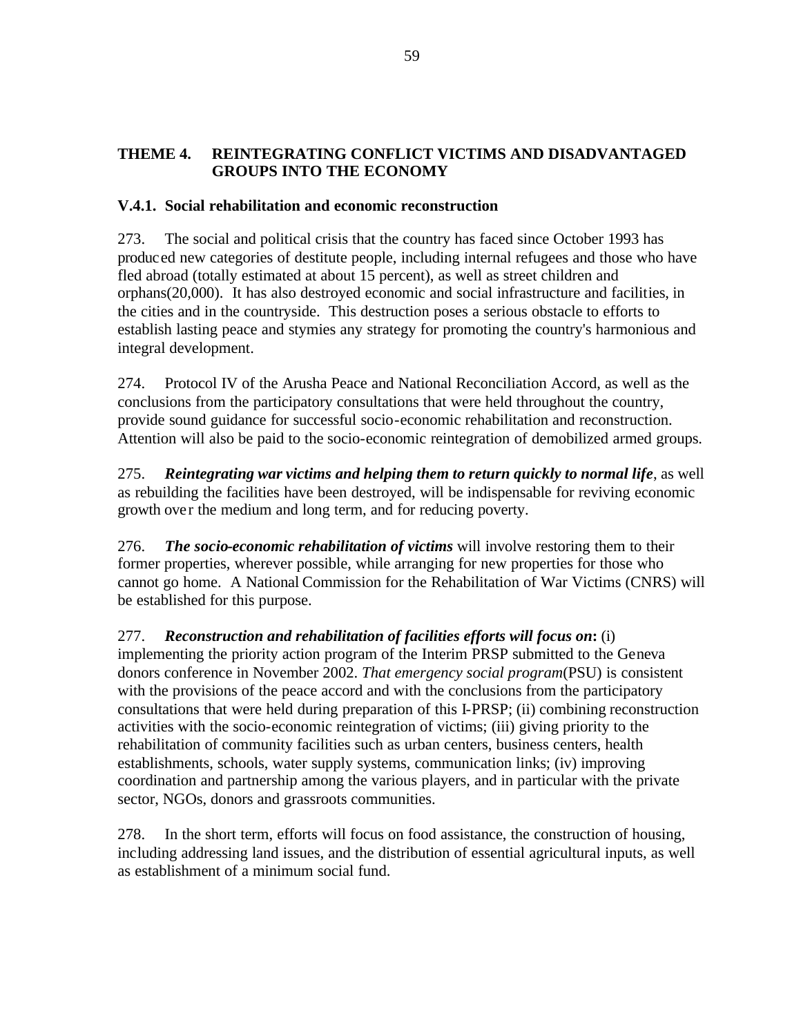## THEME 4. REINTEGRATING CONFLICT VICTIMS AND DISADVANTAGED GROUPS INTO THE ECONOMY

### V.4.1. Social rehabilitation and economic reconstruction

273. The social and political crisis that the country has faced since October 1993 has produced new categories of destitute people, including internal refugees and those who have fled abroad (totally estimated at about 15 percent), as well as street children and orphans(20,000). It has also destroyed economic and social infrastructure and facilities, in the cities and in the countryside. This destruction poses a serious obstacle to efforts to establish lasting peace and stymies any strategy for promoting the country's harmonious and integral development.

274. Protocol IV of the Arusha Peace and National Reconciliation Accord, as well as the conclusions from the participatory consultations that were held throughout the country, provide sound guidance for successful socio-economic rehabilitation and reconstruction. Attention will also be paid to the socio-economic reintegration of demobilized armed groups.

275. ***Reintegrating war victims and helping them to return quickly to normal life***, as well as rebuilding the facilities have been destroyed, will be indispensable for reviving economic growth over the medium and long term, and for reducing poverty.

276. ***The socio-economic rehabilitation of victims*** will involve restoring them to their former properties, wherever possible, while arranging for new properties for those who cannot go home. A National Commission for the Rehabilitation of War Victims (CNRS) will be established for this purpose.

277. ***Reconstruction and rehabilitation of facilities efforts will focus on:*** (i) implementing the priority action program of the Interim PRSP submitted to the Geneva donors conference in November 2002. *That emergency social program*(PSU) is consistent with the provisions of the peace accord and with the conclusions from the participatory consultations that were held during preparation of this I-PRSP; (ii) combining reconstruction activities with the socio-economic reintegration of victims; (iii) giving priority to the rehabilitation of community facilities such as urban centers, business centers, health establishments, schools, water supply systems, communication links; (iv) improving coordination and partnership among the various players, and in particular with the private sector, NGOs, donors and grassroots communities.

278. In the short term, efforts will focus on food assistance, the construction of housing, including addressing land issues, and the distribution of essential agricultural inputs, as well as establishment of a minimum social fund.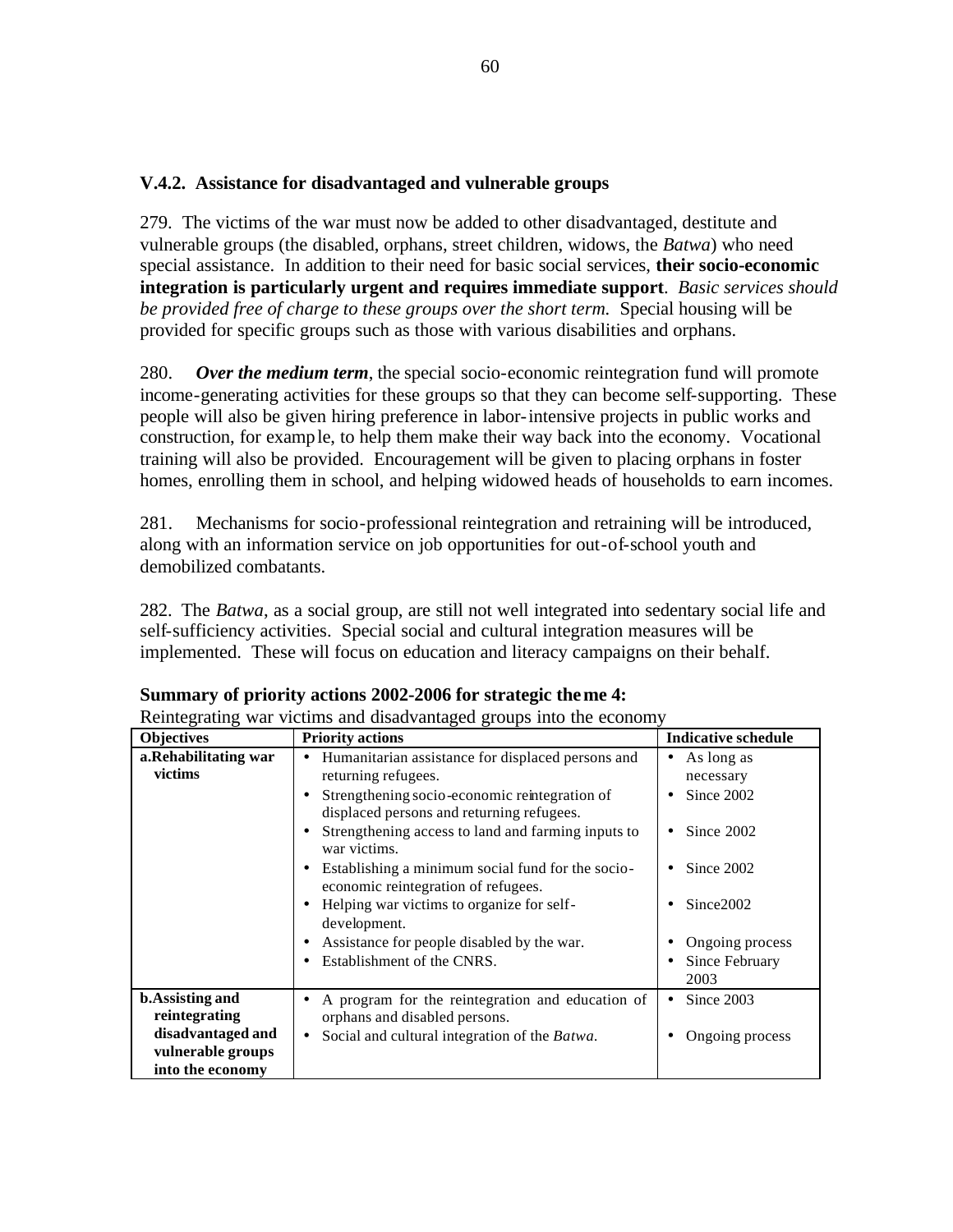### V.4.2. Assistance for disadvantaged and vulnerable groups

279. The victims of the war must now be added to other disadvantaged, destitute and vulnerable groups (the disabled, orphans, street children, widows, the *Batwa*) who need special assistance. In addition to their need for basic social services, **their socio-economic integration is particularly urgent and requires immediate support**. *Basic services should be provided free of charge to these groups over the short term.* Special housing will be provided for specific groups such as those with various disabilities and orphans.

280. ***Over the medium term***, the special socio-economic reintegration fund will promote income-generating activities for these groups so that they can become self-supporting. These people will also be given hiring preference in labor-intensive projects in public works and construction, for example, to help them make their way back into the economy. Vocational training will also be provided. Encouragement will be given to placing orphans in foster homes, enrolling them in school, and helping widowed heads of households to earn incomes.

281. Mechanisms for socio-professional reintegration and retraining will be introduced, along with an information service on job opportunities for out-of-school youth and demobilized combatants.

282. The *Batwa*, as a social group, are still not well integrated into sedentary social life and self-sufficiency activities. Special social and cultural integration measures will be implemented. These will focus on education and literacy campaigns on their behalf.

**Summary of priority actions 2002-2006 for strategic theme 4:**
Reintegrating war victims and disadvantaged groups into the economy

| Objectives | Priority actions | Indicative schedule |
|---|---|---|
| **a. Rehabilitating war victims** | • Humanitarian assistance for displaced persons and returning refugees.<br>• Strengthening socio-economic reintegration of displaced persons and returning refugees.<br>• Strengthening access to land and farming inputs to war victims.<br>• Establishing a minimum social fund for the socio-economic reintegration of refugees.<br>• Helping war victims to organize for self-development.<br>• Assistance for people disabled by the war.<br>• Establishment of the CNRS. | • As long as necessary<br>• Since 2002<br>• Since 2002<br>• Since 2002<br>• Since2002<br>• Ongoing process<br>• Since February 2003 |
| **b. Assisting and reintegrating disadvantaged and vulnerable groups into the economy** | • A program for the reintegration and education of orphans and disabled persons.<br>• Social and cultural integration of the *Batwa*. | • Since 2003<br>• Ongoing process |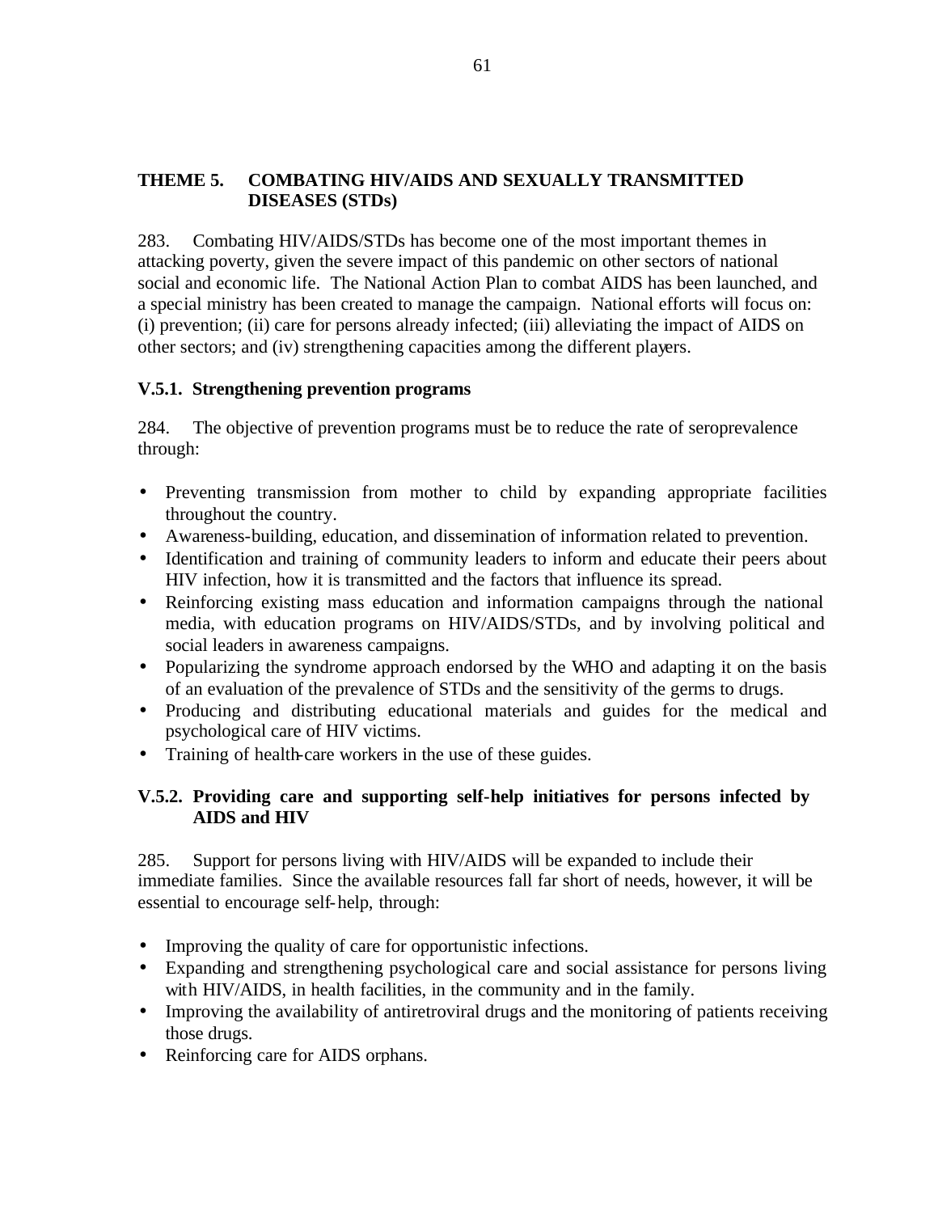## THEME 5. COMBATING HIV/AIDS AND SEXUALLY TRANSMITTED DISEASES (STDs)

283. Combating HIV/AIDS/STDs has become one of the most important themes in attacking poverty, given the severe impact of this pandemic on other sectors of national social and economic life. The National Action Plan to combat AIDS has been launched, and a special ministry has been created to manage the campaign. National efforts will focus on: (i) prevention; (ii) care for persons already infected; (iii) alleviating the impact of AIDS on other sectors; and (iv) strengthening capacities among the different players.

### V.5.1. Strengthening prevention programs

284. The objective of prevention programs must be to reduce the rate of seroprevalence through:

- Preventing transmission from mother to child by expanding appropriate facilities throughout the country.
- Awareness-building, education, and dissemination of information related to prevention.
- Identification and training of community leaders to inform and educate their peers about HIV infection, how it is transmitted and the factors that influence its spread.
- Reinforcing existing mass education and information campaigns through the national media, with education programs on HIV/AIDS/STDs, and by involving political and social leaders in awareness campaigns.
- Popularizing the syndrome approach endorsed by the WHO and adapting it on the basis of an evaluation of the prevalence of STDs and the sensitivity of the germs to drugs.
- Producing and distributing educational materials and guides for the medical and psychological care of HIV victims.
- Training of health-care workers in the use of these guides.

### V.5.2. Providing care and supporting self-help initiatives for persons infected by AIDS and HIV

285. Support for persons living with HIV/AIDS will be expanded to include their immediate families. Since the available resources fall far short of needs, however, it will be essential to encourage self-help, through:

- Improving the quality of care for opportunistic infections.
- Expanding and strengthening psychological care and social assistance for persons living with HIV/AIDS, in health facilities, in the community and in the family.
- Improving the availability of antiretroviral drugs and the monitoring of patients receiving those drugs.
- Reinforcing care for AIDS orphans.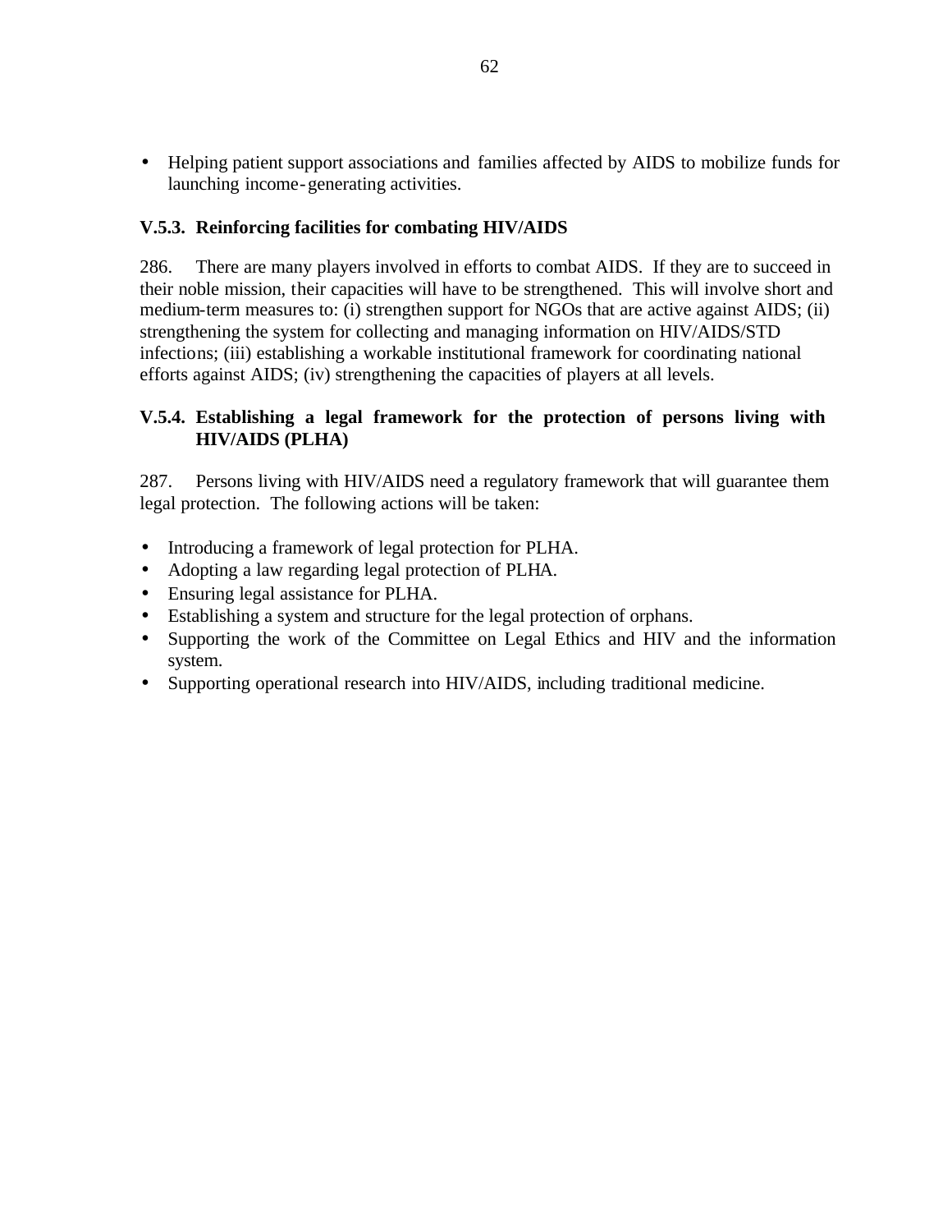- Helping patient support associations and families affected by AIDS to mobilize funds for launching income-generating activities.

### V.5.3. Reinforcing facilities for combating HIV/AIDS

286. There are many players involved in efforts to combat AIDS. If they are to succeed in their noble mission, their capacities will have to be strengthened. This will involve short and medium-term measures to: (i) strengthen support for NGOs that are active against AIDS; (ii) strengthening the system for collecting and managing information on HIV/AIDS/STD infections; (iii) establishing a workable institutional framework for coordinating national efforts against AIDS; (iv) strengthening the capacities of players at all levels.

### V.5.4. Establishing a legal framework for the protection of persons living with HIV/AIDS (PLHA)

287. Persons living with HIV/AIDS need a regulatory framework that will guarantee them legal protection. The following actions will be taken:

- Introducing a framework of legal protection for PLHA.
- Adopting a law regarding legal protection of PLHA.
- Ensuring legal assistance for PLHA.
- Establishing a system and structure for the legal protection of orphans.
- Supporting the work of the Committee on Legal Ethics and HIV and the information system.
- Supporting operational research into HIV/AIDS, including traditional medicine.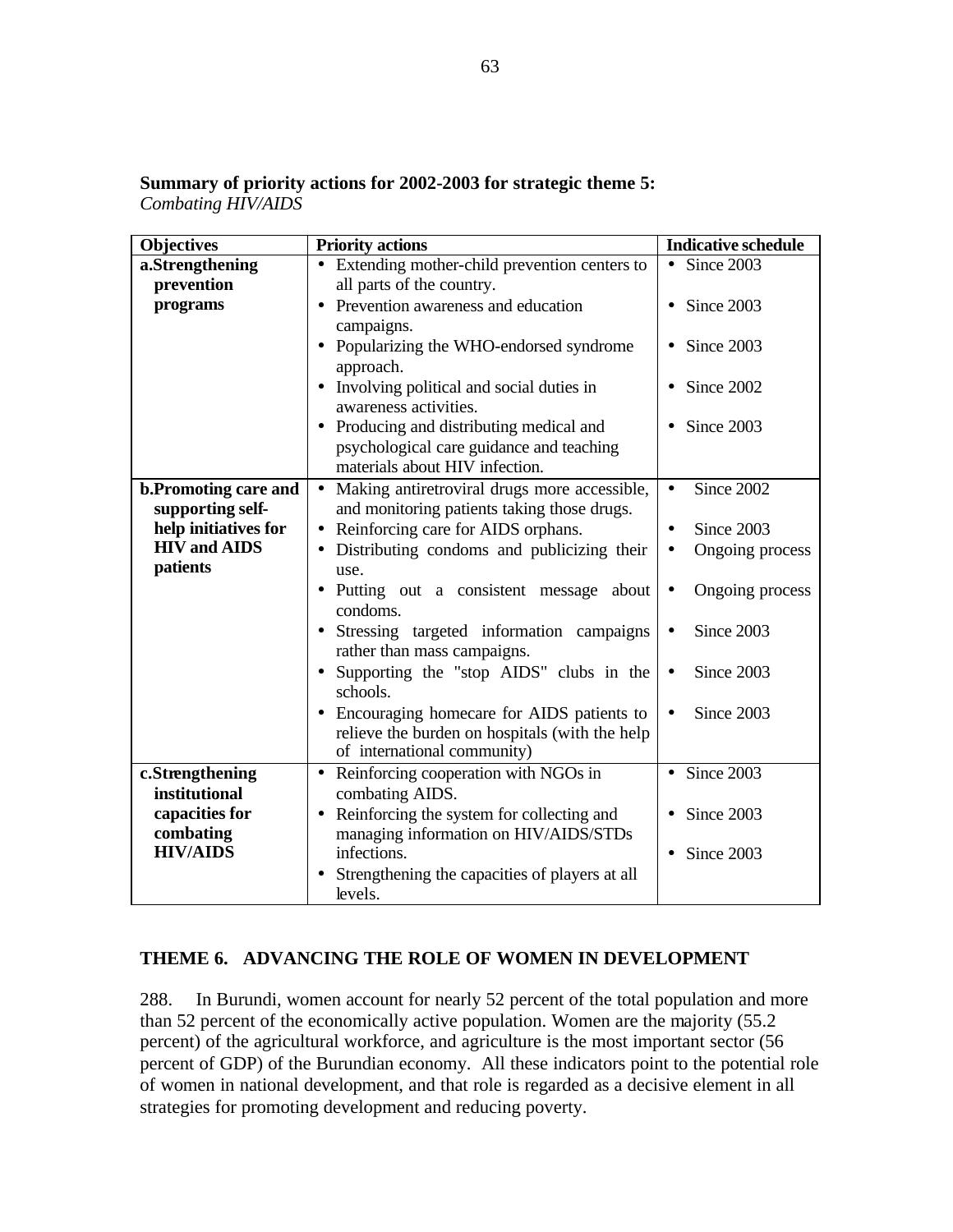**Summary of priority actions for 2002-2003 for strategic theme 5:**
*Combating HIV/AIDS*

| Objectives | Priority actions | Indicative schedule |
|---|---|---|
| **a.Strengthening prevention programs** | • Extending mother-child prevention centers to all parts of the country.<br>• Prevention awareness and education campaigns.<br>• Popularizing the WHO-endorsed syndrome approach.<br>• Involving political and social duties in awareness activities.<br>• Producing and distributing medical and psychological care guidance and teaching materials about HIV infection. | • Since 2003<br>• Since 2003<br>• Since 2003<br>• Since 2002<br>• Since 2003 |
| **b.Promoting care and supporting self-help initiatives for HIV and AIDS patients** | • Making antiretroviral drugs more accessible, and monitoring patients taking those drugs.<br>• Reinforcing care for AIDS orphans.<br>• Distributing condoms and publicizing their use.<br>• Putting out a consistent message about condoms.<br>• Stressing targeted information campaigns rather than mass campaigns.<br>• Supporting the "stop AIDS" clubs in the schools.<br>• Encouraging homecare for AIDS patients to relieve the burden on hospitals (with the help of international community) | • Since 2002<br>• Since 2003<br>• Ongoing process<br>• Ongoing process<br>• Since 2003<br>• Since 2003<br>• Since 2003 |
| **c.Strengthening institutional capacities for combating HIV/AIDS** | • Reinforcing cooperation with NGOs in combating AIDS.<br>• Reinforcing the system for collecting and managing information on HIV/AIDS/STDs infections.<br>• Strengthening the capacities of players at all levels. | • Since 2003<br>• Since 2003<br>• Since 2003 |

## THEME 6. ADVANCING THE ROLE OF WOMEN IN DEVELOPMENT

288. In Burundi, women account for nearly 52 percent of the total population and more than 52 percent of the economically active population. Women are the majority (55.2 percent) of the agricultural workforce, and agriculture is the most important sector (56 percent of GDP) of the Burundian economy. All these indicators point to the potential role of women in national development, and that role is regarded as a decisive element in all strategies for promoting development and reducing poverty.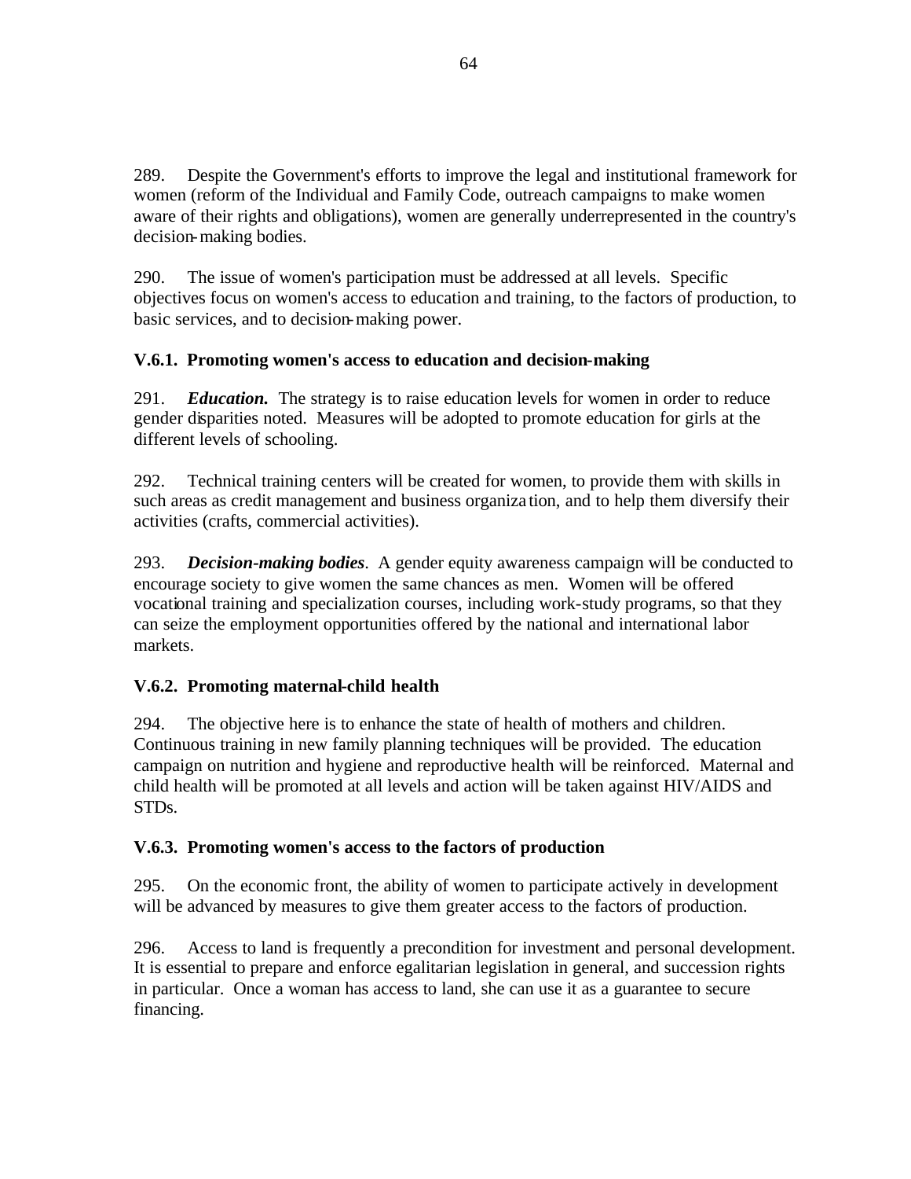289. Despite the Government's efforts to improve the legal and institutional framework for women (reform of the Individual and Family Code, outreach campaigns to make women aware of their rights and obligations), women are generally underrepresented in the country's decision-making bodies.

290. The issue of women's participation must be addressed at all levels. Specific objectives focus on women's access to education and training, to the factors of production, to basic services, and to decision-making power.

### V.6.1. Promoting women's access to education and decision-making

291. ***Education.*** The strategy is to raise education levels for women in order to reduce gender disparities noted. Measures will be adopted to promote education for girls at the different levels of schooling.

292. Technical training centers will be created for women, to provide them with skills in such areas as credit management and business organization, and to help them diversify their activities (crafts, commercial activities).

293. ***Decision-making bodies***. A gender equity awareness campaign will be conducted to encourage society to give women the same chances as men. Women will be offered vocational training and specialization courses, including work-study programs, so that they can seize the employment opportunities offered by the national and international labor markets.

### V.6.2. Promoting maternal-child health

294. The objective here is to enhance the state of health of mothers and children. Continuous training in new family planning techniques will be provided. The education campaign on nutrition and hygiene and reproductive health will be reinforced. Maternal and child health will be promoted at all levels and action will be taken against HIV/AIDS and STDs.

### V.6.3. Promoting women's access to the factors of production

295. On the economic front, the ability of women to participate actively in development will be advanced by measures to give them greater access to the factors of production.

296. Access to land is frequently a precondition for investment and personal development. It is essential to prepare and enforce egalitarian legislation in general, and succession rights in particular. Once a woman has access to land, she can use it as a guarantee to secure financing.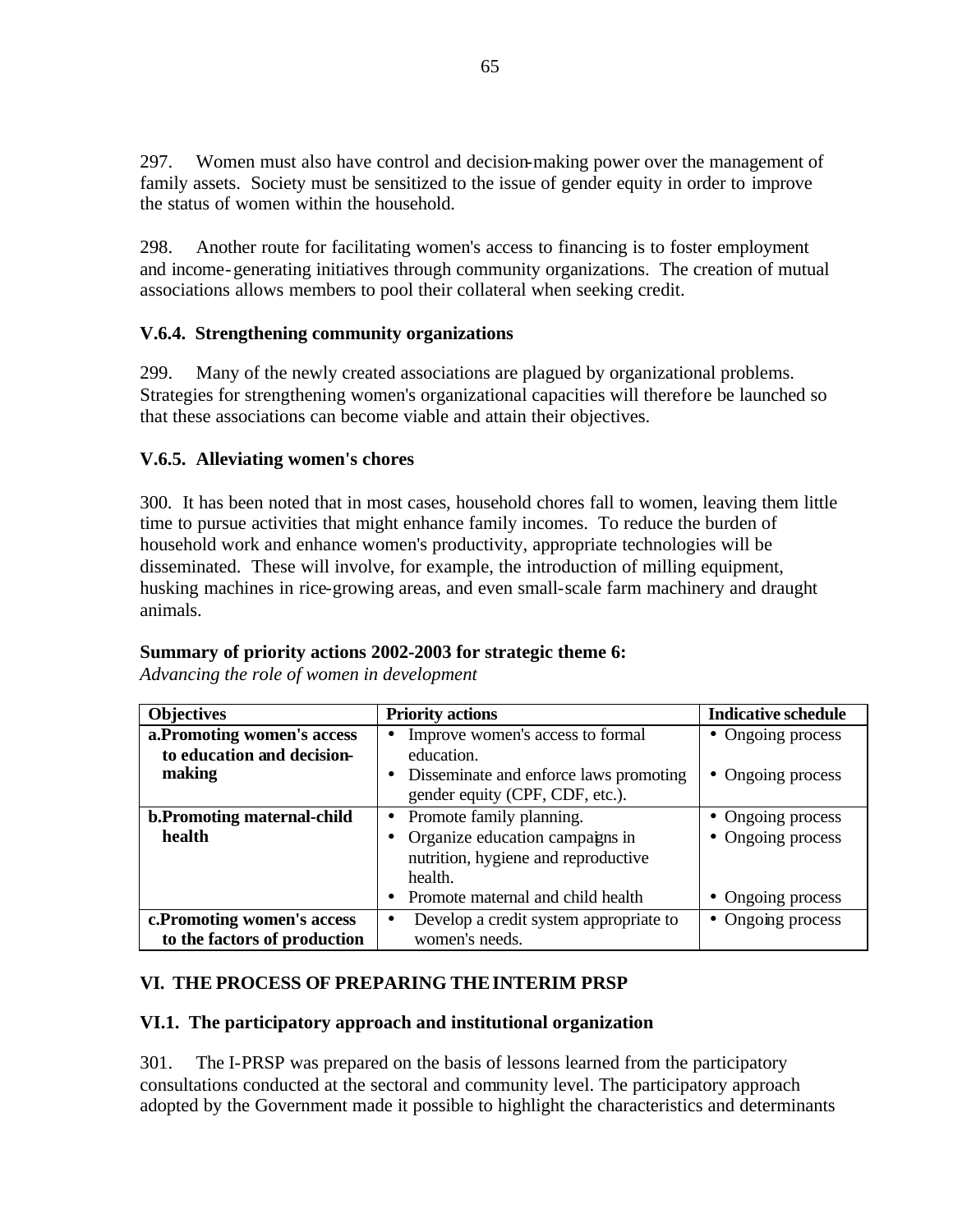297. Women must also have control and decision-making power over the management of family assets. Society must be sensitized to the issue of gender equity in order to improve the status of women within the household.

298. Another route for facilitating women's access to financing is to foster employment and income-generating initiatives through community organizations. The creation of mutual associations allows members to pool their collateral when seeking credit.

### V.6.4. Strengthening community organizations

299. Many of the newly created associations are plagued by organizational problems. Strategies for strengthening women's organizational capacities will therefore be launched so that these associations can become viable and attain their objectives.

### V.6.5. Alleviating women's chores

300. It has been noted that in most cases, household chores fall to women, leaving them little time to pursue activities that might enhance family incomes. To reduce the burden of household work and enhance women's productivity, appropriate technologies will be disseminated. These will involve, for example, the introduction of milling equipment, husking machines in rice-growing areas, and even small-scale farm machinery and draught animals.

**Summary of priority actions 2002-2003 for strategic theme 6:**
*Advancing the role of women in development*

| Objectives | Priority actions | Indicative schedule |
|---|---|---|
| **a. Promoting women's access to education and decision-making** | • Improve women's access to formal education.<br>• Disseminate and enforce laws promoting gender equity (CPF, CDF, etc.). | • Ongoing process<br>• Ongoing process |
| **b. Promoting maternal-child health** | • Promote family planning.<br>• Organize education campaigns in nutrition, hygiene and reproductive health.<br>• Promote maternal and child health | • Ongoing process<br>• Ongoing process<br>• Ongoing process |
| **c. Promoting women's access to the factors of production** | • Develop a credit system appropriate to women's needs. | • Ongoing process |

## VI. THE PROCESS OF PREPARING THE INTERIM PRSP

### VI.1. The participatory approach and institutional organization

301. The I-PRSP was prepared on the basis of lessons learned from the participatory consultations conducted at the sectoral and community level. The participatory approach adopted by the Government made it possible to highlight the characteristics and determinants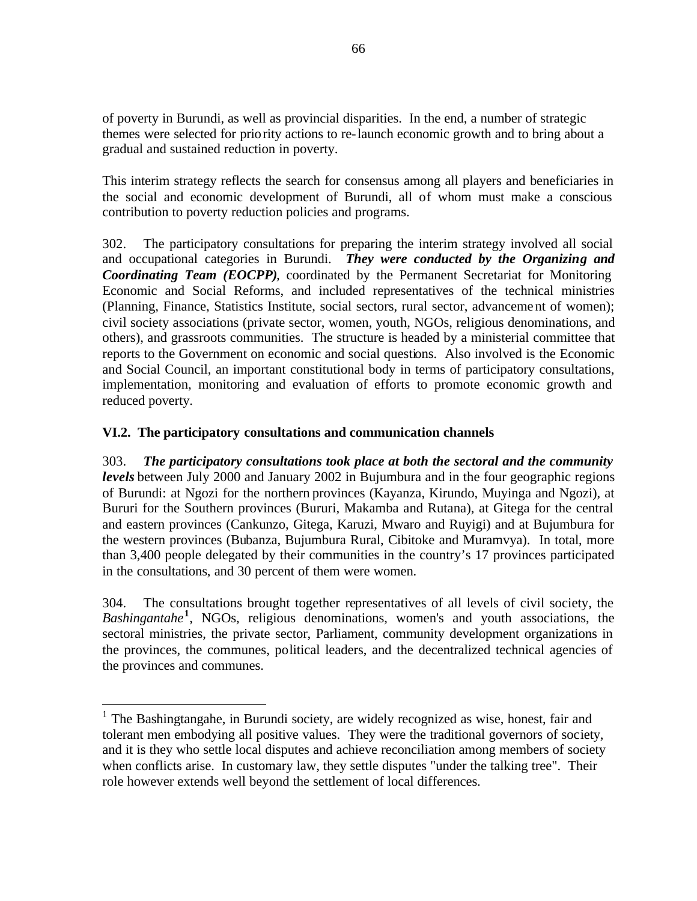of poverty in Burundi, as well as provincial disparities. In the end, a number of strategic themes were selected for priority actions to re-launch economic growth and to bring about a gradual and sustained reduction in poverty.

This interim strategy reflects the search for consensus among all players and beneficiaries in the social and economic development of Burundi, all of whom must make a conscious contribution to poverty reduction policies and programs.

302. The participatory consultations for preparing the interim strategy involved all social and occupational categories in Burundi. ***They were conducted by the Organizing and Coordinating Team (EOCPP)***, coordinated by the Permanent Secretariat for Monitoring Economic and Social Reforms, and included representatives of the technical ministries (Planning, Finance, Statistics Institute, social sectors, rural sector, advancement of women); civil society associations (private sector, women, youth, NGOs, religious denominations, and others), and grassroots communities. The structure is headed by a ministerial committee that reports to the Government on economic and social questions. Also involved is the Economic and Social Council, an important constitutional body in terms of participatory consultations, implementation, monitoring and evaluation of efforts to promote economic growth and reduced poverty.

### VI.2. The participatory consultations and communication channels

303. ***The participatory consultations took place at both the sectoral and the community levels*** between July 2000 and January 2002 in Bujumbura and in the four geographic regions of Burundi: at Ngozi for the northern provinces (Kayanza, Kirundo, Muyinga and Ngozi), at Bururi for the Southern provinces (Bururi, Makamba and Rutana), at Gitega for the central and eastern provinces (Cankunzo, Gitega, Karuzi, Mwaro and Ruyigi) and at Bujumbura for the western provinces (Bubanza, Bujumbura Rural, Cibitoke and Muramvya). In total, more than 3,400 people delegated by their communities in the country's 17 provinces participated in the consultations, and 30 percent of them were women.

304. The consultations brought together representatives of all levels of civil society, the *Bashingantahe*[1], NGOs, religious denominations, women's and youth associations, the sectoral ministries, the private sector, Parliament, community development organizations in the provinces, the communes, political leaders, and the decentralized technical agencies of the provinces and communes.

---

[1] The Bashingtangahe, in Burundi society, are widely recognized as wise, honest, fair and tolerant men embodying all positive values. They were the traditional governors of society, and it is they who settle local disputes and achieve reconciliation among members of society when conflicts arise. In customary law, they settle disputes "under the talking tree". Their role however extends well beyond the settlement of local differences.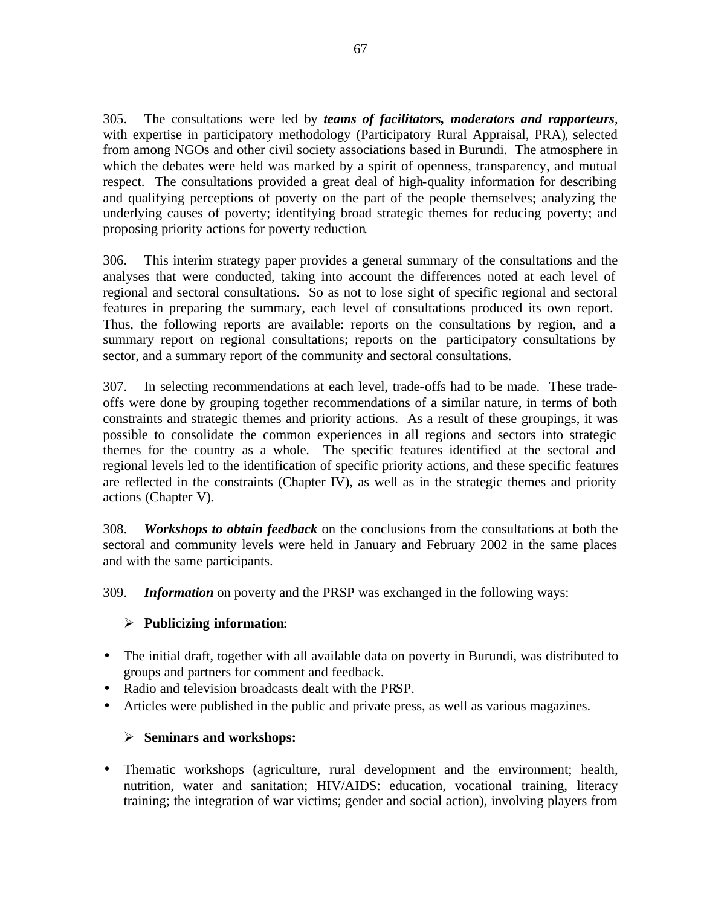305. The consultations were led by ***teams of facilitators, moderators and rapporteurs***, with expertise in participatory methodology (Participatory Rural Appraisal, PRA), selected from among NGOs and other civil society associations based in Burundi. The atmosphere in which the debates were held was marked by a spirit of openness, transparency, and mutual respect. The consultations provided a great deal of high-quality information for describing and qualifying perceptions of poverty on the part of the people themselves; analyzing the underlying causes of poverty; identifying broad strategic themes for reducing poverty; and proposing priority actions for poverty reduction.

306. This interim strategy paper provides a general summary of the consultations and the analyses that were conducted, taking into account the differences noted at each level of regional and sectoral consultations. So as not to lose sight of specific regional and sectoral features in preparing the summary, each level of consultations produced its own report. Thus, the following reports are available: reports on the consultations by region, and a summary report on regional consultations; reports on the participatory consultations by sector, and a summary report of the community and sectoral consultations.

307. In selecting recommendations at each level, trade-offs had to be made. These trade-offs were done by grouping together recommendations of a similar nature, in terms of both constraints and strategic themes and priority actions. As a result of these groupings, it was possible to consolidate the common experiences in all regions and sectors into strategic themes for the country as a whole. The specific features identified at the sectoral and regional levels led to the identification of specific priority actions, and these specific features are reflected in the constraints (Chapter IV), as well as in the strategic themes and priority actions (Chapter V).

308. ***Workshops to obtain feedback*** on the conclusions from the consultations at both the sectoral and community levels were held in January and February 2002 in the same places and with the same participants.

309. ***Information*** on poverty and the PRSP was exchanged in the following ways:

- **Publicizing information**:

- The initial draft, together with all available data on poverty in Burundi, was distributed to groups and partners for comment and feedback.
- Radio and television broadcasts dealt with the PRSP.
- Articles were published in the public and private press, as well as various magazines.

- **Seminars and workshops:**

- Thematic workshops (agriculture, rural development and the environment; health, nutrition, water and sanitation; HIV/AIDS: education, vocational training, literacy training; the integration of war victims; gender and social action), involving players from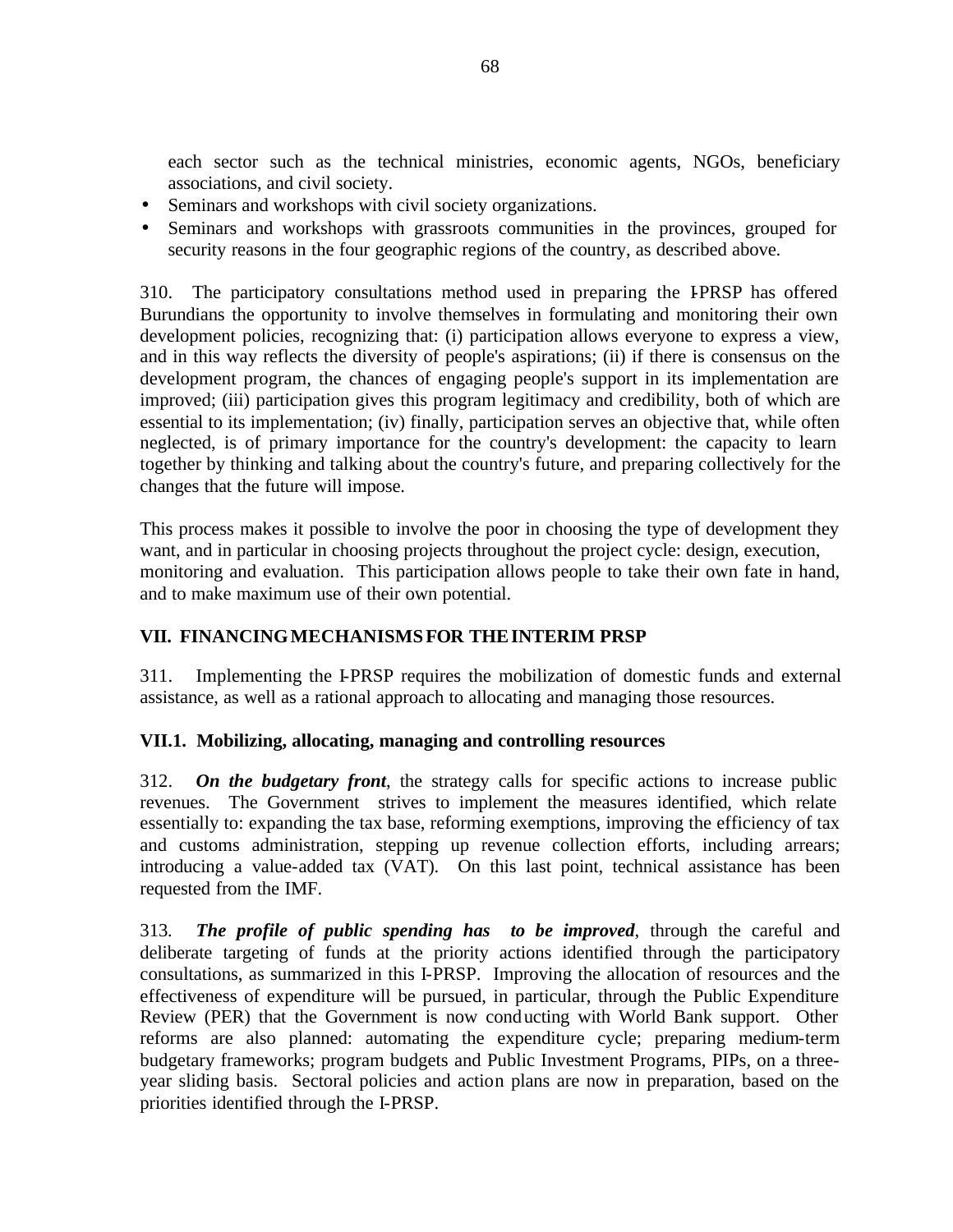each sector such as the technical ministries, economic agents, NGOs, beneficiary associations, and civil society.

- Seminars and workshops with civil society organizations.
- Seminars and workshops with grassroots communities in the provinces, grouped for security reasons in the four geographic regions of the country, as described above.

310. The participatory consultations method used in preparing the I-PRSP has offered Burundians the opportunity to involve themselves in formulating and monitoring their own development policies, recognizing that: (i) participation allows everyone to express a view, and in this way reflects the diversity of people's aspirations; (ii) if there is consensus on the development program, the chances of engaging people's support in its implementation are improved; (iii) participation gives this program legitimacy and credibility, both of which are essential to its implementation; (iv) finally, participation serves an objective that, while often neglected, is of primary importance for the country's development: the capacity to learn together by thinking and talking about the country's future, and preparing collectively for the changes that the future will impose.

This process makes it possible to involve the poor in choosing the type of development they want, and in particular in choosing projects throughout the project cycle: design, execution, monitoring and evaluation. This participation allows people to take their own fate in hand, and to make maximum use of their own potential.

## VII. FINANCING MECHANISMS FOR THE INTERIM PRSP

311. Implementing the I-PRSP requires the mobilization of domestic funds and external assistance, as well as a rational approach to allocating and managing those resources.

### VII.1. Mobilizing, allocating, managing and controlling resources

312. ***On the budgetary front***, the strategy calls for specific actions to increase public revenues. The Government strives to implement the measures identified, which relate essentially to: expanding the tax base, reforming exemptions, improving the efficiency of tax and customs administration, stepping up revenue collection efforts, including arrears; introducing a value-added tax (VAT). On this last point, technical assistance has been requested from the IMF.

313. ***The profile of public spending has to be improved***, through the careful and deliberate targeting of funds at the priority actions identified through the participatory consultations, as summarized in this I-PRSP. Improving the allocation of resources and the effectiveness of expenditure will be pursued, in particular, through the Public Expenditure Review (PER) that the Government is now conducting with World Bank support. Other reforms are also planned: automating the expenditure cycle; preparing medium-term budgetary frameworks; program budgets and Public Investment Programs, PIPs, on a three-year sliding basis. Sectoral policies and action plans are now in preparation, based on the priorities identified through the I-PRSP.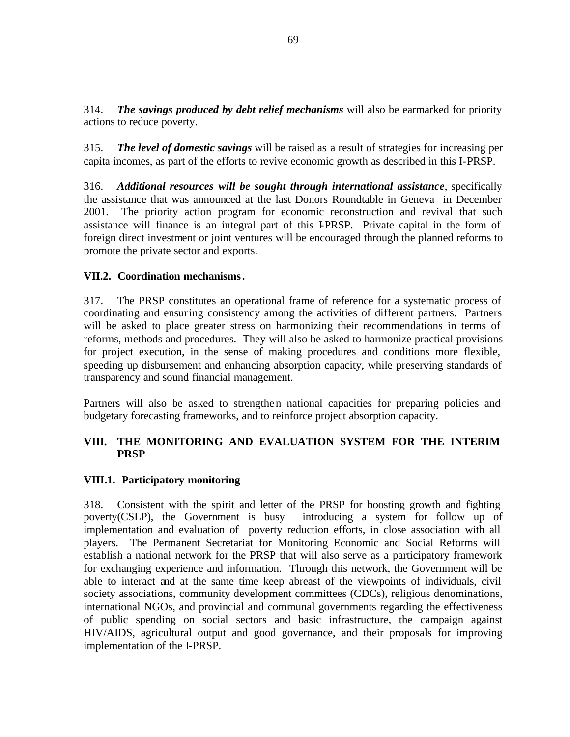314. ***The savings produced by debt relief mechanisms*** will also be earmarked for priority actions to reduce poverty.

315. ***The level of domestic savings*** will be raised as a result of strategies for increasing per capita incomes, as part of the efforts to revive economic growth as described in this I-PRSP.

316. ***Additional resources will be sought through international assistance***, specifically the assistance that was announced at the last Donors Roundtable in Geneva in December 2001. The priority action program for economic reconstruction and revival that such assistance will finance is an integral part of this I-PRSP. Private capital in the form of foreign direct investment or joint ventures will be encouraged through the planned reforms to promote the private sector and exports.

### VII.2. Coordination mechanisms.

317. The PRSP constitutes an operational frame of reference for a systematic process of coordinating and ensuring consistency among the activities of different partners. Partners will be asked to place greater stress on harmonizing their recommendations in terms of reforms, methods and procedures. They will also be asked to harmonize practical provisions for project execution, in the sense of making procedures and conditions more flexible, speeding up disbursement and enhancing absorption capacity, while preserving standards of transparency and sound financial management.

Partners will also be asked to strengthen national capacities for preparing policies and budgetary forecasting frameworks, and to reinforce project absorption capacity.

## VIII. THE MONITORING AND EVALUATION SYSTEM FOR THE INTERIM PRSP

### VIII.1. Participatory monitoring

318. Consistent with the spirit and letter of the PRSP for boosting growth and fighting poverty(CSLP), the Government is busy introducing a system for follow up of implementation and evaluation of poverty reduction efforts, in close association with all players. The Permanent Secretariat for Monitoring Economic and Social Reforms will establish a national network for the PRSP that will also serve as a participatory framework for exchanging experience and information. Through this network, the Government will be able to interact and at the same time keep abreast of the viewpoints of individuals, civil society associations, community development committees (CDCs), religious denominations, international NGOs, and provincial and communal governments regarding the effectiveness of public spending on social sectors and basic infrastructure, the campaign against HIV/AIDS, agricultural output and good governance, and their proposals for improving implementation of the I-PRSP.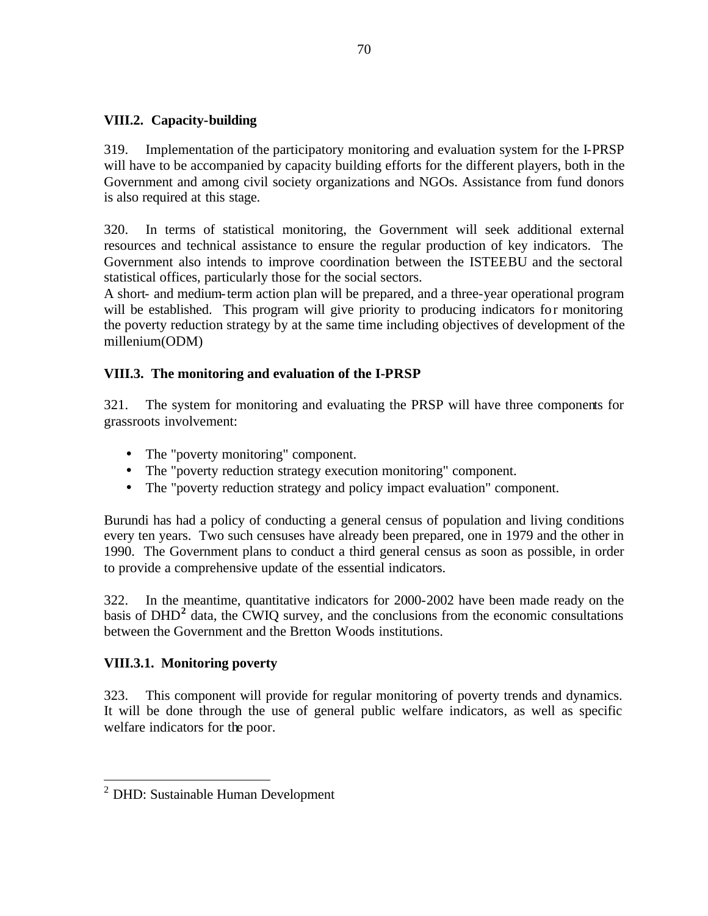### VIII.2. Capacity-building

319. Implementation of the participatory monitoring and evaluation system for the I-PRSP will have to be accompanied by capacity building efforts for the different players, both in the Government and among civil society organizations and NGOs. Assistance from fund donors is also required at this stage.

320. In terms of statistical monitoring, the Government will seek additional external resources and technical assistance to ensure the regular production of key indicators. The Government also intends to improve coordination between the ISTEEBU and the sectoral statistical offices, particularly those for the social sectors.
A short- and medium-term action plan will be prepared, and a three-year operational program will be established. This program will give priority to producing indicators for monitoring the poverty reduction strategy by at the same time including objectives of development of the millenium(ODM)

### VIII.3. The monitoring and evaluation of the I-PRSP

321. The system for monitoring and evaluating the PRSP will have three components for grassroots involvement:

- The "poverty monitoring" component.
- The "poverty reduction strategy execution monitoring" component.
- The "poverty reduction strategy and policy impact evaluation" component.

Burundi has had a policy of conducting a general census of population and living conditions every ten years. Two such censuses have already been prepared, one in 1979 and the other in 1990. The Government plans to conduct a third general census as soon as possible, in order to provide a comprehensive update of the essential indicators.

322. In the meantime, quantitative indicators for 2000-2002 have been made ready on the basis of DHD[2] data, the CWIQ survey, and the conclusions from the economic consultations between the Government and the Bretton Woods institutions.

#### VIII.3.1. Monitoring poverty

323. This component will provide for regular monitoring of poverty trends and dynamics. It will be done through the use of general public welfare indicators, as well as specific welfare indicators for the poor.

[2] DHD: Sustainable Human Development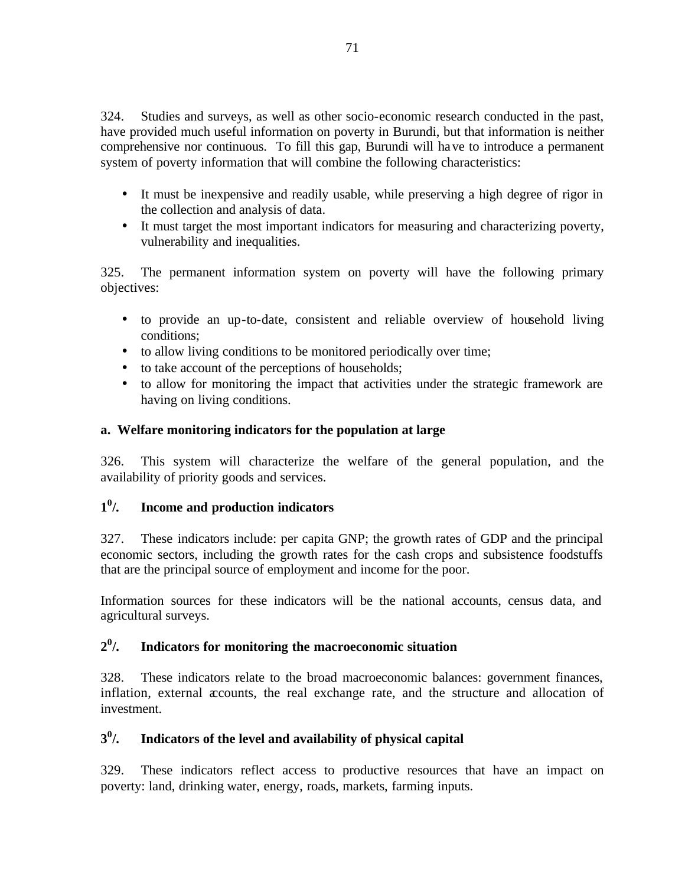324. Studies and surveys, as well as other socio-economic research conducted in the past, have provided much useful information on poverty in Burundi, but that information is neither comprehensive nor continuous. To fill this gap, Burundi will have to introduce a permanent system of poverty information that will combine the following characteristics:

- It must be inexpensive and readily usable, while preserving a high degree of rigor in the collection and analysis of data.
- It must target the most important indicators for measuring and characterizing poverty, vulnerability and inequalities.

325. The permanent information system on poverty will have the following primary objectives:

- to provide an up-to-date, consistent and reliable overview of household living conditions;
- to allow living conditions to be monitored periodically over time;
- to take account of the perceptions of households;
- to allow for monitoring the impact that activities under the strategic framework are having on living conditions.

**a. Welfare monitoring indicators for the population at large**

326. This system will characterize the welfare of the general population, and the availability of priority goods and services.

**$1^0$/. Income and production indicators**

327. These indicators include: per capita GNP; the growth rates of GDP and the principal economic sectors, including the growth rates for the cash crops and subsistence foodstuffs that are the principal source of employment and income for the poor.

Information sources for these indicators will be the national accounts, census data, and agricultural surveys.

**$2^0$/. Indicators for monitoring the macroeconomic situation**

328. These indicators relate to the broad macroeconomic balances: government finances, inflation, external accounts, the real exchange rate, and the structure and allocation of investment.

**$3^0$/. Indicators of the level and availability of physical capital**

329. These indicators reflect access to productive resources that have an impact on poverty: land, drinking water, energy, roads, markets, farming inputs.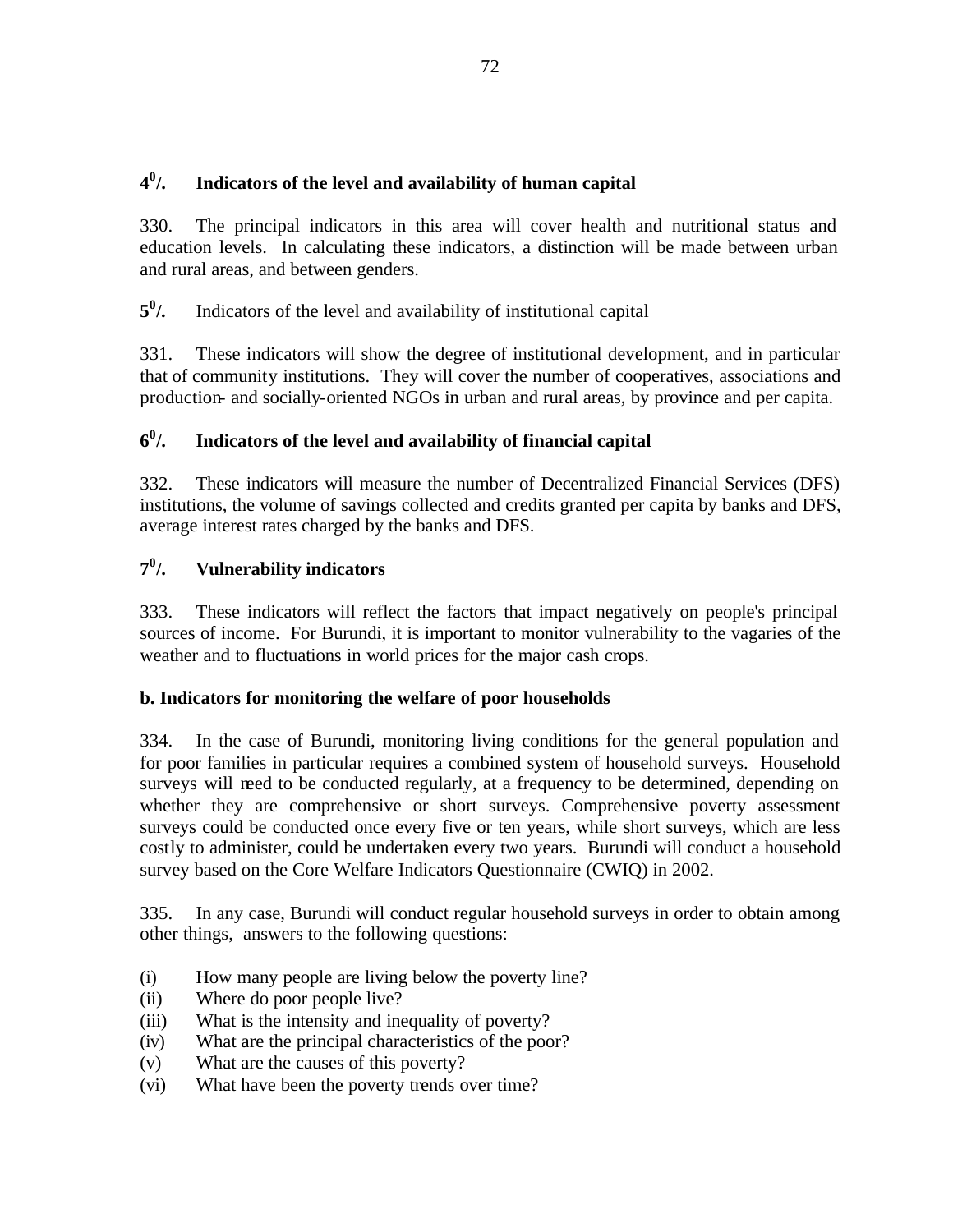### $4^0$/. Indicators of the level and availability of human capital

330. The principal indicators in this area will cover health and nutritional status and education levels. In calculating these indicators, a distinction will be made between urban and rural areas, and between genders.

### $5^0$/. Indicators of the level and availability of institutional capital

331. These indicators will show the degree of institutional development, and in particular that of community institutions. They will cover the number of cooperatives, associations and production- and socially-oriented NGOs in urban and rural areas, by province and per capita.

### $6^0$/. Indicators of the level and availability of financial capital

332. These indicators will measure the number of Decentralized Financial Services (DFS) institutions, the volume of savings collected and credits granted per capita by banks and DFS, average interest rates charged by the banks and DFS.

### $7^0$/. Vulnerability indicators

333. These indicators will reflect the factors that impact negatively on people's principal sources of income. For Burundi, it is important to monitor vulnerability to the vagaries of the weather and to fluctuations in world prices for the major cash crops.

## b. Indicators for monitoring the welfare of poor households

334. In the case of Burundi, monitoring living conditions for the general population and for poor families in particular requires a combined system of household surveys. Household surveys will need to be conducted regularly, at a frequency to be determined, depending on whether they are comprehensive or short surveys. Comprehensive poverty assessment surveys could be conducted once every five or ten years, while short surveys, which are less costly to administer, could be undertaken every two years. Burundi will conduct a household survey based on the Core Welfare Indicators Questionnaire (CWIQ) in 2002.

335. In any case, Burundi will conduct regular household surveys in order to obtain among other things, answers to the following questions:

(i) How many people are living below the poverty line?
(ii) Where do poor people live?
(iii) What is the intensity and inequality of poverty?
(iv) What are the principal characteristics of the poor?
(v) What are the causes of this poverty?
(vi) What have been the poverty trends over time?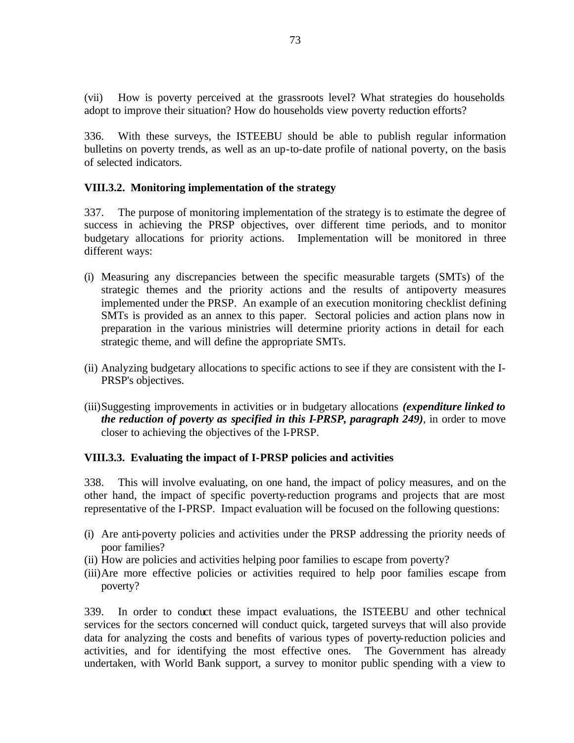(vii) How is poverty perceived at the grassroots level? What strategies do households adopt to improve their situation? How do households view poverty reduction efforts?

336. With these surveys, the ISTEEBU should be able to publish regular information bulletins on poverty trends, as well as an up-to-date profile of national poverty, on the basis of selected indicators.

### VIII.3.2. Monitoring implementation of the strategy

337. The purpose of monitoring implementation of the strategy is to estimate the degree of success in achieving the PRSP objectives, over different time periods, and to monitor budgetary allocations for priority actions. Implementation will be monitored in three different ways:

(i) Measuring any discrepancies between the specific measurable targets (SMTs) of the strategic themes and the priority actions and the results of antipoverty measures implemented under the PRSP. An example of an execution monitoring checklist defining SMTs is provided as an annex to this paper. Sectoral policies and action plans now in preparation in the various ministries will determine priority actions in detail for each strategic theme, and will define the appropriate SMTs.

(ii) Analyzing budgetary allocations to specific actions to see if they are consistent with the I-PRSP's objectives.

(iii) Suggesting improvements in activities or in budgetary allocations ***(expenditure linked to the reduction of poverty as specified in this I-PRSP, paragraph 249)***, in order to move closer to achieving the objectives of the I-PRSP.

### VIII.3.3. Evaluating the impact of I-PRSP policies and activities

338. This will involve evaluating, on one hand, the impact of policy measures, and on the other hand, the impact of specific poverty-reduction programs and projects that are most representative of the I-PRSP. Impact evaluation will be focused on the following questions:

(i) Are anti-poverty policies and activities under the PRSP addressing the priority needs of poor families?
(ii) How are policies and activities helping poor families to escape from poverty?
(iii) Are more effective policies or activities required to help poor families escape from poverty?

339. In order to conduct these impact evaluations, the ISTEEBU and other technical services for the sectors concerned will conduct quick, targeted surveys that will also provide data for analyzing the costs and benefits of various types of poverty-reduction policies and activities, and for identifying the most effective ones. The Government has already undertaken, with World Bank support, a survey to monitor public spending with a view to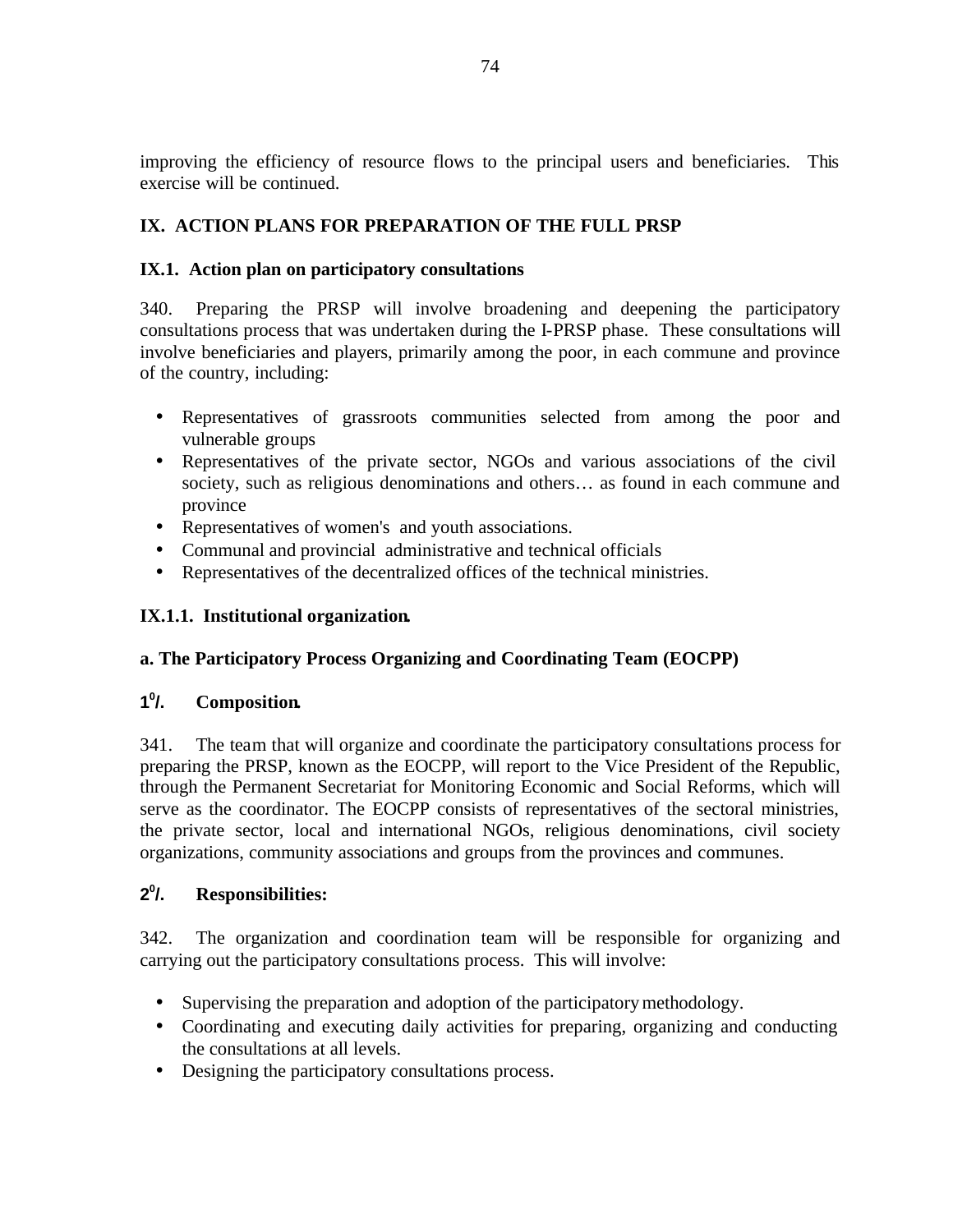improving the efficiency of resource flows to the principal users and beneficiaries. This exercise will be continued.

## IX. ACTION PLANS FOR PREPARATION OF THE FULL PRSP

### IX.1. Action plan on participatory consultations

340. Preparing the PRSP will involve broadening and deepening the participatory consultations process that was undertaken during the I-PRSP phase. These consultations will involve beneficiaries and players, primarily among the poor, in each commune and province of the country, including:

- Representatives of grassroots communities selected from among the poor and vulnerable groups
- Representatives of the private sector, NGOs and various associations of the civil society, such as religious denominations and others… as found in each commune and province
- Representatives of women's and youth associations.
- Communal and provincial administrative and technical officials
- Representatives of the decentralized offices of the technical ministries.

#### IX.1.1. Institutional organization.

**a. The Participatory Process Organizing and Coordinating Team (EOCPP)**

**1°/. Composition.**

341. The team that will organize and coordinate the participatory consultations process for preparing the PRSP, known as the EOCPP, will report to the Vice President of the Republic, through the Permanent Secretariat for Monitoring Economic and Social Reforms, which will serve as the coordinator. The EOCPP consists of representatives of the sectoral ministries, the private sector, local and international NGOs, religious denominations, civil society organizations, community associations and groups from the provinces and communes.

**2°/. Responsibilities:**

342. The organization and coordination team will be responsible for organizing and carrying out the participatory consultations process. This will involve:

- Supervising the preparation and adoption of the participatory methodology.
- Coordinating and executing daily activities for preparing, organizing and conducting the consultations at all levels.
- Designing the participatory consultations process.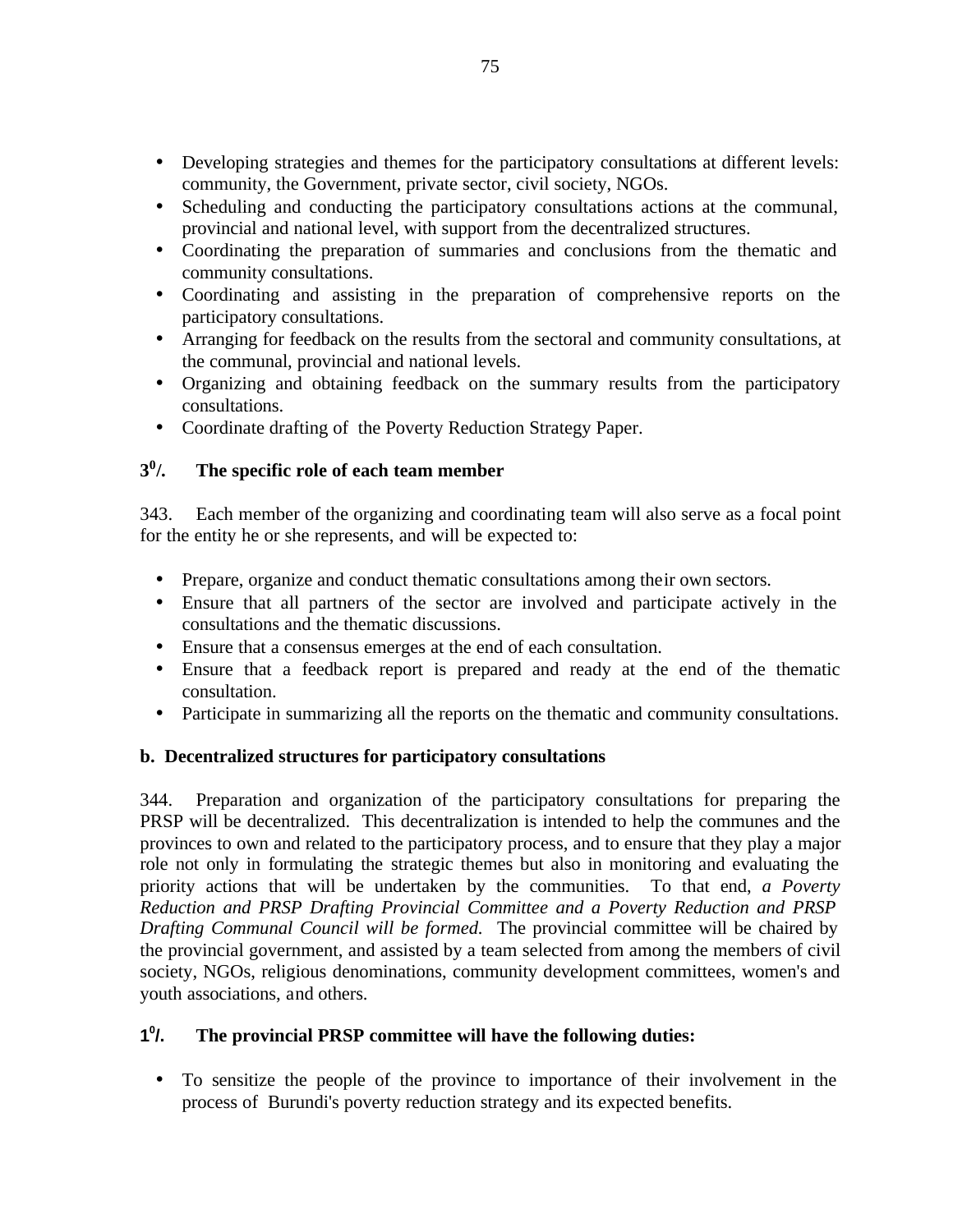- Developing strategies and themes for the participatory consultations at different levels: community, the Government, private sector, civil society, NGOs.
- Scheduling and conducting the participatory consultations actions at the communal, provincial and national level, with support from the decentralized structures.
- Coordinating the preparation of summaries and conclusions from the thematic and community consultations.
- Coordinating and assisting in the preparation of comprehensive reports on the participatory consultations.
- Arranging for feedback on the results from the sectoral and community consultations, at the communal, provincial and national levels.
- Organizing and obtaining feedback on the summary results from the participatory consultations.
- Coordinate drafting of the Poverty Reduction Strategy Paper.

**3°/. The specific role of each team member**

343. Each member of the organizing and coordinating team will also serve as a focal point for the entity he or she represents, and will be expected to:

- Prepare, organize and conduct thematic consultations among their own sectors.
- Ensure that all partners of the sector are involved and participate actively in the consultations and the thematic discussions.
- Ensure that a consensus emerges at the end of each consultation.
- Ensure that a feedback report is prepared and ready at the end of the thematic consultation.
- Participate in summarizing all the reports on the thematic and community consultations.

**b. Decentralized structures for participatory consultations**

344. Preparation and organization of the participatory consultations for preparing the PRSP will be decentralized. This decentralization is intended to help the communes and the provinces to own and related to the participatory process, and to ensure that they play a major role not only in formulating the strategic themes but also in monitoring and evaluating the priority actions that will be undertaken by the communities. To that end, *a Poverty Reduction and PRSP Drafting Provincial Committee and a Poverty Reduction and PRSP Drafting Communal Council will be formed.* The provincial committee will be chaired by the provincial government, and assisted by a team selected from among the members of civil society, NGOs, religious denominations, community development committees, women's and youth associations, and others.

**1°/. The provincial PRSP committee will have the following duties:**

- To sensitize the people of the province to importance of their involvement in the process of Burundi's poverty reduction strategy and its expected benefits.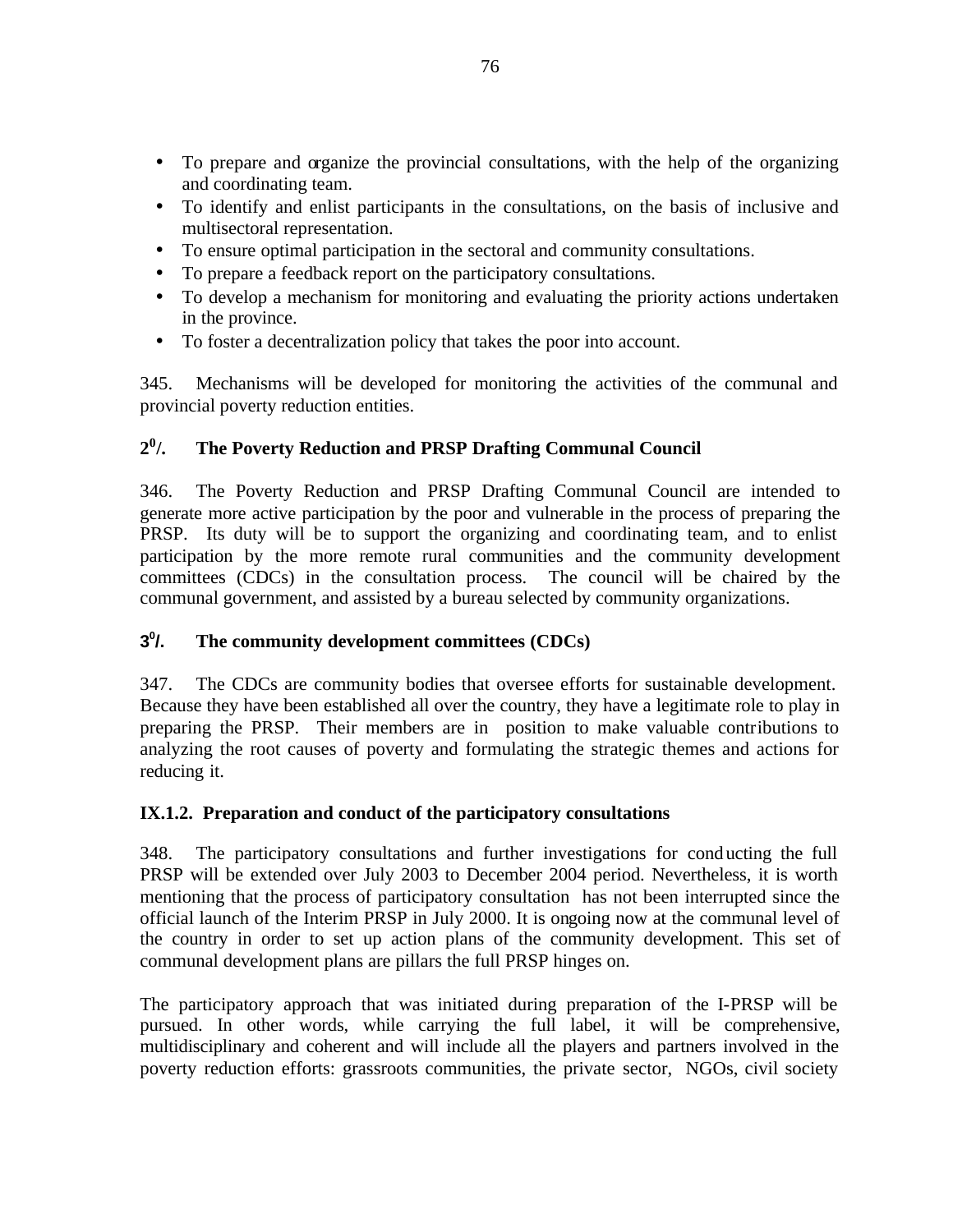- To prepare and organize the provincial consultations, with the help of the organizing and coordinating team.
- To identify and enlist participants in the consultations, on the basis of inclusive and multisectoral representation.
- To ensure optimal participation in the sectoral and community consultations.
- To prepare a feedback report on the participatory consultations.
- To develop a mechanism for monitoring and evaluating the priority actions undertaken in the province.
- To foster a decentralization policy that takes the poor into account.

345. Mechanisms will be developed for monitoring the activities of the communal and provincial poverty reduction entities.

### 2$^0$/. The Poverty Reduction and PRSP Drafting Communal Council

346. The Poverty Reduction and PRSP Drafting Communal Council are intended to generate more active participation by the poor and vulnerable in the process of preparing the PRSP. Its duty will be to support the organizing and coordinating team, and to enlist participation by the more remote rural communities and the community development committees (CDCs) in the consultation process. The council will be chaired by the communal government, and assisted by a bureau selected by community organizations.

### 3$^0$/. The community development committees (CDCs)

347. The CDCs are community bodies that oversee efforts for sustainable development. Because they have been established all over the country, they have a legitimate role to play in preparing the PRSP. Their members are in position to make valuable contributions to analyzing the root causes of poverty and formulating the strategic themes and actions for reducing it.

### IX.1.2. Preparation and conduct of the participatory consultations

348. The participatory consultations and further investigations for conducting the full PRSP will be extended over July 2003 to December 2004 period. Nevertheless, it is worth mentioning that the process of participatory consultation has not been interrupted since the official launch of the Interim PRSP in July 2000. It is ongoing now at the communal level of the country in order to set up action plans of the community development. This set of communal development plans are pillars the full PRSP hinges on.

The participatory approach that was initiated during preparation of the I-PRSP will be pursued. In other words, while carrying the full label, it will be comprehensive, multidisciplinary and coherent and will include all the players and partners involved in the poverty reduction efforts: grassroots communities, the private sector, NGOs, civil society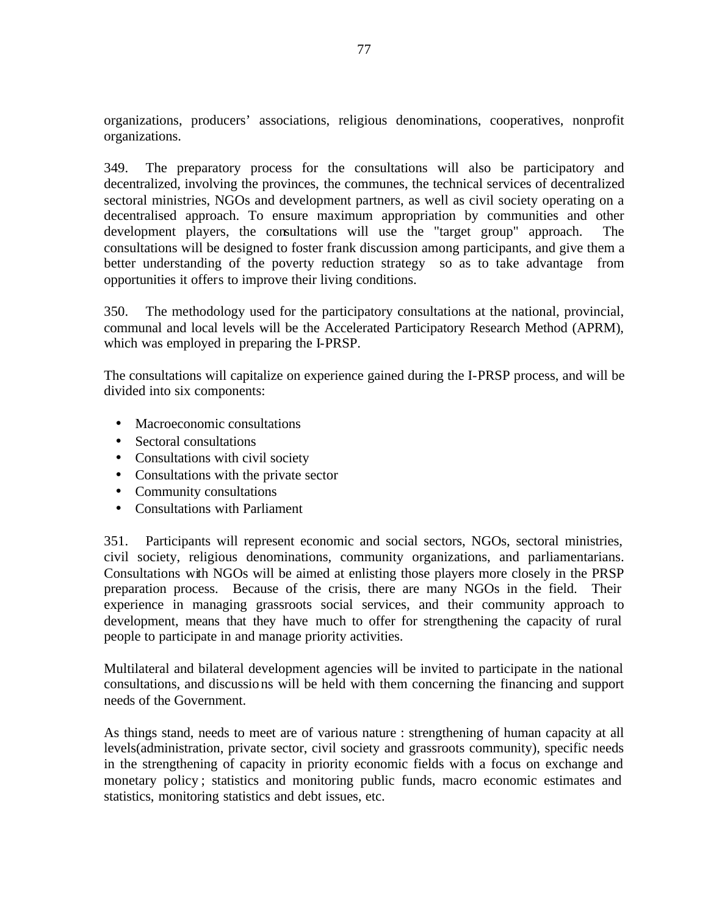organizations, producers' associations, religious denominations, cooperatives, nonprofit organizations.

349. The preparatory process for the consultations will also be participatory and decentralized, involving the provinces, the communes, the technical services of decentralized sectoral ministries, NGOs and development partners, as well as civil society operating on a decentralised approach. To ensure maximum appropriation by communities and other development players, the consultations will use the "target group" approach. The consultations will be designed to foster frank discussion among participants, and give them a better understanding of the poverty reduction strategy so as to take advantage from opportunities it offers to improve their living conditions.

350. The methodology used for the participatory consultations at the national, provincial, communal and local levels will be the Accelerated Participatory Research Method (APRM), which was employed in preparing the I-PRSP.

The consultations will capitalize on experience gained during the I-PRSP process, and will be divided into six components:

- Macroeconomic consultations
- Sectoral consultations
- Consultations with civil society
- Consultations with the private sector
- Community consultations
- Consultations with Parliament

351. Participants will represent economic and social sectors, NGOs, sectoral ministries, civil society, religious denominations, community organizations, and parliamentarians. Consultations with NGOs will be aimed at enlisting those players more closely in the PRSP preparation process. Because of the crisis, there are many NGOs in the field. Their experience in managing grassroots social services, and their community approach to development, means that they have much to offer for strengthening the capacity of rural people to participate in and manage priority activities.

Multilateral and bilateral development agencies will be invited to participate in the national consultations, and discussions will be held with them concerning the financing and support needs of the Government.

As things stand, needs to meet are of various nature : strengthening of human capacity at all levels(administration, private sector, civil society and grassroots community), specific needs in the strengthening of capacity in priority economic fields with a focus on exchange and monetary policy ; statistics and monitoring public funds, macro economic estimates and statistics, monitoring statistics and debt issues, etc.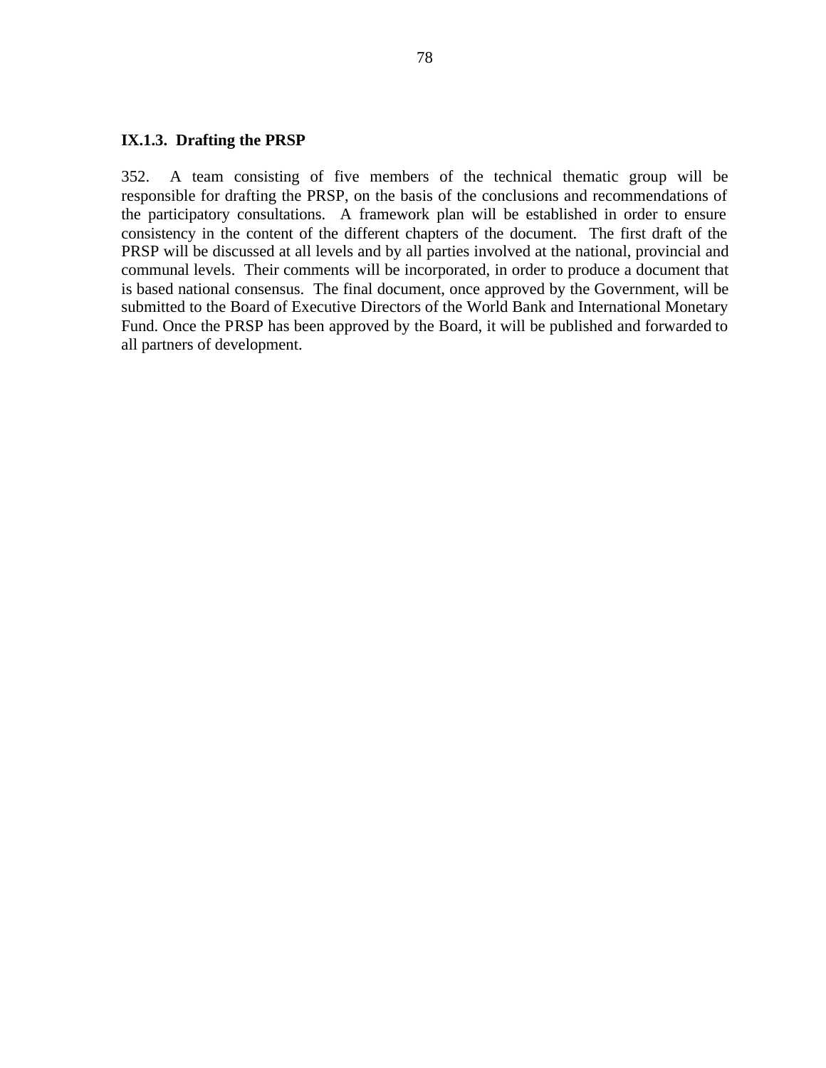### IX.1.3. Drafting the PRSP

352. A team consisting of five members of the technical thematic group will be responsible for drafting the PRSP, on the basis of the conclusions and recommendations of the participatory consultations. A framework plan will be established in order to ensure consistency in the content of the different chapters of the document. The first draft of the PRSP will be discussed at all levels and by all parties involved at the national, provincial and communal levels. Their comments will be incorporated, in order to produce a document that is based national consensus. The final document, once approved by the Government, will be submitted to the Board of Executive Directors of the World Bank and International Monetary Fund. Once the PRSP has been approved by the Board, it will be published and forwarded to all partners of development.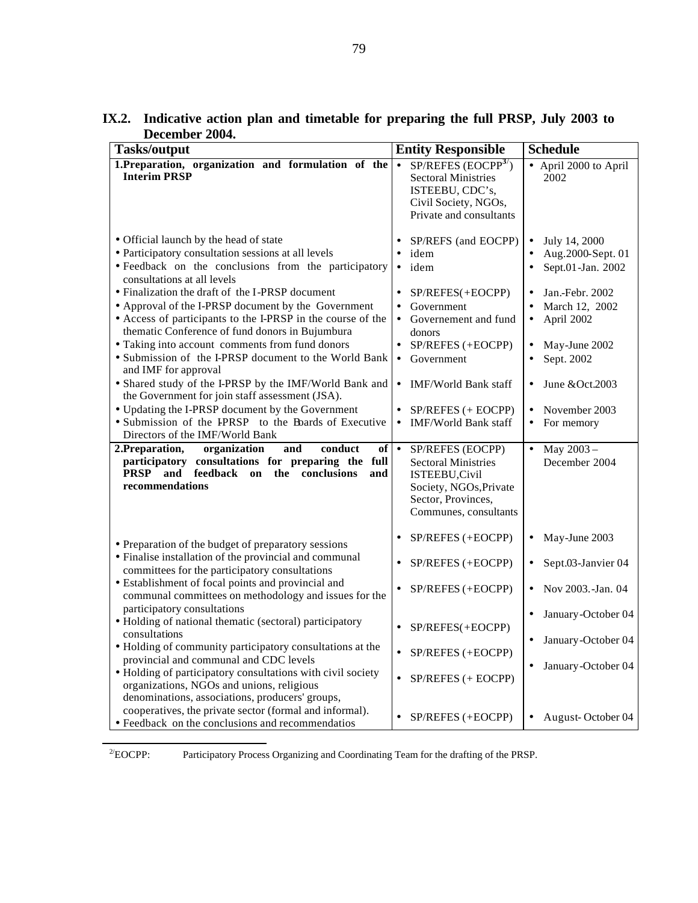## IX.2. Indicative action plan and timetable for preparing the full PRSP, July 2003 to December 2004.

| Tasks/output | Entity Responsible | Schedule |
|---|---|---|
| **1.Preparation, organization and formulation of the Interim PRSP** | • SP/REFES (EOCPP[3/]) Sectoral Ministries ISTEEBU, CDC's, Civil Society, NGOs, Private and consultants | • April 2000 to April 2002 |
| • Official launch by the head of state | • SP/REFS (and EOCPP) | • July 14, 2000 |
| • Participatory consultation sessions at all levels | • idem | • Aug.2000-Sept. 01 |
| • Feedback on the conclusions from the participatory consultations at all levels | • idem | • Sept.01-Jan. 2002 |
| • Finalization the draft of the I-PRSP document | • SP/REFES(+EOCPP) | • Jan.-Febr. 2002 |
| • Approval of the I-PRSP document by the Government | • Government | • March 12, 2002 |
| • Access of participants to the I-PRSP in the course of the thematic Conference of fund donors in Bujumbura | • Governement and fund donors | • April 2002 |
| • Taking into account comments from fund donors | • SP/REFES (+EOCPP) | • May-June 2002 |
| • Submission of the I-PRSP document to the World Bank and IMF for approval | • Government | • Sept. 2002 |
| • Shared study of the I-PRSP by the IMF/World Bank and the Government for join staff assessment (JSA). | • IMF/World Bank staff | • June &Oct.2003 |
| • Updating the I-PRSP document by the Government | • SP/REFES (+ EOCPP) | • November 2003 |
| • Submission of the I-PRSP to the Boards of Executive Directors of the IMF/World Bank | • IMF/World Bank staff | • For memory |
| **2.Preparation, organization and conduct of participatory consultations for preparing the full PRSP and feedback on the conclusions and recommendations** | • SP/REFES (EOCPP) Sectoral Ministries ISTEEBU,Civil Society, NGOs,Private Sector, Provinces, Communes, consultants | • May 2003 – December 2004 |
| • Preparation of the budget of preparatory sessions | • SP/REFES (+EOCPP) | • May-June 2003 |
| • Finalise installation of the provincial and communal committees for the participatory consultations | • SP/REFES (+EOCPP) | • Sept.03-Janvier 04 |
| • Establishment of focal points and provincial and communal committees on methodology and issues for the participatory consultations | • SP/REFES (+EOCPP) | • Nov 2003.-Jan. 04 |
| • Holding of national thematic (sectoral) participatory consultations | • SP/REFES(+EOCPP) | • January-October 04 |
| • Holding of community participatory consultations at the provincial and communal and CDC levels | • SP/REFES (+EOCPP) | • January-October 04 |
| • Holding of participatory consultations with civil society organizations, NGOs and unions, religious denominations, associations, producers' groups, cooperatives, the private sector (formal and informal). | • SP/REFES (+ EOCPP) | • January-October 04 |
| • Feedback on the conclusions and recommendatios | • SP/REFES (+EOCPP) | • August- October 04 |

[2/]EOCPP: Participatory Process Organizing and Coordinating Team for the drafting of the PRSP.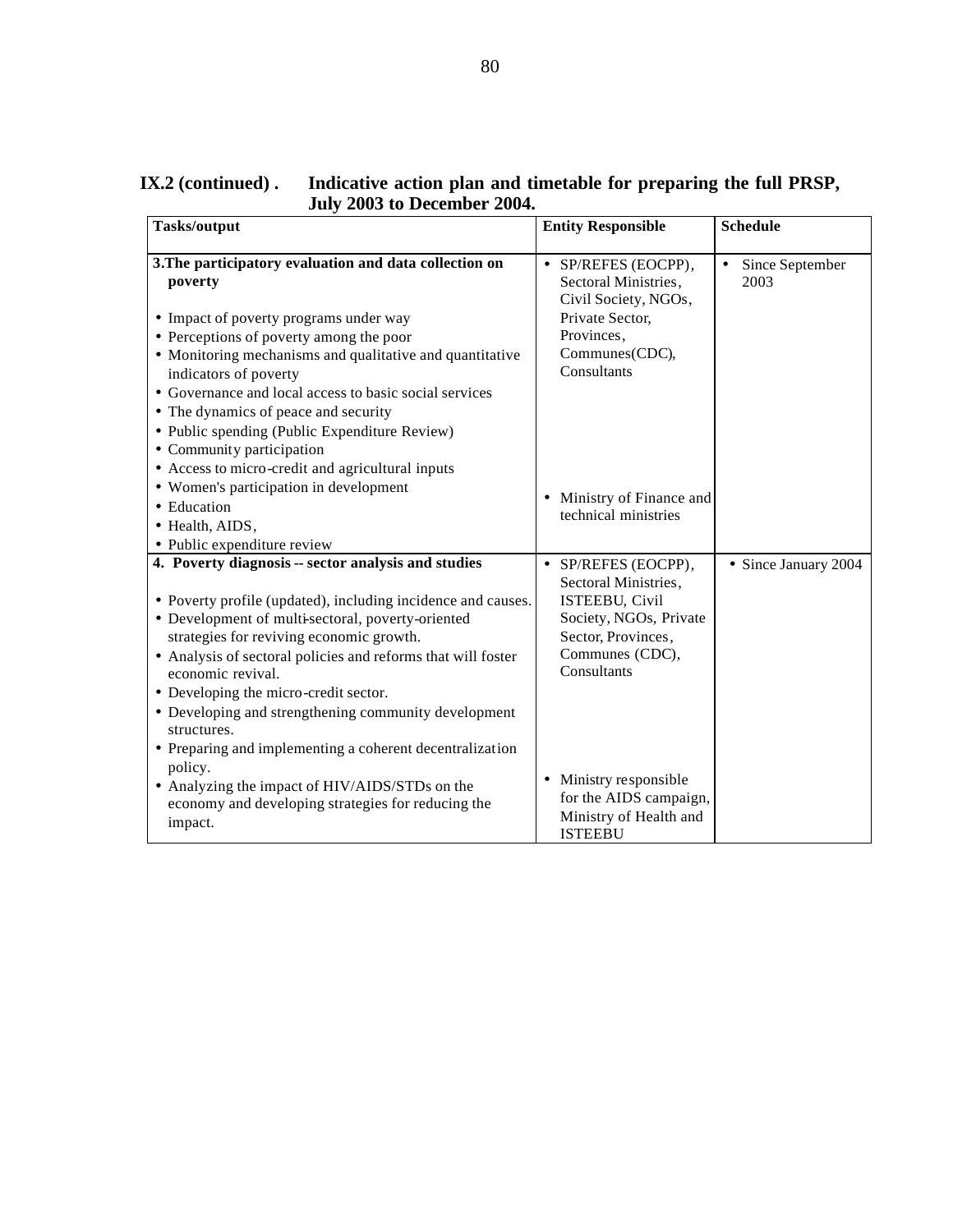**IX.2 (continued) . Indicative action plan and timetable for preparing the full PRSP, July 2003 to December 2004.**

| Tasks/output | Entity Responsible | Schedule |
|---|---|---|
| **3.The participatory evaluation and data collection on poverty**<br><br>• Impact of poverty programs under way<br>• Perceptions of poverty among the poor<br>• Monitoring mechanisms and qualitative and quantitative indicators of poverty<br>• Governance and local access to basic social services<br>• The dynamics of peace and security<br>• Public spending (Public Expenditure Review)<br>• Community participation<br>• Access to micro-credit and agricultural inputs<br>• Women's participation in development<br>• Education<br>• Health, AIDS,<br>• Public expenditure review | • SP/REFES (EOCPP), Sectoral Ministries, Civil Society, NGOs, Private Sector, Provinces, Communes(CDC), Consultants<br><br>• Ministry of Finance and technical ministries | • Since September 2003 |
| **4. Poverty diagnosis -- sector analysis and studies**<br><br>• Poverty profile (updated), including incidence and causes.<br>• Development of multi-sectoral, poverty-oriented strategies for reviving economic growth.<br>• Analysis of sectoral policies and reforms that will foster economic revival.<br>• Developing the micro-credit sector.<br>• Developing and strengthening community development structures.<br>• Preparing and implementing a coherent decentralization policy.<br>• Analyzing the impact of HIV/AIDS/STDs on the economy and developing strategies for reducing the impact. | • SP/REFES (EOCPP), Sectoral Ministries, ISTEEBU, Civil Society, NGOs, Private Sector, Provinces, Communes (CDC), Consultants<br><br>• Ministry responsible for the AIDS campaign, Ministry of Health and ISTEEBU | • Since January 2004 |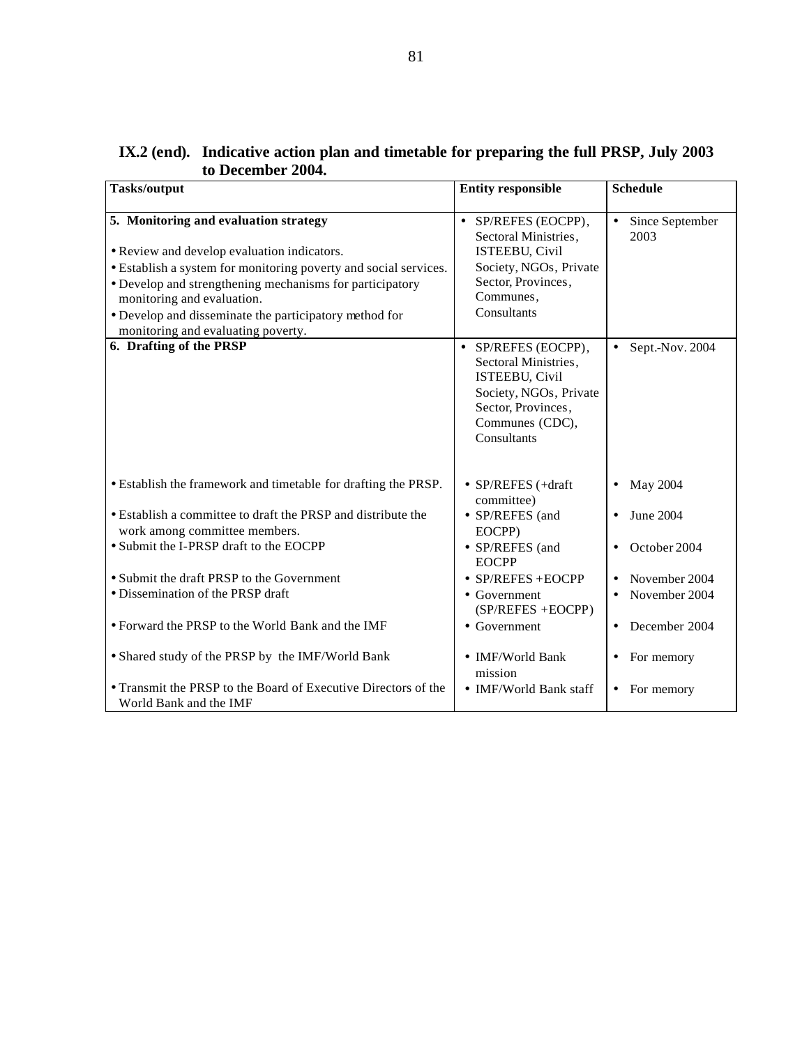**IX.2 (end). Indicative action plan and timetable for preparing the full PRSP, July 2003 to December 2004.**

| Tasks/output | Entity responsible | Schedule |
|---|---|---|
| **5. Monitoring and evaluation strategy**<br>• Review and develop evaluation indicators.<br>• Establish a system for monitoring poverty and social services.<br>• Develop and strengthening mechanisms for participatory monitoring and evaluation.<br>• Develop and disseminate the participatory method for monitoring and evaluating poverty. | • SP/REFES (EOCPP), Sectoral Ministries, ISTEEBU, Civil Society, NGOs, Private Sector, Provinces, Communes, Consultants | • Since September 2003 |
| **6. Drafting of the PRSP** | • SP/REFES (EOCPP), Sectoral Ministries, ISTEEBU, Civil Society, NGOs, Private Sector, Provinces, Communes (CDC), Consultants | • Sept.-Nov. 2004 |
| • Establish the framework and timetable for drafting the PRSP. | • SP/REFES (+draft committee) | • May 2004 |
| • Establish a committee to draft the PRSP and distribute the work among committee members. | • SP/REFES (and EOCPP) | • June 2004 |
| • Submit the I-PRSP draft to the EOCPP | • SP/REFES (and EOCPP | • October 2004 |
| • Submit the draft PRSP to the Government | • SP/REFES +EOCPP | • November 2004 |
| • Dissemination of the PRSP draft | • Government (SP/REFES +EOCPP) | • November 2004 |
| • Forward the PRSP to the World Bank and the IMF | • Government | • December 2004 |
| • Shared study of the PRSP by the IMF/World Bank | • IMF/World Bank mission | • For memory |
| • Transmit the PRSP to the Board of Executive Directors of the World Bank and the IMF | • IMF/World Bank staff | • For memory |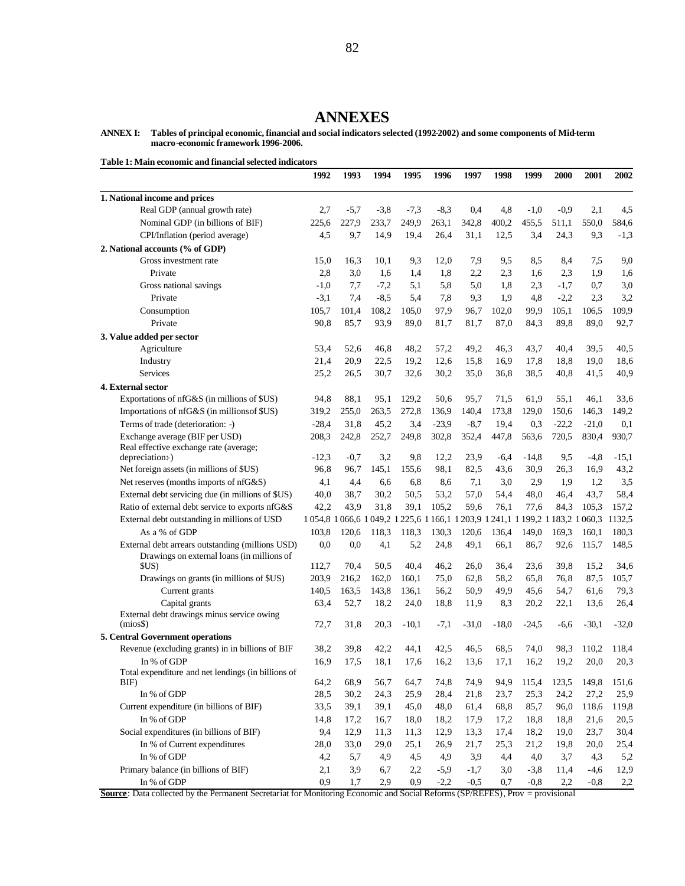# ANNEXES

**ANNEX I: Tables of principal economic, financial and social indicators selected (1992-2002) and some components of Mid-term macro-economic framework 1996-2006.**

**Table 1: Main economic and financial selected indicators**

| | 1992 | 1993 | 1994 | 1995 | 1996 | 1997 | 1998 | 1999 | 2000 | 2001 | 2002 |
|---|---|---|---|---|---|---|---|---|---|---|---|
| **1. National income and prices** | | | | | | | | | | | |
| Real GDP (annual growth rate) | 2,7 | -5,7 | -3,8 | -7,3 | -8,3 | 0,4 | 4,8 | -1,0 | -0,9 | 2,1 | 4,5 |
| Nominal GDP (in billions of BIF) | 225,6 | 227,9 | 233,7 | 249,9 | 263,1 | 342,8 | 400,2 | 455,5 | 511,1 | 550,0 | 584,6 |
| CPI/Inflation (period average) | 4,5 | 9,7 | 14,9 | 19,4 | 26,4 | 31,1 | 12,5 | 3,4 | 24,3 | 9,3 | -1,3 |
| **2. National accounts (% of GDP)** | | | | | | | | | | | |
| Gross investment rate | 15,0 | 16,3 | 10,1 | 9,3 | 12,0 | 7,9 | 9,5 | 8,5 | 8,4 | 7,5 | 9,0 |
| Private | 2,8 | 3,0 | 1,6 | 1,4 | 1,8 | 2,2 | 2,3 | 1,6 | 2,3 | 1,9 | 1,6 |
| Gross national savings | -1,0 | 7,7 | -7,2 | 5,1 | 5,8 | 5,0 | 1,8 | 2,3 | -1,7 | 0,7 | 3,0 |
| Private | -3,1 | 7,4 | -8,5 | 5,4 | 7,8 | 9,3 | 1,9 | 4,8 | -2,2 | 2,3 | 3,2 |
| Consumption | 105,7 | 101,4 | 108,2 | 105,0 | 97,9 | 96,7 | 102,0 | 99,9 | 105,1 | 106,5 | 109,9 |
| Private | 90,8 | 85,7 | 93,9 | 89,0 | 81,7 | 81,7 | 87,0 | 84,3 | 89,8 | 89,0 | 92,7 |
| **3. Value added per sector** | | | | | | | | | | | |
| Agriculture | 53,4 | 52,6 | 46,8 | 48,2 | 57,2 | 49,2 | 46,3 | 43,7 | 40,4 | 39,5 | 40,5 |
| Industry | 21,4 | 20,9 | 22,5 | 19,2 | 12,6 | 15,8 | 16,9 | 17,8 | 18,8 | 19,0 | 18,6 |
| Services | 25,2 | 26,5 | 30,7 | 32,6 | 30,2 | 35,0 | 36,8 | 38,5 | 40,8 | 41,5 | 40,9 |
| **4. External sector** | | | | | | | | | | | |
| Exportations of nfG&S (in millions of $US) | 94,8 | 88,1 | 95,1 | 129,2 | 50,6 | 95,7 | 71,5 | 61,9 | 55,1 | 46,1 | 33,6 |
| Importations of nfG&S (in millionsof $US) | 319,2 | 255,0 | 263,5 | 272,8 | 136,9 | 140,4 | 173,8 | 129,0 | 150,6 | 146,3 | 149,2 |
| Terms of trade (deterioration: -) | -28,4 | 31,8 | 45,2 | 3,4 | -23,9 | -8,7 | 19,4 | 0,3 | -22,2 | -21,0 | 0,1 |
| Exchange average (BIF per USD) | 208,3 | 242,8 | 252,7 | 249,8 | 302,8 | 352,4 | 447,8 | 563,6 | 720,5 | 830,4 | 930,7 |
| Real effective exchange rate (average; depreciation-) | -12,3 | -0,7 | 3,2 | 9,8 | 12,2 | 23,9 | -6,4 | -14,8 | 9,5 | -4,8 | -15,1 |
| Net foreign assets (in millions of $US) | 96,8 | 96,7 | 145,1 | 155,6 | 98,1 | 82,5 | 43,6 | 30,9 | 26,3 | 16,9 | 43,2 |
| Net reserves (months imports of nfG&S) | 4,1 | 4,4 | 6,6 | 6,8 | 8,6 | 7,1 | 3,0 | 2,9 | 1,9 | 1,2 | 3,5 |
| External debt servicing due (in millions of $US) | 40,0 | 38,7 | 30,2 | 50,5 | 53,2 | 57,0 | 54,4 | 48,0 | 46,4 | 43,7 | 58,4 |
| Ratio of external debt service to exports nfG&S | 42,2 | 43,9 | 31,8 | 39,1 | 105,2 | 59,6 | 76,1 | 77,6 | 84,3 | 105,3 | 157,2 |
| External debt outstanding in millions of USD | 1 054,8 | 1 066,6 | 1 049,2 | 1 225,6 | 1 166,1 | 1 203,9 | 1 241,1 | 1 199,2 | 1 183,2 | 1 060,3 | 1132,5 |
| As a % of GDP | 103,8 | 120,6 | 118,3 | 118,3 | 130,3 | 120,6 | 136,4 | 149,0 | 169,3 | 160,1 | 180,3 |
| External debt arrears outstanding (millions USD) | 0,0 | 0,0 | 4,1 | 5,2 | 24,8 | 49,1 | 66,1 | 86,7 | 92,6 | 115,7 | 148,5 |
| Drawings on external loans (in millions of $US) | 112,7 | 70,4 | 50,5 | 40,4 | 46,2 | 26,0 | 36,4 | 23,6 | 39,8 | 15,2 | 34,6 |
| Drawings on grants (in millions of $US) | 203,9 | 216,2 | 162,0 | 160,1 | 75,0 | 62,8 | 58,2 | 65,8 | 76,8 | 87,5 | 105,7 |
| Current grants | 140,5 | 163,5 | 143,8 | 136,1 | 56,2 | 50,9 | 49,9 | 45,6 | 54,7 | 61,6 | 79,3 |
| Capital grants | 63,4 | 52,7 | 18,2 | 24,0 | 18,8 | 11,9 | 8,3 | 20,2 | 22,1 | 13,6 | 26,4 |
| External debt drawings minus service owing (mios$) | 72,7 | 31,8 | 20,3 | -10,1 | -7,1 | -31,0 | -18,0 | -24,5 | -6,6 | -30,1 | -32,0 |
| **5. Central Government operations** | | | | | | | | | | | |
| Revenue (excluding grants) in in billions of BIF | 38,2 | 39,8 | 42,2 | 44,1 | 42,5 | 46,5 | 68,5 | 74,0 | 98,3 | 110,2 | 118,4 |
| In % of GDP | 16,9 | 17,5 | 18,1 | 17,6 | 16,2 | 13,6 | 17,1 | 16,2 | 19,2 | 20,0 | 20,3 |
| Total expenditure and net lendings (in billions of BIF) | 64,2 | 68,9 | 56,7 | 64,7 | 74,8 | 74,9 | 94,9 | 115,4 | 123,5 | 149,8 | 151,6 |
| In % of GDP | 28,5 | 30,2 | 24,3 | 25,9 | 28,4 | 21,8 | 23,7 | 25,3 | 24,2 | 27,2 | 25,9 |
| Current expenditure (in billions of BIF) | 33,5 | 39,1 | 39,1 | 45,0 | 48,0 | 61,4 | 68,8 | 85,7 | 96,0 | 118,6 | 119,8 |
| In % of GDP | 14,8 | 17,2 | 16,7 | 18,0 | 18,2 | 17,9 | 17,2 | 18,8 | 18,8 | 21,6 | 20,5 |
| Social expenditures (in billions of BIF) | 9,4 | 12,9 | 11,3 | 11,3 | 12,9 | 13,3 | 17,4 | 18,2 | 19,0 | 23,7 | 30,4 |
| In % of Current expenditures | 28,0 | 33,0 | 29,0 | 25,1 | 26,9 | 21,7 | 25,3 | 21,2 | 19,8 | 20,0 | 25,4 |
| In % of GDP | 4,2 | 5,7 | 4,9 | 4,5 | 4,9 | 3,9 | 4,4 | 4,0 | 3,7 | 4,3 | 5,2 |
| Primary balance (in billions of BIF) | 2,1 | 3,9 | 6,7 | 2,2 | -5,9 | -1,7 | 3,0 | -3,8 | 11,4 | -4,6 | 12,9 |
| In % of GDP | 0,9 | 1,7 | 2,9 | 0,9 | -2,2 | -0,5 | 0,7 | -0,8 | 2,2 | -0,8 | 2,2 |

**Source**: Data collected by the Permanent Secretariat for Monitoring Economic and Social Reforms (SP/REFES), Prov = provisional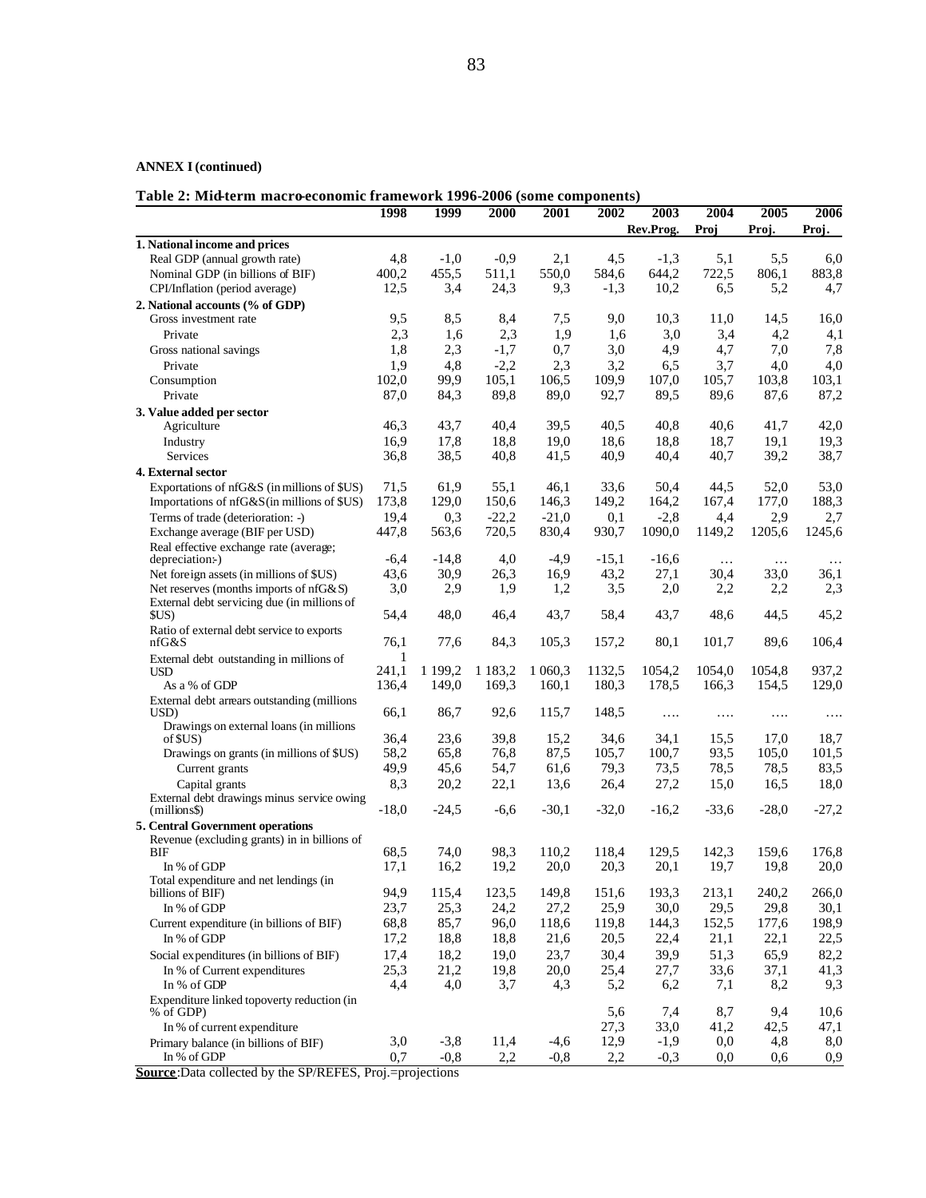**ANNEX I (continued)**

**Table 2: Mid-term macro-economic framework 1996-2006 (some components)**

| | 1998 | 1999 | 2000 | 2001 | 2002 | 2003 Rev.Prog. | 2004 Proj | 2005 Proj. | 2006 Proj. |
|---|---|---|---|---|---|---|---|---|---|
| **1. National income and prices** | | | | | | | | | |
| Real GDP (annual growth rate) | 4,8 | -1,0 | -0,9 | 2,1 | 4,5 | -1,3 | 5,1 | 5,5 | 6,0 |
| Nominal GDP (in billions of BIF) | 400,2 | 455,5 | 511,1 | 550,0 | 584,6 | 644,2 | 722,5 | 806,1 | 883,8 |
| CPI/Inflation (period average) | 12,5 | 3,4 | 24,3 | 9,3 | -1,3 | 10,2 | 6,5 | 5,2 | 4,7 |
| **2. National accounts (% of GDP)** | | | | | | | | | |
| Gross investment rate | 9,5 | 8,5 | 8,4 | 7,5 | 9,0 | 10,3 | 11,0 | 14,5 | 16,0 |
| Private | 2,3 | 1,6 | 2,3 | 1,9 | 1,6 | 3,0 | 3,4 | 4,2 | 4,1 |
| Gross national savings | 1,8 | 2,3 | -1,7 | 0,7 | 3,0 | 4,9 | 4,7 | 7,0 | 7,8 |
| Private | 1,9 | 4,8 | -2,2 | 2,3 | 3,2 | 6,5 | 3,7 | 4,0 | 4,0 |
| Consumption | 102,0 | 99,9 | 105,1 | 106,5 | 109,9 | 107,0 | 105,7 | 103,8 | 103,1 |
| Private | 87,0 | 84,3 | 89,8 | 89,0 | 92,7 | 89,5 | 89,6 | 87,6 | 87,2 |
| **3. Value added per sector** | | | | | | | | | |
| Agriculture | 46,3 | 43,7 | 40,4 | 39,5 | 40,5 | 40,8 | 40,6 | 41,7 | 42,0 |
| Industry | 16,9 | 17,8 | 18,8 | 19,0 | 18,6 | 18,8 | 18,7 | 19,1 | 19,3 |
| Services | 36,8 | 38,5 | 40,8 | 41,5 | 40,9 | 40,4 | 40,7 | 39,2 | 38,7 |
| **4. External sector** | | | | | | | | | |
| Exportations of nfG&S (in millions of $US) | 71,5 | 61,9 | 55,1 | 46,1 | 33,6 | 50,4 | 44,5 | 52,0 | 53,0 |
| Importations of nfG&S (in millions of $US) | 173,8 | 129,0 | 150,6 | 146,3 | 149,2 | 164,2 | 167,4 | 177,0 | 188,3 |
| Terms of trade (deterioration: -) | 19,4 | 0,3 | -22,2 | -21,0 | 0,1 | -2,8 | 4,4 | 2,9 | 2,7 |
| Exchange average (BIF per USD) | 447,8 | 563,6 | 720,5 | 830,4 | 930,7 | 1090,0 | 1149,2 | 1205,6 | 1245,6 |
| Real effective exchange rate (average; depreciation:-) | -6,4 | -14,8 | 4,0 | -4,9 | -15,1 | -16,6 | … | … | … |
| Net foreign assets (in millions of $US) | 43,6 | 30,9 | 26,3 | 16,9 | 43,2 | 27,1 | 30,4 | 33,0 | 36,1 |
| Net reserves (months imports of nfG&S) | 3,0 | 2,9 | 1,9 | 1,2 | 3,5 | 2,0 | 2,2 | 2,2 | 2,3 |
| External debt servicing due (in millions of $US) | 54,4 | 48,0 | 46,4 | 43,7 | 58,4 | 43,7 | 48,6 | 44,5 | 45,2 |
| Ratio of external debt service to exports nfG&S | 76,1 | 77,6 | 84,3 | 105,3 | 157,2 | 80,1 | 101,7 | 89,6 | 106,4 |
| External debt outstanding in millions of USD | 1 241,1 | 1 199,2 | 1 183,2 | 1 060,3 | 1132,5 | 1054,2 | 1054,0 | 1054,8 | 937,2 |
| As a % of GDP | 136,4 | 149,0 | 169,3 | 160,1 | 180,3 | 178,5 | 166,3 | 154,5 | 129,0 |
| External debt arrears outstanding (millions USD) | 66,1 | 86,7 | 92,6 | 115,7 | 148,5 | …. | …. | …. | …. |
| Drawings on external loans (in millions of $US) | 36,4 | 23,6 | 39,8 | 15,2 | 34,6 | 34,1 | 15,5 | 17,0 | 18,7 |
| Drawings on grants (in millions of $US) | 58,2 | 65,8 | 76,8 | 87,5 | 105,7 | 100,7 | 93,5 | 105,0 | 101,5 |
| Current grants | 49,9 | 45,6 | 54,7 | 61,6 | 79,3 | 73,5 | 78,5 | 78,5 | 83,5 |
| Capital grants | 8,3 | 20,2 | 22,1 | 13,6 | 26,4 | 27,2 | 15,0 | 16,5 | 18,0 |
| External debt drawings minus service owing (millions$) | -18,0 | -24,5 | -6,6 | -30,1 | -32,0 | -16,2 | -33,6 | -28,0 | -27,2 |
| **5. Central Government operations** | | | | | | | | | |
| Revenue (excluding grants) in in billions of BIF | 68,5 | 74,0 | 98,3 | 110,2 | 118,4 | 129,5 | 142,3 | 159,6 | 176,8 |
| In % of GDP | 17,1 | 16,2 | 19,2 | 20,0 | 20,3 | 20,1 | 19,7 | 19,8 | 20,0 |
| Total expenditure and net lendings (in billions of BIF) | 94,9 | 115,4 | 123,5 | 149,8 | 151,6 | 193,3 | 213,1 | 240,2 | 266,0 |
| In % of GDP | 23,7 | 25,3 | 24,2 | 27,2 | 25,9 | 30,0 | 29,5 | 29,8 | 30,1 |
| Current expenditure (in billions of BIF) | 68,8 | 85,7 | 96,0 | 118,6 | 119,8 | 144,3 | 152,5 | 177,6 | 198,9 |
| In % of GDP | 17,2 | 18,8 | 18,8 | 21,6 | 20,5 | 22,4 | 21,1 | 22,1 | 22,5 |
| Social expenditures (in billions of BIF) | 17,4 | 18,2 | 19,0 | 23,7 | 30,4 | 39,9 | 51,3 | 65,9 | 82,2 |
| In % of Current expenditures | 25,3 | 21,2 | 19,8 | 20,0 | 25,4 | 27,7 | 33,6 | 37,1 | 41,3 |
| In % of GDP | 4,4 | 4,0 | 3,7 | 4,3 | 5,2 | 6,2 | 7,1 | 8,2 | 9,3 |
| Expenditure linked to poverty reduction (in % of GDP) | | | | | 5,6 | 7,4 | 8,7 | 9,4 | 10,6 |
| In % of current expenditure | | | | | 27,3 | 33,0 | 41,2 | 42,5 | 47,1 |
| Primary balance (in billions of BIF) | 3,0 | -3,8 | 11,4 | -4,6 | 12,9 | -1,9 | 0,0 | 4,8 | 8,0 |
| In % of GDP | 0,7 | -0,8 | 2,2 | -0,8 | 2,2 | -0,3 | 0,0 | 0,6 | 0,9 |

**Source**: Data collected by the SP/REFES, Proj.=projections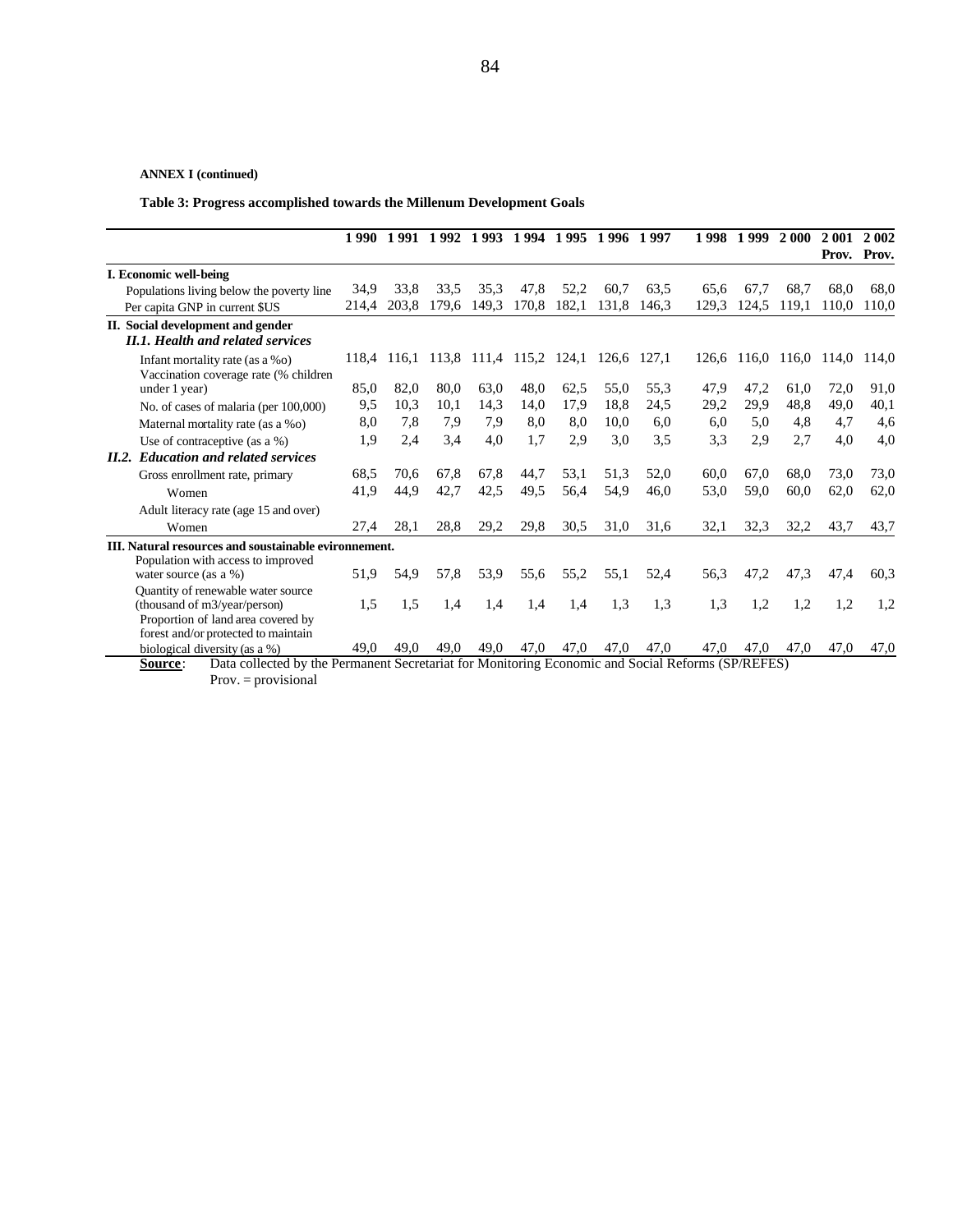**ANNEX I (continued)**

**Table 3: Progress accomplished towards the Millenum Development Goals**

| | 1 990 | 1 991 | 1 992 | 1 993 | 1 994 | 1 995 | 1 996 | 1 997 | 1 998 | 1 999 | 2 000 | 2 001 Prov. | 2 002 Prov. |
|---|---|---|---|---|---|---|---|---|---|---|---|---|---|
| **I. Economic well-being** | | | | | | | | | | | | | |
| Populations living below the poverty line | 34,9 | 33,8 | 33,5 | 35,3 | 47,8 | 52,2 | 60,7 | 63,5 | 65,6 | 67,7 | 68,7 | 68,0 | 68,0 |
| Per capita GNP in current $US | 214,4 | 203,8 | 179,6 | 149,3 | 170,8 | 182,1 | 131,8 | 146,3 | 129,3 | 124,5 | 119,1 | 110,0 | 110,0 |
| **II. Social development and gender** | | | | | | | | | | | | | |
| ***II.1. Health and related services*** | | | | | | | | | | | | | |
| Infant mortality rate (as a ‰) | 118,4 | 116,1 | 113,8 | 111,4 | 115,2 | 124,1 | 126,6 | 127,1 | 126,6 | 116,0 | 116,0 | 114,0 | 114,0 |
| Vaccination coverage rate (% children under 1 year) | 85,0 | 82,0 | 80,0 | 63,0 | 48,0 | 62,5 | 55,0 | 55,3 | 47,9 | 47,2 | 61,0 | 72,0 | 91,0 |
| No. of cases of malaria (per 100,000) | 9,5 | 10,3 | 10,1 | 14,3 | 14,0 | 17,9 | 18,8 | 24,5 | 29,2 | 29,9 | 48,8 | 49,0 | 40,1 |
| Maternal mortality rate (as a ‰) | 8,0 | 7,8 | 7,9 | 7,9 | 8,0 | 8,0 | 10,0 | 6,0 | 6,0 | 5,0 | 4,8 | 4,7 | 4,6 |
| Use of contraceptive (as a %) | 1,9 | 2,4 | 3,4 | 4,0 | 1,7 | 2,9 | 3,0 | 3,5 | 3,3 | 2,9 | 2,7 | 4,0 | 4,0 |
| ***II.2. Education and related services*** | | | | | | | | | | | | | |
| Gross enrollment rate, primary | 68,5 | 70,6 | 67,8 | 67,8 | 44,7 | 53,1 | 51,3 | 52,0 | 60,0 | 67,0 | 68,0 | 73,0 | 73,0 |
| Women | 41,9 | 44,9 | 42,7 | 42,5 | 49,5 | 56,4 | 54,9 | 46,0 | 53,0 | 59,0 | 60,0 | 62,0 | 62,0 |
| Adult literacy rate (age 15 and over) | | | | | | | | | | | | | |
| Women | 27,4 | 28,1 | 28,8 | 29,2 | 29,8 | 30,5 | 31,0 | 31,6 | 32,1 | 32,3 | 32,2 | 43,7 | 43,7 |
| **III. Natural resources and soustainable evironnement.** | | | | | | | | | | | | | |
| Population with access to improved water source (as a %) | 51,9 | 54,9 | 57,8 | 53,9 | 55,6 | 55,2 | 55,1 | 52,4 | 56,3 | 47,2 | 47,3 | 47,4 | 60,3 |
| Quantity of renewable water source (thousand of m3/year/person) | 1,5 | 1,5 | 1,4 | 1,4 | 1,4 | 1,4 | 1,3 | 1,3 | 1,3 | 1,2 | 1,2 | 1,2 | 1,2 |
| Proportion of land area covered by forest and/or protected to maintain biological diversity (as a %) | 49,0 | 49,0 | 49,0 | 49,0 | 47,0 | 47,0 | 47,0 | 47,0 | 47,0 | 47,0 | 47,0 | 47,0 | 47,0 |

**Source**: Data collected by the Permanent Secretariat for Monitoring Economic and Social Reforms (SP/REFES)

Prov. = provisional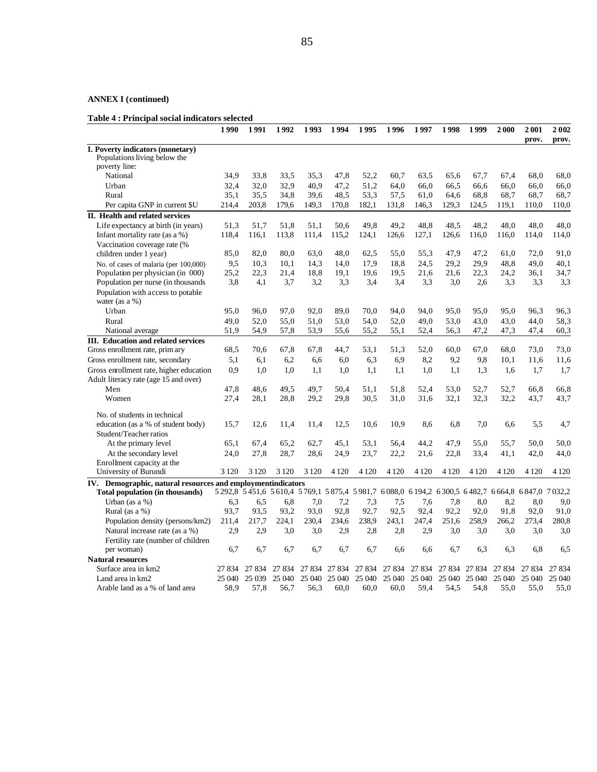**ANNEX I (continued)**

**Table 4 : Principal social indicators selected**

| | 1990 | 1991 | 1992 | 1993 | 1994 | 1995 | 1996 | 1997 | 1998 | 1999 | 2000 | 2001 prov. | 2002 prov. |
|---|---|---|---|---|---|---|---|---|---|---|---|---|---|
| **I. Poverty indicators (monetary)** | | | | | | | | | | | | | |
| Populations living below the poverty line: | | | | | | | | | | | | | |
| National | 34,9 | 33,8 | 33,5 | 35,3 | 47,8 | 52,2 | 60,7 | 63,5 | 65,6 | 67,7 | 67,4 | 68,0 | 68,0 |
| Urban | 32,4 | 32,0 | 32,9 | 40,9 | 47,2 | 51,2 | 64,0 | 66,0 | 66,5 | 66,6 | 66,0 | 66,0 | 66,0 |
| Rural | 35,1 | 35,5 | 34,8 | 39,6 | 48,5 | 53,3 | 57,5 | 61,0 | 64,6 | 68,8 | 68,7 | 68,7 | 68,7 |
| Per capita GNP in current $U | 214,4 | 203,8 | 179,6 | 149,3 | 170,8 | 182,1 | 131,8 | 146,3 | 129,3 | 124,5 | 119,1 | 110,0 | 110,0 |
| **II. Health and related services** | | | | | | | | | | | | | |
| Life expectancy at birth (in years) | 51,3 | 51,7 | 51,8 | 51,1 | 50,6 | 49,8 | 49,2 | 48,8 | 48,5 | 48,2 | 48,0 | 48,0 | 48,0 |
| Infant mortality rate (as a %) | 118,4 | 116,1 | 113,8 | 111,4 | 115,2 | 124,1 | 126,6 | 127,1 | 126,6 | 116,0 | 116,0 | 114,0 | 114,0 |
| Vaccination coverage rate (% children under 1 year) | 85,0 | 82,0 | 80,0 | 63,0 | 48,0 | 62,5 | 55,0 | 55,3 | 47,9 | 47,2 | 61,0 | 72,0 | 91,0 |
| No. of cases of malaria (per 100,000) | 9,5 | 10,3 | 10,1 | 14,3 | 14,0 | 17,9 | 18,8 | 24,5 | 29,2 | 29,9 | 48,8 | 49,0 | 40,1 |
| Population per physician (in 000) | 25,2 | 22,3 | 21,4 | 18,8 | 19,1 | 19,6 | 19,5 | 21,6 | 21,6 | 22,3 | 24,2 | 36,1 | 34,7 |
| Population per nurse (in thousands | 3,8 | 4,1 | 3,7 | 3,2 | 3,3 | 3,4 | 3,4 | 3,3 | 3,0 | 2,6 | 3,3 | 3,3 | 3,3 |
| Population with access to potable water (as a %) | | | | | | | | | | | | | |
| Urban | 95,0 | 96,0 | 97,0 | 92,0 | 89,0 | 70,0 | 94,0 | 94,0 | 95,0 | 95,0 | 95,0 | 96,3 | 96,3 |
| Rural | 49,0 | 52,0 | 55,0 | 51,0 | 53,0 | 54,0 | 52,0 | 49,0 | 53,0 | 43,0 | 43,0 | 44,0 | 58,3 |
| National average | 51,9 | 54,9 | 57,8 | 53,9 | 55,6 | 55,2 | 55,1 | 52,4 | 56,3 | 47,2 | 47,3 | 47,4 | 60,3 |
| **III. Education and related services** | | | | | | | | | | | | | |
| Gross enrollment rate, primary | 68,5 | 70,6 | 67,8 | 67,8 | 44,7 | 53,1 | 51,3 | 52,0 | 60,0 | 67,0 | 68,0 | 73,0 | 73,0 |
| Gross enrollment rate, secondary | 5,1 | 6,1 | 6,2 | 6,6 | 6,0 | 6,3 | 6,9 | 8,2 | 9,2 | 9,8 | 10,1 | 11,6 | 11,6 |
| Gross enrollment rate, higher education | 0,9 | 1,0 | 1,0 | 1,1 | 1,0 | 1,1 | 1,1 | 1,0 | 1,1 | 1,3 | 1,6 | 1,7 | 1,7 |
| Adult literacy rate (age 15 and over) | | | | | | | | | | | | | |
| Men | 47,8 | 48,6 | 49,5 | 49,7 | 50,4 | 51,1 | 51,8 | 52,4 | 53,0 | 52,7 | 52,7 | 66,8 | 66,8 |
| Women | 27,4 | 28,1 | 28,8 | 29,2 | 29,8 | 30,5 | 31,0 | 31,6 | 32,1 | 32,3 | 32,2 | 43,7 | 43,7 |
| No. of students in technical education (as a % of student body) | 15,7 | 12,6 | 11,4 | 11,4 | 12,5 | 10,6 | 10,9 | 8,6 | 6,8 | 7,0 | 6,6 | 5,5 | 4,7 |
| Student/Teacher ratios | | | | | | | | | | | | | |
| At the primary level | 65,1 | 67,4 | 65,2 | 62,7 | 45,1 | 53,1 | 56,4 | 44,2 | 47,9 | 55,0 | 55,7 | 50,0 | 50,0 |
| At the secondary level | 24,0 | 27,8 | 28,7 | 28,6 | 24,9 | 23,7 | 22,2 | 21,6 | 22,8 | 33,4 | 41,1 | 42,0 | 44,0 |
| Enrollment capacity at the University of Burundi | 3 120 | 3 120 | 3 120 | 3 120 | 4 120 | 4 120 | 4 120 | 4 120 | 4 120 | 4 120 | 4 120 | 4 120 | 4 120 |
| **IV. Demographic, natural resources and employmentindicators** | | | | | | | | | | | | | |
| **Total population (in thousands)** | 5 292,8 | 5 451,6 | 5 610,4 | 5 769,1 | 5 875,4 | 5 981,7 | 6 088,0 | 6 194,2 | 6 300,5 | 6 482,7 | 6 664,8 | 6 847,0 | 7 032,2 |
| Urban (as a %) | 6,3 | 6,5 | 6,8 | 7,0 | 7,2 | 7,3 | 7,5 | 7,6 | 7,8 | 8,0 | 8,2 | 8,0 | 9,0 |
| Rural (as a %) | 93,7 | 93,5 | 93,2 | 93,0 | 92,8 | 92,7 | 92,5 | 92,4 | 92,2 | 92,0 | 91,8 | 92,0 | 91,0 |
| Population density (persons/km2) | 211,4 | 217,7 | 224,1 | 230,4 | 234,6 | 238,9 | 243,1 | 247,4 | 251,6 | 258,9 | 266,2 | 273,4 | 280,8 |
| Natural increase rate (as a %) | 2,9 | 2,9 | 3,0 | 3,0 | 2,9 | 2,8 | 2,8 | 2,9 | 3,0 | 3,0 | 3,0 | 3,0 | 3,0 |
| Fertility rate (number of children per woman) | 6,7 | 6,7 | 6,7 | 6,7 | 6,7 | 6,7 | 6,6 | 6,6 | 6,7 | 6,3 | 6,3 | 6,8 | 6,5 |
| **Natural resources** | | | | | | | | | | | | | |
| Surface area in km2 | 27 834 | 27 834 | 27 834 | 27 834 | 27 834 | 27 834 | 27 834 | 27 834 | 27 834 | 27 834 | 27 834 | 27 834 | 27 834 |
| Land area in km2 | 25 040 | 25 039 | 25 040 | 25 040 | 25 040 | 25 040 | 25 040 | 25 040 | 25 040 | 25 040 | 25 040 | 25 040 | 25 040 |
| Arable land as a % of land area | 58,9 | 57,8 | 56,7 | 56,3 | 60,0 | 60,0 | 60,0 | 59,4 | 54,5 | 54,8 | 55,0 | 55,0 | 55,0 |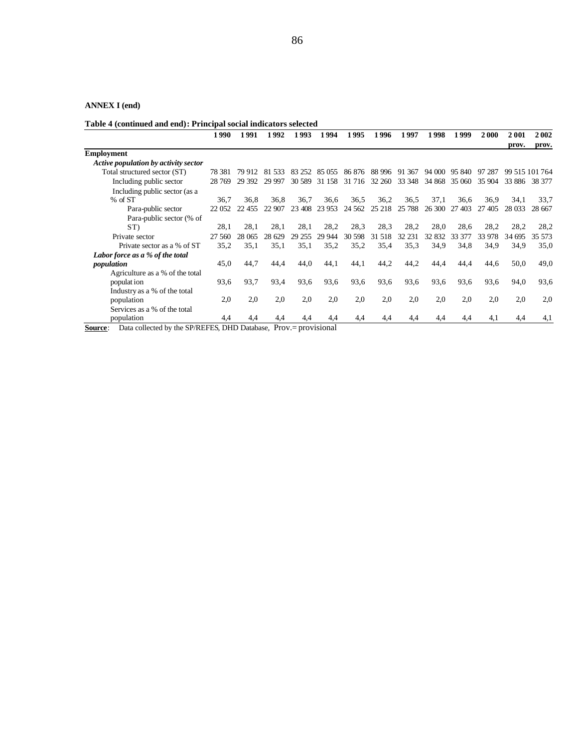**ANNEX I (end)**

**Table 4 (continued and end): Principal social indicators selected**

| | 1990 | 1991 | 1992 | 1993 | 1994 | 1995 | 1996 | 1997 | 1998 | 1999 | 2000 | 2001 prov. | 2002 prov. |
|---|---|---|---|---|---|---|---|---|---|---|---|---|---|
| **Employment** | | | | | | | | | | | | | |
| ***Active population by activity sector*** | | | | | | | | | | | | | |
| Total structured sector (ST) | 78 381 | 79 912 | 81 533 | 83 252 | 85 055 | 86 876 | 88 996 | 91 367 | 94 000 | 95 840 | 97 287 | 99 515 | 101 764 |
| Including public sector | 28 769 | 29 392 | 29 997 | 30 589 | 31 158 | 31 716 | 32 260 | 33 348 | 34 868 | 35 060 | 35 904 | 33 886 | 38 377 |
| Including public sector (as a % of ST | 36,7 | 36,8 | 36,8 | 36,7 | 36,6 | 36,5 | 36,2 | 36,5 | 37,1 | 36,6 | 36,9 | 34,1 | 33,7 |
| Para-public sector | 22 052 | 22 455 | 22 907 | 23 408 | 23 953 | 24 562 | 25 218 | 25 788 | 26 300 | 27 403 | 27 405 | 28 033 | 28 667 |
| Para-public sector (% of ST) | 28,1 | 28,1 | 28,1 | 28,1 | 28,2 | 28,3 | 28,3 | 28,2 | 28,0 | 28,6 | 28,2 | 28,2 | 28,2 |
| Private sector | 27 560 | 28 065 | 28 629 | 29 255 | 29 944 | 30 598 | 31 518 | 32 231 | 32 832 | 33 377 | 33 978 | 34 695 | 35 573 |
| Private sector as a % of ST | 35,2 | 35,1 | 35,1 | 35,1 | 35,2 | 35,2 | 35,4 | 35,3 | 34,9 | 34,8 | 34,9 | 34,9 | 35,0 |
| ***Labor force as a % of the total population*** | 45,0 | 44,7 | 44,4 | 44,0 | 44,1 | 44,1 | 44,2 | 44,2 | 44,4 | 44,4 | 44,6 | 50,0 | 49,0 |
| Agriculture as a % of the total population | 93,6 | 93,7 | 93,4 | 93,6 | 93,6 | 93,6 | 93,6 | 93,6 | 93,6 | 93,6 | 93,6 | 94,0 | 93,6 |
| Industry as a % of the total population | 2,0 | 2,0 | 2,0 | 2,0 | 2,0 | 2,0 | 2,0 | 2,0 | 2,0 | 2,0 | 2,0 | 2,0 | 2,0 |
| Services as a % of the total population | 4,4 | 4,4 | 4,4 | 4,4 | 4,4 | 4,4 | 4,4 | 4,4 | 4,4 | 4,4 | 4,1 | 4,4 | 4,1 |

**Source**: Data collected by the SP/REFES, DHD Database, Prov.= provisional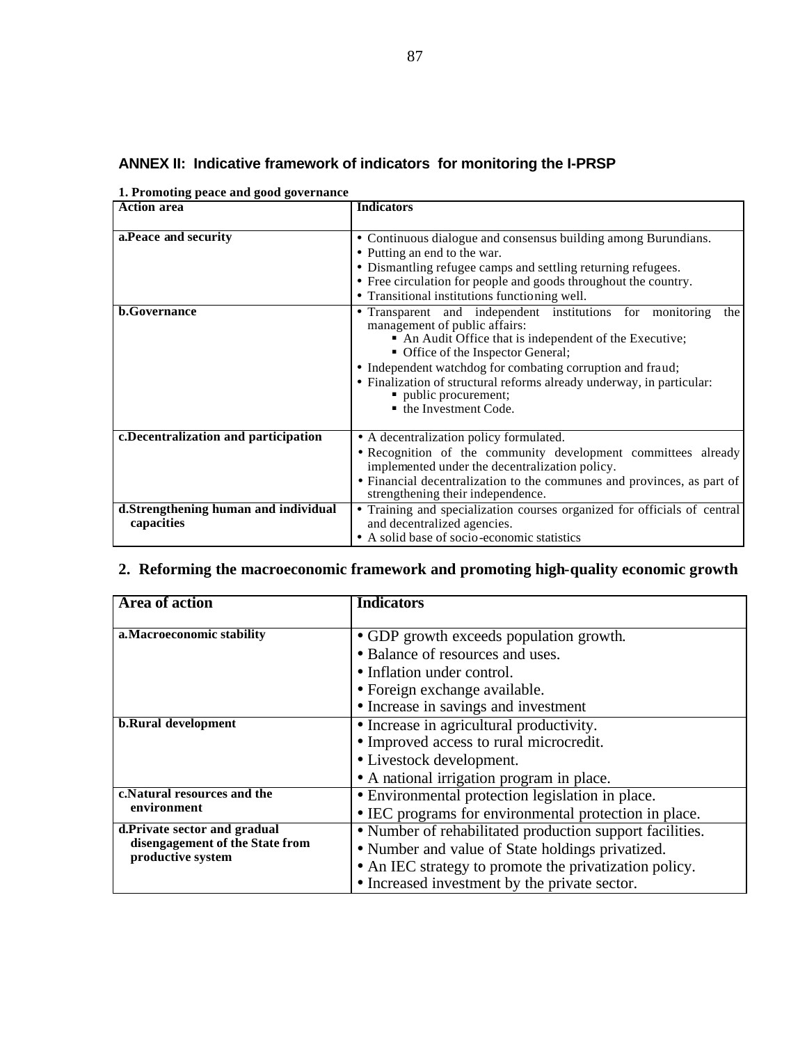## ANNEX II: Indicative framework of indicators for monitoring the I-PRSP

**1. Promoting peace and good governance**

| Action area | Indicators |
|---|---|
| **a.Peace and security** | • Continuous dialogue and consensus building among Burundians.<br>• Putting an end to the war.<br>• Dismantling refugee camps and settling returning refugees.<br>• Free circulation for people and goods throughout the country.<br>• Transitional institutions functioning well. |
| **b.Governance** | • Transparent and independent institutions for monitoring the management of public affairs:<br>▪ An Audit Office that is independent of the Executive;<br>▪ Office of the Inspector General;<br>• Independent watchdog for combating corruption and fraud;<br>• Finalization of structural reforms already underway, in particular:<br>▪ public procurement;<br>▪ the Investment Code. |
| **c.Decentralization and participation** | • A decentralization policy formulated.<br>• Recognition of the community development committees already implemented under the decentralization policy.<br>• Financial decentralization to the communes and provinces, as part of strengthening their independence. |
| **d.Strengthening human and individual capacities** | • Training and specialization courses organized for officials of central and decentralized agencies.<br>• A solid base of socio-economic statistics |

## 2. Reforming the macroeconomic framework and promoting high-quality economic growth

| Area of action | Indicators |
|---|---|
| **a.Macroeconomic stability** | • GDP growth exceeds population growth.<br>• Balance of resources and uses.<br>• Inflation under control.<br>• Foreign exchange available.<br>• Increase in savings and investment |
| **b.Rural development** | • Increase in agricultural productivity.<br>• Improved access to rural microcredit.<br>• Livestock development.<br>• A national irrigation program in place. |
| **c.Natural resources and the environment** | • Environmental protection legislation in place.<br>• IEC programs for environmental protection in place. |
| **d.Private sector and gradual disengagement of the State from productive system** | • Number of rehabilitated production support facilities.<br>• Number and value of State holdings privatized.<br>• An IEC strategy to promote the privatization policy.<br>• Increased investment by the private sector. |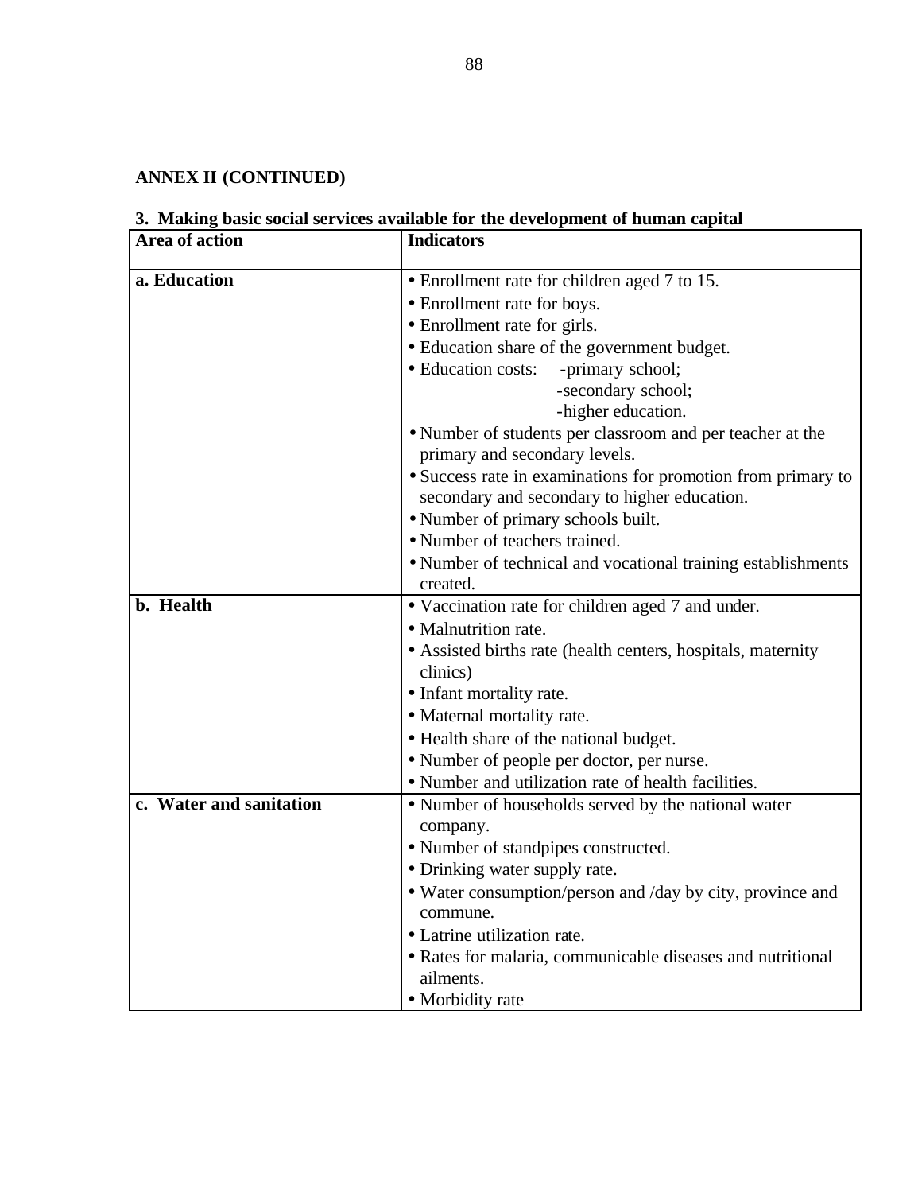**ANNEX II (CONTINUED)**

**3. Making basic social services available for the development of human capital**

| Area of action | Indicators |
|---|---|
| **a. Education** | • Enrollment rate for children aged 7 to 15.<br>• Enrollment rate for boys.<br>• Enrollment rate for girls.<br>• Education share of the government budget.<br>• Education costs: -primary school; -secondary school; -higher education.<br>• Number of students per classroom and per teacher at the primary and secondary levels.<br>• Success rate in examinations for promotion from primary to secondary and secondary to higher education.<br>• Number of primary schools built.<br>• Number of teachers trained.<br>• Number of technical and vocational training establishments created. |
| **b. Health** | • Vaccination rate for children aged 7 and under.<br>• Malnutrition rate.<br>• Assisted births rate (health centers, hospitals, maternity clinics)<br>• Infant mortality rate.<br>• Maternal mortality rate.<br>• Health share of the national budget.<br>• Number of people per doctor, per nurse.<br>• Number and utilization rate of health facilities. |
| **c. Water and sanitation** | • Number of households served by the national water company.<br>• Number of standpipes constructed.<br>• Drinking water supply rate.<br>• Water consumption/person and /day by city, province and commune.<br>• Latrine utilization rate.<br>• Rates for malaria, communicable diseases and nutritional ailments.<br>• Morbidity rate |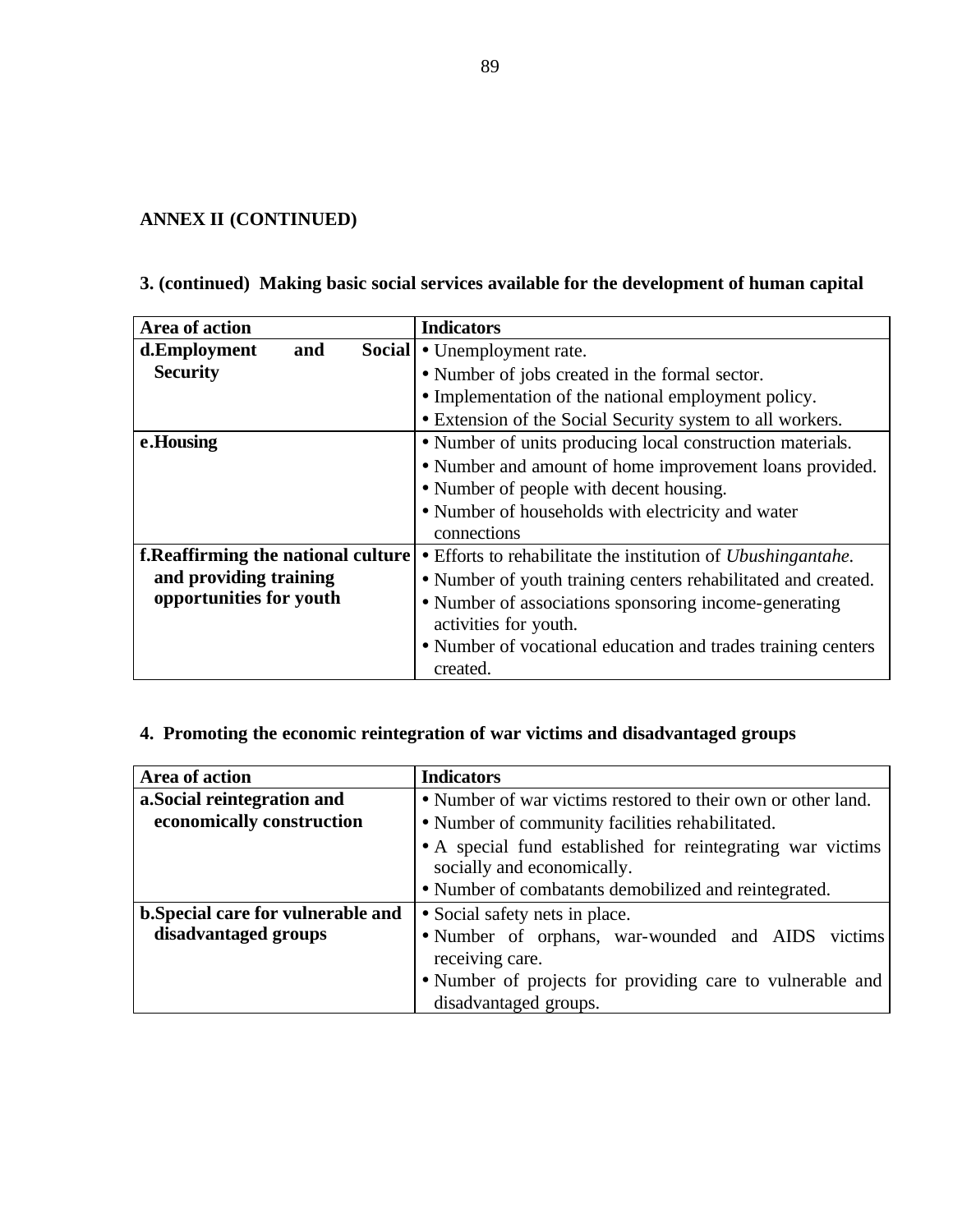## ANNEX II (CONTINUED)

### 3. (continued) Making basic social services available for the development of human capital

| Area of action | Indicators |
|---|---|
| **d.Employment and Social Security** | • Unemployment rate.<br>• Number of jobs created in the formal sector.<br>• Implementation of the national employment policy.<br>• Extension of the Social Security system to all workers. |
| **e.Housing** | • Number of units producing local construction materials.<br>• Number and amount of home improvement loans provided.<br>• Number of people with decent housing.<br>• Number of households with electricity and water connections |
| **f.Reaffirming the national culture and providing training opportunities for youth** | • Efforts to rehabilitate the institution of *Ubushingantahe*.<br>• Number of youth training centers rehabilitated and created.<br>• Number of associations sponsoring income-generating activities for youth.<br>• Number of vocational education and trades training centers created. |

### 4. Promoting the economic reintegration of war victims and disadvantaged groups

| Area of action | Indicators |
|---|---|
| **a.Social reintegration and economically construction** | • Number of war victims restored to their own or other land.<br>• Number of community facilities rehabilitated.<br>• A special fund established for reintegrating war victims socially and economically.<br>• Number of combatants demobilized and reintegrated. |
| **b.Special care for vulnerable and disadvantaged groups** | • Social safety nets in place.<br>• Number of orphans, war-wounded and AIDS victims receiving care.<br>• Number of projects for providing care to vulnerable and disadvantaged groups. |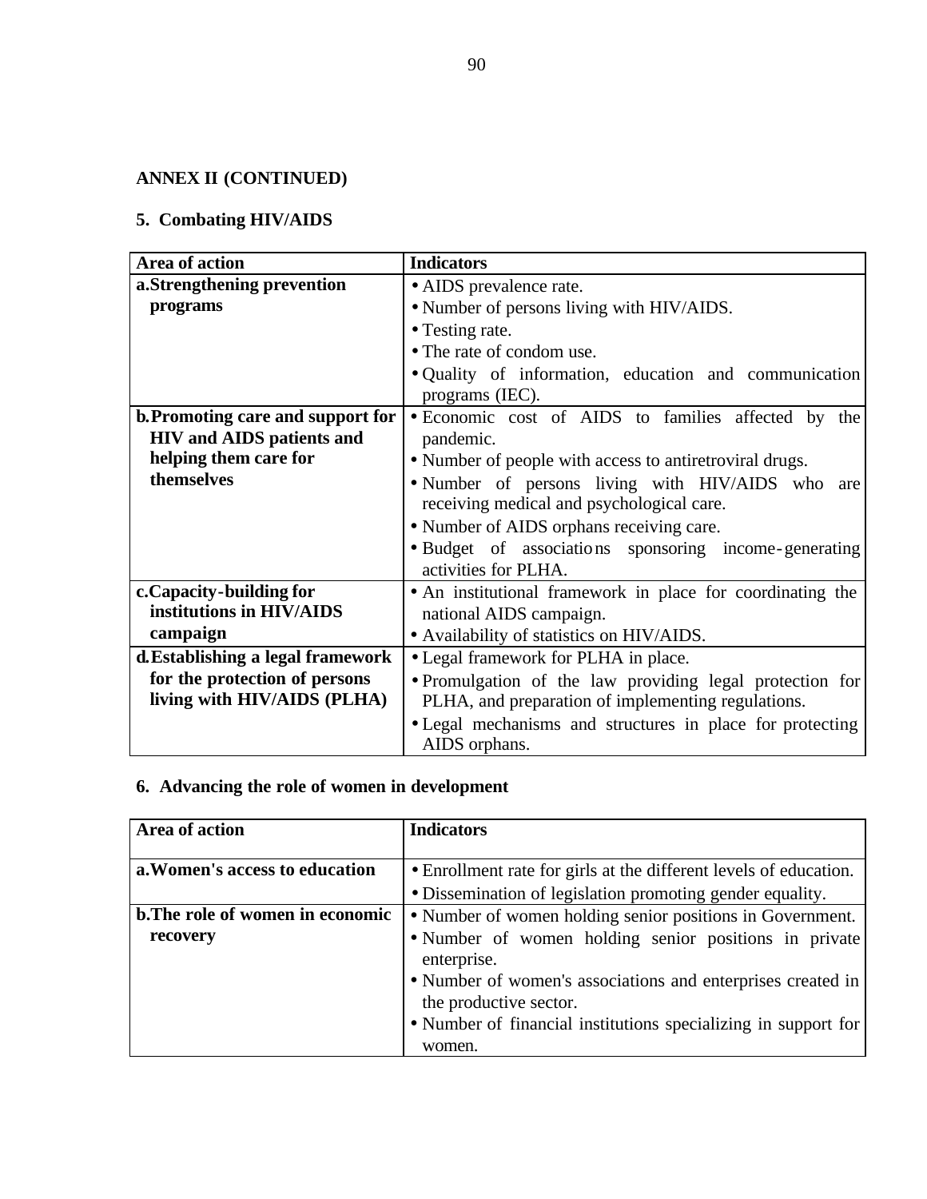**ANNEX II (CONTINUED)**

**5. Combating HIV/AIDS**

| Area of action | Indicators |
|---|---|
| **a. Strengthening prevention programs** | • AIDS prevalence rate.<br>• Number of persons living with HIV/AIDS.<br>• Testing rate.<br>• The rate of condom use.<br>• Quality of information, education and communication programs (IEC). |
| **b. Promoting care and support for HIV and AIDS patients and helping them care for themselves** | • Economic cost of AIDS to families affected by the pandemic.<br>• Number of people with access to antiretroviral drugs.<br>• Number of persons living with HIV/AIDS who are receiving medical and psychological care.<br>• Number of AIDS orphans receiving care.<br>• Budget of associations sponsoring income-generating activities for PLHA. |
| **c. Capacity-building for institutions in HIV/AIDS campaign** | • An institutional framework in place for coordinating the national AIDS campaign.<br>• Availability of statistics on HIV/AIDS. |
| **d. Establishing a legal framework for the protection of persons living with HIV/AIDS (PLHA)** | • Legal framework for PLHA in place.<br>• Promulgation of the law providing legal protection for PLHA, and preparation of implementing regulations.<br>• Legal mechanisms and structures in place for protecting AIDS orphans. |

**6. Advancing the role of women in development**

| Area of action | Indicators |
|---|---|
| **a. Women's access to education** | • Enrollment rate for girls at the different levels of education.<br>• Dissemination of legislation promoting gender equality. |
| **b. The role of women in economic recovery** | • Number of women holding senior positions in Government.<br>• Number of women holding senior positions in private enterprise.<br>• Number of women's associations and enterprises created in the productive sector.<br>• Number of financial institutions specializing in support for women. |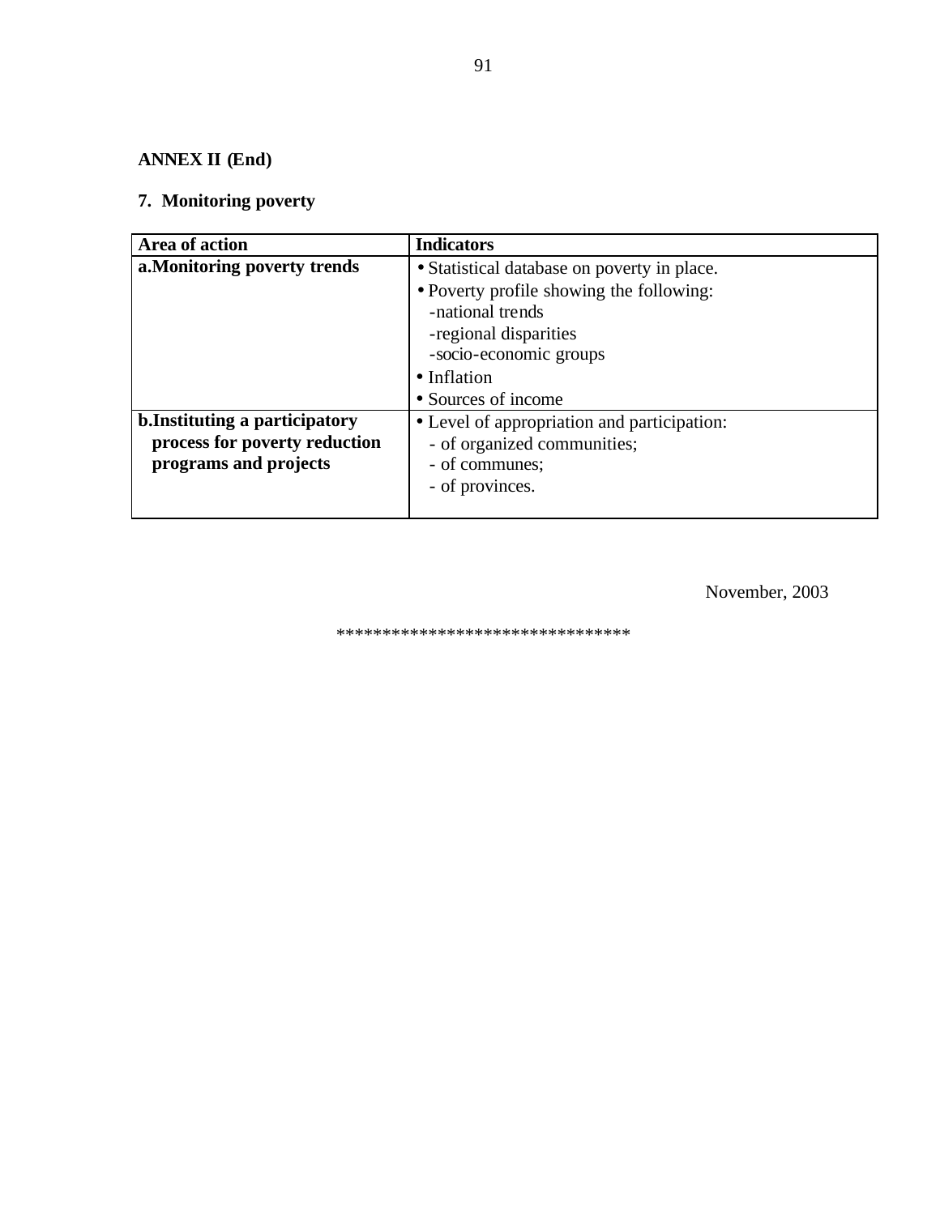**ANNEX II (End)**

**7. Monitoring poverty**

| Area of action | Indicators |
|---|---|
| **a.Monitoring poverty trends** | • Statistical database on poverty in place.<br>• Poverty profile showing the following:<br>-national trends<br>-regional disparities<br>-socio-economic groups<br>• Inflation<br>• Sources of income |
| **b.Instituting a participatory process for poverty reduction programs and projects** | • Level of appropriation and participation:<br>- of organized communities;<br>- of communes;<br>- of provinces. |

November, 2003

*******************************